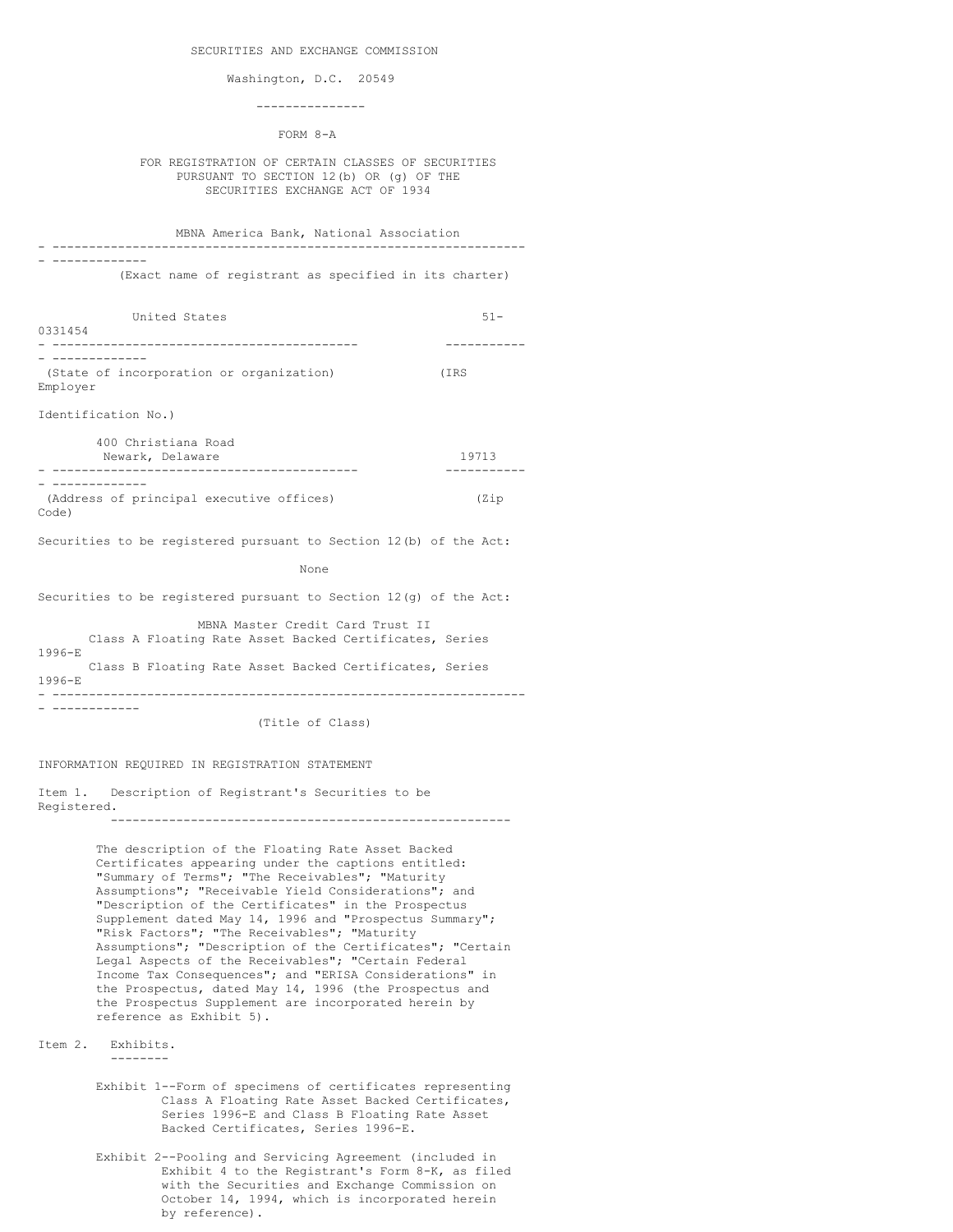SECURITIES AND EXCHANGE COMMISSION

Washington, D.C. 20549

---------------

FORM 8-A

FOR REGISTRATION OF CERTAIN CLASSES OF SECURITIES PURSUANT TO SECTION 12(b) OR (g) OF THE SECURITIES EXCHANGE ACT OF 1934

MBNA America Bank, National Association

(Exact name of registrant as specified in its charter)

| United States | 51-0331454 |
|---|---|
| (State of incorporation or organization) | (IRS Employer Identification No.) |

| 400 Christiana Road Newark, Delaware | 19713 |
|---|---|
| (Address of principal executive offices) | (Zip Code) |

Securities to be registered pursuant to Section 12(b) of the Act:

None

Securities to be registered pursuant to Section 12(g) of the Act:

MBNA Master Credit Card Trust II
Class A Floating Rate Asset Backed Certificates, Series 1996-E
Class B Floating Rate Asset Backed Certificates, Series 1996-E

(Title of Class)

INFORMATION REQUIRED IN REGISTRATION STATEMENT

Item 1. Description of Registrant's Securities to be Registered.

The description of the Floating Rate Asset Backed Certificates appearing under the captions entitled: "Summary of Terms"; "The Receivables"; "Maturity Assumptions"; "Receivable Yield Considerations"; and "Description of the Certificates" in the Prospectus Supplement dated May 14, 1996 and "Prospectus Summary"; "Risk Factors"; "The Receivables"; "Maturity Assumptions"; "Description of the Certificates"; "Certain Legal Aspects of the Receivables"; "Certain Federal Income Tax Consequences"; and "ERISA Considerations" in the Prospectus, dated May 14, 1996 (the Prospectus and the Prospectus Supplement are incorporated herein by reference as Exhibit 5).

Item 2. Exhibits.

Exhibit 1--Form of specimens of certificates representing Class A Floating Rate Asset Backed Certificates, Series 1996-E and Class B Floating Rate Asset Backed Certificates, Series 1996-E.

Exhibit 2--Pooling and Servicing Agreement (included in Exhibit 4 to the Registrant's Form 8-K, as filed with the Securities and Exchange Commission on October 14, 1994, which is incorporated herein by reference).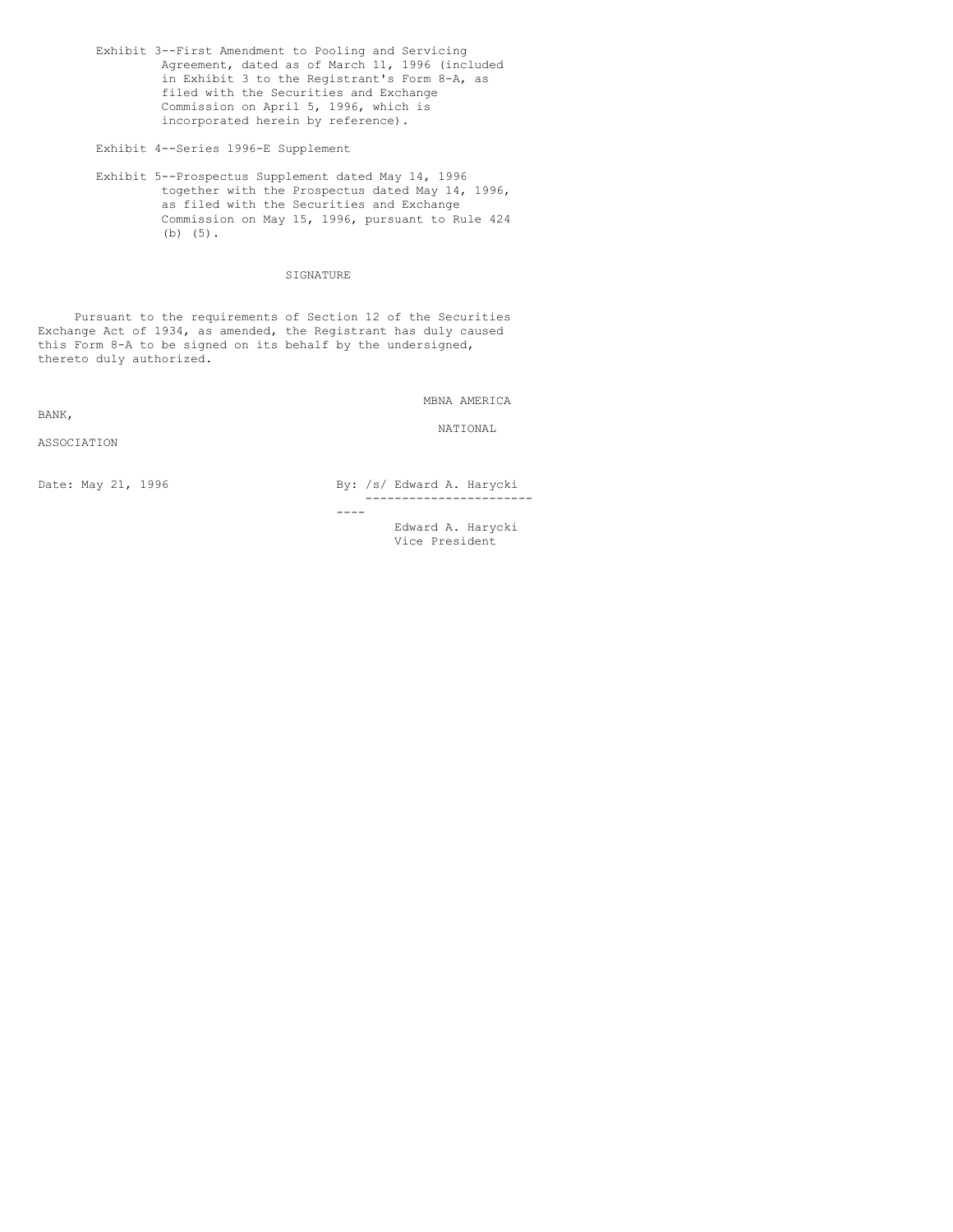Exhibit 3--First Amendment to Pooling and Servicing Agreement, dated as of March 11, 1996 (included in Exhibit 3 to the Registrant's Form 8-A, as filed with the Securities and Exchange Commission on April 5, 1996, which is incorporated herein by reference).

Exhibit 4--Series 1996-E Supplement

Exhibit 5--Prospectus Supplement dated May 14, 1996 together with the Prospectus dated May 14, 1996, as filed with the Securities and Exchange Commission on May 15, 1996, pursuant to Rule 424 (b) (5).

## SIGNATURE

Pursuant to the requirements of Section 12 of the Securities Exchange Act of 1934, as amended, the Registrant has duly caused this Form 8-A to be signed on its behalf by the undersigned, thereto duly authorized.

MBNA AMERICA BANK,
NATIONAL ASSOCIATION

Date: May 21, 1996

By: /s/ Edward A. Harycki

Edward A. Harycki
Vice President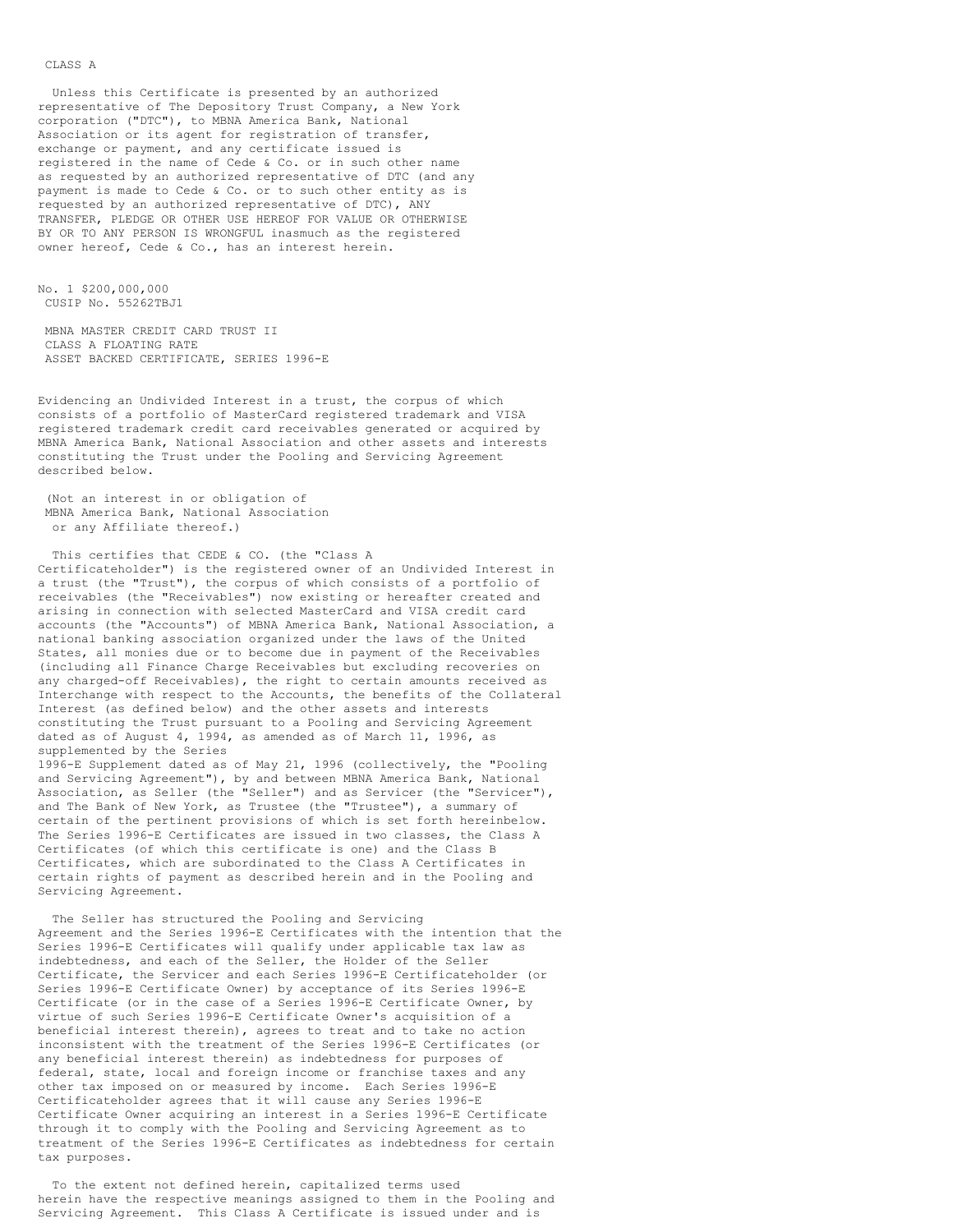CLASS A

Unless this Certificate is presented by an authorized representative of The Depository Trust Company, a New York corporation ("DTC"), to MBNA America Bank, National Association or its agent for registration of transfer, exchange or payment, and any certificate issued is registered in the name of Cede & Co. or in such other name as requested by an authorized representative of DTC (and any payment is made to Cede & Co. or to such other entity as is requested by an authorized representative of DTC), ANY TRANSFER, PLEDGE OR OTHER USE HEREOF FOR VALUE OR OTHERWISE BY OR TO ANY PERSON IS WRONGFUL inasmuch as the registered owner hereof, Cede & Co., has an interest herein.

No. 1 $200,000,000
CUSIP No. 55262TBJ1

MBNA MASTER CREDIT CARD TRUST II
CLASS A FLOATING RATE
ASSET BACKED CERTIFICATE, SERIES 1996-E

Evidencing an Undivided Interest in a trust, the corpus of which consists of a portfolio of MasterCard registered trademark and VISA registered trademark credit card receivables generated or acquired by MBNA America Bank, National Association and other assets and interests constituting the Trust under the Pooling and Servicing Agreement described below.

(Not an interest in or obligation of MBNA America Bank, National Association or any Affiliate thereof.)

This certifies that CEDE & CO. (the "Class A Certificateholder") is the registered owner of an Undivided Interest in a trust (the "Trust"), the corpus of which consists of a portfolio of receivables (the "Receivables") now existing or hereafter created and arising in connection with selected MasterCard and VISA credit card accounts (the "Accounts") of MBNA America Bank, National Association, a national banking association organized under the laws of the United States, all monies due or to become due in payment of the Receivables (including all Finance Charge Receivables but excluding recoveries on any charged-off Receivables), the right to certain amounts received as Interchange with respect to the Accounts, the benefits of the Collateral Interest (as defined below) and the other assets and interests constituting the Trust pursuant to a Pooling and Servicing Agreement dated as of August 4, 1994, as amended as of March 11, 1996, as supplemented by the Series 1996-E Supplement dated as of May 21, 1996 (collectively, the "Pooling and Servicing Agreement"), by and between MBNA America Bank, National Association, as Seller (the "Seller") and as Servicer (the "Servicer"), and The Bank of New York, as Trustee (the "Trustee"), a summary of certain of the pertinent provisions of which is set forth hereinbelow. The Series 1996-E Certificates are issued in two classes, the Class A Certificates (of which this certificate is one) and the Class B Certificates, which are subordinated to the Class A Certificates in certain rights of payment as described herein and in the Pooling and Servicing Agreement.

The Seller has structured the Pooling and Servicing Agreement and the Series 1996-E Certificates with the intention that the Series 1996-E Certificates will qualify under applicable tax law as indebtedness, and each of the Seller, the Holder of the Seller Certificate, the Servicer and each Series 1996-E Certificateholder (or Series 1996-E Certificate Owner) by acceptance of its Series 1996-E Certificate (or in the case of a Series 1996-E Certificate Owner, by virtue of such Series 1996-E Certificate Owner's acquisition of a beneficial interest therein), agrees to treat and to take no action inconsistent with the treatment of the Series 1996-E Certificates (or any beneficial interest therein) as indebtedness for purposes of federal, state, local and foreign income or franchise taxes and any other tax imposed on or measured by income. Each Series 1996-E Certificateholder agrees that it will cause any Series 1996-E Certificate Owner acquiring an interest in a Series 1996-E Certificate through it to comply with the Pooling and Servicing Agreement as to treatment of the Series 1996-E Certificates as indebtedness for certain tax purposes.

To the extent not defined herein, capitalized terms used herein have the respective meanings assigned to them in the Pooling and Servicing Agreement. This Class A Certificate is issued under and is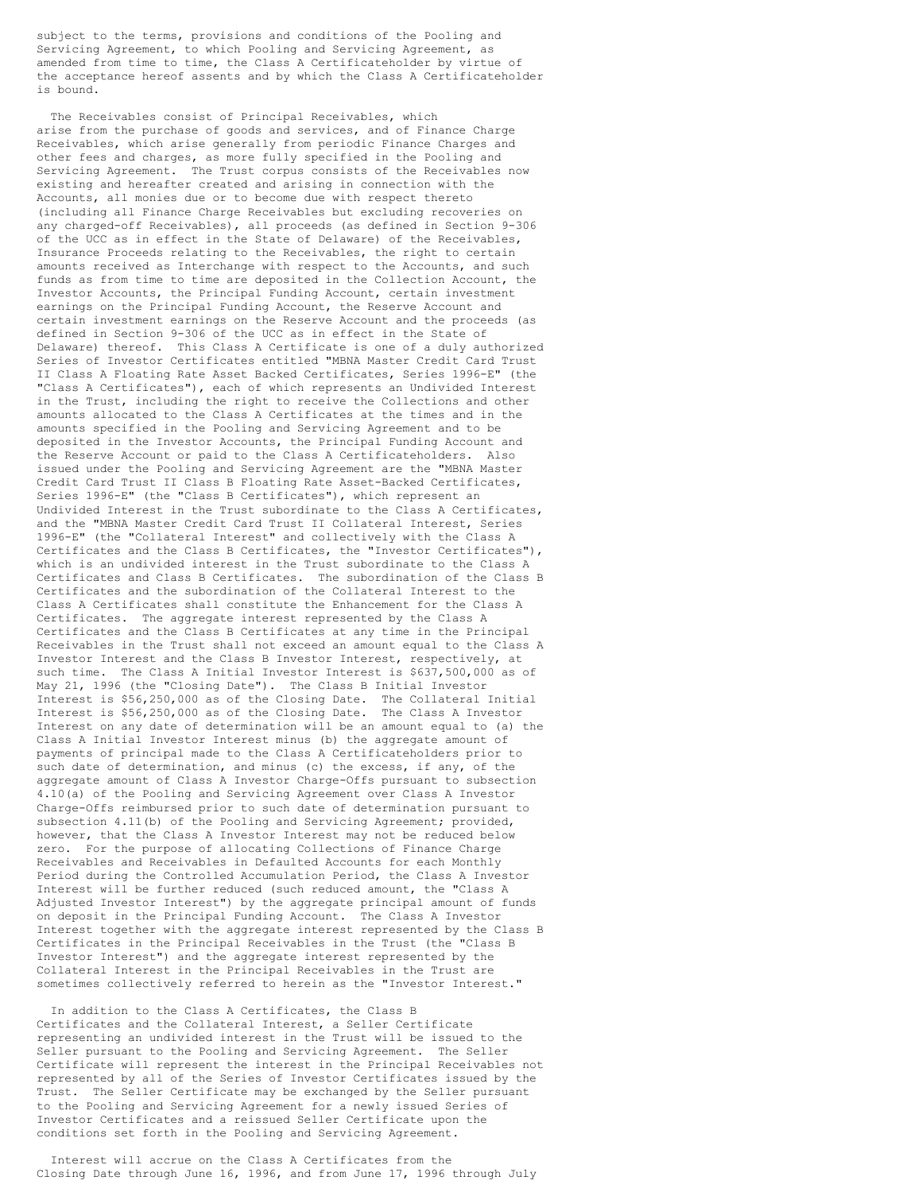subject to the terms, provisions and conditions of the Pooling and Servicing Agreement, to which Pooling and Servicing Agreement, as amended from time to time, the Class A Certificateholder by virtue of the acceptance hereof assents and by which the Class A Certificateholder is bound.

The Receivables consist of Principal Receivables, which arise from the purchase of goods and services, and of Finance Charge Receivables, which arise generally from periodic Finance Charges and other fees and charges, as more fully specified in the Pooling and Servicing Agreement. The Trust corpus consists of the Receivables now existing and hereafter created and arising in connection with the Accounts, all monies due or to become due with respect thereto (including all Finance Charge Receivables but excluding recoveries on any charged-off Receivables), all proceeds (as defined in Section 9-306 of the UCC as in effect in the State of Delaware) of the Receivables, Insurance Proceeds relating to the Receivables, the right to certain amounts received as Interchange with respect to the Accounts, and such funds as from time to time are deposited in the Collection Account, the Investor Accounts, the Principal Funding Account, certain investment earnings on the Principal Funding Account, the Reserve Account and certain investment earnings on the Reserve Account and the proceeds (as defined in Section 9-306 of the UCC as in effect in the State of Delaware) thereof. This Class A Certificate is one of a duly authorized Series of Investor Certificates entitled "MBNA Master Credit Card Trust II Class A Floating Rate Asset Backed Certificates, Series 1996-E" (the "Class A Certificates"), each of which represents an Undivided Interest in the Trust, including the right to receive the Collections and other amounts allocated to the Class A Certificates at the times and in the amounts specified in the Pooling and Servicing Agreement and to be deposited in the Investor Accounts, the Principal Funding Account and the Reserve Account or paid to the Class A Certificateholders. Also issued under the Pooling and Servicing Agreement are the "MBNA Master Credit Card Trust II Class B Floating Rate Asset-Backed Certificates, Series 1996-E" (the "Class B Certificates"), which represent an Undivided Interest in the Trust subordinate to the Class A Certificates, and the "MBNA Master Credit Card Trust II Collateral Interest, Series 1996-E" (the "Collateral Interest" and collectively with the Class A Certificates and the Class B Certificates, the "Investor Certificates"), which is an undivided interest in the Trust subordinate to the Class A Certificates and Class B Certificates. The subordination of the Class B Certificates and the subordination of the Collateral Interest to the Class A Certificates shall constitute the Enhancement for the Class A Certificates. The aggregate interest represented by the Class A Certificates and the Class B Certificates at any time in the Principal Receivables in the Trust shall not exceed an amount equal to the Class A Investor Interest and the Class B Investor Interest, respectively, at such time. The Class A Initial Investor Interest is $637,500,000 as of May 21, 1996 (the "Closing Date"). The Class B Initial Investor Interest is $56,250,000 as of the Closing Date. The Collateral Initial Interest is $56,250,000 as of the Closing Date. The Class A Investor Interest on any date of determination will be an amount equal to (a) the Class A Initial Investor Interest minus (b) the aggregate amount of payments of principal made to the Class A Certificateholders prior to such date of determination, and minus (c) the excess, if any, of the aggregate amount of Class A Investor Charge-Offs pursuant to subsection 4.10(a) of the Pooling and Servicing Agreement over Class A Investor Charge-Offs reimbursed prior to such date of determination pursuant to subsection 4.11(b) of the Pooling and Servicing Agreement; provided, however, that the Class A Investor Interest may not be reduced below zero. For the purpose of allocating Collections of Finance Charge Receivables and Receivables in Defaulted Accounts for each Monthly Period during the Controlled Accumulation Period, the Class A Investor Interest will be further reduced (such reduced amount, the "Class A Adjusted Investor Interest") by the aggregate principal amount of funds on deposit in the Principal Funding Account. The Class A Investor Interest together with the aggregate interest represented by the Class B Certificates in the Principal Receivables in the Trust (the "Class B Investor Interest") and the aggregate interest represented by the Collateral Interest in the Principal Receivables in the Trust are sometimes collectively referred to herein as the "Investor Interest."

In addition to the Class A Certificates, the Class B Certificates and the Collateral Interest, a Seller Certificate representing an undivided interest in the Trust will be issued to the Seller pursuant to the Pooling and Servicing Agreement. The Seller Certificate will represent the interest in the Principal Receivables not represented by all of the Series of Investor Certificates issued by the Trust. The Seller Certificate may be exchanged by the Seller pursuant to the Pooling and Servicing Agreement for a newly issued Series of Investor Certificates and a reissued Seller Certificate upon the conditions set forth in the Pooling and Servicing Agreement.

Interest will accrue on the Class A Certificates from the Closing Date through June 16, 1996, and from June 17, 1996 through July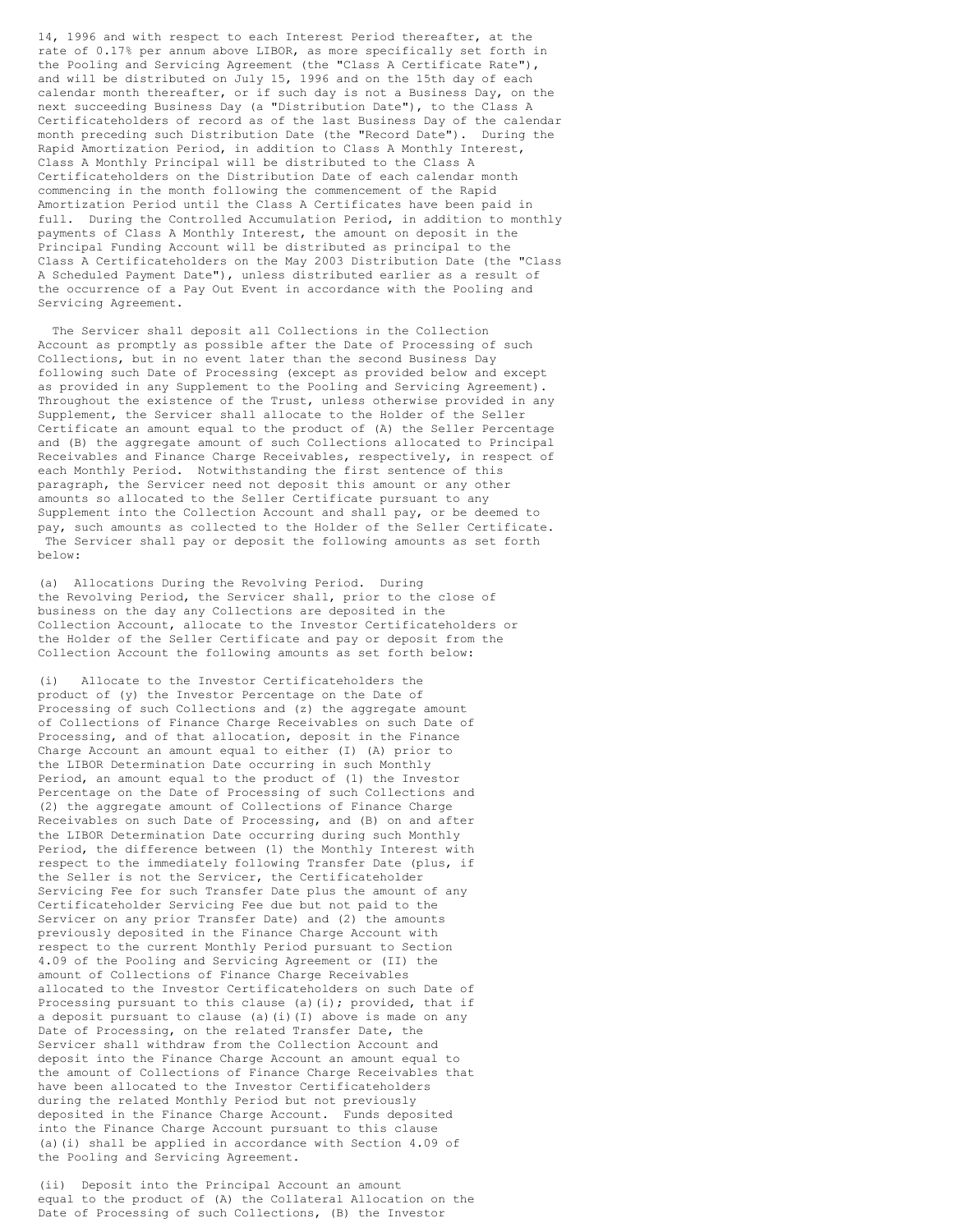14, 1996 and with respect to each Interest Period thereafter, at the rate of 0.17% per annum above LIBOR, as more specifically set forth in the Pooling and Servicing Agreement (the "Class A Certificate Rate"), and will be distributed on July 15, 1996 and on the 15th day of each calendar month thereafter, or if such day is not a Business Day, on the next succeeding Business Day (a "Distribution Date"), to the Class A Certificateholders of record as of the last Business Day of the calendar month preceding such Distribution Date (the "Record Date"). During the Rapid Amortization Period, in addition to Class A Monthly Interest, Class A Monthly Principal will be distributed to the Class A Certificateholders on the Distribution Date of each calendar month commencing in the month following the commencement of the Rapid Amortization Period until the Class A Certificates have been paid in full. During the Controlled Accumulation Period, in addition to monthly payments of Class A Monthly Interest, the amount on deposit in the Principal Funding Account will be distributed as principal to the Class A Certificateholders on the May 2003 Distribution Date (the "Class A Scheduled Payment Date"), unless distributed earlier as a result of the occurrence of a Pay Out Event in accordance with the Pooling and Servicing Agreement.

The Servicer shall deposit all Collections in the Collection Account as promptly as possible after the Date of Processing of such Collections, but in no event later than the second Business Day following such Date of Processing (except as provided below and except as provided in any Supplement to the Pooling and Servicing Agreement). Throughout the existence of the Trust, unless otherwise provided in any Supplement, the Servicer shall allocate to the Holder of the Seller Certificate an amount equal to the product of (A) the Seller Percentage and (B) the aggregate amount of such Collections allocated to Principal Receivables and Finance Charge Receivables, respectively, in respect of each Monthly Period. Notwithstanding the first sentence of this paragraph, the Servicer need not deposit this amount or any other amounts so allocated to the Seller Certificate pursuant to any Supplement into the Collection Account and shall pay, or be deemed to pay, such amounts as collected to the Holder of the Seller Certificate. The Servicer shall pay or deposit the following amounts as set forth below:

(a) Allocations During the Revolving Period. During the Revolving Period, the Servicer shall, prior to the close of business on the day any Collections are deposited in the Collection Account, allocate to the Investor Certificateholders or the Holder of the Seller Certificate and pay or deposit from the Collection Account the following amounts as set forth below:

(i) Allocate to the Investor Certificateholders the product of (y) the Investor Percentage on the Date of Processing of such Collections and (z) the aggregate amount of Collections of Finance Charge Receivables on such Date of Processing, and of that allocation, deposit in the Finance Charge Account an amount equal to either (I) (A) prior to the LIBOR Determination Date occurring in such Monthly Period, an amount equal to the product of (1) the Investor Percentage on the Date of Processing of such Collections and (2) the aggregate amount of Collections of Finance Charge Receivables on such Date of Processing, and (B) on and after the LIBOR Determination Date occurring during such Monthly Period, the difference between (1) the Monthly Interest with respect to the immediately following Transfer Date (plus, if the Seller is not the Servicer, the Certificateholder Servicing Fee for such Transfer Date plus the amount of any Certificateholder Servicing Fee due but not paid to the Servicer on any prior Transfer Date) and (2) the amounts previously deposited in the Finance Charge Account with respect to the current Monthly Period pursuant to Section 4.09 of the Pooling and Servicing Agreement or (II) the amount of Collections of Finance Charge Receivables allocated to the Investor Certificateholders on such Date of Processing pursuant to this clause (a)(i); provided, that if a deposit pursuant to clause (a)(i)(I) above is made on any Date of Processing, on the related Transfer Date, the Servicer shall withdraw from the Collection Account and deposit into the Finance Charge Account an amount equal to the amount of Collections of Finance Charge Receivables that have been allocated to the Investor Certificateholders during the related Monthly Period but not previously deposited in the Finance Charge Account. Funds deposited into the Finance Charge Account pursuant to this clause (a)(i) shall be applied in accordance with Section 4.09 of the Pooling and Servicing Agreement.

(ii) Deposit into the Principal Account an amount equal to the product of (A) the Collateral Allocation on the Date of Processing of such Collections, (B) the Investor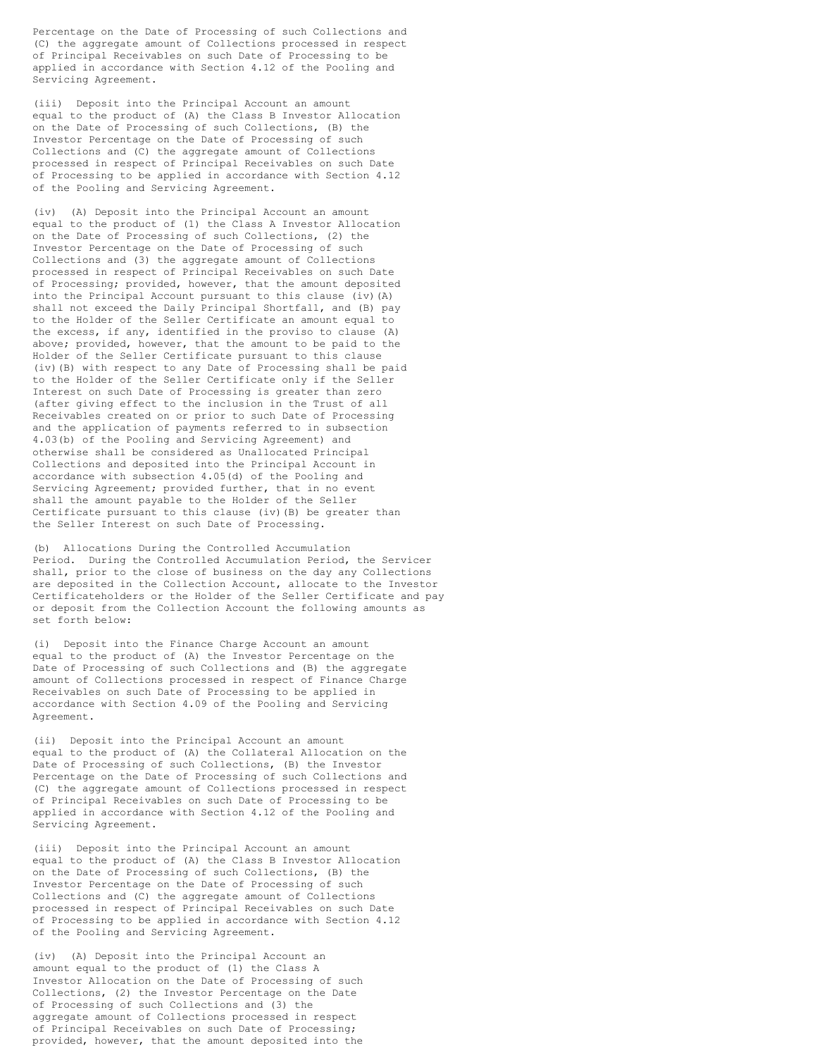Percentage on the Date of Processing of such Collections and (C) the aggregate amount of Collections processed in respect of Principal Receivables on such Date of Processing to be applied in accordance with Section 4.12 of the Pooling and Servicing Agreement.

(iii) Deposit into the Principal Account an amount equal to the product of (A) the Class B Investor Allocation on the Date of Processing of such Collections, (B) the Investor Percentage on the Date of Processing of such Collections and (C) the aggregate amount of Collections processed in respect of Principal Receivables on such Date of Processing to be applied in accordance with Section 4.12 of the Pooling and Servicing Agreement.

(iv) (A) Deposit into the Principal Account an amount equal to the product of (1) the Class A Investor Allocation on the Date of Processing of such Collections, (2) the Investor Percentage on the Date of Processing of such Collections and (3) the aggregate amount of Collections processed in respect of Principal Receivables on such Date of Processing; provided, however, that the amount deposited into the Principal Account pursuant to this clause (iv)(A) shall not exceed the Daily Principal Shortfall, and (B) pay to the Holder of the Seller Certificate an amount equal to the excess, if any, identified in the proviso to clause (A) above; provided, however, that the amount to be paid to the Holder of the Seller Certificate pursuant to this clause (iv)(B) with respect to any Date of Processing shall be paid to the Holder of the Seller Certificate only if the Seller Interest on such Date of Processing is greater than zero (after giving effect to the inclusion in the Trust of all Receivables created on or prior to such Date of Processing and the application of payments referred to in subsection 4.03(b) of the Pooling and Servicing Agreement) and otherwise shall be considered as Unallocated Principal Collections and deposited into the Principal Account in accordance with subsection 4.05(d) of the Pooling and Servicing Agreement; provided further, that in no event shall the amount payable to the Holder of the Seller Certificate pursuant to this clause (iv)(B) be greater than the Seller Interest on such Date of Processing.

(b) Allocations During the Controlled Accumulation Period. During the Controlled Accumulation Period, the Servicer shall, prior to the close of business on the day any Collections are deposited in the Collection Account, allocate to the Investor Certificateholders or the Holder of the Seller Certificate and pay or deposit from the Collection Account the following amounts as set forth below:

(i) Deposit into the Finance Charge Account an amount equal to the product of (A) the Investor Percentage on the Date of Processing of such Collections and (B) the aggregate amount of Collections processed in respect of Finance Charge Receivables on such Date of Processing to be applied in accordance with Section 4.09 of the Pooling and Servicing Agreement.

(ii) Deposit into the Principal Account an amount equal to the product of (A) the Collateral Allocation on the Date of Processing of such Collections, (B) the Investor Percentage on the Date of Processing of such Collections and (C) the aggregate amount of Collections processed in respect of Principal Receivables on such Date of Processing to be applied in accordance with Section 4.12 of the Pooling and Servicing Agreement.

(iii) Deposit into the Principal Account an amount equal to the product of (A) the Class B Investor Allocation on the Date of Processing of such Collections, (B) the Investor Percentage on the Date of Processing of such Collections and (C) the aggregate amount of Collections processed in respect of Principal Receivables on such Date of Processing to be applied in accordance with Section 4.12 of the Pooling and Servicing Agreement.

(iv) (A) Deposit into the Principal Account an amount equal to the product of (1) the Class A Investor Allocation on the Date of Processing of such Collections, (2) the Investor Percentage on the Date of Processing of such Collections and (3) the aggregate amount of Collections processed in respect of Principal Receivables on such Date of Processing; provided, however, that the amount deposited into the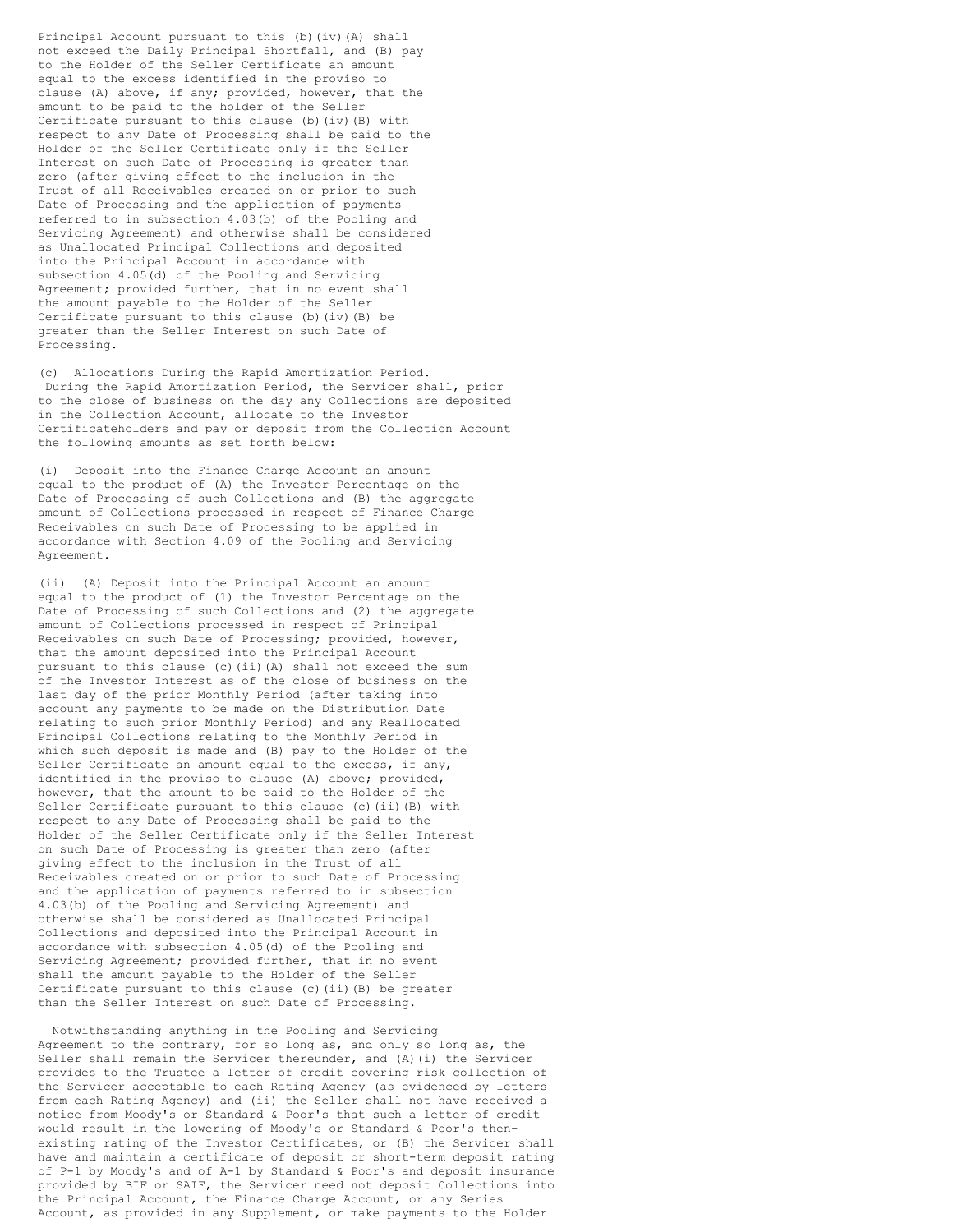Principal Account pursuant to this (b)(iv)(A) shall not exceed the Daily Principal Shortfall, and (B) pay to the Holder of the Seller Certificate an amount equal to the excess identified in the proviso to clause (A) above, if any; provided, however, that the amount to be paid to the holder of the Seller Certificate pursuant to this clause (b)(iv)(B) with respect to any Date of Processing shall be paid to the Holder of the Seller Certificate only if the Seller Interest on such Date of Processing is greater than zero (after giving effect to the inclusion in the Trust of all Receivables created on or prior to such Date of Processing and the application of payments referred to in subsection 4.03(b) of the Pooling and Servicing Agreement) and otherwise shall be considered as Unallocated Principal Collections and deposited into the Principal Account in accordance with subsection 4.05(d) of the Pooling and Servicing Agreement; provided further, that in no event shall the amount payable to the Holder of the Seller Certificate pursuant to this clause (b)(iv)(B) be greater than the Seller Interest on such Date of Processing.

(c) Allocations During the Rapid Amortization Period. During the Rapid Amortization Period, the Servicer shall, prior to the close of business on the day any Collections are deposited in the Collection Account, allocate to the Investor Certificateholders and pay or deposit from the Collection Account the following amounts as set forth below:

(i) Deposit into the Finance Charge Account an amount equal to the product of (A) the Investor Percentage on the Date of Processing of such Collections and (B) the aggregate amount of Collections processed in respect of Finance Charge Receivables on such Date of Processing to be applied in accordance with Section 4.09 of the Pooling and Servicing Agreement.

(ii) (A) Deposit into the Principal Account an amount equal to the product of (1) the Investor Percentage on the Date of Processing of such Collections and (2) the aggregate amount of Collections processed in respect of Principal Receivables on such Date of Processing; provided, however, that the amount deposited into the Principal Account pursuant to this clause (c)(ii)(A) shall not exceed the sum of the Investor Interest as of the close of business on the last day of the prior Monthly Period (after taking into account any payments to be made on the Distribution Date relating to such prior Monthly Period) and any Reallocated Principal Collections relating to the Monthly Period in which such deposit is made and (B) pay to the Holder of the Seller Certificate an amount equal to the excess, if any, identified in the proviso to clause (A) above; provided, however, that the amount to be paid to the Holder of the Seller Certificate pursuant to this clause (c)(ii)(B) with respect to any Date of Processing shall be paid to the Holder of the Seller Certificate only if the Seller Interest on such Date of Processing is greater than zero (after giving effect to the inclusion in the Trust of all Receivables created on or prior to such Date of Processing and the application of payments referred to in subsection 4.03(b) of the Pooling and Servicing Agreement) and otherwise shall be considered as Unallocated Principal Collections and deposited into the Principal Account in accordance with subsection 4.05(d) of the Pooling and Servicing Agreement; provided further, that in no event shall the amount payable to the Holder of the Seller Certificate pursuant to this clause (c)(ii)(B) be greater than the Seller Interest on such Date of Processing.

Notwithstanding anything in the Pooling and Servicing Agreement to the contrary, for so long as, and only so long as, the Seller shall remain the Servicer thereunder, and (A)(i) the Servicer provides to the Trustee a letter of credit covering risk collection of the Servicer acceptable to each Rating Agency (as evidenced by letters from each Rating Agency) and (ii) the Seller shall not have received a notice from Moody's or Standard & Poor's that such a letter of credit would result in the lowering of Moody's or Standard & Poor's then-existing rating of the Investor Certificates, or (B) the Servicer shall have and maintain a certificate of deposit or short-term deposit rating of P-1 by Moody's and of A-1 by Standard & Poor's and deposit insurance provided by BIF or SAIF, the Servicer need not deposit Collections into the Principal Account, the Finance Charge Account, or any Series Account, as provided in any Supplement, or make payments to the Holder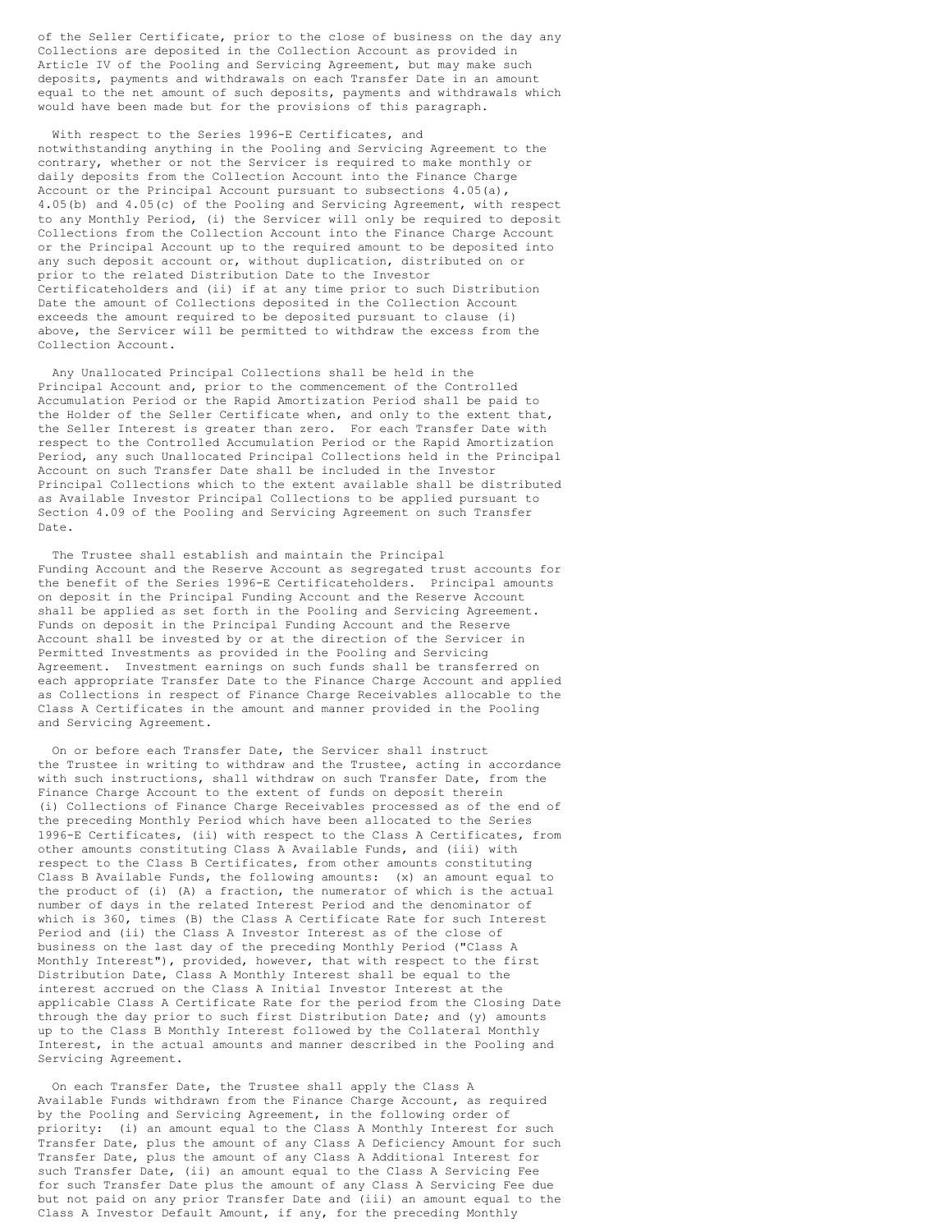of the Seller Certificate, prior to the close of business on the day any Collections are deposited in the Collection Account as provided in Article IV of the Pooling and Servicing Agreement, but may make such deposits, payments and withdrawals on each Transfer Date in an amount equal to the net amount of such deposits, payments and withdrawals which would have been made but for the provisions of this paragraph.

With respect to the Series 1996-E Certificates, and notwithstanding anything in the Pooling and Servicing Agreement to the contrary, whether or not the Servicer is required to make monthly or daily deposits from the Collection Account into the Finance Charge Account or the Principal Account pursuant to subsections 4.05(a), 4.05(b) and 4.05(c) of the Pooling and Servicing Agreement, with respect to any Monthly Period, (i) the Servicer will only be required to deposit Collections from the Collection Account into the Finance Charge Account or the Principal Account up to the required amount to be deposited into any such deposit account or, without duplication, distributed on or prior to the related Distribution Date to the Investor Certificateholders and (ii) if at any time prior to such Distribution Date the amount of Collections deposited in the Collection Account exceeds the amount required to be deposited pursuant to clause (i) above, the Servicer will be permitted to withdraw the excess from the Collection Account.

Any Unallocated Principal Collections shall be held in the Principal Account and, prior to the commencement of the Controlled Accumulation Period or the Rapid Amortization Period shall be paid to the Holder of the Seller Certificate when, and only to the extent that, the Seller Interest is greater than zero. For each Transfer Date with respect to the Controlled Accumulation Period or the Rapid Amortization Period, any such Unallocated Principal Collections held in the Principal Account on such Transfer Date shall be included in the Investor Principal Collections which to the extent available shall be distributed as Available Investor Principal Collections to be applied pursuant to Section 4.09 of the Pooling and Servicing Agreement on such Transfer Date.

The Trustee shall establish and maintain the Principal Funding Account and the Reserve Account as segregated trust accounts for the benefit of the Series 1996-E Certificateholders. Principal amounts on deposit in the Principal Funding Account and the Reserve Account shall be applied as set forth in the Pooling and Servicing Agreement. Funds on deposit in the Principal Funding Account and the Reserve Account shall be invested by or at the direction of the Servicer in Permitted Investments as provided in the Pooling and Servicing Agreement. Investment earnings on such funds shall be transferred on each appropriate Transfer Date to the Finance Charge Account and applied as Collections in respect of Finance Charge Receivables allocable to the Class A Certificates in the amount and manner provided in the Pooling and Servicing Agreement.

On or before each Transfer Date, the Servicer shall instruct the Trustee in writing to withdraw and the Trustee, acting in accordance with such instructions, shall withdraw on such Transfer Date, from the Finance Charge Account to the extent of funds on deposit therein (i) Collections of Finance Charge Receivables processed as of the end of the preceding Monthly Period which have been allocated to the Series 1996-E Certificates, (ii) with respect to the Class A Certificates, from other amounts constituting Class A Available Funds, and (iii) with respect to the Class B Certificates, from other amounts constituting Class B Available Funds, the following amounts: (x) an amount equal to the product of (i) (A) a fraction, the numerator of which is the actual number of days in the related Interest Period and the denominator of which is 360, times (B) the Class A Certificate Rate for such Interest Period and (ii) the Class A Investor Interest as of the close of business on the last day of the preceding Monthly Period ("Class A Monthly Interest"), provided, however, that with respect to the first Distribution Date, Class A Monthly Interest shall be equal to the interest accrued on the Class A Initial Investor Interest at the applicable Class A Certificate Rate for the period from the Closing Date through the day prior to such first Distribution Date; and (y) amounts up to the Class B Monthly Interest followed by the Collateral Monthly Interest, in the actual amounts and manner described in the Pooling and Servicing Agreement.

On each Transfer Date, the Trustee shall apply the Class A Available Funds withdrawn from the Finance Charge Account, as required by the Pooling and Servicing Agreement, in the following order of priority: (i) an amount equal to the Class A Monthly Interest for such Transfer Date, plus the amount of any Class A Deficiency Amount for such Transfer Date, plus the amount of any Class A Additional Interest for such Transfer Date, (ii) an amount equal to the Class A Servicing Fee for such Transfer Date plus the amount of any Class A Servicing Fee due but not paid on any prior Transfer Date and (iii) an amount equal to the Class A Investor Default Amount, if any, for the preceding Monthly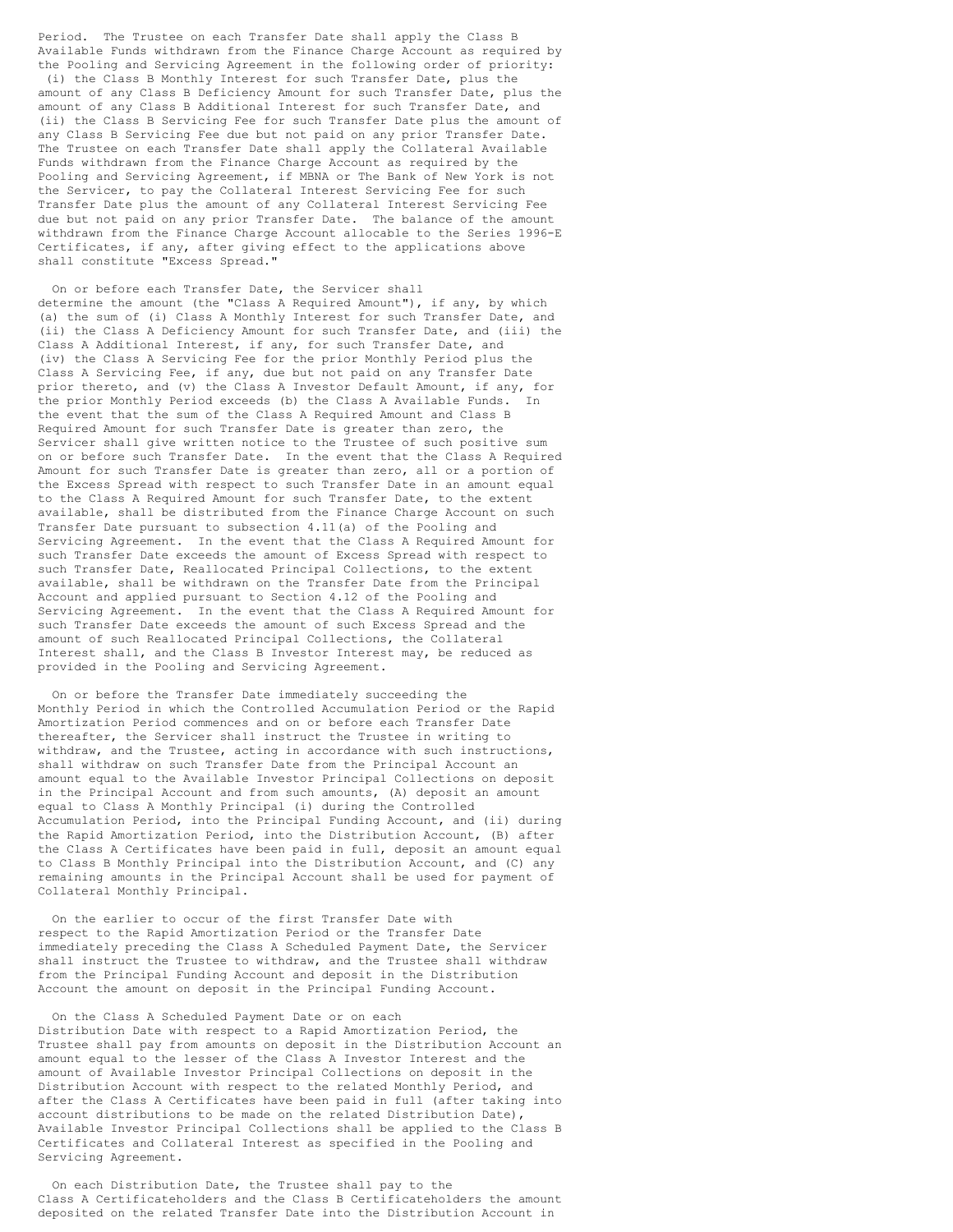Period. The Trustee on each Transfer Date shall apply the Class B Available Funds withdrawn from the Finance Charge Account as required by the Pooling and Servicing Agreement in the following order of priority: (i) the Class B Monthly Interest for such Transfer Date, plus the amount of any Class B Deficiency Amount for such Transfer Date, plus the amount of any Class B Additional Interest for such Transfer Date, and (ii) the Class B Servicing Fee for such Transfer Date plus the amount of any Class B Servicing Fee due but not paid on any prior Transfer Date. The Trustee on each Transfer Date shall apply the Collateral Available Funds withdrawn from the Finance Charge Account as required by the Pooling and Servicing Agreement, if MBNA or The Bank of New York is not the Servicer, to pay the Collateral Interest Servicing Fee for such Transfer Date plus the amount of any Collateral Interest Servicing Fee due but not paid on any prior Transfer Date. The balance of the amount withdrawn from the Finance Charge Account allocable to the Series 1996-E Certificates, if any, after giving effect to the applications above shall constitute "Excess Spread."

On or before each Transfer Date, the Servicer shall determine the amount (the "Class A Required Amount"), if any, by which (a) the sum of (i) Class A Monthly Interest for such Transfer Date, and (ii) the Class A Deficiency Amount for such Transfer Date, and (iii) the Class A Additional Interest, if any, for such Transfer Date, and (iv) the Class A Servicing Fee for the prior Monthly Period plus the Class A Servicing Fee, if any, due but not paid on any Transfer Date prior thereto, and (v) the Class A Investor Default Amount, if any, for the prior Monthly Period exceeds (b) the Class A Available Funds. In the event that the sum of the Class A Required Amount and Class B Required Amount for such Transfer Date is greater than zero, the Servicer shall give written notice to the Trustee of such positive sum on or before such Transfer Date. In the event that the Class A Required Amount for such Transfer Date is greater than zero, all or a portion of the Excess Spread with respect to such Transfer Date in an amount equal to the Class A Required Amount for such Transfer Date, to the extent available, shall be distributed from the Finance Charge Account on such Transfer Date pursuant to subsection 4.11(a) of the Pooling and Servicing Agreement. In the event that the Class A Required Amount for such Transfer Date exceeds the amount of Excess Spread with respect to such Transfer Date, Reallocated Principal Collections, to the extent available, shall be withdrawn on the Transfer Date from the Principal Account and applied pursuant to Section 4.12 of the Pooling and Servicing Agreement. In the event that the Class A Required Amount for such Transfer Date exceeds the amount of such Excess Spread and the amount of such Reallocated Principal Collections, the Collateral Interest shall, and the Class B Investor Interest may, be reduced as provided in the Pooling and Servicing Agreement.

On or before the Transfer Date immediately succeeding the Monthly Period in which the Controlled Accumulation Period or the Rapid Amortization Period commences and on or before each Transfer Date thereafter, the Servicer shall instruct the Trustee in writing to withdraw, and the Trustee, acting in accordance with such instructions, shall withdraw on such Transfer Date from the Principal Account an amount equal to the Available Investor Principal Collections on deposit in the Principal Account and from such amounts, (A) deposit an amount equal to Class A Monthly Principal (i) during the Controlled Accumulation Period, into the Principal Funding Account, and (ii) during the Rapid Amortization Period, into the Distribution Account, (B) after the Class A Certificates have been paid in full, deposit an amount equal to Class B Monthly Principal into the Distribution Account, and (C) any remaining amounts in the Principal Account shall be used for payment of Collateral Monthly Principal.

On the earlier to occur of the first Transfer Date with respect to the Rapid Amortization Period or the Transfer Date immediately preceding the Class A Scheduled Payment Date, the Servicer shall instruct the Trustee to withdraw, and the Trustee shall withdraw from the Principal Funding Account and deposit in the Distribution Account the amount on deposit in the Principal Funding Account.

On the Class A Scheduled Payment Date or on each Distribution Date with respect to a Rapid Amortization Period, the Trustee shall pay from amounts on deposit in the Distribution Account an amount equal to the lesser of the Class A Investor Interest and the amount of Available Investor Principal Collections on deposit in the Distribution Account with respect to the related Monthly Period, and after the Class A Certificates have been paid in full (after taking into account distributions to be made on the related Distribution Date), Available Investor Principal Collections shall be applied to the Class B Certificates and Collateral Interest as specified in the Pooling and Servicing Agreement.

On each Distribution Date, the Trustee shall pay to the Class A Certificateholders and the Class B Certificateholders the amount deposited on the related Transfer Date into the Distribution Account in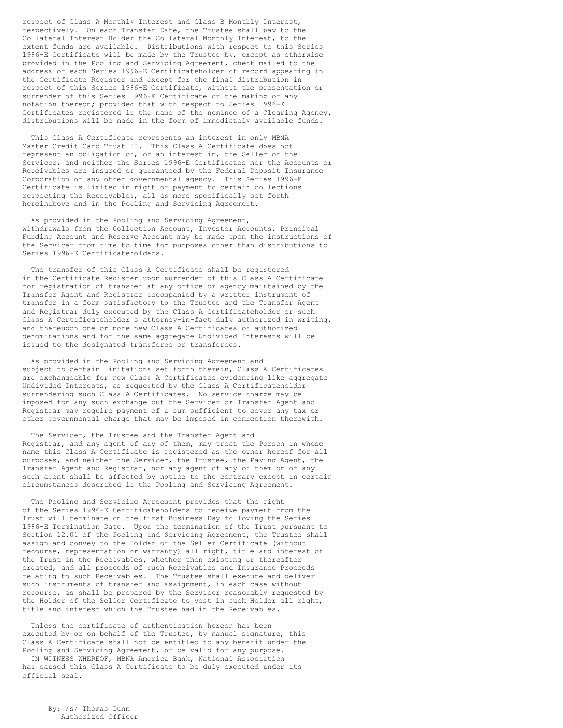respect of Class A Monthly Interest and Class B Monthly Interest, respectively. On each Transfer Date, the Trustee shall pay to the Collateral Interest Holder the Collateral Monthly Interest, to the extent funds are available. Distributions with respect to this Series 1996-E Certificate will be made by the Trustee by, except as otherwise provided in the Pooling and Servicing Agreement, check mailed to the address of each Series 1996-E Certificateholder of record appearing in the Certificate Register and except for the final distribution in respect of this Series 1996-E Certificate, without the presentation or surrender of this Series 1996-E Certificate or the making of any notation thereon; provided that with respect to Series 1996-E Certificates registered in the name of the nominee of a Clearing Agency, distributions will be made in the form of immediately available funds.

This Class A Certificate represents an interest in only MBNA Master Credit Card Trust II. This Class A Certificate does not represent an obligation of, or an interest in, the Seller or the Servicer, and neither the Series 1996-E Certificates nor the Accounts or Receivables are insured or guaranteed by the Federal Deposit Insurance Corporation or any other governmental agency. This Series 1996-E Certificate is limited in right of payment to certain collections respecting the Receivables, all as more specifically set forth hereinabove and in the Pooling and Servicing Agreement.

As provided in the Pooling and Servicing Agreement, withdrawals from the Collection Account, Investor Accounts, Principal Funding Account and Reserve Account may be made upon the instructions of the Servicer from time to time for purposes other than distributions to Series 1996-E Certificateholders.

The transfer of this Class A Certificate shall be registered in the Certificate Register upon surrender of this Class A Certificate for registration of transfer at any office or agency maintained by the Transfer Agent and Registrar accompanied by a written instrument of transfer in a form satisfactory to the Trustee and the Transfer Agent and Registrar duly executed by the Class A Certificateholder or such Class A Certificateholder's attorney-in-fact duly authorized in writing, and thereupon one or more new Class A Certificates of authorized denominations and for the same aggregate Undivided Interests will be issued to the designated transferee or transferees.

As provided in the Pooling and Servicing Agreement and subject to certain limitations set forth therein, Class A Certificates are exchangeable for new Class A Certificates evidencing like aggregate Undivided Interests, as requested by the Class A Certificateholder surrendering such Class A Certificates. No service charge may be imposed for any such exchange but the Servicer or Transfer Agent and Registrar may require payment of a sum sufficient to cover any tax or other governmental charge that may be imposed in connection therewith.

The Servicer, the Trustee and the Transfer Agent and Registrar, and any agent of any of them, may treat the Person in whose name this Class A Certificate is registered as the owner hereof for all purposes, and neither the Servicer, the Trustee, the Paying Agent, the Transfer Agent and Registrar, nor any agent of any of them or of any such agent shall be affected by notice to the contrary except in certain circumstances described in the Pooling and Servicing Agreement.

The Pooling and Servicing Agreement provides that the right of the Series 1996-E Certificateholders to receive payment from the Trust will terminate on the first Business Day following the Series 1996-E Termination Date. Upon the termination of the Trust pursuant to Section 12.01 of the Pooling and Servicing Agreement, the Trustee shall assign and convey to the Holder of the Seller Certificate (without recourse, representation or warranty) all right, title and interest of the Trust in the Receivables, whether then existing or thereafter created, and all proceeds of such Receivables and Insurance Proceeds relating to such Receivables. The Trustee shall execute and deliver such instruments of transfer and assignment, in each case without recourse, as shall be prepared by the Servicer reasonably requested by the Holder of the Seller Certificate to vest in such Holder all right, title and interest which the Trustee had in the Receivables.

Unless the certificate of authentication hereon has been executed by or on behalf of the Trustee, by manual signature, this Class A Certificate shall not be entitled to any benefit under the Pooling and Servicing Agreement, or be valid for any purpose.

IN WITNESS WHEREOF, MBNA America Bank, National Association has caused this Class A Certificate to be duly executed under its official seal.

By: /s/ Thomas Dunn
Authorized Officer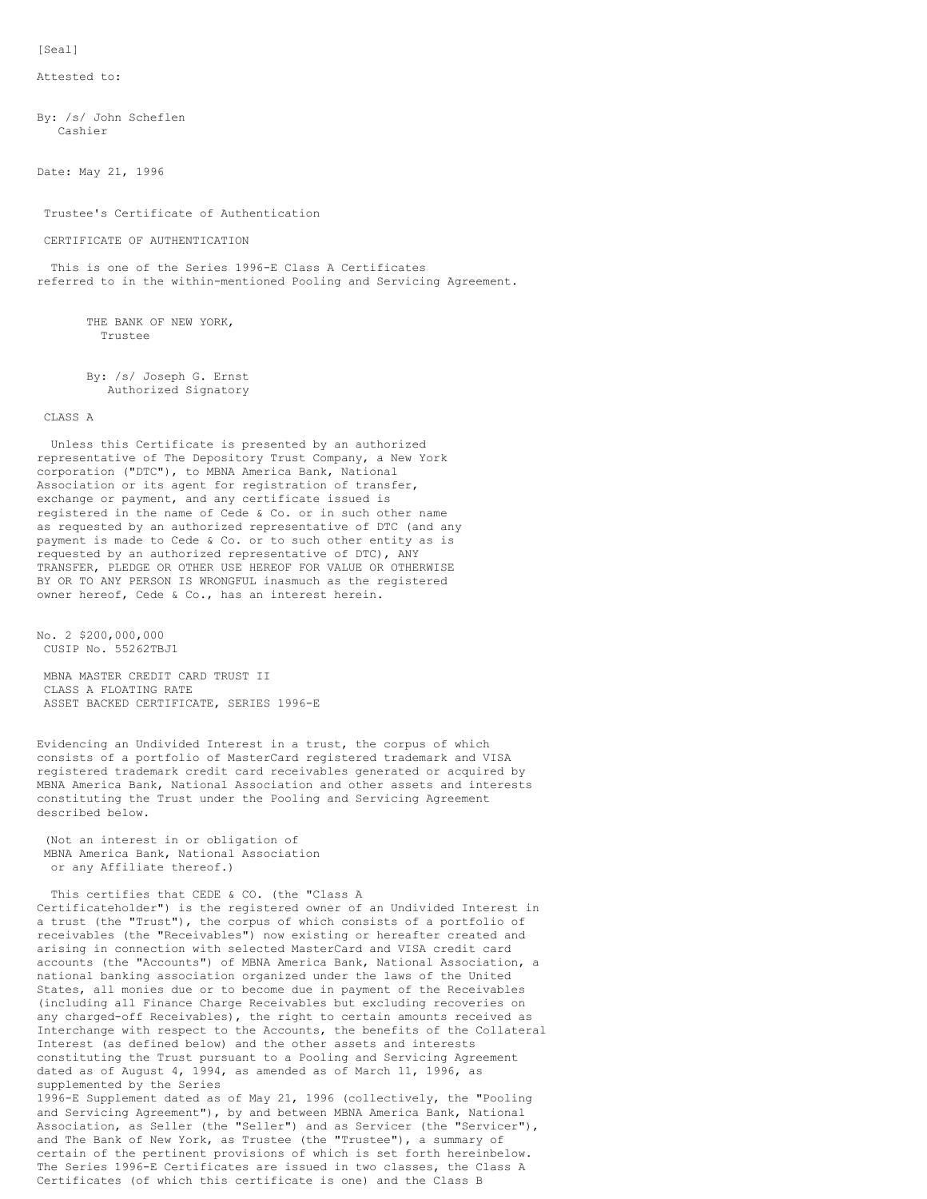[Seal]

Attested to:

By: /s/ John Scheflen
Cashier

Date: May 21, 1996

Trustee's Certificate of Authentication

CERTIFICATE OF AUTHENTICATION

This is one of the Series 1996-E Class A Certificates referred to in the within-mentioned Pooling and Servicing Agreement.

THE BANK OF NEW YORK,
Trustee

By: /s/ Joseph G. Ernst
Authorized Signatory

CLASS A

Unless this Certificate is presented by an authorized representative of The Depository Trust Company, a New York corporation ("DTC"), to MBNA America Bank, National Association or its agent for registration of transfer, exchange or payment, and any certificate issued is registered in the name of Cede & Co. or in such other name as requested by an authorized representative of DTC (and any payment is made to Cede & Co. or to such other entity as is requested by an authorized representative of DTC), ANY TRANSFER, PLEDGE OR OTHER USE HEREOF FOR VALUE OR OTHERWISE BY OR TO ANY PERSON IS WRONGFUL inasmuch as the registered owner hereof, Cede & Co., has an interest herein.

No. 2 $200,000,000
CUSIP No. 55262TBJ1

MBNA MASTER CREDIT CARD TRUST II
CLASS A FLOATING RATE
ASSET BACKED CERTIFICATE, SERIES 1996-E

Evidencing an Undivided Interest in a trust, the corpus of which consists of a portfolio of MasterCard registered trademark and VISA registered trademark credit card receivables generated or acquired by MBNA America Bank, National Association and other assets and interests constituting the Trust under the Pooling and Servicing Agreement described below.

(Not an interest in or obligation of
MBNA America Bank, National Association
or any Affiliate thereof.)

This certifies that CEDE & CO. (the "Class A Certificateholder") is the registered owner of an Undivided Interest in a trust (the "Trust"), the corpus of which consists of a portfolio of receivables (the "Receivables") now existing or hereafter created and arising in connection with selected MasterCard and VISA credit card accounts (the "Accounts") of MBNA America Bank, National Association, a national banking association organized under the laws of the United States, all monies due or to become due in payment of the Receivables (including all Finance Charge Receivables but excluding recoveries on any charged-off Receivables), the right to certain amounts received as Interchange with respect to the Accounts, the benefits of the Collateral Interest (as defined below) and the other assets and interests constituting the Trust pursuant to a Pooling and Servicing Agreement dated as of August 4, 1994, as amended as of March 11, 1996, as supplemented by the Series 1996-E Supplement dated as of May 21, 1996 (collectively, the "Pooling and Servicing Agreement"), by and between MBNA America Bank, National Association, as Seller (the "Seller") and as Servicer (the "Servicer"), and The Bank of New York, as Trustee (the "Trustee"), a summary of certain of the pertinent provisions of which is set forth hereinbelow. The Series 1996-E Certificates are issued in two classes, the Class A Certificates (of which this certificate is one) and the Class B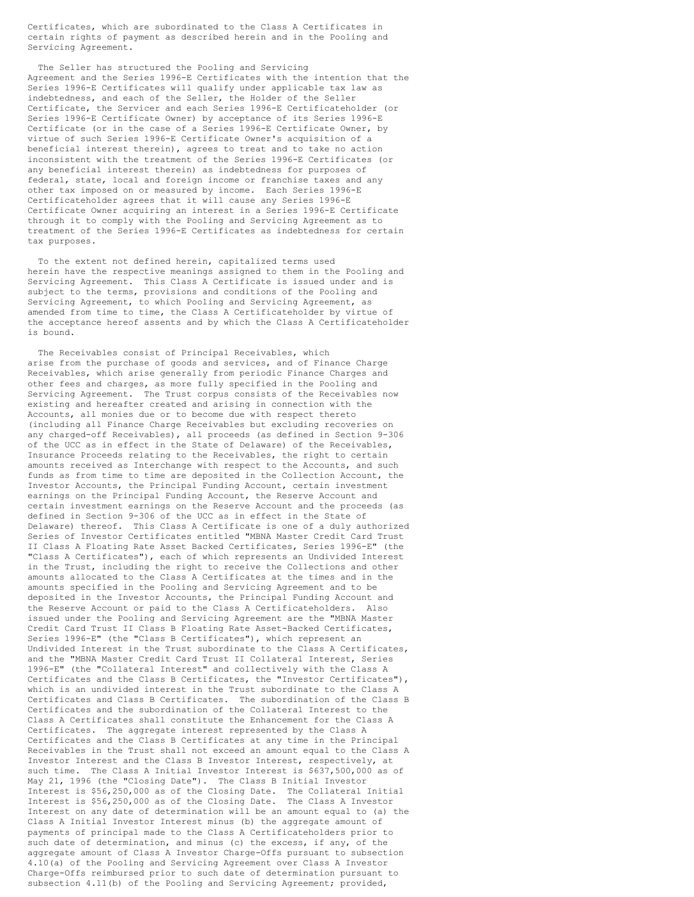Certificates, which are subordinated to the Class A Certificates in certain rights of payment as described herein and in the Pooling and Servicing Agreement.

The Seller has structured the Pooling and Servicing Agreement and the Series 1996-E Certificates with the intention that the Series 1996-E Certificates will qualify under applicable tax law as indebtedness, and each of the Seller, the Holder of the Seller Certificate, the Servicer and each Series 1996-E Certificateholder (or Series 1996-E Certificate Owner) by acceptance of its Series 1996-E Certificate (or in the case of a Series 1996-E Certificate Owner, by virtue of such Series 1996-E Certificate Owner's acquisition of a beneficial interest therein), agrees to treat and to take no action inconsistent with the treatment of the Series 1996-E Certificates (or any beneficial interest therein) as indebtedness for purposes of federal, state, local and foreign income or franchise taxes and any other tax imposed on or measured by income. Each Series 1996-E Certificateholder agrees that it will cause any Series 1996-E Certificate Owner acquiring an interest in a Series 1996-E Certificate through it to comply with the Pooling and Servicing Agreement as to treatment of the Series 1996-E Certificates as indebtedness for certain tax purposes.

To the extent not defined herein, capitalized terms used herein have the respective meanings assigned to them in the Pooling and Servicing Agreement. This Class A Certificate is issued under and is subject to the terms, provisions and conditions of the Pooling and Servicing Agreement, to which Pooling and Servicing Agreement, as amended from time to time, the Class A Certificateholder by virtue of the acceptance hereof assents and by which the Class A Certificateholder is bound.

The Receivables consist of Principal Receivables, which arise from the purchase of goods and services, and of Finance Charge Receivables, which arise generally from periodic Finance Charges and other fees and charges, as more fully specified in the Pooling and Servicing Agreement. The Trust corpus consists of the Receivables now existing and hereafter created and arising in connection with the Accounts, all monies due or to become due with respect thereto (including all Finance Charge Receivables but excluding recoveries on any charged-off Receivables), all proceeds (as defined in Section 9-306 of the UCC as in effect in the State of Delaware) of the Receivables, Insurance Proceeds relating to the Receivables, the right to certain amounts received as Interchange with respect to the Accounts, and such funds as from time to time are deposited in the Collection Account, the Investor Accounts, the Principal Funding Account, certain investment earnings on the Principal Funding Account, the Reserve Account and certain investment earnings on the Reserve Account and the proceeds (as defined in Section 9-306 of the UCC as in effect in the State of Delaware) thereof. This Class A Certificate is one of a duly authorized Series of Investor Certificates entitled "MBNA Master Credit Card Trust II Class A Floating Rate Asset Backed Certificates, Series 1996-E" (the "Class A Certificates"), each of which represents an Undivided Interest in the Trust, including the right to receive the Collections and other amounts allocated to the Class A Certificates at the times and in the amounts specified in the Pooling and Servicing Agreement and to be deposited in the Investor Accounts, the Principal Funding Account and the Reserve Account or paid to the Class A Certificateholders. Also issued under the Pooling and Servicing Agreement are the "MBNA Master Credit Card Trust II Class B Floating Rate Asset-Backed Certificates, Series 1996-E" (the "Class B Certificates"), which represent an Undivided Interest in the Trust subordinate to the Class A Certificates, and the "MBNA Master Credit Card Trust II Collateral Interest, Series 1996-E" (the "Collateral Interest" and collectively with the Class A Certificates and the Class B Certificates, the "Investor Certificates"), which is an undivided interest in the Trust subordinate to the Class A Certificates and Class B Certificates. The subordination of the Class B Certificates and the subordination of the Collateral Interest to the Class A Certificates shall constitute the Enhancement for the Class A Certificates. The aggregate interest represented by the Class A Certificates and the Class B Certificates at any time in the Principal Receivables in the Trust shall not exceed an amount equal to the Class A Investor Interest and the Class B Investor Interest, respectively, at such time. The Class A Initial Investor Interest is $637,500,000 as of May 21, 1996 (the "Closing Date"). The Class B Initial Investor Interest is $56,250,000 as of the Closing Date. The Collateral Initial Interest is $56,250,000 as of the Closing Date. The Class A Investor Interest on any date of determination will be an amount equal to (a) the Class A Initial Investor Interest minus (b) the aggregate amount of payments of principal made to the Class A Certificateholders prior to such date of determination, and minus (c) the excess, if any, of the aggregate amount of Class A Investor Charge-Offs pursuant to subsection 4.10(a) of the Pooling and Servicing Agreement over Class A Investor Charge-Offs reimbursed prior to such date of determination pursuant to subsection 4.11(b) of the Pooling and Servicing Agreement; provided,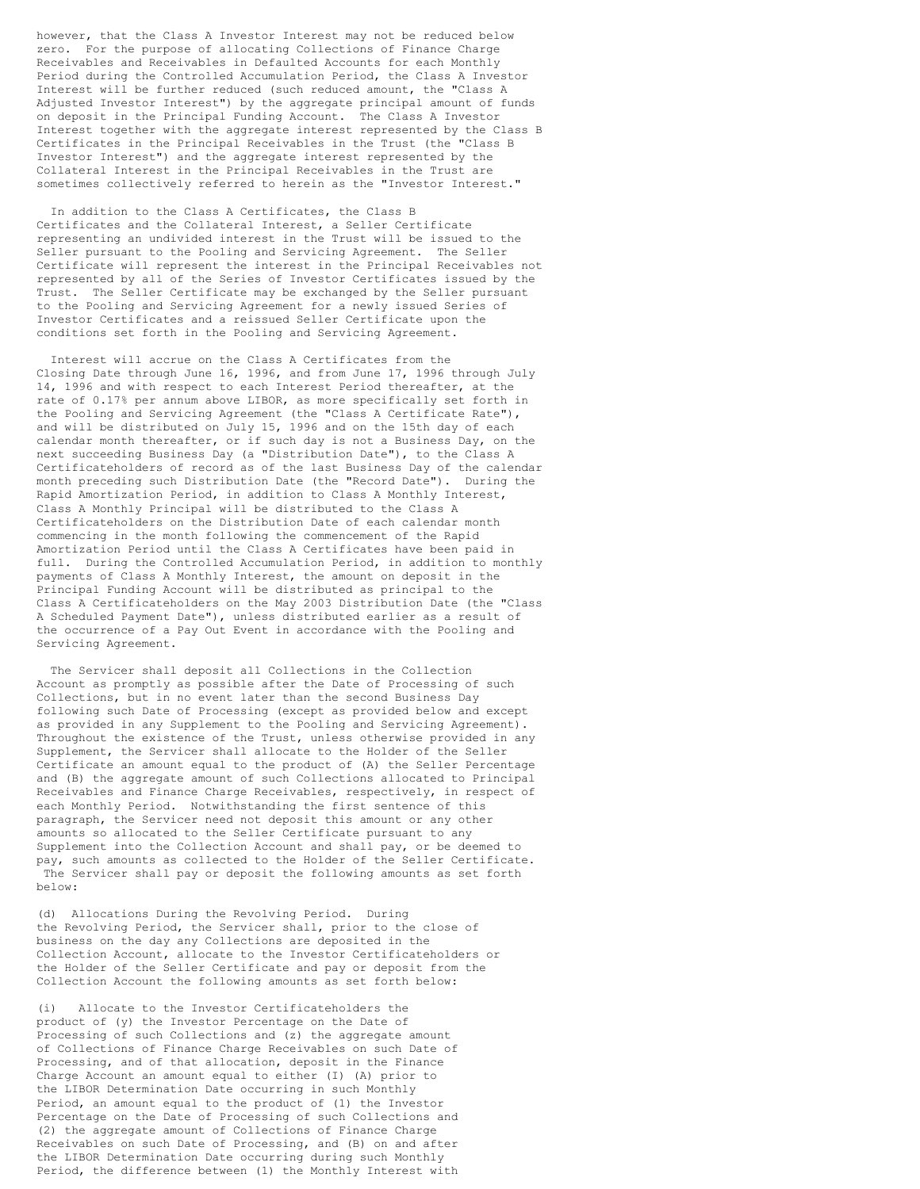however, that the Class A Investor Interest may not be reduced below zero. For the purpose of allocating Collections of Finance Charge Receivables and Receivables in Defaulted Accounts for each Monthly Period during the Controlled Accumulation Period, the Class A Investor Interest will be further reduced (such reduced amount, the "Class A Adjusted Investor Interest") by the aggregate principal amount of funds on deposit in the Principal Funding Account. The Class A Investor Interest together with the aggregate interest represented by the Class B Certificates in the Principal Receivables in the Trust (the "Class B Investor Interest") and the aggregate interest represented by the Collateral Interest in the Principal Receivables in the Trust are sometimes collectively referred to herein as the "Investor Interest."

In addition to the Class A Certificates, the Class B Certificates and the Collateral Interest, a Seller Certificate representing an undivided interest in the Trust will be issued to the Seller pursuant to the Pooling and Servicing Agreement. The Seller Certificate will represent the interest in the Principal Receivables not represented by all of the Series of Investor Certificates issued by the Trust. The Seller Certificate may be exchanged by the Seller pursuant to the Pooling and Servicing Agreement for a newly issued Series of Investor Certificates and a reissued Seller Certificate upon the conditions set forth in the Pooling and Servicing Agreement.

Interest will accrue on the Class A Certificates from the Closing Date through June 16, 1996, and from June 17, 1996 through July 14, 1996 and with respect to each Interest Period thereafter, at the rate of 0.17% per annum above LIBOR, as more specifically set forth in the Pooling and Servicing Agreement (the "Class A Certificate Rate"), and will be distributed on July 15, 1996 and on the 15th day of each calendar month thereafter, or if such day is not a Business Day, on the next succeeding Business Day (a "Distribution Date"), to the Class A Certificateholders of record as of the last Business Day of the calendar month preceding such Distribution Date (the "Record Date"). During the Rapid Amortization Period, in addition to Class A Monthly Interest, Class A Monthly Principal will be distributed to the Class A Certificateholders on the Distribution Date of each calendar month commencing in the month following the commencement of the Rapid Amortization Period until the Class A Certificates have been paid in full. During the Controlled Accumulation Period, in addition to monthly payments of Class A Monthly Interest, the amount on deposit in the Principal Funding Account will be distributed as principal to the Class A Certificateholders on the May 2003 Distribution Date (the "Class A Scheduled Payment Date"), unless distributed earlier as a result of the occurrence of a Pay Out Event in accordance with the Pooling and Servicing Agreement.

The Servicer shall deposit all Collections in the Collection Account as promptly as possible after the Date of Processing of such Collections, but in no event later than the second Business Day following such Date of Processing (except as provided below and except as provided in any Supplement to the Pooling and Servicing Agreement). Throughout the existence of the Trust, unless otherwise provided in any Supplement, the Servicer shall allocate to the Holder of the Seller Certificate an amount equal to the product of (A) the Seller Percentage and (B) the aggregate amount of such Collections allocated to Principal Receivables and Finance Charge Receivables, respectively, in respect of each Monthly Period. Notwithstanding the first sentence of this paragraph, the Servicer need not deposit this amount or any other amounts so allocated to the Seller Certificate pursuant to any Supplement into the Collection Account and shall pay, or be deemed to pay, such amounts as collected to the Holder of the Seller Certificate. The Servicer shall pay or deposit the following amounts as set forth below:

(d) Allocations During the Revolving Period. During the Revolving Period, the Servicer shall, prior to the close of business on the day any Collections are deposited in the Collection Account, allocate to the Investor Certificateholders or the Holder of the Seller Certificate and pay or deposit from the Collection Account the following amounts as set forth below:

(i) Allocate to the Investor Certificateholders the product of (y) the Investor Percentage on the Date of Processing of such Collections and (z) the aggregate amount of Collections of Finance Charge Receivables on such Date of Processing, and of that allocation, deposit in the Finance Charge Account an amount equal to either (I) (A) prior to the LIBOR Determination Date occurring in such Monthly Period, an amount equal to the product of (1) the Investor Percentage on the Date of Processing of such Collections and (2) the aggregate amount of Collections of Finance Charge Receivables on such Date of Processing, and (B) on and after the LIBOR Determination Date occurring during such Monthly Period, the difference between (1) the Monthly Interest with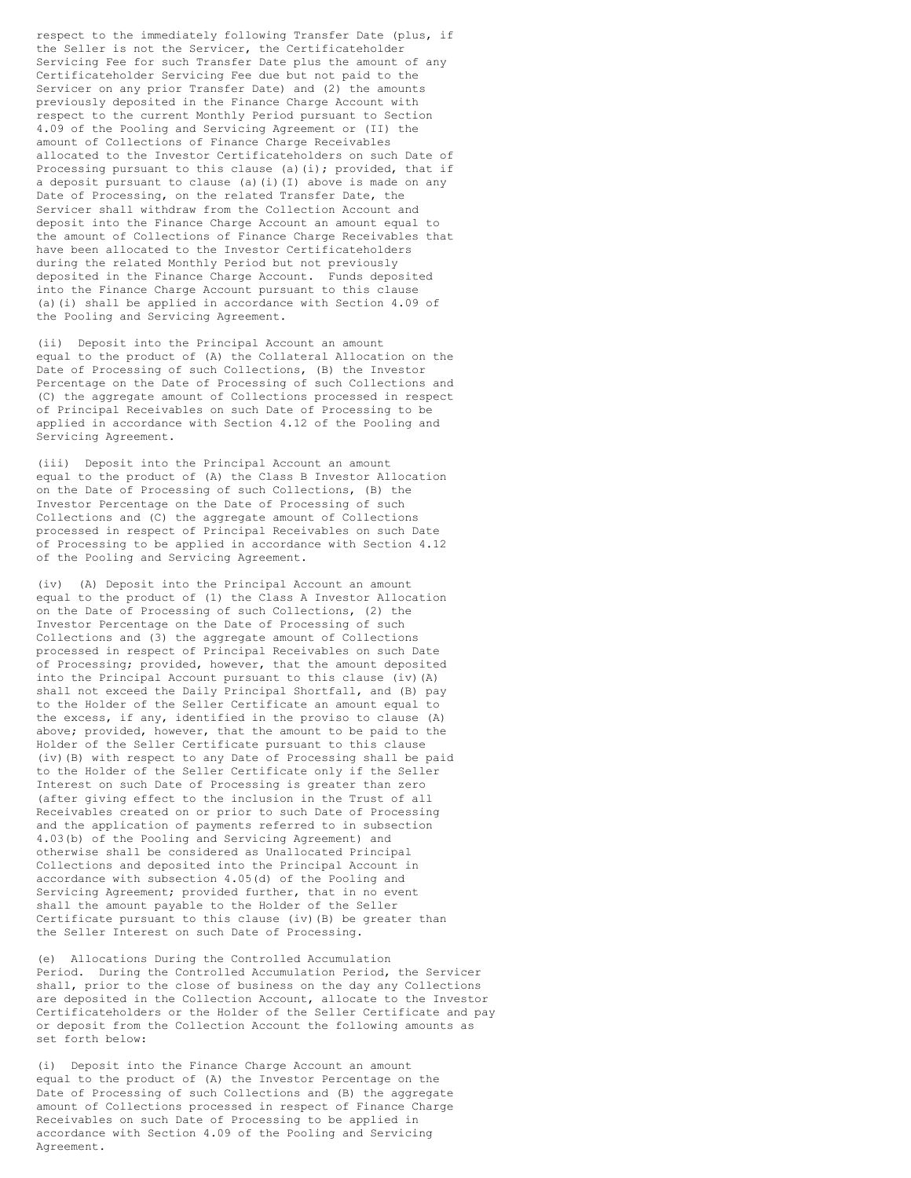respect to the immediately following Transfer Date (plus, if the Seller is not the Servicer, the Certificateholder Servicing Fee for such Transfer Date plus the amount of any Certificateholder Servicing Fee due but not paid to the Servicer on any prior Transfer Date) and (2) the amounts previously deposited in the Finance Charge Account with respect to the current Monthly Period pursuant to Section 4.09 of the Pooling and Servicing Agreement or (II) the amount of Collections of Finance Charge Receivables allocated to the Investor Certificateholders on such Date of Processing pursuant to this clause (a)(i); provided, that if a deposit pursuant to clause (a)(i)(I) above is made on any Date of Processing, on the related Transfer Date, the Servicer shall withdraw from the Collection Account and deposit into the Finance Charge Account an amount equal to the amount of Collections of Finance Charge Receivables that have been allocated to the Investor Certificateholders during the related Monthly Period but not previously deposited in the Finance Charge Account. Funds deposited into the Finance Charge Account pursuant to this clause (a)(i) shall be applied in accordance with Section 4.09 of the Pooling and Servicing Agreement.

(ii) Deposit into the Principal Account an amount equal to the product of (A) the Collateral Allocation on the Date of Processing of such Collections, (B) the Investor Percentage on the Date of Processing of such Collections and (C) the aggregate amount of Collections processed in respect of Principal Receivables on such Date of Processing to be applied in accordance with Section 4.12 of the Pooling and Servicing Agreement.

(iii) Deposit into the Principal Account an amount equal to the product of (A) the Class B Investor Allocation on the Date of Processing of such Collections, (B) the Investor Percentage on the Date of Processing of such Collections and (C) the aggregate amount of Collections processed in respect of Principal Receivables on such Date of Processing to be applied in accordance with Section 4.12 of the Pooling and Servicing Agreement.

(iv) (A) Deposit into the Principal Account an amount equal to the product of (1) the Class A Investor Allocation on the Date of Processing of such Collections, (2) the Investor Percentage on the Date of Processing of such Collections and (3) the aggregate amount of Collections processed in respect of Principal Receivables on such Date of Processing; provided, however, that the amount deposited into the Principal Account pursuant to this clause (iv)(A) shall not exceed the Daily Principal Shortfall, and (B) pay to the Holder of the Seller Certificate an amount equal to the excess, if any, identified in the proviso to clause (A) above; provided, however, that the amount to be paid to the Holder of the Seller Certificate pursuant to this clause (iv)(B) with respect to any Date of Processing shall be paid to the Holder of the Seller Certificate only if the Seller Interest on such Date of Processing is greater than zero (after giving effect to the inclusion in the Trust of all Receivables created on or prior to such Date of Processing and the application of payments referred to in subsection 4.03(b) of the Pooling and Servicing Agreement) and otherwise shall be considered as Unallocated Principal Collections and deposited into the Principal Account in accordance with subsection 4.05(d) of the Pooling and Servicing Agreement; provided further, that in no event shall the amount payable to the Holder of the Seller Certificate pursuant to this clause (iv)(B) be greater than the Seller Interest on such Date of Processing.

(e) Allocations During the Controlled Accumulation Period. During the Controlled Accumulation Period, the Servicer shall, prior to the close of business on the day any Collections are deposited in the Collection Account, allocate to the Investor Certificateholders or the Holder of the Seller Certificate and pay or deposit from the Collection Account the following amounts as set forth below:

(i) Deposit into the Finance Charge Account an amount equal to the product of (A) the Investor Percentage on the Date of Processing of such Collections and (B) the aggregate amount of Collections processed in respect of Finance Charge Receivables on such Date of Processing to be applied in accordance with Section 4.09 of the Pooling and Servicing Agreement.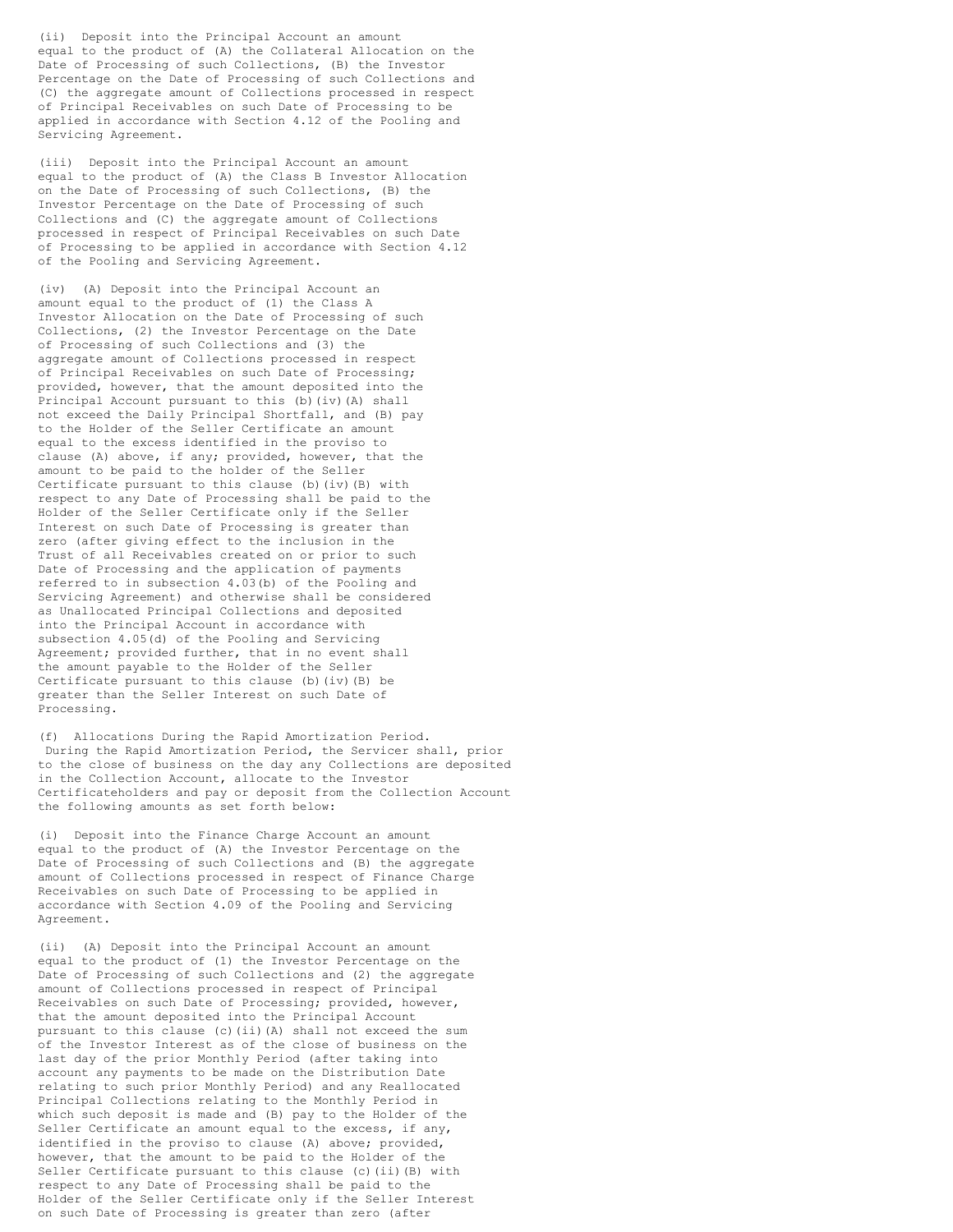(ii) Deposit into the Principal Account an amount equal to the product of (A) the Collateral Allocation on the Date of Processing of such Collections, (B) the Investor Percentage on the Date of Processing of such Collections and (C) the aggregate amount of Collections processed in respect of Principal Receivables on such Date of Processing to be applied in accordance with Section 4.12 of the Pooling and Servicing Agreement.

(iii) Deposit into the Principal Account an amount equal to the product of (A) the Class B Investor Allocation on the Date of Processing of such Collections, (B) the Investor Percentage on the Date of Processing of such Collections and (C) the aggregate amount of Collections processed in respect of Principal Receivables on such Date of Processing to be applied in accordance with Section 4.12 of the Pooling and Servicing Agreement.

(iv) (A) Deposit into the Principal Account an amount equal to the product of (1) the Class A Investor Allocation on the Date of Processing of such Collections, (2) the Investor Percentage on the Date of Processing of such Collections and (3) the aggregate amount of Collections processed in respect of Principal Receivables on such Date of Processing; provided, however, that the amount deposited into the Principal Account pursuant to this (b)(iv)(A) shall not exceed the Daily Principal Shortfall, and (B) pay to the Holder of the Seller Certificate an amount equal to the excess identified in the proviso to clause (A) above, if any; provided, however, that the amount to be paid to the holder of the Seller Certificate pursuant to this clause (b)(iv)(B) with respect to any Date of Processing shall be paid to the Holder of the Seller Certificate only if the Seller Interest on such Date of Processing is greater than zero (after giving effect to the inclusion in the Trust of all Receivables created on or prior to such Date of Processing and the application of payments referred to in subsection 4.03(b) of the Pooling and Servicing Agreement) and otherwise shall be considered as Unallocated Principal Collections and deposited into the Principal Account in accordance with subsection 4.05(d) of the Pooling and Servicing Agreement; provided further, that in no event shall the amount payable to the Holder of the Seller Certificate pursuant to this clause (b)(iv)(B) be greater than the Seller Interest on such Date of Processing.

(f) Allocations During the Rapid Amortization Period. During the Rapid Amortization Period, the Servicer shall, prior to the close of business on the day any Collections are deposited in the Collection Account, allocate to the Investor Certificateholders and pay or deposit from the Collection Account the following amounts as set forth below:

(i) Deposit into the Finance Charge Account an amount equal to the product of (A) the Investor Percentage on the Date of Processing of such Collections and (B) the aggregate amount of Collections processed in respect of Finance Charge Receivables on such Date of Processing to be applied in accordance with Section 4.09 of the Pooling and Servicing Agreement.

(ii) (A) Deposit into the Principal Account an amount equal to the product of (1) the Investor Percentage on the Date of Processing of such Collections and (2) the aggregate amount of Collections processed in respect of Principal Receivables on such Date of Processing; provided, however, that the amount deposited into the Principal Account pursuant to this clause (c)(ii)(A) shall not exceed the sum of the Investor Interest as of the close of business on the last day of the prior Monthly Period (after taking into account any payments to be made on the Distribution Date relating to such prior Monthly Period) and any Reallocated Principal Collections relating to the Monthly Period in which such deposit is made and (B) pay to the Holder of the Seller Certificate an amount equal to the excess, if any, identified in the proviso to clause (A) above; provided, however, that the amount to be paid to the Holder of the Seller Certificate pursuant to this clause (c)(ii)(B) with respect to any Date of Processing shall be paid to the Holder of the Seller Certificate only if the Seller Interest on such Date of Processing is greater than zero (after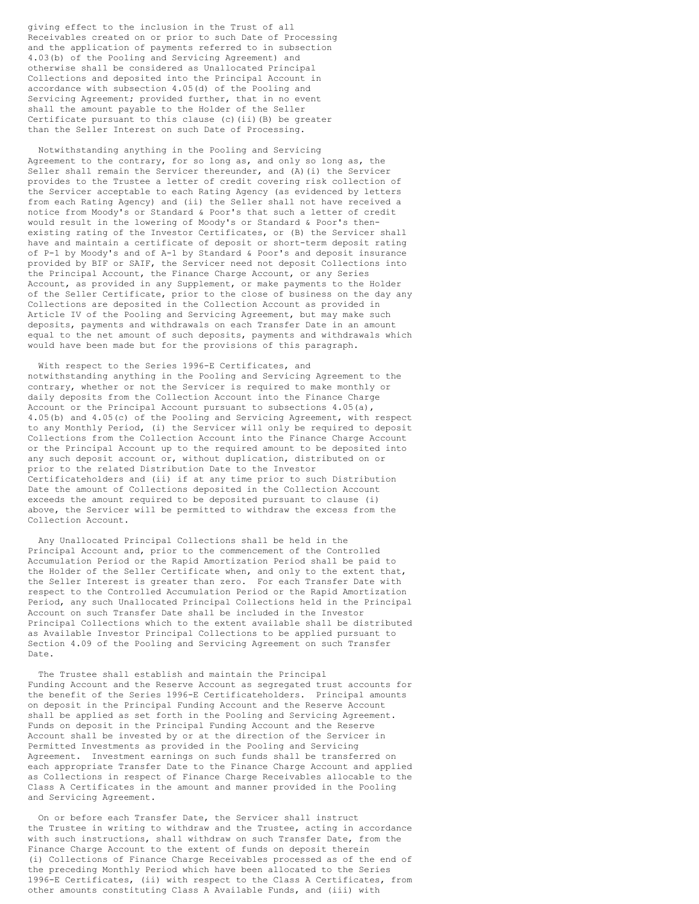giving effect to the inclusion in the Trust of all Receivables created on or prior to such Date of Processing and the application of payments referred to in subsection 4.03(b) of the Pooling and Servicing Agreement) and otherwise shall be considered as Unallocated Principal Collections and deposited into the Principal Account in accordance with subsection 4.05(d) of the Pooling and Servicing Agreement; provided further, that in no event shall the amount payable to the Holder of the Seller Certificate pursuant to this clause (c)(ii)(B) be greater than the Seller Interest on such Date of Processing.

Notwithstanding anything in the Pooling and Servicing Agreement to the contrary, for so long as, and only so long as, the Seller shall remain the Servicer thereunder, and (A)(i) the Servicer provides to the Trustee a letter of credit covering risk collection of the Servicer acceptable to each Rating Agency (as evidenced by letters from each Rating Agency) and (ii) the Seller shall not have received a notice from Moody's or Standard & Poor's that such a letter of credit would result in the lowering of Moody's or Standard & Poor's then-existing rating of the Investor Certificates, or (B) the Servicer shall have and maintain a certificate of deposit or short-term deposit rating of P-1 by Moody's and of A-1 by Standard & Poor's and deposit insurance provided by BIF or SAIF, the Servicer need not deposit Collections into the Principal Account, the Finance Charge Account, or any Series Account, as provided in any Supplement, or make payments to the Holder of the Seller Certificate, prior to the close of business on the day any Collections are deposited in the Collection Account as provided in Article IV of the Pooling and Servicing Agreement, but may make such deposits, payments and withdrawals on each Transfer Date in an amount equal to the net amount of such deposits, payments and withdrawals which would have been made but for the provisions of this paragraph.

With respect to the Series 1996-E Certificates, and notwithstanding anything in the Pooling and Servicing Agreement to the contrary, whether or not the Servicer is required to make monthly or daily deposits from the Collection Account into the Finance Charge Account or the Principal Account pursuant to subsections 4.05(a), 4.05(b) and 4.05(c) of the Pooling and Servicing Agreement, with respect to any Monthly Period, (i) the Servicer will only be required to deposit Collections from the Collection Account into the Finance Charge Account or the Principal Account up to the required amount to be deposited into any such deposit account or, without duplication, distributed on or prior to the related Distribution Date to the Investor Certificateholders and (ii) if at any time prior to such Distribution Date the amount of Collections deposited in the Collection Account exceeds the amount required to be deposited pursuant to clause (i) above, the Servicer will be permitted to withdraw the excess from the Collection Account.

Any Unallocated Principal Collections shall be held in the Principal Account and, prior to the commencement of the Controlled Accumulation Period or the Rapid Amortization Period shall be paid to the Holder of the Seller Certificate when, and only to the extent that, the Seller Interest is greater than zero. For each Transfer Date with respect to the Controlled Accumulation Period or the Rapid Amortization Period, any such Unallocated Principal Collections held in the Principal Account on such Transfer Date shall be included in the Investor Principal Collections which to the extent available shall be distributed as Available Investor Principal Collections to be applied pursuant to Section 4.09 of the Pooling and Servicing Agreement on such Transfer Date.

The Trustee shall establish and maintain the Principal Funding Account and the Reserve Account as segregated trust accounts for the benefit of the Series 1996-E Certificateholders. Principal amounts on deposit in the Principal Funding Account and the Reserve Account shall be applied as set forth in the Pooling and Servicing Agreement. Funds on deposit in the Principal Funding Account and the Reserve Account shall be invested by or at the direction of the Servicer in Permitted Investments as provided in the Pooling and Servicing Agreement. Investment earnings on such funds shall be transferred on each appropriate Transfer Date to the Finance Charge Account and applied as Collections in respect of Finance Charge Receivables allocable to the Class A Certificates in the amount and manner provided in the Pooling and Servicing Agreement.

On or before each Transfer Date, the Servicer shall instruct the Trustee in writing to withdraw and the Trustee, acting in accordance with such instructions, shall withdraw on such Transfer Date, from the Finance Charge Account to the extent of funds on deposit therein (i) Collections of Finance Charge Receivables processed as of the end of the preceding Monthly Period which have been allocated to the Series 1996-E Certificates, (ii) with respect to the Class A Certificates, from other amounts constituting Class A Available Funds, and (iii) with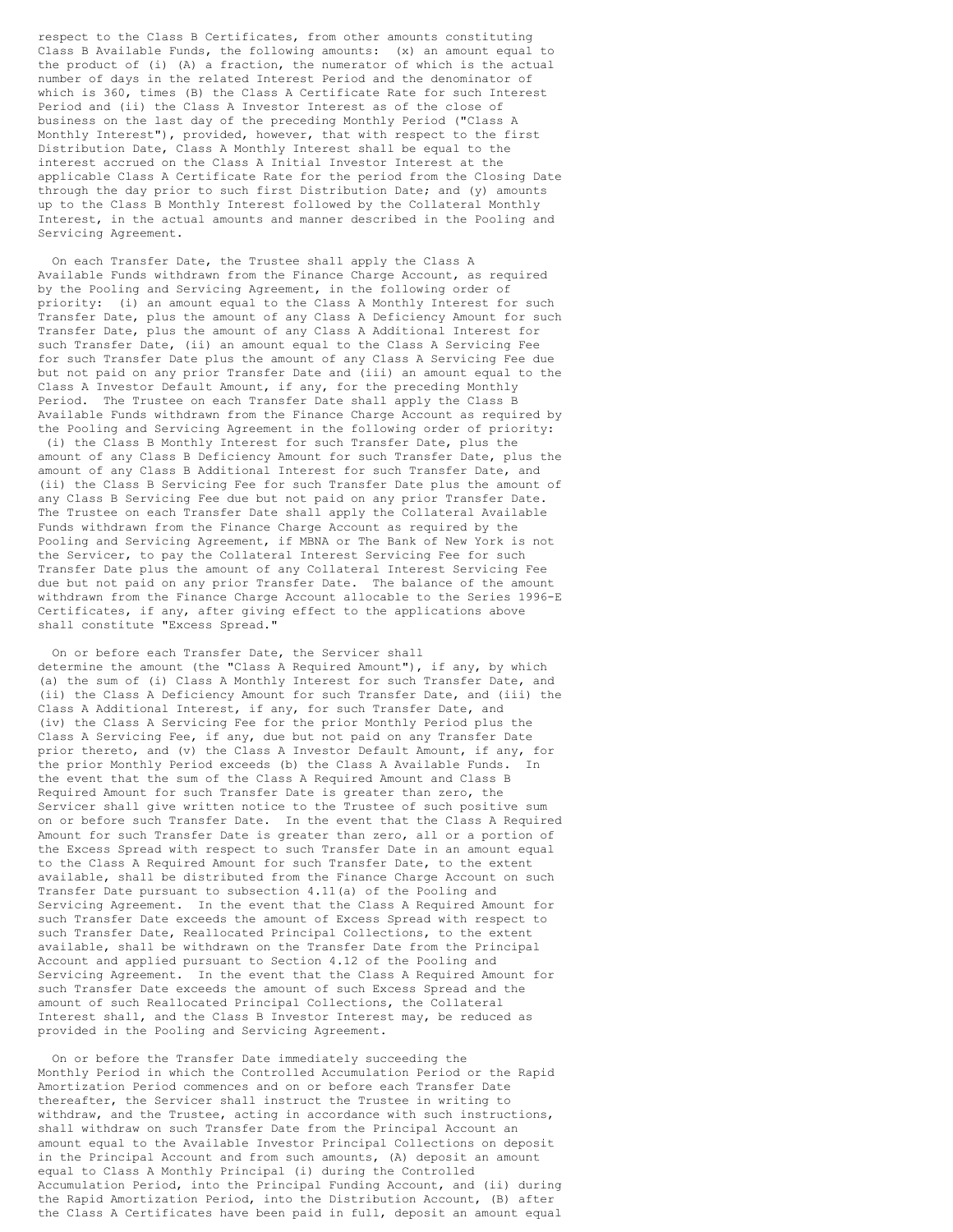respect to the Class B Certificates, from other amounts constituting Class B Available Funds, the following amounts: (x) an amount equal to the product of (i) (A) a fraction, the numerator of which is the actual number of days in the related Interest Period and the denominator of which is 360, times (B) the Class A Certificate Rate for such Interest Period and (ii) the Class A Investor Interest as of the close of business on the last day of the preceding Monthly Period ("Class A Monthly Interest"), provided, however, that with respect to the first Distribution Date, Class A Monthly Interest shall be equal to the interest accrued on the Class A Initial Investor Interest at the applicable Class A Certificate Rate for the period from the Closing Date through the day prior to such first Distribution Date; and (y) amounts up to the Class B Monthly Interest followed by the Collateral Monthly Interest, in the actual amounts and manner described in the Pooling and Servicing Agreement.

On each Transfer Date, the Trustee shall apply the Class A Available Funds withdrawn from the Finance Charge Account, as required by the Pooling and Servicing Agreement, in the following order of priority: (i) an amount equal to the Class A Monthly Interest for such Transfer Date, plus the amount of any Class A Deficiency Amount for such Transfer Date, plus the amount of any Class A Additional Interest for such Transfer Date, (ii) an amount equal to the Class A Servicing Fee for such Transfer Date plus the amount of any Class A Servicing Fee due but not paid on any prior Transfer Date and (iii) an amount equal to the Class A Investor Default Amount, if any, for the preceding Monthly Period. The Trustee on each Transfer Date shall apply the Class B Available Funds withdrawn from the Finance Charge Account as required by the Pooling and Servicing Agreement in the following order of priority: (i) the Class B Monthly Interest for such Transfer Date, plus the amount of any Class B Deficiency Amount for such Transfer Date, plus the amount of any Class B Additional Interest for such Transfer Date, and (ii) the Class B Servicing Fee for such Transfer Date plus the amount of any Class B Servicing Fee due but not paid on any prior Transfer Date. The Trustee on each Transfer Date shall apply the Collateral Available Funds withdrawn from the Finance Charge Account as required by the Pooling and Servicing Agreement, if MBNA or The Bank of New York is not the Servicer, to pay the Collateral Interest Servicing Fee for such Transfer Date plus the amount of any Collateral Interest Servicing Fee due but not paid on any prior Transfer Date. The balance of the amount withdrawn from the Finance Charge Account allocable to the Series 1996-E Certificates, if any, after giving effect to the applications above shall constitute "Excess Spread."

On or before each Transfer Date, the Servicer shall determine the amount (the "Class A Required Amount"), if any, by which (a) the sum of (i) Class A Monthly Interest for such Transfer Date, and (ii) the Class A Deficiency Amount for such Transfer Date, and (iii) the Class A Additional Interest, if any, for such Transfer Date, and (iv) the Class A Servicing Fee for the prior Monthly Period plus the Class A Servicing Fee, if any, due but not paid on any Transfer Date prior thereto, and (v) the Class A Investor Default Amount, if any, for the prior Monthly Period exceeds (b) the Class A Available Funds. In the event that the sum of the Class A Required Amount and Class B Required Amount for such Transfer Date is greater than zero, the Servicer shall give written notice to the Trustee of such positive sum on or before such Transfer Date. In the event that the Class A Required Amount for such Transfer Date is greater than zero, all or a portion of the Excess Spread with respect to such Transfer Date in an amount equal to the Class A Required Amount for such Transfer Date, to the extent available, shall be distributed from the Finance Charge Account on such Transfer Date pursuant to subsection 4.11(a) of the Pooling and Servicing Agreement. In the event that the Class A Required Amount for such Transfer Date exceeds the amount of Excess Spread with respect to such Transfer Date, Reallocated Principal Collections, to the extent available, shall be withdrawn on the Transfer Date from the Principal Account and applied pursuant to Section 4.12 of the Pooling and Servicing Agreement. In the event that the Class A Required Amount for such Transfer Date exceeds the amount of such Excess Spread and the amount of such Reallocated Principal Collections, the Collateral Interest shall, and the Class B Investor Interest may, be reduced as provided in the Pooling and Servicing Agreement.

On or before the Transfer Date immediately succeeding the Monthly Period in which the Controlled Accumulation Period or the Rapid Amortization Period commences and on or before each Transfer Date thereafter, the Servicer shall instruct the Trustee in writing to withdraw, and the Trustee, acting in accordance with such instructions, shall withdraw on such Transfer Date from the Principal Account an amount equal to the Available Investor Principal Collections on deposit in the Principal Account and from such amounts, (A) deposit an amount equal to Class A Monthly Principal (i) during the Controlled Accumulation Period, into the Principal Funding Account, and (ii) during the Rapid Amortization Period, into the Distribution Account, (B) after the Class A Certificates have been paid in full, deposit an amount equal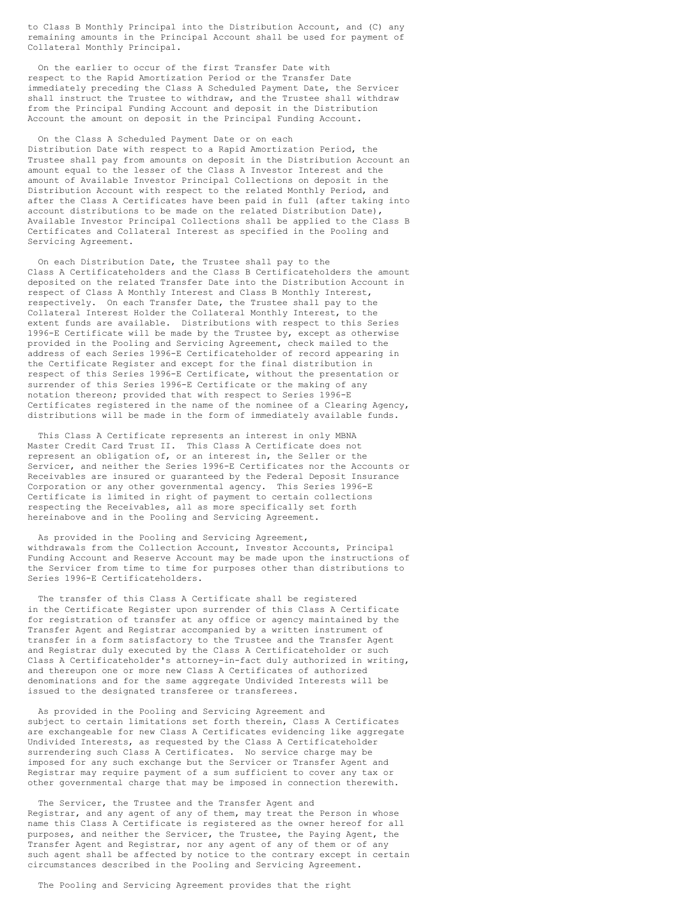to Class B Monthly Principal into the Distribution Account, and (C) any remaining amounts in the Principal Account shall be used for payment of Collateral Monthly Principal.

On the earlier to occur of the first Transfer Date with respect to the Rapid Amortization Period or the Transfer Date immediately preceding the Class A Scheduled Payment Date, the Servicer shall instruct the Trustee to withdraw, and the Trustee shall withdraw from the Principal Funding Account and deposit in the Distribution Account the amount on deposit in the Principal Funding Account.

On the Class A Scheduled Payment Date or on each Distribution Date with respect to a Rapid Amortization Period, the Trustee shall pay from amounts on deposit in the Distribution Account an amount equal to the lesser of the Class A Investor Interest and the amount of Available Investor Principal Collections on deposit in the Distribution Account with respect to the related Monthly Period, and after the Class A Certificates have been paid in full (after taking into account distributions to be made on the related Distribution Date), Available Investor Principal Collections shall be applied to the Class B Certificates and Collateral Interest as specified in the Pooling and Servicing Agreement.

On each Distribution Date, the Trustee shall pay to the Class A Certificateholders and the Class B Certificateholders the amount deposited on the related Transfer Date into the Distribution Account in respect of Class A Monthly Interest and Class B Monthly Interest, respectively. On each Transfer Date, the Trustee shall pay to the Collateral Interest Holder the Collateral Monthly Interest, to the extent funds are available. Distributions with respect to this Series 1996-E Certificate will be made by the Trustee by, except as otherwise provided in the Pooling and Servicing Agreement, check mailed to the address of each Series 1996-E Certificateholder of record appearing in the Certificate Register and except for the final distribution in respect of this Series 1996-E Certificate, without the presentation or surrender of this Series 1996-E Certificate or the making of any notation thereon; provided that with respect to Series 1996-E Certificates registered in the name of the nominee of a Clearing Agency, distributions will be made in the form of immediately available funds.

This Class A Certificate represents an interest in only MBNA Master Credit Card Trust II. This Class A Certificate does not represent an obligation of, or an interest in, the Seller or the Servicer, and neither the Series 1996-E Certificates nor the Accounts or Receivables are insured or guaranteed by the Federal Deposit Insurance Corporation or any other governmental agency. This Series 1996-E Certificate is limited in right of payment to certain collections respecting the Receivables, all as more specifically set forth hereinabove and in the Pooling and Servicing Agreement.

As provided in the Pooling and Servicing Agreement, withdrawals from the Collection Account, Investor Accounts, Principal Funding Account and Reserve Account may be made upon the instructions of the Servicer from time to time for purposes other than distributions to Series 1996-E Certificateholders.

The transfer of this Class A Certificate shall be registered in the Certificate Register upon surrender of this Class A Certificate for registration of transfer at any office or agency maintained by the Transfer Agent and Registrar accompanied by a written instrument of transfer in a form satisfactory to the Trustee and the Transfer Agent and Registrar duly executed by the Class A Certificateholder or such Class A Certificateholder's attorney-in-fact duly authorized in writing, and thereupon one or more new Class A Certificates of authorized denominations and for the same aggregate Undivided Interests will be issued to the designated transferee or transferees.

As provided in the Pooling and Servicing Agreement and subject to certain limitations set forth therein, Class A Certificates are exchangeable for new Class A Certificates evidencing like aggregate Undivided Interests, as requested by the Class A Certificateholder surrendering such Class A Certificates. No service charge may be imposed for any such exchange but the Servicer or Transfer Agent and Registrar may require payment of a sum sufficient to cover any tax or other governmental charge that may be imposed in connection therewith.

The Servicer, the Trustee and the Transfer Agent and Registrar, and any agent of any of them, may treat the Person in whose name this Class A Certificate is registered as the owner hereof for all purposes, and neither the Servicer, the Trustee, the Paying Agent, the Transfer Agent and Registrar, nor any agent of any of them or of any such agent shall be affected by notice to the contrary except in certain circumstances described in the Pooling and Servicing Agreement.

The Pooling and Servicing Agreement provides that the right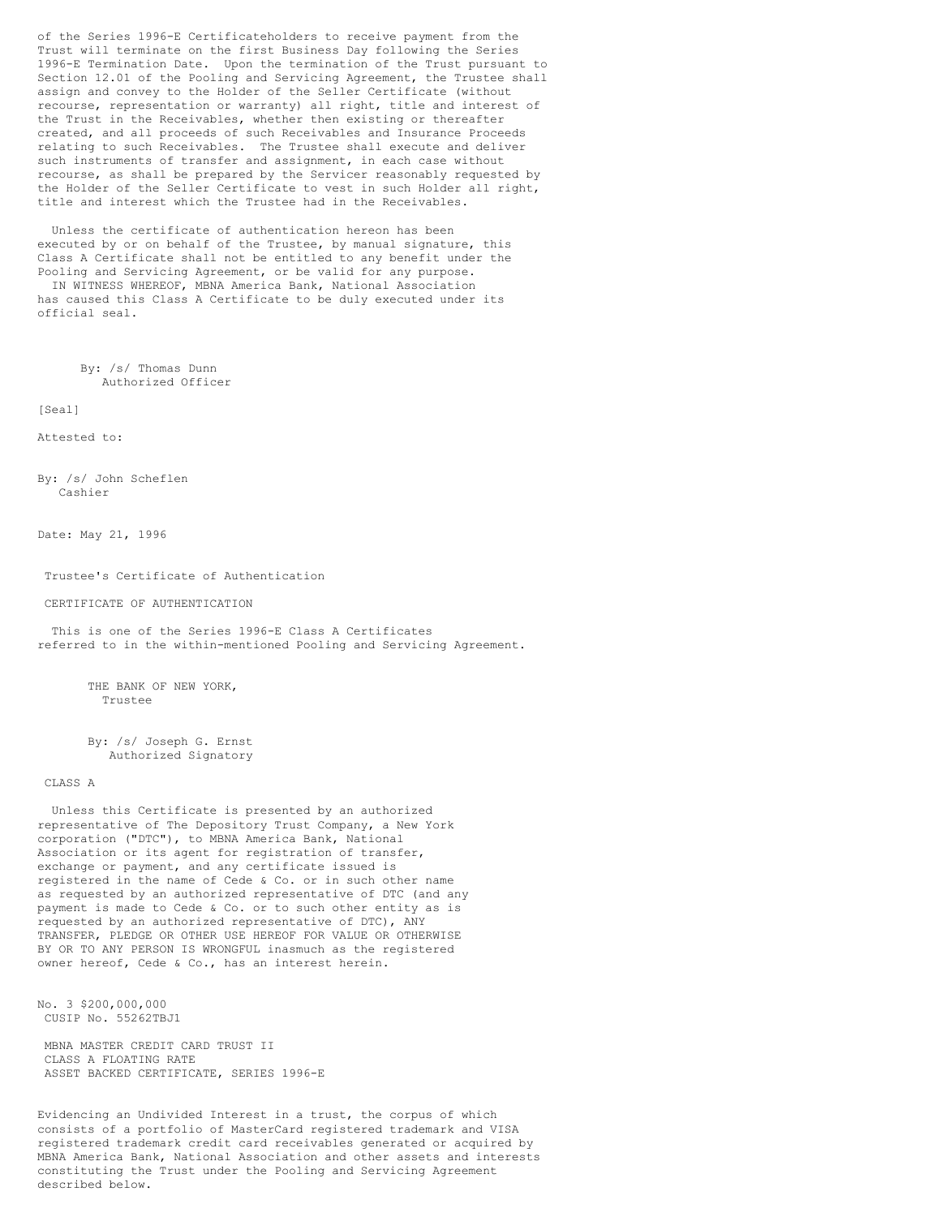of the Series 1996-E Certificateholders to receive payment from the Trust will terminate on the first Business Day following the Series 1996-E Termination Date. Upon the termination of the Trust pursuant to Section 12.01 of the Pooling and Servicing Agreement, the Trustee shall assign and convey to the Holder of the Seller Certificate (without recourse, representation or warranty) all right, title and interest of the Trust in the Receivables, whether then existing or thereafter created, and all proceeds of such Receivables and Insurance Proceeds relating to such Receivables. The Trustee shall execute and deliver such instruments of transfer and assignment, in each case without recourse, as shall be prepared by the Servicer reasonably requested by the Holder of the Seller Certificate to vest in such Holder all right, title and interest which the Trustee had in the Receivables.

Unless the certificate of authentication hereon has been executed by or on behalf of the Trustee, by manual signature, this Class A Certificate shall not be entitled to any benefit under the Pooling and Servicing Agreement, or be valid for any purpose.

IN WITNESS WHEREOF, MBNA America Bank, National Association has caused this Class A Certificate to be duly executed under its official seal.

By: /s/ Thomas Dunn
Authorized Officer

[Seal]

Attested to:

By: /s/ John Scheflen
Cashier

Date: May 21, 1996

Trustee's Certificate of Authentication

CERTIFICATE OF AUTHENTICATION

This is one of the Series 1996-E Class A Certificates referred to in the within-mentioned Pooling and Servicing Agreement.

THE BANK OF NEW YORK,
Trustee

By: /s/ Joseph G. Ernst
Authorized Signatory

CLASS A

Unless this Certificate is presented by an authorized representative of The Depository Trust Company, a New York corporation ("DTC"), to MBNA America Bank, National Association or its agent for registration of transfer, exchange or payment, and any certificate issued is registered in the name of Cede & Co. or in such other name as requested by an authorized representative of DTC (and any payment is made to Cede & Co. or to such other entity as is requested by an authorized representative of DTC), ANY TRANSFER, PLEDGE OR OTHER USE HEREOF FOR VALUE OR OTHERWISE BY OR TO ANY PERSON IS WRONGFUL inasmuch as the registered owner hereof, Cede & Co., has an interest herein.

No. 3 $200,000,000
CUSIP No. 55262TBJ1

MBNA MASTER CREDIT CARD TRUST II
CLASS A FLOATING RATE
ASSET BACKED CERTIFICATE, SERIES 1996-E

Evidencing an Undivided Interest in a trust, the corpus of which consists of a portfolio of MasterCard registered trademark and VISA registered trademark credit card receivables generated or acquired by MBNA America Bank, National Association and other assets and interests constituting the Trust under the Pooling and Servicing Agreement described below.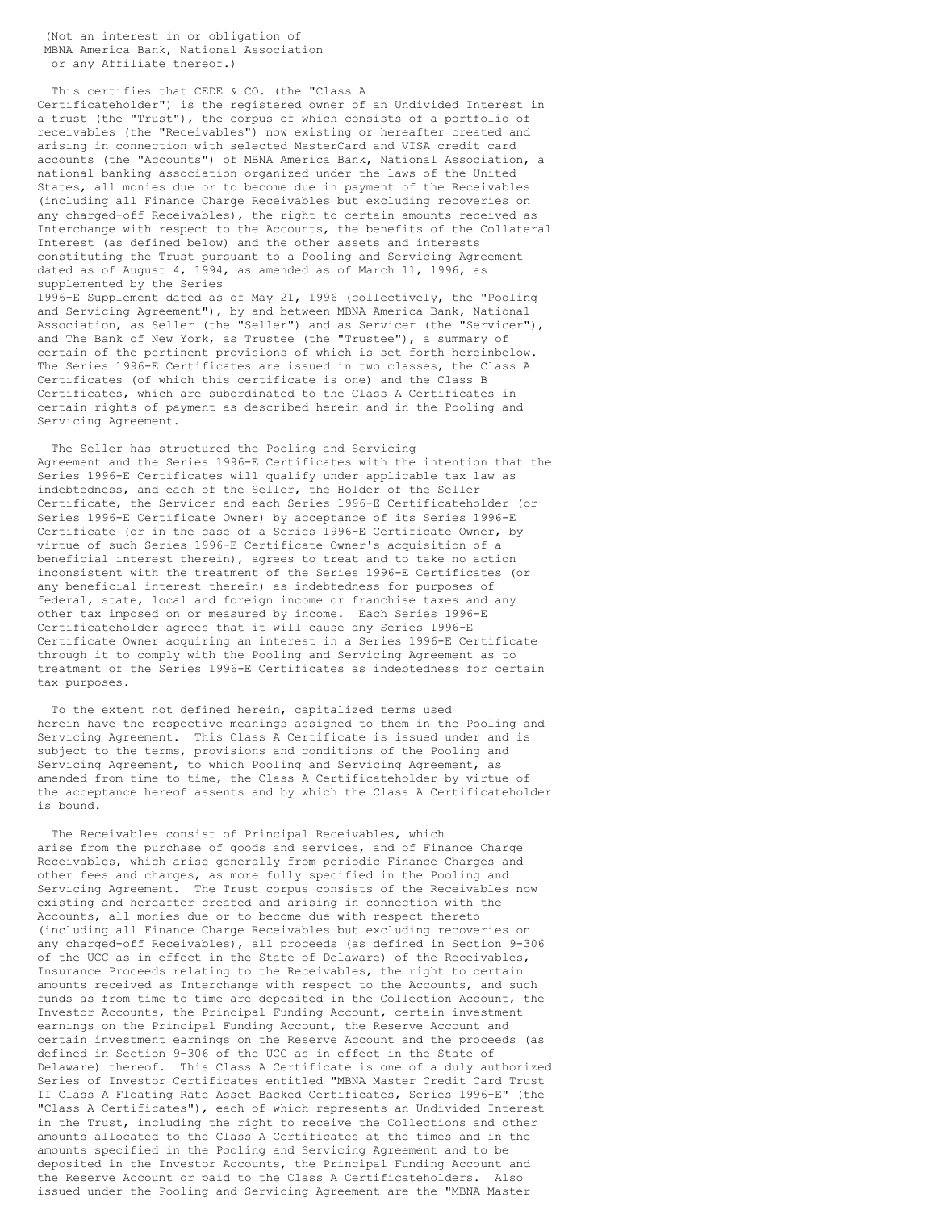(Not an interest in or obligation of
MBNA America Bank, National Association
or any Affiliate thereof.)

This certifies that CEDE & CO. (the "Class A Certificateholder") is the registered owner of an Undivided Interest in a trust (the "Trust"), the corpus of which consists of a portfolio of receivables (the "Receivables") now existing or hereafter created and arising in connection with selected MasterCard and VISA credit card accounts (the "Accounts") of MBNA America Bank, National Association, a national banking association organized under the laws of the United States, all monies due or to become due in payment of the Receivables (including all Finance Charge Receivables but excluding recoveries on any charged-off Receivables), the right to certain amounts received as Interchange with respect to the Accounts, the benefits of the Collateral Interest (as defined below) and the other assets and interests constituting the Trust pursuant to a Pooling and Servicing Agreement dated as of August 4, 1994, as amended as of March 11, 1996, as supplemented by the Series 1996-E Supplement dated as of May 21, 1996 (collectively, the "Pooling and Servicing Agreement"), by and between MBNA America Bank, National Association, as Seller (the "Seller") and as Servicer (the "Servicer"), and The Bank of New York, as Trustee (the "Trustee"), a summary of certain of the pertinent provisions of which is set forth hereinbelow. The Series 1996-E Certificates are issued in two classes, the Class A Certificates (of which this certificate is one) and the Class B Certificates, which are subordinated to the Class A Certificates in certain rights of payment as described herein and in the Pooling and Servicing Agreement.

The Seller has structured the Pooling and Servicing Agreement and the Series 1996-E Certificates with the intention that the Series 1996-E Certificates will qualify under applicable tax law as indebtedness, and each of the Seller, the Holder of the Seller Certificate, the Servicer and each Series 1996-E Certificateholder (or Series 1996-E Certificate Owner) by acceptance of its Series 1996-E Certificate (or in the case of a Series 1996-E Certificate Owner, by virtue of such Series 1996-E Certificate Owner's acquisition of a beneficial interest therein), agrees to treat and to take no action inconsistent with the treatment of the Series 1996-E Certificates (or any beneficial interest therein) as indebtedness for purposes of federal, state, local and foreign income or franchise taxes and any other tax imposed on or measured by income. Each Series 1996-E Certificateholder agrees that it will cause any Series 1996-E Certificate Owner acquiring an interest in a Series 1996-E Certificate through it to comply with the Pooling and Servicing Agreement as to treatment of the Series 1996-E Certificates as indebtedness for certain tax purposes.

To the extent not defined herein, capitalized terms used herein have the respective meanings assigned to them in the Pooling and Servicing Agreement. This Class A Certificate is issued under and is subject to the terms, provisions and conditions of the Pooling and Servicing Agreement, to which Pooling and Servicing Agreement, as amended from time to time, the Class A Certificateholder by virtue of the acceptance hereof assents and by which the Class A Certificateholder is bound.

The Receivables consist of Principal Receivables, which arise from the purchase of goods and services, and of Finance Charge Receivables, which arise generally from periodic Finance Charges and other fees and charges, as more fully specified in the Pooling and Servicing Agreement. The Trust corpus consists of the Receivables now existing and hereafter created and arising in connection with the Accounts, all monies due or to become due with respect thereto (including all Finance Charge Receivables but excluding recoveries on any charged-off Receivables), all proceeds (as defined in Section 9-306 of the UCC as in effect in the State of Delaware) of the Receivables, Insurance Proceeds relating to the Receivables, the right to certain amounts received as Interchange with respect to the Accounts, and such funds as from time to time are deposited in the Collection Account, the Investor Accounts, the Principal Funding Account, certain investment earnings on the Principal Funding Account, the Reserve Account and certain investment earnings on the Reserve Account and the proceeds (as defined in Section 9-306 of the UCC as in effect in the State of Delaware) thereof. This Class A Certificate is one of a duly authorized Series of Investor Certificates entitled "MBNA Master Credit Card Trust II Class A Floating Rate Asset Backed Certificates, Series 1996-E" (the "Class A Certificates"), each of which represents an Undivided Interest in the Trust, including the right to receive the Collections and other amounts allocated to the Class A Certificates at the times and in the amounts specified in the Pooling and Servicing Agreement and to be deposited in the Investor Accounts, the Principal Funding Account and the Reserve Account or paid to the Class A Certificateholders. Also issued under the Pooling and Servicing Agreement are the "MBNA Master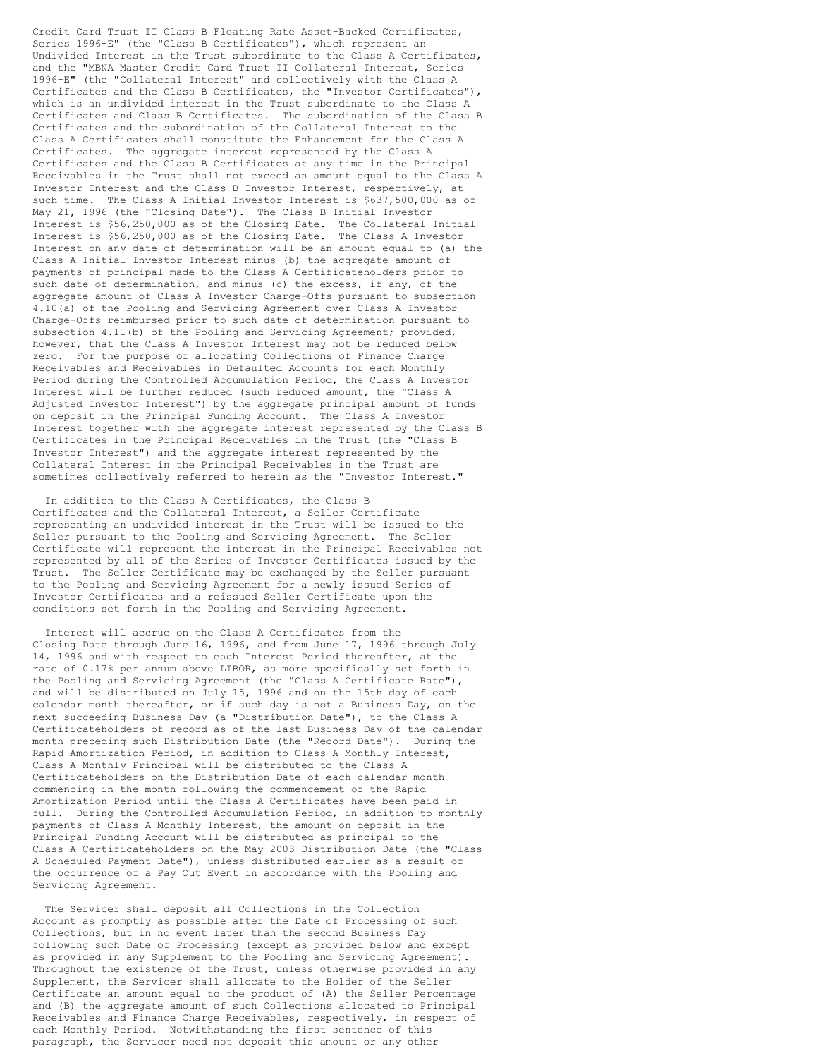Credit Card Trust II Class B Floating Rate Asset-Backed Certificates, Series 1996-E" (the "Class B Certificates"), which represent an Undivided Interest in the Trust subordinate to the Class A Certificates, and the "MBNA Master Credit Card Trust II Collateral Interest, Series 1996-E" (the "Collateral Interest" and collectively with the Class A Certificates and the Class B Certificates, the "Investor Certificates"), which is an undivided interest in the Trust subordinate to the Class A Certificates and Class B Certificates. The subordination of the Class B Certificates and the subordination of the Collateral Interest to the Class A Certificates shall constitute the Enhancement for the Class A Certificates. The aggregate interest represented by the Class A Certificates and the Class B Certificates at any time in the Principal Receivables in the Trust shall not exceed an amount equal to the Class A Investor Interest and the Class B Investor Interest, respectively, at such time. The Class A Initial Investor Interest is $637,500,000 as of May 21, 1996 (the "Closing Date"). The Class B Initial Investor Interest is $56,250,000 as of the Closing Date. The Collateral Initial Interest is $56,250,000 as of the Closing Date. The Class A Investor Interest on any date of determination will be an amount equal to (a) the Class A Initial Investor Interest minus (b) the aggregate amount of payments of principal made to the Class A Certificateholders prior to such date of determination, and minus (c) the excess, if any, of the aggregate amount of Class A Investor Charge-Offs pursuant to subsection 4.10(a) of the Pooling and Servicing Agreement over Class A Investor Charge-Offs reimbursed prior to such date of determination pursuant to subsection 4.11(b) of the Pooling and Servicing Agreement; provided, however, that the Class A Investor Interest may not be reduced below zero. For the purpose of allocating Collections of Finance Charge Receivables and Receivables in Defaulted Accounts for each Monthly Period during the Controlled Accumulation Period, the Class A Investor Interest will be further reduced (such reduced amount, the "Class A Adjusted Investor Interest") by the aggregate principal amount of funds on deposit in the Principal Funding Account. The Class A Investor Interest together with the aggregate interest represented by the Class B Certificates in the Principal Receivables in the Trust (the "Class B Investor Interest") and the aggregate interest represented by the Collateral Interest in the Principal Receivables in the Trust are sometimes collectively referred to herein as the "Investor Interest."

In addition to the Class A Certificates, the Class B Certificates and the Collateral Interest, a Seller Certificate representing an undivided interest in the Trust will be issued to the Seller pursuant to the Pooling and Servicing Agreement. The Seller Certificate will represent the interest in the Principal Receivables not represented by all of the Series of Investor Certificates issued by the Trust. The Seller Certificate may be exchanged by the Seller pursuant to the Pooling and Servicing Agreement for a newly issued Series of Investor Certificates and a reissued Seller Certificate upon the conditions set forth in the Pooling and Servicing Agreement.

Interest will accrue on the Class A Certificates from the Closing Date through June 16, 1996, and from June 17, 1996 through July 14, 1996 and with respect to each Interest Period thereafter, at the rate of 0.17% per annum above LIBOR, as more specifically set forth in the Pooling and Servicing Agreement (the "Class A Certificate Rate"), and will be distributed on July 15, 1996 and on the 15th day of each calendar month thereafter, or if such day is not a Business Day, on the next succeeding Business Day (a "Distribution Date"), to the Class A Certificateholders of record as of the last Business Day of the calendar month preceding such Distribution Date (the "Record Date"). During the Rapid Amortization Period, in addition to Class A Monthly Interest, Class A Monthly Principal will be distributed to the Class A Certificateholders on the Distribution Date of each calendar month commencing in the month following the commencement of the Rapid Amortization Period until the Class A Certificates have been paid in full. During the Controlled Accumulation Period, in addition to monthly payments of Class A Monthly Interest, the amount on deposit in the Principal Funding Account will be distributed as principal to the Class A Certificateholders on the May 2003 Distribution Date (the "Class A Scheduled Payment Date"), unless distributed earlier as a result of the occurrence of a Pay Out Event in accordance with the Pooling and Servicing Agreement.

The Servicer shall deposit all Collections in the Collection Account as promptly as possible after the Date of Processing of such Collections, but in no event later than the second Business Day following such Date of Processing (except as provided below and except as provided in any Supplement to the Pooling and Servicing Agreement). Throughout the existence of the Trust, unless otherwise provided in any Supplement, the Servicer shall allocate to the Holder of the Seller Certificate an amount equal to the product of (A) the Seller Percentage and (B) the aggregate amount of such Collections allocated to Principal Receivables and Finance Charge Receivables, respectively, in respect of each Monthly Period. Notwithstanding the first sentence of this paragraph, the Servicer need not deposit this amount or any other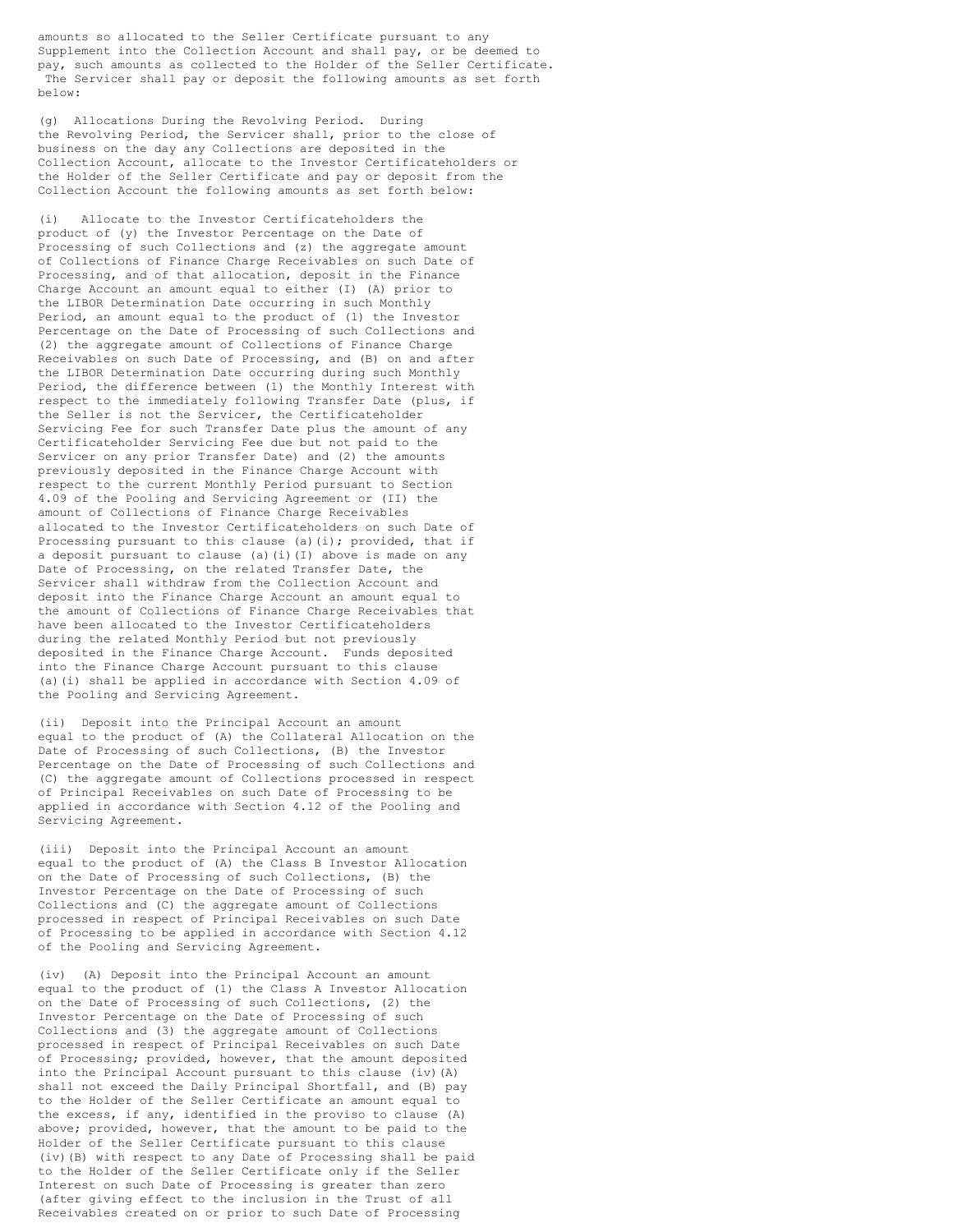amounts so allocated to the Seller Certificate pursuant to any Supplement into the Collection Account and shall pay, or be deemed to pay, such amounts as collected to the Holder of the Seller Certificate. The Servicer shall pay or deposit the following amounts as set forth below:

(g) Allocations During the Revolving Period. During the Revolving Period, the Servicer shall, prior to the close of business on the day any Collections are deposited in the Collection Account, allocate to the Investor Certificateholders or the Holder of the Seller Certificate and pay or deposit from the Collection Account the following amounts as set forth below:

(i) Allocate to the Investor Certificateholders the product of (y) the Investor Percentage on the Date of Processing of such Collections and (z) the aggregate amount of Collections of Finance Charge Receivables on such Date of Processing, and of that allocation, deposit in the Finance Charge Account an amount equal to either (I) (A) prior to the LIBOR Determination Date occurring in such Monthly Period, an amount equal to the product of (1) the Investor Percentage on the Date of Processing of such Collections and (2) the aggregate amount of Collections of Finance Charge Receivables on such Date of Processing, and (B) on and after the LIBOR Determination Date occurring during such Monthly Period, the difference between (1) the Monthly Interest with respect to the immediately following Transfer Date (plus, if the Seller is not the Servicer, the Certificateholder Servicing Fee for such Transfer Date plus the amount of any Certificateholder Servicing Fee due but not paid to the Servicer on any prior Transfer Date) and (2) the amounts previously deposited in the Finance Charge Account with respect to the current Monthly Period pursuant to Section 4.09 of the Pooling and Servicing Agreement or (II) the amount of Collections of Finance Charge Receivables allocated to the Investor Certificateholders on such Date of Processing pursuant to this clause (a)(i); provided, that if a deposit pursuant to clause (a)(i)(I) above is made on any Date of Processing, on the related Transfer Date, the Servicer shall withdraw from the Collection Account and deposit into the Finance Charge Account an amount equal to the amount of Collections of Finance Charge Receivables that have been allocated to the Investor Certificateholders during the related Monthly Period but not previously deposited in the Finance Charge Account. Funds deposited into the Finance Charge Account pursuant to this clause (a)(i) shall be applied in accordance with Section 4.09 of the Pooling and Servicing Agreement.

(ii) Deposit into the Principal Account an amount equal to the product of (A) the Collateral Allocation on the Date of Processing of such Collections, (B) the Investor Percentage on the Date of Processing of such Collections and (C) the aggregate amount of Collections processed in respect of Principal Receivables on such Date of Processing to be applied in accordance with Section 4.12 of the Pooling and Servicing Agreement.

(iii) Deposit into the Principal Account an amount equal to the product of (A) the Class B Investor Allocation on the Date of Processing of such Collections, (B) the Investor Percentage on the Date of Processing of such Collections and (C) the aggregate amount of Collections processed in respect of Principal Receivables on such Date of Processing to be applied in accordance with Section 4.12 of the Pooling and Servicing Agreement.

(iv) (A) Deposit into the Principal Account an amount equal to the product of (1) the Class A Investor Allocation on the Date of Processing of such Collections, (2) the Investor Percentage on the Date of Processing of such Collections and (3) the aggregate amount of Collections processed in respect of Principal Receivables on such Date of Processing; provided, however, that the amount deposited into the Principal Account pursuant to this clause (iv)(A) shall not exceed the Daily Principal Shortfall, and (B) pay to the Holder of the Seller Certificate an amount equal to the excess, if any, identified in the proviso to clause (A) above; provided, however, that the amount to be paid to the Holder of the Seller Certificate pursuant to this clause (iv)(B) with respect to any Date of Processing shall be paid to the Holder of the Seller Certificate only if the Seller Interest on such Date of Processing is greater than zero (after giving effect to the inclusion in the Trust of all Receivables created on or prior to such Date of Processing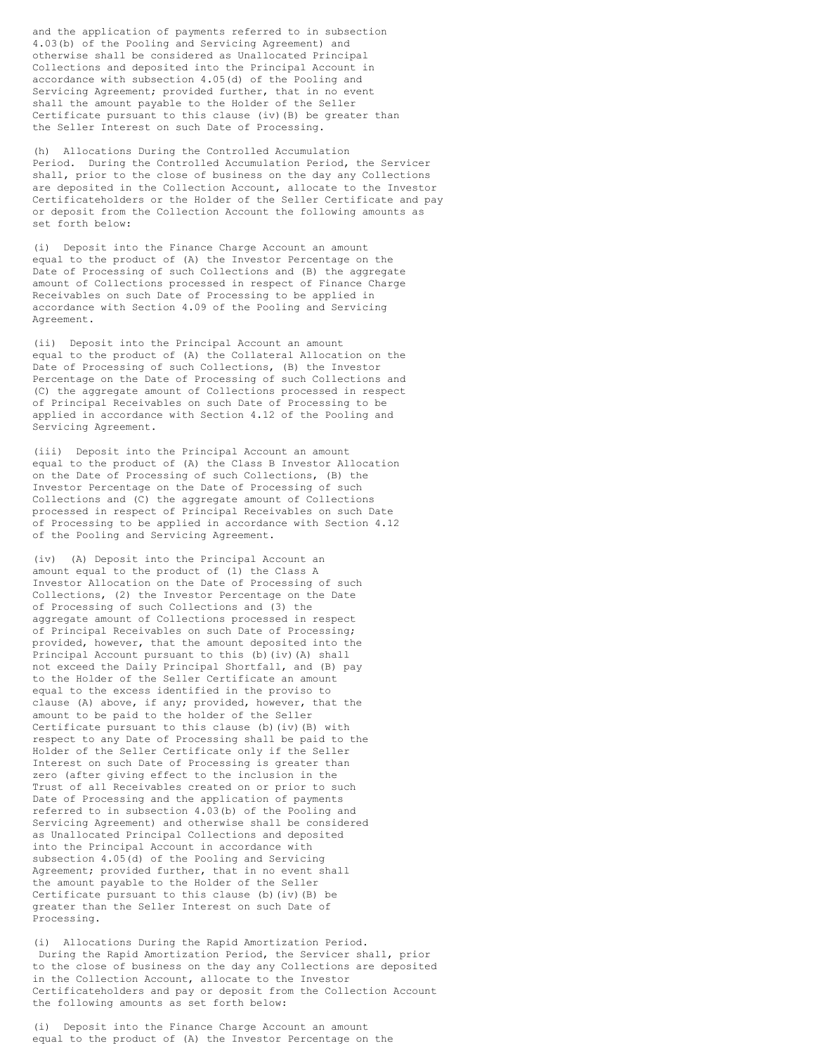and the application of payments referred to in subsection 4.03(b) of the Pooling and Servicing Agreement) and otherwise shall be considered as Unallocated Principal Collections and deposited into the Principal Account in accordance with subsection 4.05(d) of the Pooling and Servicing Agreement; provided further, that in no event shall the amount payable to the Holder of the Seller Certificate pursuant to this clause (iv)(B) be greater than the Seller Interest on such Date of Processing.

(h) Allocations During the Controlled Accumulation Period. During the Controlled Accumulation Period, the Servicer shall, prior to the close of business on the day any Collections are deposited in the Collection Account, allocate to the Investor Certificateholders or the Holder of the Seller Certificate and pay or deposit from the Collection Account the following amounts as set forth below:

(i) Deposit into the Finance Charge Account an amount equal to the product of (A) the Investor Percentage on the Date of Processing of such Collections and (B) the aggregate amount of Collections processed in respect of Finance Charge Receivables on such Date of Processing to be applied in accordance with Section 4.09 of the Pooling and Servicing Agreement.

(ii) Deposit into the Principal Account an amount equal to the product of (A) the Collateral Allocation on the Date of Processing of such Collections, (B) the Investor Percentage on the Date of Processing of such Collections and (C) the aggregate amount of Collections processed in respect of Principal Receivables on such Date of Processing to be applied in accordance with Section 4.12 of the Pooling and Servicing Agreement.

(iii) Deposit into the Principal Account an amount equal to the product of (A) the Class B Investor Allocation on the Date of Processing of such Collections, (B) the Investor Percentage on the Date of Processing of such Collections and (C) the aggregate amount of Collections processed in respect of Principal Receivables on such Date of Processing to be applied in accordance with Section 4.12 of the Pooling and Servicing Agreement.

(iv) (A) Deposit into the Principal Account an amount equal to the product of (1) the Class A Investor Allocation on the Date of Processing of such Collections, (2) the Investor Percentage on the Date of Processing of such Collections and (3) the aggregate amount of Collections processed in respect of Principal Receivables on such Date of Processing; provided, however, that the amount deposited into the Principal Account pursuant to this (b)(iv)(A) shall not exceed the Daily Principal Shortfall, and (B) pay to the Holder of the Seller Certificate an amount equal to the excess identified in the proviso to clause (A) above, if any; provided, however, that the amount to be paid to the holder of the Seller Certificate pursuant to this clause (b)(iv)(B) with respect to any Date of Processing shall be paid to the Holder of the Seller Certificate only if the Seller Interest on such Date of Processing is greater than zero (after giving effect to the inclusion in the Trust of all Receivables created on or prior to such Date of Processing and the application of payments referred to in subsection 4.03(b) of the Pooling and Servicing Agreement) and otherwise shall be considered as Unallocated Principal Collections and deposited into the Principal Account in accordance with subsection 4.05(d) of the Pooling and Servicing Agreement; provided further, that in no event shall the amount payable to the Holder of the Seller Certificate pursuant to this clause (b)(iv)(B) be greater than the Seller Interest on such Date of Processing.

(i) Allocations During the Rapid Amortization Period. During the Rapid Amortization Period, the Servicer shall, prior to the close of business on the day any Collections are deposited in the Collection Account, allocate to the Investor Certificateholders and pay or deposit from the Collection Account the following amounts as set forth below:

(i) Deposit into the Finance Charge Account an amount equal to the product of (A) the Investor Percentage on the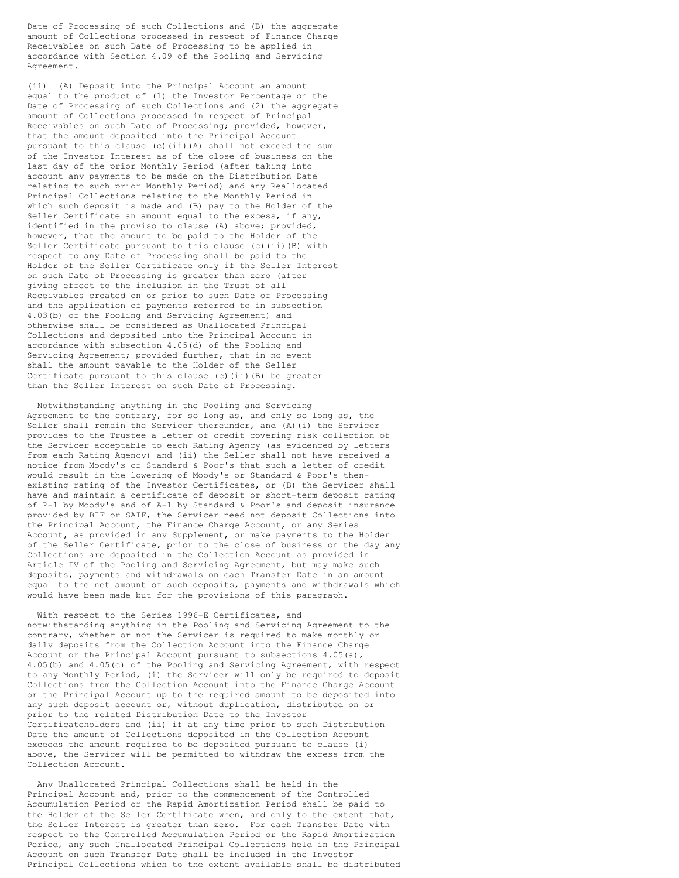Date of Processing of such Collections and (B) the aggregate amount of Collections processed in respect of Finance Charge Receivables on such Date of Processing to be applied in accordance with Section 4.09 of the Pooling and Servicing Agreement.

(ii) (A) Deposit into the Principal Account an amount equal to the product of (1) the Investor Percentage on the Date of Processing of such Collections and (2) the aggregate amount of Collections processed in respect of Principal Receivables on such Date of Processing; provided, however, that the amount deposited into the Principal Account pursuant to this clause (c)(ii)(A) shall not exceed the sum of the Investor Interest as of the close of business on the last day of the prior Monthly Period (after taking into account any payments to be made on the Distribution Date relating to such prior Monthly Period) and any Reallocated Principal Collections relating to the Monthly Period in which such deposit is made and (B) pay to the Holder of the Seller Certificate an amount equal to the excess, if any, identified in the proviso to clause (A) above; provided, however, that the amount to be paid to the Holder of the Seller Certificate pursuant to this clause (c)(ii)(B) with respect to any Date of Processing shall be paid to the Holder of the Seller Certificate only if the Seller Interest on such Date of Processing is greater than zero (after giving effect to the inclusion in the Trust of all Receivables created on or prior to such Date of Processing and the application of payments referred to in subsection 4.03(b) of the Pooling and Servicing Agreement) and otherwise shall be considered as Unallocated Principal Collections and deposited into the Principal Account in accordance with subsection 4.05(d) of the Pooling and Servicing Agreement; provided further, that in no event shall the amount payable to the Holder of the Seller Certificate pursuant to this clause (c)(ii)(B) be greater than the Seller Interest on such Date of Processing.

Notwithstanding anything in the Pooling and Servicing Agreement to the contrary, for so long as, and only so long as, the Seller shall remain the Servicer thereunder, and (A)(i) the Servicer provides to the Trustee a letter of credit covering risk collection of the Servicer acceptable to each Rating Agency (as evidenced by letters from each Rating Agency) and (ii) the Seller shall not have received a notice from Moody's or Standard & Poor's that such a letter of credit would result in the lowering of Moody's or Standard & Poor's then-existing rating of the Investor Certificates, or (B) the Servicer shall have and maintain a certificate of deposit or short-term deposit rating of P-1 by Moody's and of A-1 by Standard & Poor's and deposit insurance provided by BIF or SAIF, the Servicer need not deposit Collections into the Principal Account, the Finance Charge Account, or any Series Account, as provided in any Supplement, or make payments to the Holder of the Seller Certificate, prior to the close of business on the day any Collections are deposited in the Collection Account as provided in Article IV of the Pooling and Servicing Agreement, but may make such deposits, payments and withdrawals on each Transfer Date in an amount equal to the net amount of such deposits, payments and withdrawals which would have been made but for the provisions of this paragraph.

With respect to the Series 1996-E Certificates, and notwithstanding anything in the Pooling and Servicing Agreement to the contrary, whether or not the Servicer is required to make monthly or daily deposits from the Collection Account into the Finance Charge Account or the Principal Account pursuant to subsections 4.05(a), 4.05(b) and 4.05(c) of the Pooling and Servicing Agreement, with respect to any Monthly Period, (i) the Servicer will only be required to deposit Collections from the Collection Account into the Finance Charge Account or the Principal Account up to the required amount to be deposited into any such deposit account or, without duplication, distributed on or prior to the related Distribution Date to the Investor Certificateholders and (ii) if at any time prior to such Distribution Date the amount of Collections deposited in the Collection Account exceeds the amount required to be deposited pursuant to clause (i) above, the Servicer will be permitted to withdraw the excess from the Collection Account.

Any Unallocated Principal Collections shall be held in the Principal Account and, prior to the commencement of the Controlled Accumulation Period or the Rapid Amortization Period shall be paid to the Holder of the Seller Certificate when, and only to the extent that, the Seller Interest is greater than zero. For each Transfer Date with respect to the Controlled Accumulation Period or the Rapid Amortization Period, any such Unallocated Principal Collections held in the Principal Account on such Transfer Date shall be included in the Investor Principal Collections which to the extent available shall be distributed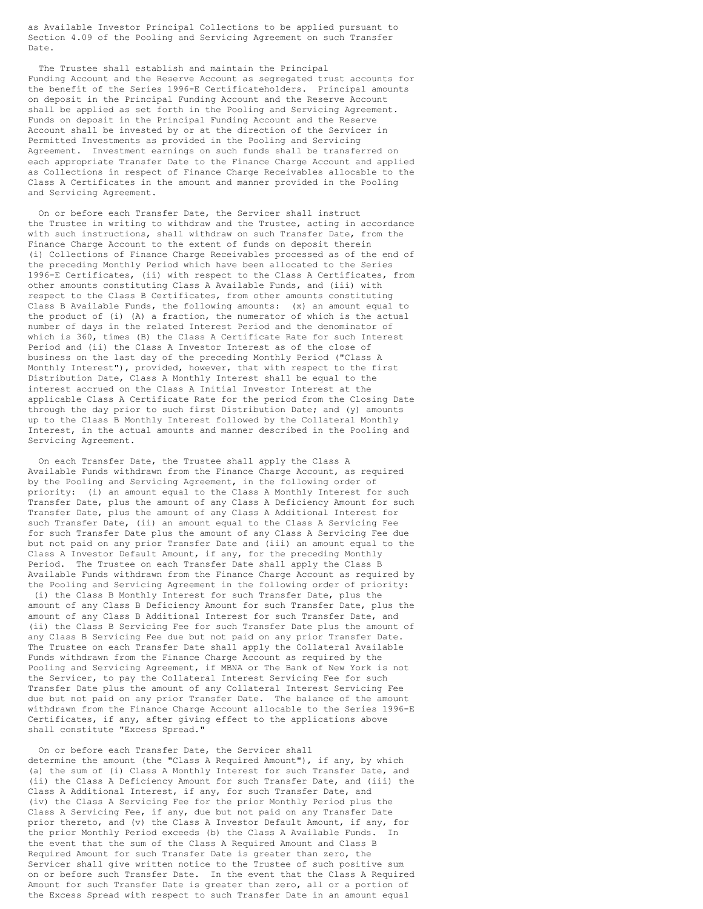as Available Investor Principal Collections to be applied pursuant to Section 4.09 of the Pooling and Servicing Agreement on such Transfer Date.

The Trustee shall establish and maintain the Principal Funding Account and the Reserve Account as segregated trust accounts for the benefit of the Series 1996-E Certificateholders. Principal amounts on deposit in the Principal Funding Account and the Reserve Account shall be applied as set forth in the Pooling and Servicing Agreement. Funds on deposit in the Principal Funding Account and the Reserve Account shall be invested by or at the direction of the Servicer in Permitted Investments as provided in the Pooling and Servicing Agreement. Investment earnings on such funds shall be transferred on each appropriate Transfer Date to the Finance Charge Account and applied as Collections in respect of Finance Charge Receivables allocable to the Class A Certificates in the amount and manner provided in the Pooling and Servicing Agreement.

On or before each Transfer Date, the Servicer shall instruct the Trustee in writing to withdraw and the Trustee, acting in accordance with such instructions, shall withdraw on such Transfer Date, from the Finance Charge Account to the extent of funds on deposit therein (i) Collections of Finance Charge Receivables processed as of the end of the preceding Monthly Period which have been allocated to the Series 1996-E Certificates, (ii) with respect to the Class A Certificates, from other amounts constituting Class A Available Funds, and (iii) with respect to the Class B Certificates, from other amounts constituting Class B Available Funds, the following amounts: (x) an amount equal to the product of (i) (A) a fraction, the numerator of which is the actual number of days in the related Interest Period and the denominator of which is 360, times (B) the Class A Certificate Rate for such Interest Period and (ii) the Class A Investor Interest as of the close of business on the last day of the preceding Monthly Period ("Class A Monthly Interest"), provided, however, that with respect to the first Distribution Date, Class A Monthly Interest shall be equal to the interest accrued on the Class A Initial Investor Interest at the applicable Class A Certificate Rate for the period from the Closing Date through the day prior to such first Distribution Date; and (y) amounts up to the Class B Monthly Interest followed by the Collateral Monthly Interest, in the actual amounts and manner described in the Pooling and Servicing Agreement.

On each Transfer Date, the Trustee shall apply the Class A Available Funds withdrawn from the Finance Charge Account, as required by the Pooling and Servicing Agreement, in the following order of priority: (i) an amount equal to the Class A Monthly Interest for such Transfer Date, plus the amount of any Class A Deficiency Amount for such Transfer Date, plus the amount of any Class A Additional Interest for such Transfer Date, (ii) an amount equal to the Class A Servicing Fee for such Transfer Date plus the amount of any Class A Servicing Fee due but not paid on any prior Transfer Date and (iii) an amount equal to the Class A Investor Default Amount, if any, for the preceding Monthly Period. The Trustee on each Transfer Date shall apply the Class B Available Funds withdrawn from the Finance Charge Account as required by the Pooling and Servicing Agreement in the following order of priority: (i) the Class B Monthly Interest for such Transfer Date, plus the amount of any Class B Deficiency Amount for such Transfer Date, plus the amount of any Class B Additional Interest for such Transfer Date, and (ii) the Class B Servicing Fee for such Transfer Date plus the amount of any Class B Servicing Fee due but not paid on any prior Transfer Date. The Trustee on each Transfer Date shall apply the Collateral Available Funds withdrawn from the Finance Charge Account as required by the Pooling and Servicing Agreement, if MBNA or The Bank of New York is not the Servicer, to pay the Collateral Interest Servicing Fee for such Transfer Date plus the amount of any Collateral Interest Servicing Fee due but not paid on any prior Transfer Date. The balance of the amount withdrawn from the Finance Charge Account allocable to the Series 1996-E Certificates, if any, after giving effect to the applications above shall constitute "Excess Spread."

On or before each Transfer Date, the Servicer shall determine the amount (the "Class A Required Amount"), if any, by which (a) the sum of (i) Class A Monthly Interest for such Transfer Date, and (ii) the Class A Deficiency Amount for such Transfer Date, and (iii) the Class A Additional Interest, if any, for such Transfer Date, and (iv) the Class A Servicing Fee for the prior Monthly Period plus the Class A Servicing Fee, if any, due but not paid on any Transfer Date prior thereto, and (v) the Class A Investor Default Amount, if any, for the prior Monthly Period exceeds (b) the Class A Available Funds. In the event that the sum of the Class A Required Amount and Class B Required Amount for such Transfer Date is greater than zero, the Servicer shall give written notice to the Trustee of such positive sum on or before such Transfer Date. In the event that the Class A Required Amount for such Transfer Date is greater than zero, all or a portion of the Excess Spread with respect to such Transfer Date in an amount equal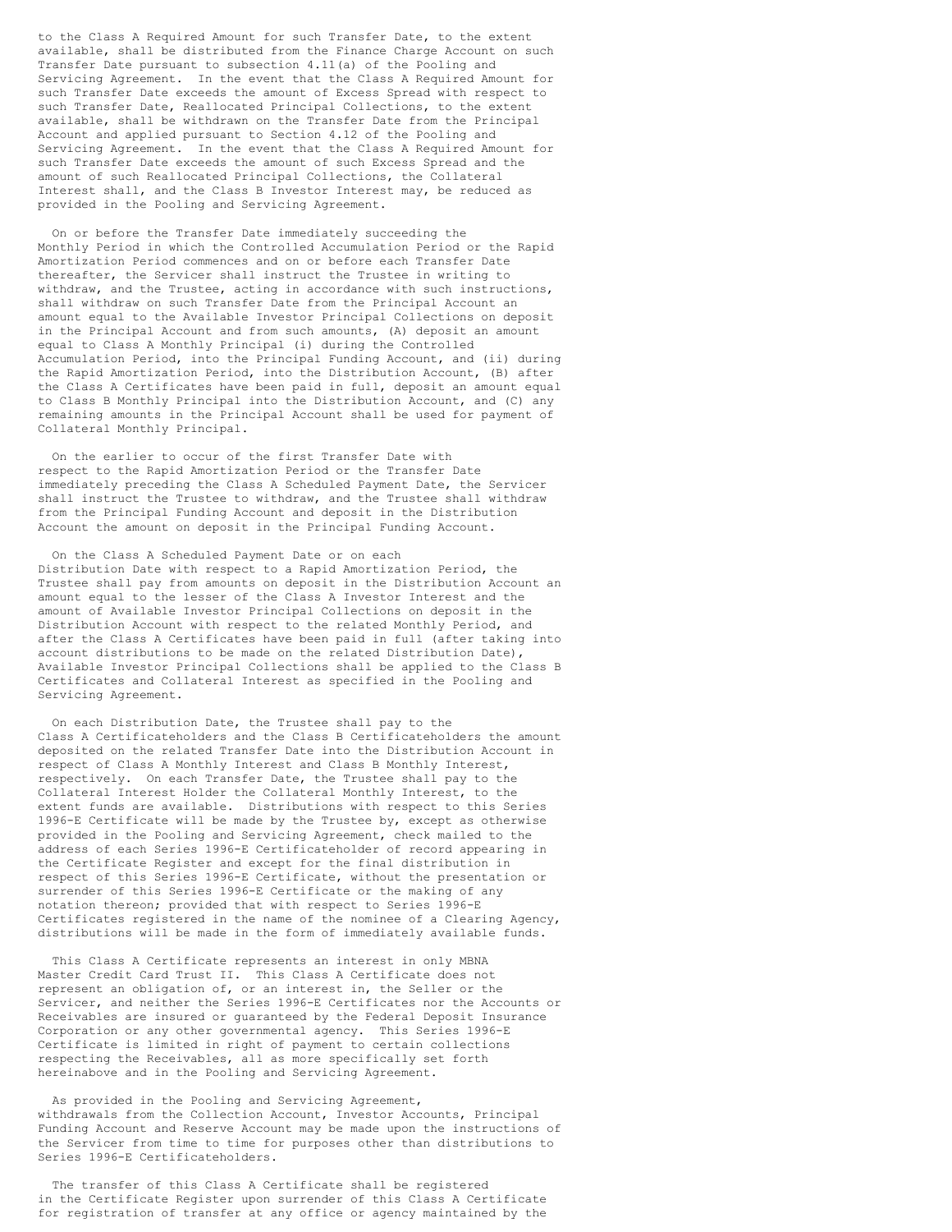to the Class A Required Amount for such Transfer Date, to the extent available, shall be distributed from the Finance Charge Account on such Transfer Date pursuant to subsection 4.11(a) of the Pooling and Servicing Agreement. In the event that the Class A Required Amount for such Transfer Date exceeds the amount of Excess Spread with respect to such Transfer Date, Reallocated Principal Collections, to the extent available, shall be withdrawn on the Transfer Date from the Principal Account and applied pursuant to Section 4.12 of the Pooling and Servicing Agreement. In the event that the Class A Required Amount for such Transfer Date exceeds the amount of such Excess Spread and the amount of such Reallocated Principal Collections, the Collateral Interest shall, and the Class B Investor Interest may, be reduced as provided in the Pooling and Servicing Agreement.

On or before the Transfer Date immediately succeeding the Monthly Period in which the Controlled Accumulation Period or the Rapid Amortization Period commences and on or before each Transfer Date thereafter, the Servicer shall instruct the Trustee in writing to withdraw, and the Trustee, acting in accordance with such instructions, shall withdraw on such Transfer Date from the Principal Account an amount equal to the Available Investor Principal Collections on deposit in the Principal Account and from such amounts, (A) deposit an amount equal to Class A Monthly Principal (i) during the Controlled Accumulation Period, into the Principal Funding Account, and (ii) during the Rapid Amortization Period, into the Distribution Account, (B) after the Class A Certificates have been paid in full, deposit an amount equal to Class B Monthly Principal into the Distribution Account, and (C) any remaining amounts in the Principal Account shall be used for payment of Collateral Monthly Principal.

On the earlier to occur of the first Transfer Date with respect to the Rapid Amortization Period or the Transfer Date immediately preceding the Class A Scheduled Payment Date, the Servicer shall instruct the Trustee to withdraw, and the Trustee shall withdraw from the Principal Funding Account and deposit in the Distribution Account the amount on deposit in the Principal Funding Account.

On the Class A Scheduled Payment Date or on each Distribution Date with respect to a Rapid Amortization Period, the Trustee shall pay from amounts on deposit in the Distribution Account an amount equal to the lesser of the Class A Investor Interest and the amount of Available Investor Principal Collections on deposit in the Distribution Account with respect to the related Monthly Period, and after the Class A Certificates have been paid in full (after taking into account distributions to be made on the related Distribution Date), Available Investor Principal Collections shall be applied to the Class B Certificates and Collateral Interest as specified in the Pooling and Servicing Agreement.

On each Distribution Date, the Trustee shall pay to the Class A Certificateholders and the Class B Certificateholders the amount deposited on the related Transfer Date into the Distribution Account in respect of Class A Monthly Interest and Class B Monthly Interest, respectively. On each Transfer Date, the Trustee shall pay to the Collateral Interest Holder the Collateral Monthly Interest, to the extent funds are available. Distributions with respect to this Series 1996-E Certificate will be made by the Trustee by, except as otherwise provided in the Pooling and Servicing Agreement, check mailed to the address of each Series 1996-E Certificateholder of record appearing in the Certificate Register and except for the final distribution in respect of this Series 1996-E Certificate, without the presentation or surrender of this Series 1996-E Certificate or the making of any notation thereon; provided that with respect to Series 1996-E Certificates registered in the name of the nominee of a Clearing Agency, distributions will be made in the form of immediately available funds.

This Class A Certificate represents an interest in only MBNA Master Credit Card Trust II. This Class A Certificate does not represent an obligation of, or an interest in, the Seller or the Servicer, and neither the Series 1996-E Certificates nor the Accounts or Receivables are insured or guaranteed by the Federal Deposit Insurance Corporation or any other governmental agency. This Series 1996-E Certificate is limited in right of payment to certain collections respecting the Receivables, all as more specifically set forth hereinabove and in the Pooling and Servicing Agreement.

As provided in the Pooling and Servicing Agreement, withdrawals from the Collection Account, Investor Accounts, Principal Funding Account and Reserve Account may be made upon the instructions of the Servicer from time to time for purposes other than distributions to Series 1996-E Certificateholders.

The transfer of this Class A Certificate shall be registered in the Certificate Register upon surrender of this Class A Certificate for registration of transfer at any office or agency maintained by the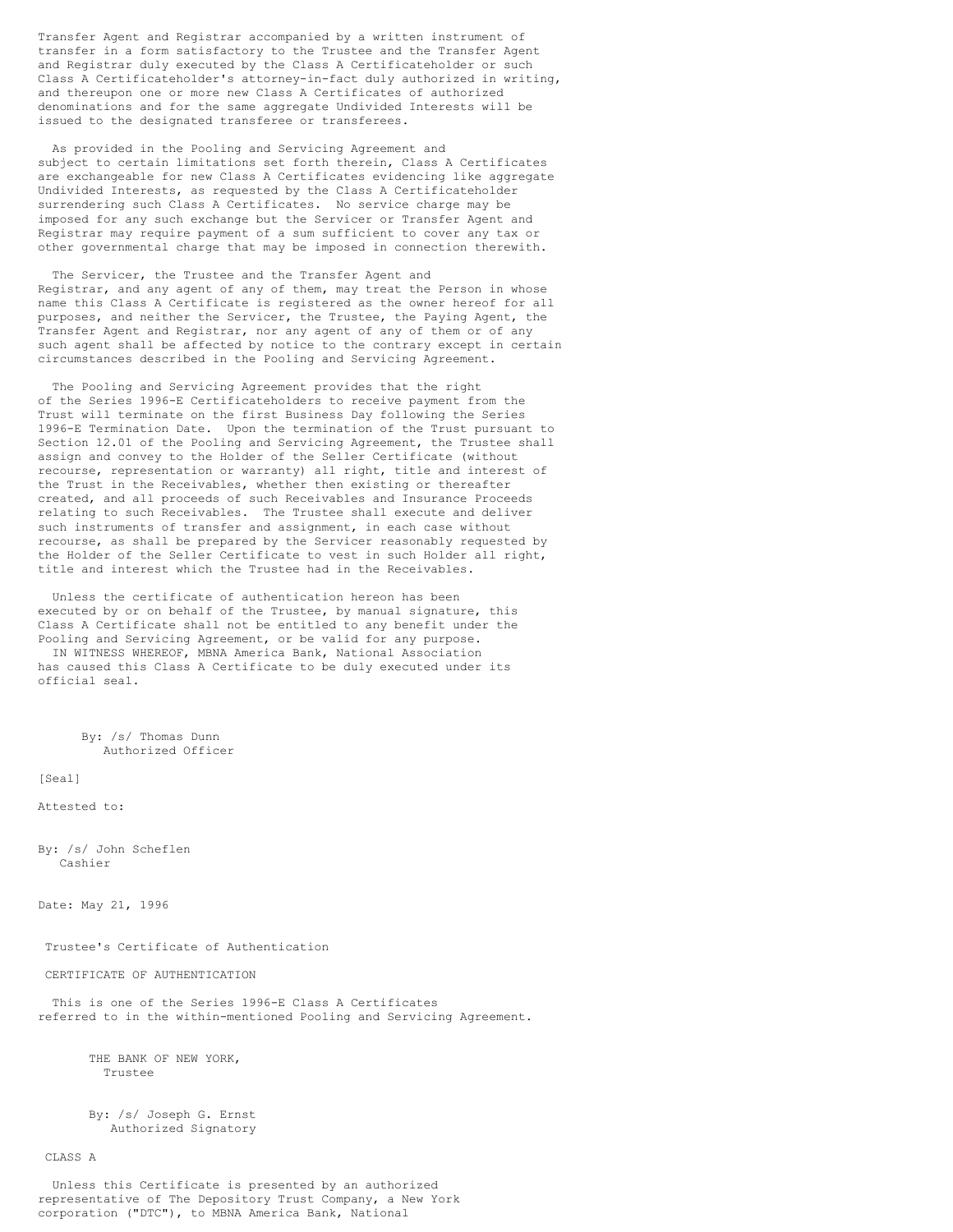Transfer Agent and Registrar accompanied by a written instrument of transfer in a form satisfactory to the Trustee and the Transfer Agent and Registrar duly executed by the Class A Certificateholder or such Class A Certificateholder's attorney-in-fact duly authorized in writing, and thereupon one or more new Class A Certificates of authorized denominations and for the same aggregate Undivided Interests will be issued to the designated transferee or transferees.

As provided in the Pooling and Servicing Agreement and subject to certain limitations set forth therein, Class A Certificates are exchangeable for new Class A Certificates evidencing like aggregate Undivided Interests, as requested by the Class A Certificateholder surrendering such Class A Certificates. No service charge may be imposed for any such exchange but the Servicer or Transfer Agent and Registrar may require payment of a sum sufficient to cover any tax or other governmental charge that may be imposed in connection therewith.

The Servicer, the Trustee and the Transfer Agent and Registrar, and any agent of any of them, may treat the Person in whose name this Class A Certificate is registered as the owner hereof for all purposes, and neither the Servicer, the Trustee, the Paying Agent, the Transfer Agent and Registrar, nor any agent of any of them or of any such agent shall be affected by notice to the contrary except in certain circumstances described in the Pooling and Servicing Agreement.

The Pooling and Servicing Agreement provides that the right of the Series 1996-E Certificateholders to receive payment from the Trust will terminate on the first Business Day following the Series 1996-E Termination Date. Upon the termination of the Trust pursuant to Section 12.01 of the Pooling and Servicing Agreement, the Trustee shall assign and convey to the Holder of the Seller Certificate (without recourse, representation or warranty) all right, title and interest of the Trust in the Receivables, whether then existing or thereafter created, and all proceeds of such Receivables and Insurance Proceeds relating to such Receivables. The Trustee shall execute and deliver such instruments of transfer and assignment, in each case without recourse, as shall be prepared by the Servicer reasonably requested by the Holder of the Seller Certificate to vest in such Holder all right, title and interest which the Trustee had in the Receivables.

Unless the certificate of authentication hereon has been executed by or on behalf of the Trustee, by manual signature, this Class A Certificate shall not be entitled to any benefit under the Pooling and Servicing Agreement, or be valid for any purpose.

IN WITNESS WHEREOF, MBNA America Bank, National Association has caused this Class A Certificate to be duly executed under its official seal.

By: /s/ Thomas Dunn
Authorized Officer

[Seal]

Attested to:

By: /s/ John Scheflen
Cashier

Date: May 21, 1996

Trustee's Certificate of Authentication

CERTIFICATE OF AUTHENTICATION

This is one of the Series 1996-E Class A Certificates referred to in the within-mentioned Pooling and Servicing Agreement.

THE BANK OF NEW YORK,
Trustee

By: /s/ Joseph G. Ernst
Authorized Signatory

CLASS A

Unless this Certificate is presented by an authorized representative of The Depository Trust Company, a New York corporation ("DTC"), to MBNA America Bank, National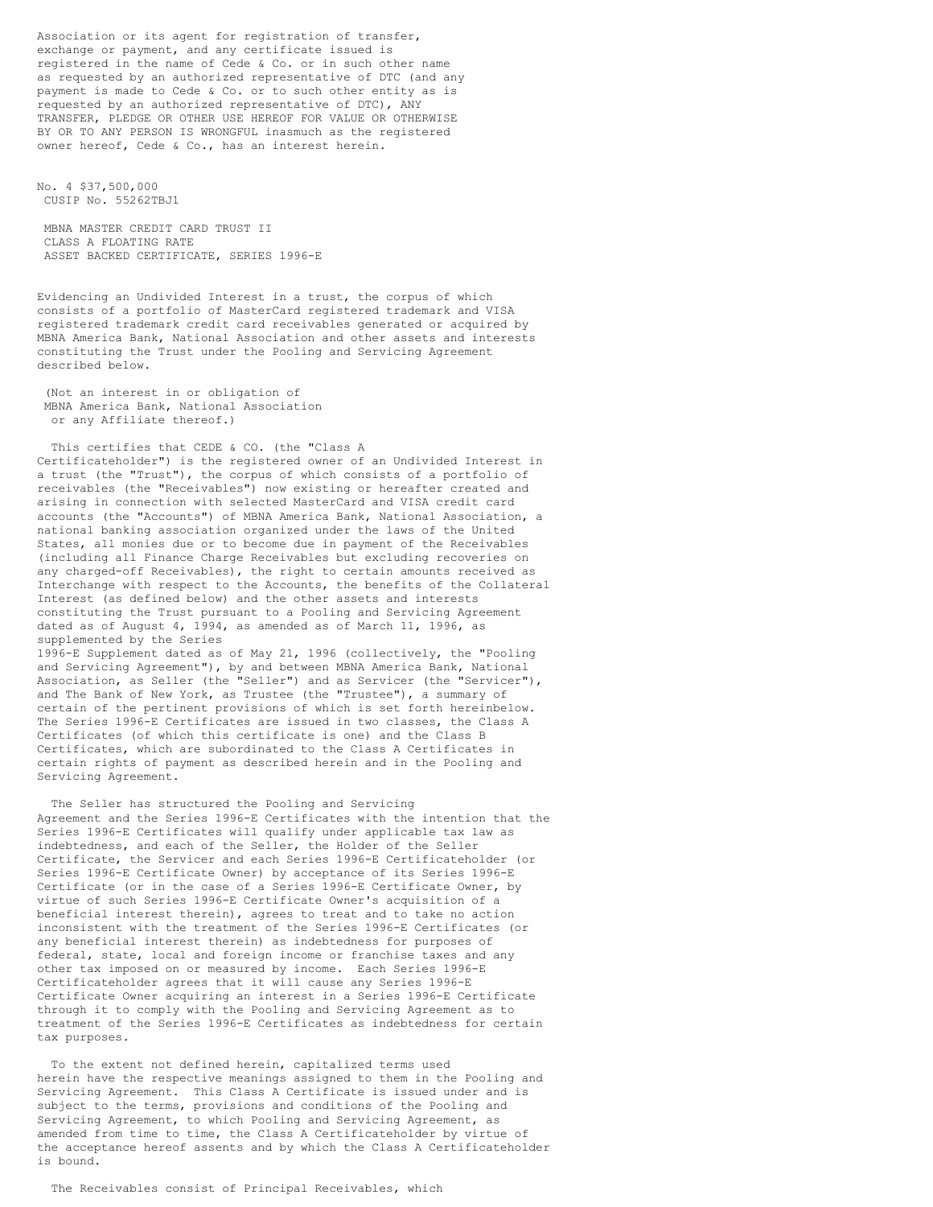Association or its agent for registration of transfer, exchange or payment, and any certificate issued is registered in the name of Cede & Co. or in such other name as requested by an authorized representative of DTC (and any payment is made to Cede & Co. or to such other entity as is requested by an authorized representative of DTC), ANY TRANSFER, PLEDGE OR OTHER USE HEREOF FOR VALUE OR OTHERWISE BY OR TO ANY PERSON IS WRONGFUL inasmuch as the registered owner hereof, Cede & Co., has an interest herein.

No. 4 $37,500,000
CUSIP No. 55262TBJ1

MBNA MASTER CREDIT CARD TRUST II
CLASS A FLOATING RATE
ASSET BACKED CERTIFICATE, SERIES 1996-E

Evidencing an Undivided Interest in a trust, the corpus of which consists of a portfolio of MasterCard registered trademark and VISA registered trademark credit card receivables generated or acquired by MBNA America Bank, National Association and other assets and interests constituting the Trust under the Pooling and Servicing Agreement described below.

(Not an interest in or obligation of MBNA America Bank, National Association or any Affiliate thereof.)

This certifies that CEDE & CO. (the "Class A Certificateholder") is the registered owner of an Undivided Interest in a trust (the "Trust"), the corpus of which consists of a portfolio of receivables (the "Receivables") now existing or hereafter created and arising in connection with selected MasterCard and VISA credit card accounts (the "Accounts") of MBNA America Bank, National Association, a national banking association organized under the laws of the United States, all monies due or to become due in payment of the Receivables (including all Finance Charge Receivables but excluding recoveries on any charged-off Receivables), the right to certain amounts received as Interchange with respect to the Accounts, the benefits of the Collateral Interest (as defined below) and the other assets and interests constituting the Trust pursuant to a Pooling and Servicing Agreement dated as of August 4, 1994, as amended as of March 11, 1996, as supplemented by the Series 1996-E Supplement dated as of May 21, 1996 (collectively, the "Pooling and Servicing Agreement"), by and between MBNA America Bank, National Association, as Seller (the "Seller") and as Servicer (the "Servicer"), and The Bank of New York, as Trustee (the "Trustee"), a summary of certain of the pertinent provisions of which is set forth hereinbelow. The Series 1996-E Certificates are issued in two classes, the Class A Certificates (of which this certificate is one) and the Class B Certificates, which are subordinated to the Class A Certificates in certain rights of payment as described herein and in the Pooling and Servicing Agreement.

The Seller has structured the Pooling and Servicing Agreement and the Series 1996-E Certificates with the intention that the Series 1996-E Certificates will qualify under applicable tax law as indebtedness, and each of the Seller, the Holder of the Seller Certificate, the Servicer and each Series 1996-E Certificateholder (or Series 1996-E Certificate Owner) by acceptance of its Series 1996-E Certificate (or in the case of a Series 1996-E Certificate Owner, by virtue of such Series 1996-E Certificate Owner's acquisition of a beneficial interest therein), agrees to treat and to take no action inconsistent with the treatment of the Series 1996-E Certificates (or any beneficial interest therein) as indebtedness for purposes of federal, state, local and foreign income or franchise taxes and any other tax imposed on or measured by income. Each Series 1996-E Certificateholder agrees that it will cause any Series 1996-E Certificate Owner acquiring an interest in a Series 1996-E Certificate through it to comply with the Pooling and Servicing Agreement as to treatment of the Series 1996-E Certificates as indebtedness for certain tax purposes.

To the extent not defined herein, capitalized terms used herein have the respective meanings assigned to them in the Pooling and Servicing Agreement. This Class A Certificate is issued under and is subject to the terms, provisions and conditions of the Pooling and Servicing Agreement, to which Pooling and Servicing Agreement, as amended from time to time, the Class A Certificateholder by virtue of the acceptance hereof assents and by which the Class A Certificateholder is bound.

The Receivables consist of Principal Receivables, which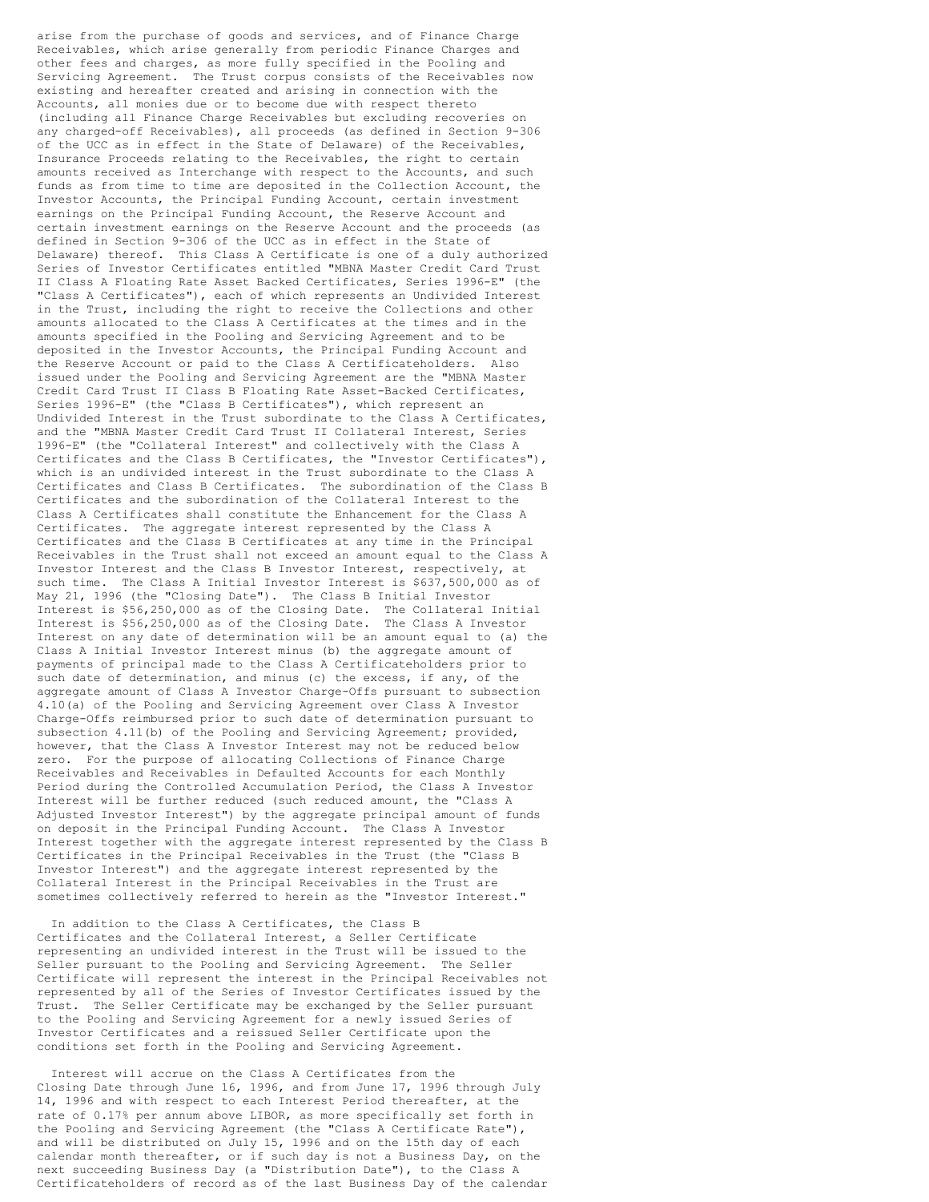arise from the purchase of goods and services, and of Finance Charge Receivables, which arise generally from periodic Finance Charges and other fees and charges, as more fully specified in the Pooling and Servicing Agreement. The Trust corpus consists of the Receivables now existing and hereafter created and arising in connection with the Accounts, all monies due or to become due with respect thereto (including all Finance Charge Receivables but excluding recoveries on any charged-off Receivables), all proceeds (as defined in Section 9-306 of the UCC as in effect in the State of Delaware) of the Receivables, Insurance Proceeds relating to the Receivables, the right to certain amounts received as Interchange with respect to the Accounts, and such funds as from time to time are deposited in the Collection Account, the Investor Accounts, the Principal Funding Account, certain investment earnings on the Principal Funding Account, the Reserve Account and certain investment earnings on the Reserve Account and the proceeds (as defined in Section 9-306 of the UCC as in effect in the State of Delaware) thereof. This Class A Certificate is one of a duly authorized Series of Investor Certificates entitled "MBNA Master Credit Card Trust II Class A Floating Rate Asset Backed Certificates, Series 1996-E" (the "Class A Certificates"), each of which represents an Undivided Interest in the Trust, including the right to receive the Collections and other amounts allocated to the Class A Certificates at the times and in the amounts specified in the Pooling and Servicing Agreement and to be deposited in the Investor Accounts, the Principal Funding Account and the Reserve Account or paid to the Class A Certificateholders. Also issued under the Pooling and Servicing Agreement are the "MBNA Master Credit Card Trust II Class B Floating Rate Asset-Backed Certificates, Series 1996-E" (the "Class B Certificates"), which represent an Undivided Interest in the Trust subordinate to the Class A Certificates, and the "MBNA Master Credit Card Trust II Collateral Interest, Series 1996-E" (the "Collateral Interest" and collectively with the Class A Certificates and the Class B Certificates, the "Investor Certificates"), which is an undivided interest in the Trust subordinate to the Class A Certificates and Class B Certificates. The subordination of the Class B Certificates and the subordination of the Collateral Interest to the Class A Certificates shall constitute the Enhancement for the Class A Certificates. The aggregate interest represented by the Class A Certificates and the Class B Certificates at any time in the Principal Receivables in the Trust shall not exceed an amount equal to the Class A Investor Interest and the Class B Investor Interest, respectively, at such time. The Class A Initial Investor Interest is $637,500,000 as of May 21, 1996 (the "Closing Date"). The Class B Initial Investor Interest is $56,250,000 as of the Closing Date. The Collateral Initial Interest is $56,250,000 as of the Closing Date. The Class A Investor Interest on any date of determination will be an amount equal to (a) the Class A Initial Investor Interest minus (b) the aggregate amount of payments of principal made to the Class A Certificateholders prior to such date of determination, and minus (c) the excess, if any, of the aggregate amount of Class A Investor Charge-Offs pursuant to subsection 4.10(a) of the Pooling and Servicing Agreement over Class A Investor Charge-Offs reimbursed prior to such date of determination pursuant to subsection 4.11(b) of the Pooling and Servicing Agreement; provided, however, that the Class A Investor Interest may not be reduced below zero. For the purpose of allocating Collections of Finance Charge Receivables and Receivables in Defaulted Accounts for each Monthly Period during the Controlled Accumulation Period, the Class A Investor Interest will be further reduced (such reduced amount, the "Class A Adjusted Investor Interest") by the aggregate principal amount of funds on deposit in the Principal Funding Account. The Class A Investor Interest together with the aggregate interest represented by the Class B Certificates in the Principal Receivables in the Trust (the "Class B Investor Interest") and the aggregate interest represented by the Collateral Interest in the Principal Receivables in the Trust are sometimes collectively referred to herein as the "Investor Interest."

In addition to the Class A Certificates, the Class B Certificates and the Collateral Interest, a Seller Certificate representing an undivided interest in the Trust will be issued to the Seller pursuant to the Pooling and Servicing Agreement. The Seller Certificate will represent the interest in the Principal Receivables not represented by all of the Series of Investor Certificates issued by the Trust. The Seller Certificate may be exchanged by the Seller pursuant to the Pooling and Servicing Agreement for a newly issued Series of Investor Certificates and a reissued Seller Certificate upon the conditions set forth in the Pooling and Servicing Agreement.

Interest will accrue on the Class A Certificates from the Closing Date through June 16, 1996, and from June 17, 1996 through July 14, 1996 and with respect to each Interest Period thereafter, at the rate of 0.17% per annum above LIBOR, as more specifically set forth in the Pooling and Servicing Agreement (the "Class A Certificate Rate"), and will be distributed on July 15, 1996 and on the 15th day of each calendar month thereafter, or if such day is not a Business Day, on the next succeeding Business Day (a "Distribution Date"), to the Class A Certificateholders of record as of the last Business Day of the calendar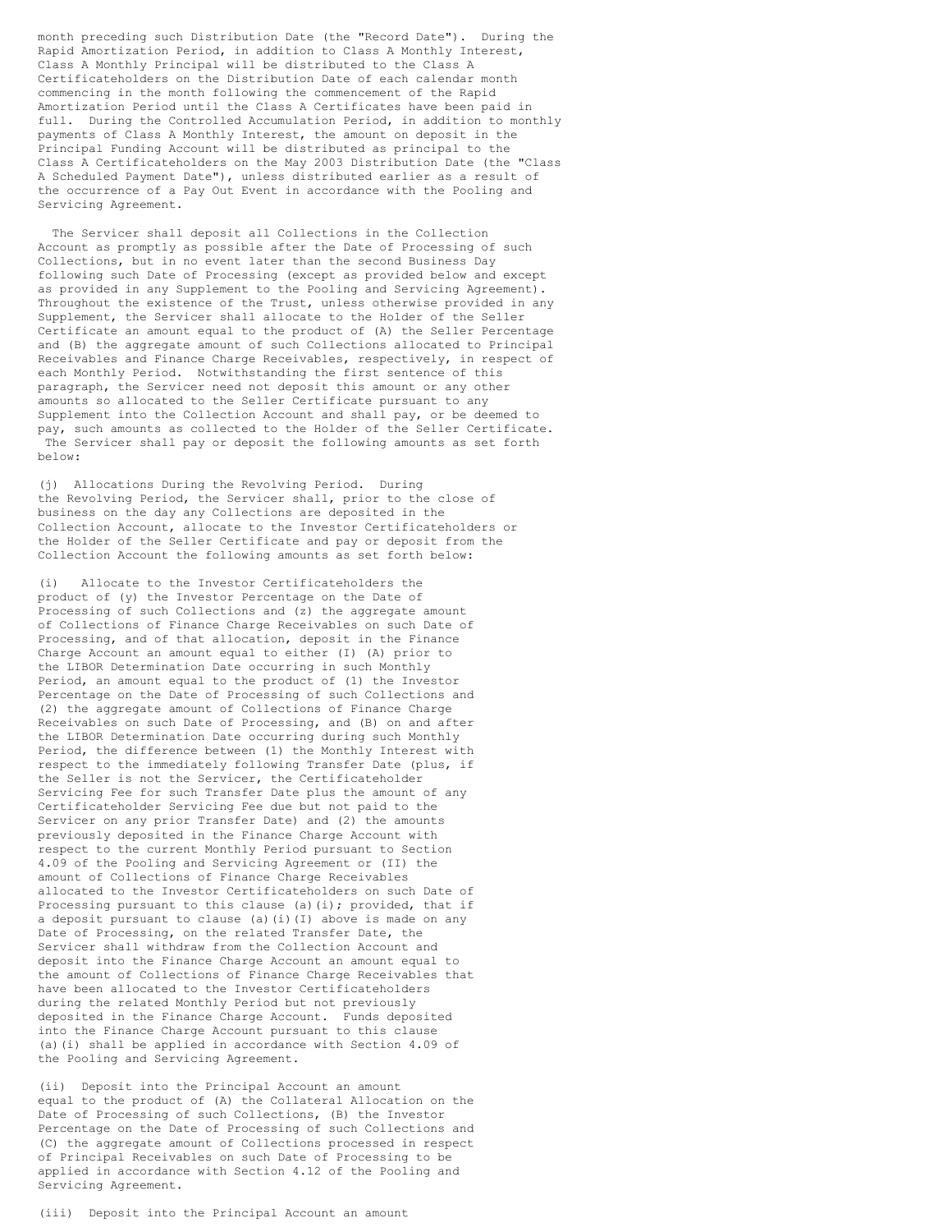month preceding such Distribution Date (the "Record Date"). During the Rapid Amortization Period, in addition to Class A Monthly Interest, Class A Monthly Principal will be distributed to the Class A Certificateholders on the Distribution Date of each calendar month commencing in the month following the commencement of the Rapid Amortization Period until the Class A Certificates have been paid in full. During the Controlled Accumulation Period, in addition to monthly payments of Class A Monthly Interest, the amount on deposit in the Principal Funding Account will be distributed as principal to the Class A Certificateholders on the May 2003 Distribution Date (the "Class A Scheduled Payment Date"), unless distributed earlier as a result of the occurrence of a Pay Out Event in accordance with the Pooling and Servicing Agreement.

The Servicer shall deposit all Collections in the Collection Account as promptly as possible after the Date of Processing of such Collections, but in no event later than the second Business Day following such Date of Processing (except as provided below and except as provided in any Supplement to the Pooling and Servicing Agreement). Throughout the existence of the Trust, unless otherwise provided in any Supplement, the Servicer shall allocate to the Holder of the Seller Certificate an amount equal to the product of (A) the Seller Percentage and (B) the aggregate amount of such Collections allocated to Principal Receivables and Finance Charge Receivables, respectively, in respect of each Monthly Period. Notwithstanding the first sentence of this paragraph, the Servicer need not deposit this amount or any other amounts so allocated to the Seller Certificate pursuant to any Supplement into the Collection Account and shall pay, or be deemed to pay, such amounts as collected to the Holder of the Seller Certificate. The Servicer shall pay or deposit the following amounts as set forth below:

(j) Allocations During the Revolving Period. During the Revolving Period, the Servicer shall, prior to the close of business on the day any Collections are deposited in the Collection Account, allocate to the Investor Certificateholders or the Holder of the Seller Certificate and pay or deposit from the Collection Account the following amounts as set forth below:

(i) Allocate to the Investor Certificateholders the product of (y) the Investor Percentage on the Date of Processing of such Collections and (z) the aggregate amount of Collections of Finance Charge Receivables on such Date of Processing, and of that allocation, deposit in the Finance Charge Account an amount equal to either (I) (A) prior to the LIBOR Determination Date occurring in such Monthly Period, an amount equal to the product of (1) the Investor Percentage on the Date of Processing of such Collections and (2) the aggregate amount of Collections of Finance Charge Receivables on such Date of Processing, and (B) on and after the LIBOR Determination Date occurring during such Monthly Period, the difference between (1) the Monthly Interest with respect to the immediately following Transfer Date (plus, if the Seller is not the Servicer, the Certificateholder Servicing Fee for such Transfer Date plus the amount of any Certificateholder Servicing Fee due but not paid to the Servicer on any prior Transfer Date) and (2) the amounts previously deposited in the Finance Charge Account with respect to the current Monthly Period pursuant to Section 4.09 of the Pooling and Servicing Agreement or (II) the amount of Collections of Finance Charge Receivables allocated to the Investor Certificateholders on such Date of Processing pursuant to this clause (a)(i); provided, that if a deposit pursuant to clause (a)(i)(I) above is made on any Date of Processing, on the related Transfer Date, the Servicer shall withdraw from the Collection Account and deposit into the Finance Charge Account an amount equal to the amount of Collections of Finance Charge Receivables that have been allocated to the Investor Certificateholders during the related Monthly Period but not previously deposited in the Finance Charge Account. Funds deposited into the Finance Charge Account pursuant to this clause (a)(i) shall be applied in accordance with Section 4.09 of the Pooling and Servicing Agreement.

(ii) Deposit into the Principal Account an amount equal to the product of (A) the Collateral Allocation on the Date of Processing of such Collections, (B) the Investor Percentage on the Date of Processing of such Collections and (C) the aggregate amount of Collections processed in respect of Principal Receivables on such Date of Processing to be applied in accordance with Section 4.12 of the Pooling and Servicing Agreement.

(iii) Deposit into the Principal Account an amount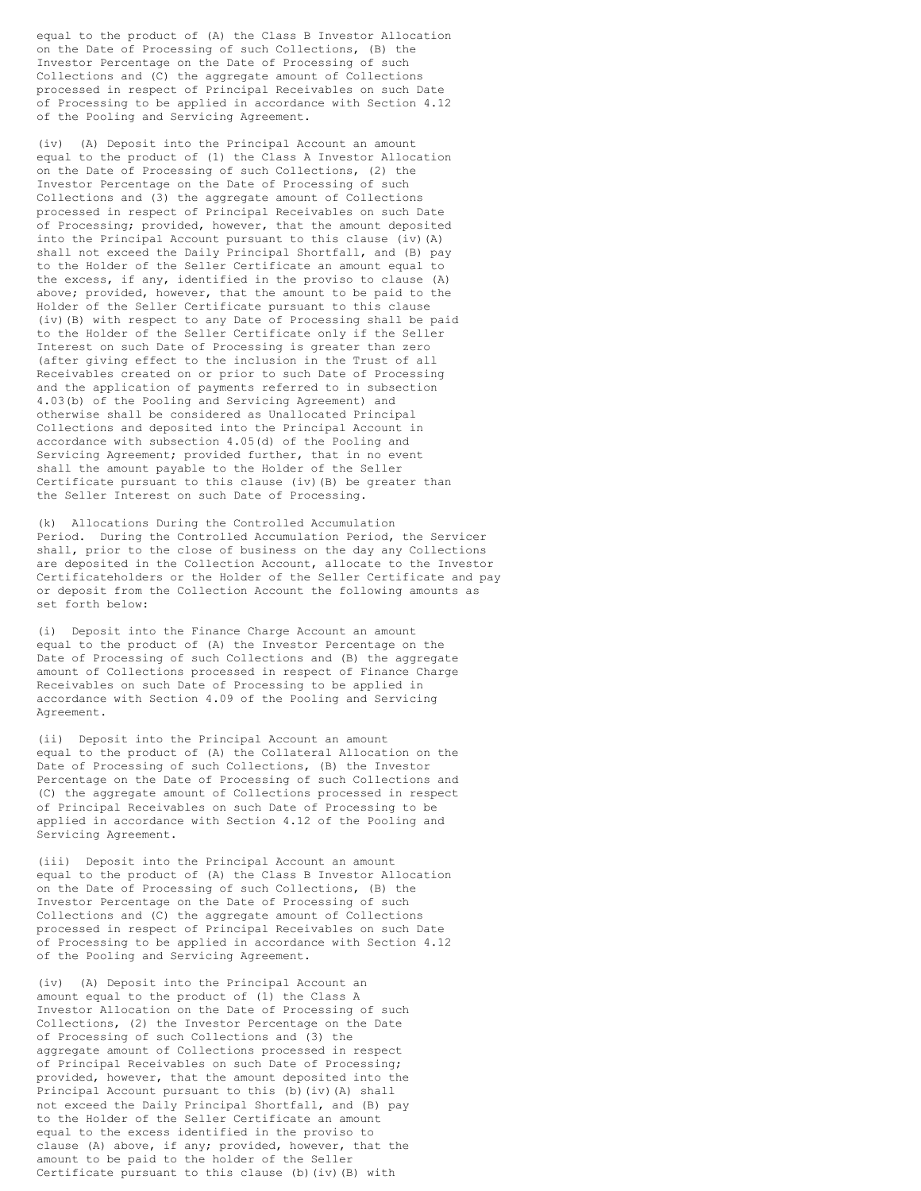equal to the product of (A) the Class B Investor Allocation on the Date of Processing of such Collections, (B) the Investor Percentage on the Date of Processing of such Collections and (C) the aggregate amount of Collections processed in respect of Principal Receivables on such Date of Processing to be applied in accordance with Section 4.12 of the Pooling and Servicing Agreement.

(iv) (A) Deposit into the Principal Account an amount equal to the product of (1) the Class A Investor Allocation on the Date of Processing of such Collections, (2) the Investor Percentage on the Date of Processing of such Collections and (3) the aggregate amount of Collections processed in respect of Principal Receivables on such Date of Processing; provided, however, that the amount deposited into the Principal Account pursuant to this clause (iv)(A) shall not exceed the Daily Principal Shortfall, and (B) pay to the Holder of the Seller Certificate an amount equal to the excess, if any, identified in the proviso to clause (A) above; provided, however, that the amount to be paid to the Holder of the Seller Certificate pursuant to this clause (iv)(B) with respect to any Date of Processing shall be paid to the Holder of the Seller Certificate only if the Seller Interest on such Date of Processing is greater than zero (after giving effect to the inclusion in the Trust of all Receivables created on or prior to such Date of Processing and the application of payments referred to in subsection 4.03(b) of the Pooling and Servicing Agreement) and otherwise shall be considered as Unallocated Principal Collections and deposited into the Principal Account in accordance with subsection 4.05(d) of the Pooling and Servicing Agreement; provided further, that in no event shall the amount payable to the Holder of the Seller Certificate pursuant to this clause (iv)(B) be greater than the Seller Interest on such Date of Processing.

(k) Allocations During the Controlled Accumulation Period. During the Controlled Accumulation Period, the Servicer shall, prior to the close of business on the day any Collections are deposited in the Collection Account, allocate to the Investor Certificateholders or the Holder of the Seller Certificate and pay or deposit from the Collection Account the following amounts as set forth below:

(i) Deposit into the Finance Charge Account an amount equal to the product of (A) the Investor Percentage on the Date of Processing of such Collections and (B) the aggregate amount of Collections processed in respect of Finance Charge Receivables on such Date of Processing to be applied in accordance with Section 4.09 of the Pooling and Servicing Agreement.

(ii) Deposit into the Principal Account an amount equal to the product of (A) the Collateral Allocation on the Date of Processing of such Collections, (B) the Investor Percentage on the Date of Processing of such Collections and (C) the aggregate amount of Collections processed in respect of Principal Receivables on such Date of Processing to be applied in accordance with Section 4.12 of the Pooling and Servicing Agreement.

(iii) Deposit into the Principal Account an amount equal to the product of (A) the Class B Investor Allocation on the Date of Processing of such Collections, (B) the Investor Percentage on the Date of Processing of such Collections and (C) the aggregate amount of Collections processed in respect of Principal Receivables on such Date of Processing to be applied in accordance with Section 4.12 of the Pooling and Servicing Agreement.

(iv) (A) Deposit into the Principal Account an amount equal to the product of (1) the Class A Investor Allocation on the Date of Processing of such Collections, (2) the Investor Percentage on the Date of Processing of such Collections and (3) the aggregate amount of Collections processed in respect of Principal Receivables on such Date of Processing; provided, however, that the amount deposited into the Principal Account pursuant to this (b)(iv)(A) shall not exceed the Daily Principal Shortfall, and (B) pay to the Holder of the Seller Certificate an amount equal to the excess identified in the proviso to clause (A) above, if any; provided, however, that the amount to be paid to the holder of the Seller Certificate pursuant to this clause (b)(iv)(B) with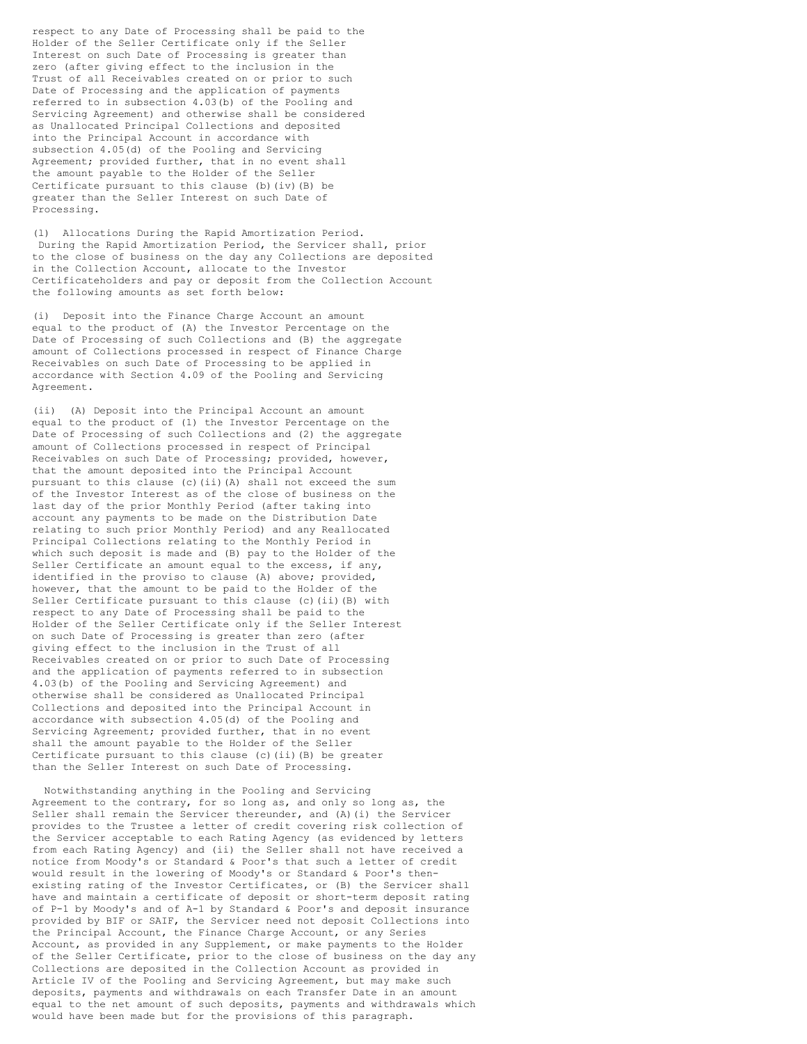respect to any Date of Processing shall be paid to the Holder of the Seller Certificate only if the Seller Interest on such Date of Processing is greater than zero (after giving effect to the inclusion in the Trust of all Receivables created on or prior to such Date of Processing and the application of payments referred to in subsection 4.03(b) of the Pooling and Servicing Agreement) and otherwise shall be considered as Unallocated Principal Collections and deposited into the Principal Account in accordance with subsection 4.05(d) of the Pooling and Servicing Agreement; provided further, that in no event shall the amount payable to the Holder of the Seller Certificate pursuant to this clause (b)(iv)(B) be greater than the Seller Interest on such Date of Processing.

(1) Allocations During the Rapid Amortization Period. During the Rapid Amortization Period, the Servicer shall, prior to the close of business on the day any Collections are deposited in the Collection Account, allocate to the Investor Certificateholders and pay or deposit from the Collection Account the following amounts as set forth below:

(i) Deposit into the Finance Charge Account an amount equal to the product of (A) the Investor Percentage on the Date of Processing of such Collections and (B) the aggregate amount of Collections processed in respect of Finance Charge Receivables on such Date of Processing to be applied in accordance with Section 4.09 of the Pooling and Servicing Agreement.

(ii) (A) Deposit into the Principal Account an amount equal to the product of (1) the Investor Percentage on the Date of Processing of such Collections and (2) the aggregate amount of Collections processed in respect of Principal Receivables on such Date of Processing; provided, however, that the amount deposited into the Principal Account pursuant to this clause (c)(ii)(A) shall not exceed the sum of the Investor Interest as of the close of business on the last day of the prior Monthly Period (after taking into account any payments to be made on the Distribution Date relating to such prior Monthly Period) and any Reallocated Principal Collections relating to the Monthly Period in which such deposit is made and (B) pay to the Holder of the Seller Certificate an amount equal to the excess, if any, identified in the proviso to clause (A) above; provided, however, that the amount to be paid to the Holder of the Seller Certificate pursuant to this clause (c)(ii)(B) with respect to any Date of Processing shall be paid to the Holder of the Seller Certificate only if the Seller Interest on such Date of Processing is greater than zero (after giving effect to the inclusion in the Trust of all Receivables created on or prior to such Date of Processing and the application of payments referred to in subsection 4.03(b) of the Pooling and Servicing Agreement) and otherwise shall be considered as Unallocated Principal Collections and deposited into the Principal Account in accordance with subsection 4.05(d) of the Pooling and Servicing Agreement; provided further, that in no event shall the amount payable to the Holder of the Seller Certificate pursuant to this clause (c)(ii)(B) be greater than the Seller Interest on such Date of Processing.

Notwithstanding anything in the Pooling and Servicing Agreement to the contrary, for so long as, and only so long as, the Seller shall remain the Servicer thereunder, and (A)(i) the Servicer provides to the Trustee a letter of credit covering risk collection of the Servicer acceptable to each Rating Agency (as evidenced by letters from each Rating Agency) and (ii) the Seller shall not have received a notice from Moody's or Standard & Poor's that such a letter of credit would result in the lowering of Moody's or Standard & Poor's then-existing rating of the Investor Certificates, or (B) the Servicer shall have and maintain a certificate of deposit or short-term deposit rating of P-1 by Moody's and of A-1 by Standard & Poor's and deposit insurance provided by BIF or SAIF, the Servicer need not deposit Collections into the Principal Account, the Finance Charge Account, or any Series Account, as provided in any Supplement, or make payments to the Holder of the Seller Certificate, prior to the close of business on the day any Collections are deposited in the Collection Account as provided in Article IV of the Pooling and Servicing Agreement, but may make such deposits, payments and withdrawals on each Transfer Date in an amount equal to the net amount of such deposits, payments and withdrawals which would have been made but for the provisions of this paragraph.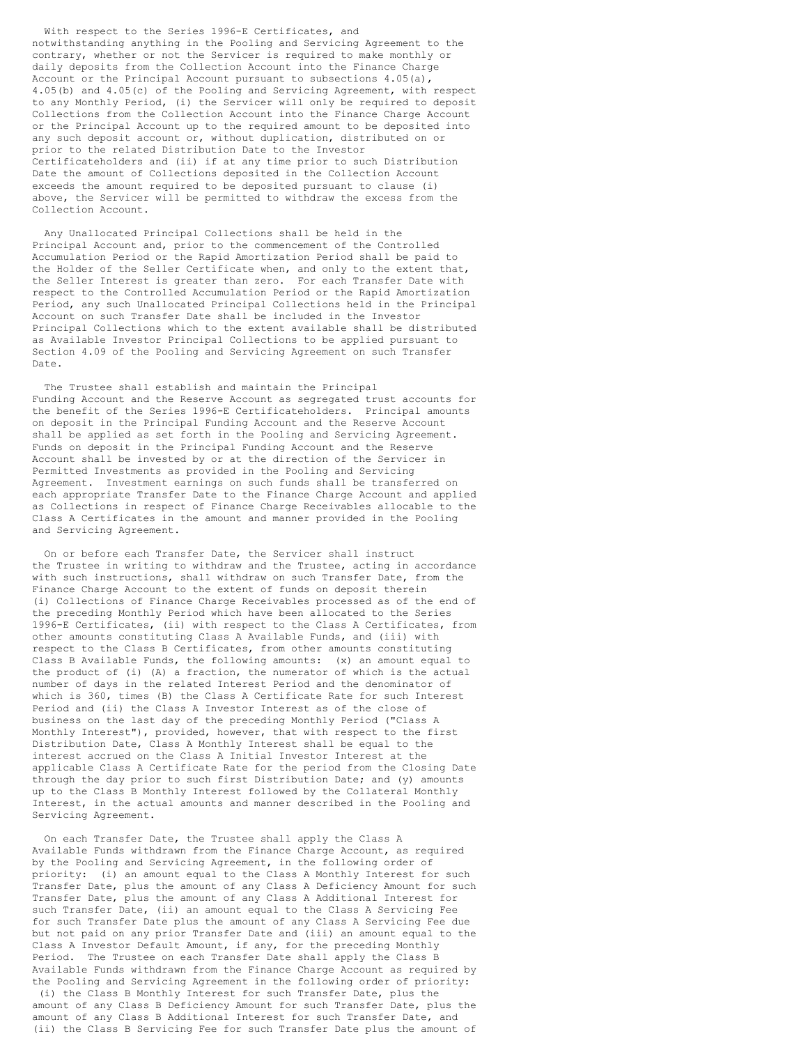With respect to the Series 1996-E Certificates, and notwithstanding anything in the Pooling and Servicing Agreement to the contrary, whether or not the Servicer is required to make monthly or daily deposits from the Collection Account into the Finance Charge Account or the Principal Account pursuant to subsections 4.05(a), 4.05(b) and 4.05(c) of the Pooling and Servicing Agreement, with respect to any Monthly Period, (i) the Servicer will only be required to deposit Collections from the Collection Account into the Finance Charge Account or the Principal Account up to the required amount to be deposited into any such deposit account or, without duplication, distributed on or prior to the related Distribution Date to the Investor Certificateholders and (ii) if at any time prior to such Distribution Date the amount of Collections deposited in the Collection Account exceeds the amount required to be deposited pursuant to clause (i) above, the Servicer will be permitted to withdraw the excess from the Collection Account.

Any Unallocated Principal Collections shall be held in the Principal Account and, prior to the commencement of the Controlled Accumulation Period or the Rapid Amortization Period shall be paid to the Holder of the Seller Certificate when, and only to the extent that, the Seller Interest is greater than zero. For each Transfer Date with respect to the Controlled Accumulation Period or the Rapid Amortization Period, any such Unallocated Principal Collections held in the Principal Account on such Transfer Date shall be included in the Investor Principal Collections which to the extent available shall be distributed as Available Investor Principal Collections to be applied pursuant to Section 4.09 of the Pooling and Servicing Agreement on such Transfer Date.

The Trustee shall establish and maintain the Principal Funding Account and the Reserve Account as segregated trust accounts for the benefit of the Series 1996-E Certificateholders. Principal amounts on deposit in the Principal Funding Account and the Reserve Account shall be applied as set forth in the Pooling and Servicing Agreement. Funds on deposit in the Principal Funding Account and the Reserve Account shall be invested by or at the direction of the Servicer in Permitted Investments as provided in the Pooling and Servicing Agreement. Investment earnings on such funds shall be transferred on each appropriate Transfer Date to the Finance Charge Account and applied as Collections in respect of Finance Charge Receivables allocable to the Class A Certificates in the amount and manner provided in the Pooling and Servicing Agreement.

On or before each Transfer Date, the Servicer shall instruct the Trustee in writing to withdraw and the Trustee, acting in accordance with such instructions, shall withdraw on such Transfer Date, from the Finance Charge Account to the extent of funds on deposit therein (i) Collections of Finance Charge Receivables processed as of the end of the preceding Monthly Period which have been allocated to the Series 1996-E Certificates, (ii) with respect to the Class A Certificates, from other amounts constituting Class A Available Funds, and (iii) with respect to the Class B Certificates, from other amounts constituting Class B Available Funds, the following amounts: (x) an amount equal to the product of (i) (A) a fraction, the numerator of which is the actual number of days in the related Interest Period and the denominator of which is 360, times (B) the Class A Certificate Rate for such Interest Period and (ii) the Class A Investor Interest as of the close of business on the last day of the preceding Monthly Period ("Class A Monthly Interest"), provided, however, that with respect to the first Distribution Date, Class A Monthly Interest shall be equal to the interest accrued on the Class A Initial Investor Interest at the applicable Class A Certificate Rate for the period from the Closing Date through the day prior to such first Distribution Date; and (y) amounts up to the Class B Monthly Interest followed by the Collateral Monthly Interest, in the actual amounts and manner described in the Pooling and Servicing Agreement.

On each Transfer Date, the Trustee shall apply the Class A Available Funds withdrawn from the Finance Charge Account, as required by the Pooling and Servicing Agreement, in the following order of priority: (i) an amount equal to the Class A Monthly Interest for such Transfer Date, plus the amount of any Class A Deficiency Amount for such Transfer Date, plus the amount of any Class A Additional Interest for such Transfer Date, (ii) an amount equal to the Class A Servicing Fee for such Transfer Date plus the amount of any Class A Servicing Fee due but not paid on any prior Transfer Date and (iii) an amount equal to the Class A Investor Default Amount, if any, for the preceding Monthly Period. The Trustee on each Transfer Date shall apply the Class B Available Funds withdrawn from the Finance Charge Account as required by the Pooling and Servicing Agreement in the following order of priority: (i) the Class B Monthly Interest for such Transfer Date, plus the amount of any Class B Deficiency Amount for such Transfer Date, plus the amount of any Class B Additional Interest for such Transfer Date, and (ii) the Class B Servicing Fee for such Transfer Date plus the amount of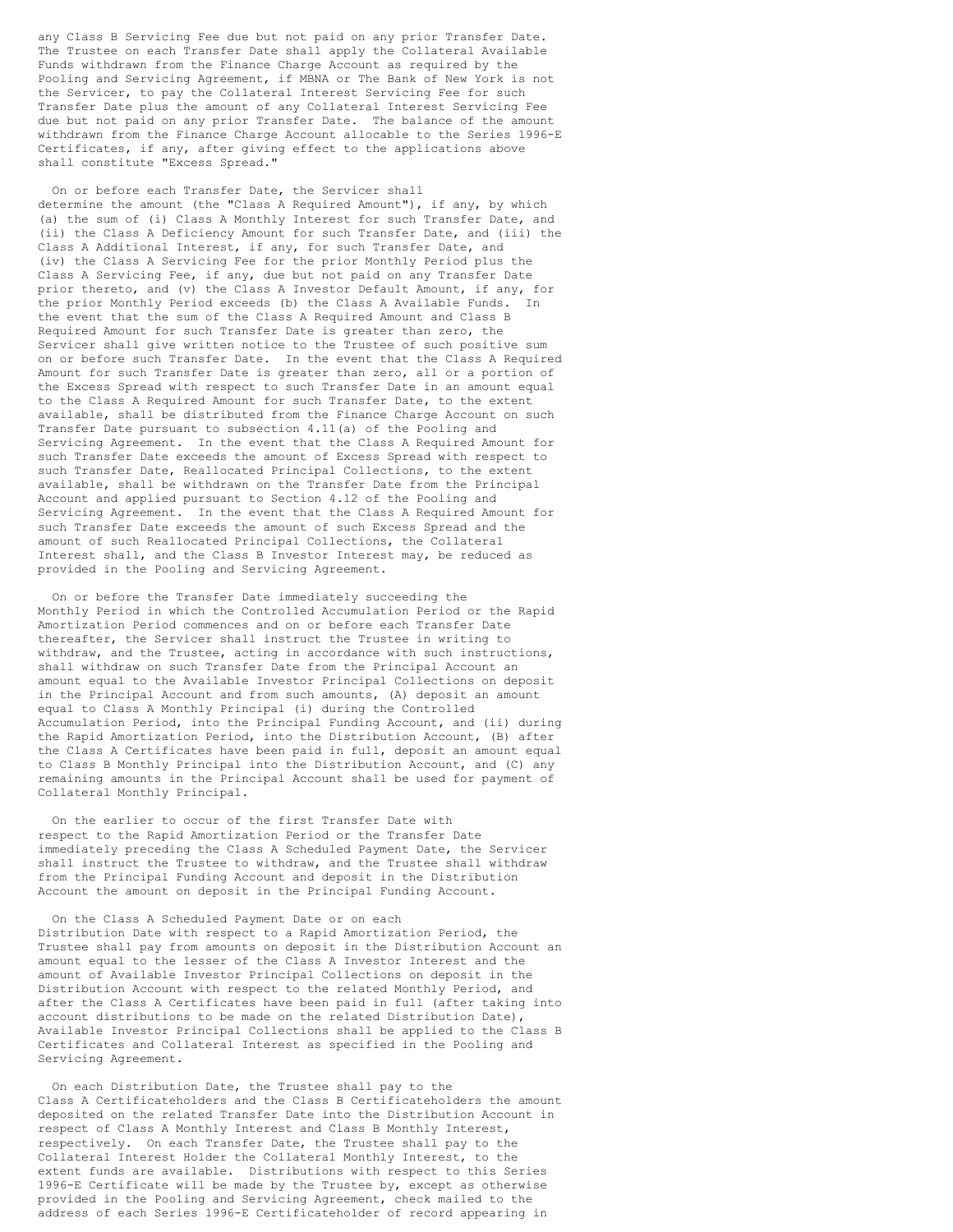any Class B Servicing Fee due but not paid on any prior Transfer Date. The Trustee on each Transfer Date shall apply the Collateral Available Funds withdrawn from the Finance Charge Account as required by the Pooling and Servicing Agreement, if MBNA or The Bank of New York is not the Servicer, to pay the Collateral Interest Servicing Fee for such Transfer Date plus the amount of any Collateral Interest Servicing Fee due but not paid on any prior Transfer Date. The balance of the amount withdrawn from the Finance Charge Account allocable to the Series 1996-E Certificates, if any, after giving effect to the applications above shall constitute "Excess Spread."

On or before each Transfer Date, the Servicer shall determine the amount (the "Class A Required Amount"), if any, by which (a) the sum of (i) Class A Monthly Interest for such Transfer Date, and (ii) the Class A Deficiency Amount for such Transfer Date, and (iii) the Class A Additional Interest, if any, for such Transfer Date, and (iv) the Class A Servicing Fee for the prior Monthly Period plus the Class A Servicing Fee, if any, due but not paid on any Transfer Date prior thereto, and (v) the Class A Investor Default Amount, if any, for the prior Monthly Period exceeds (b) the Class A Available Funds. In the event that the sum of the Class A Required Amount and Class B Required Amount for such Transfer Date is greater than zero, the Servicer shall give written notice to the Trustee of such positive sum on or before such Transfer Date. In the event that the Class A Required Amount for such Transfer Date is greater than zero, all or a portion of the Excess Spread with respect to such Transfer Date in an amount equal to the Class A Required Amount for such Transfer Date, to the extent available, shall be distributed from the Finance Charge Account on such Transfer Date pursuant to subsection 4.11(a) of the Pooling and Servicing Agreement. In the event that the Class A Required Amount for such Transfer Date exceeds the amount of Excess Spread with respect to such Transfer Date, Reallocated Principal Collections, to the extent available, shall be withdrawn on the Transfer Date from the Principal Account and applied pursuant to Section 4.12 of the Pooling and Servicing Agreement. In the event that the Class A Required Amount for such Transfer Date exceeds the amount of such Excess Spread and the amount of such Reallocated Principal Collections, the Collateral Interest shall, and the Class B Investor Interest may, be reduced as provided in the Pooling and Servicing Agreement.

On or before the Transfer Date immediately succeeding the Monthly Period in which the Controlled Accumulation Period or the Rapid Amortization Period commences and on or before each Transfer Date thereafter, the Servicer shall instruct the Trustee in writing to withdraw, and the Trustee, acting in accordance with such instructions, shall withdraw on such Transfer Date from the Principal Account an amount equal to the Available Investor Principal Collections on deposit in the Principal Account and from such amounts, (A) deposit an amount equal to Class A Monthly Principal (i) during the Controlled Accumulation Period, into the Principal Funding Account, and (ii) during the Rapid Amortization Period, into the Distribution Account, (B) after the Class A Certificates have been paid in full, deposit an amount equal to Class B Monthly Principal into the Distribution Account, and (C) any remaining amounts in the Principal Account shall be used for payment of Collateral Monthly Principal.

On the earlier to occur of the first Transfer Date with respect to the Rapid Amortization Period or the Transfer Date immediately preceding the Class A Scheduled Payment Date, the Servicer shall instruct the Trustee to withdraw, and the Trustee shall withdraw from the Principal Funding Account and deposit in the Distribution Account the amount on deposit in the Principal Funding Account.

On the Class A Scheduled Payment Date or on each Distribution Date with respect to a Rapid Amortization Period, the Trustee shall pay from amounts on deposit in the Distribution Account an amount equal to the lesser of the Class A Investor Interest and the amount of Available Investor Principal Collections on deposit in the Distribution Account with respect to the related Monthly Period, and after the Class A Certificates have been paid in full (after taking into account distributions to be made on the related Distribution Date), Available Investor Principal Collections shall be applied to the Class B Certificates and Collateral Interest as specified in the Pooling and Servicing Agreement.

On each Distribution Date, the Trustee shall pay to the Class A Certificateholders and the Class B Certificateholders the amount deposited on the related Transfer Date into the Distribution Account in respect of Class A Monthly Interest and Class B Monthly Interest, respectively. On each Transfer Date, the Trustee shall pay to the Collateral Interest Holder the Collateral Monthly Interest, to the extent funds are available. Distributions with respect to this Series 1996-E Certificate will be made by the Trustee by, except as otherwise provided in the Pooling and Servicing Agreement, check mailed to the address of each Series 1996-E Certificateholder of record appearing in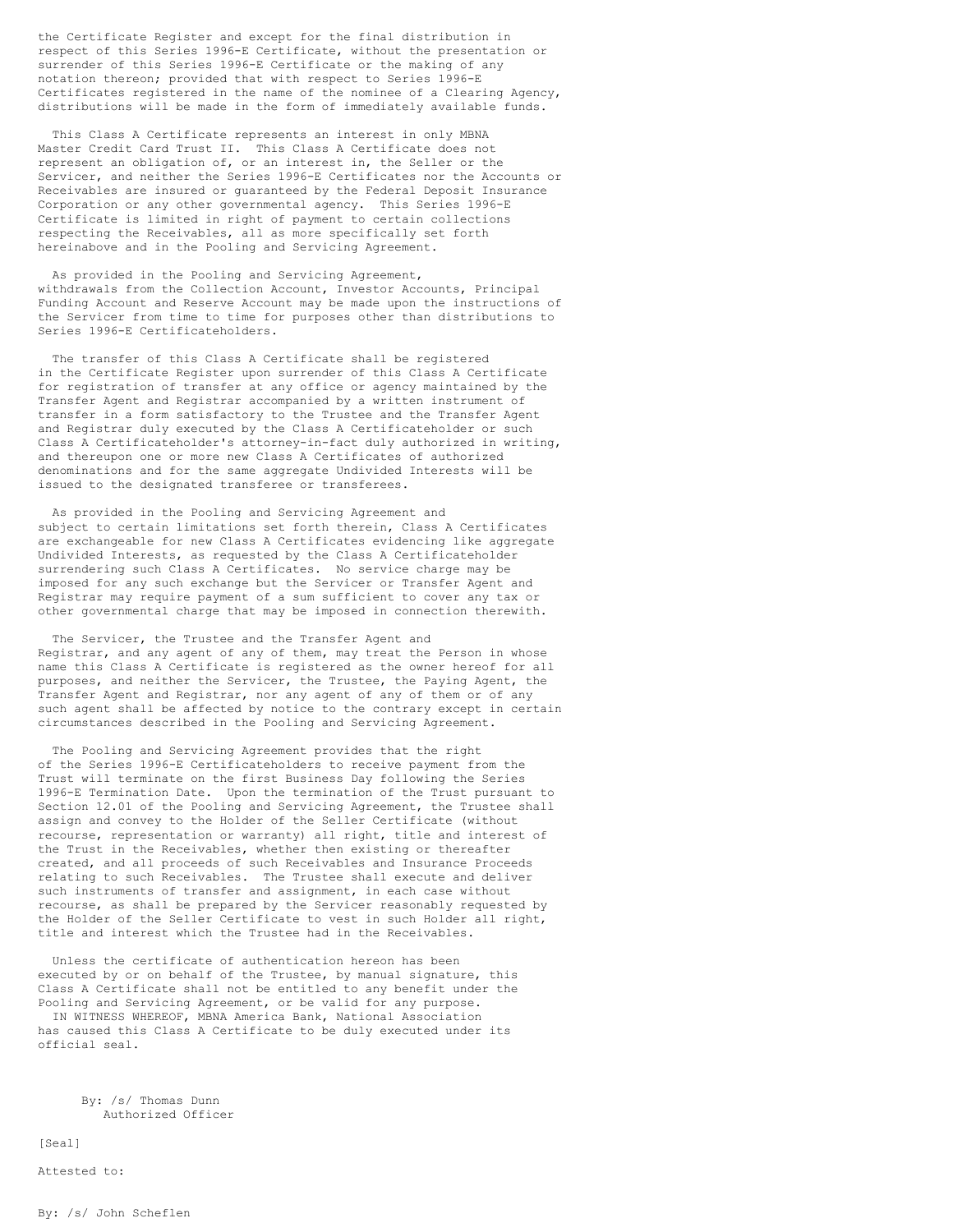the Certificate Register and except for the final distribution in respect of this Series 1996-E Certificate, without the presentation or surrender of this Series 1996-E Certificate or the making of any notation thereon; provided that with respect to Series 1996-E Certificates registered in the name of the nominee of a Clearing Agency, distributions will be made in the form of immediately available funds.

This Class A Certificate represents an interest in only MBNA Master Credit Card Trust II. This Class A Certificate does not represent an obligation of, or an interest in, the Seller or the Servicer, and neither the Series 1996-E Certificates nor the Accounts or Receivables are insured or guaranteed by the Federal Deposit Insurance Corporation or any other governmental agency. This Series 1996-E Certificate is limited in right of payment to certain collections respecting the Receivables, all as more specifically set forth hereinabove and in the Pooling and Servicing Agreement.

As provided in the Pooling and Servicing Agreement, withdrawals from the Collection Account, Investor Accounts, Principal Funding Account and Reserve Account may be made upon the instructions of the Servicer from time to time for purposes other than distributions to Series 1996-E Certificateholders.

The transfer of this Class A Certificate shall be registered in the Certificate Register upon surrender of this Class A Certificate for registration of transfer at any office or agency maintained by the Transfer Agent and Registrar accompanied by a written instrument of transfer in a form satisfactory to the Trustee and the Transfer Agent and Registrar duly executed by the Class A Certificateholder or such Class A Certificateholder's attorney-in-fact duly authorized in writing, and thereupon one or more new Class A Certificates of authorized denominations and for the same aggregate Undivided Interests will be issued to the designated transferee or transferees.

As provided in the Pooling and Servicing Agreement and subject to certain limitations set forth therein, Class A Certificates are exchangeable for new Class A Certificates evidencing like aggregate Undivided Interests, as requested by the Class A Certificateholder surrendering such Class A Certificates. No service charge may be imposed for any such exchange but the Servicer or Transfer Agent and Registrar may require payment of a sum sufficient to cover any tax or other governmental charge that may be imposed in connection therewith.

The Servicer, the Trustee and the Transfer Agent and Registrar, and any agent of any of them, may treat the Person in whose name this Class A Certificate is registered as the owner hereof for all purposes, and neither the Servicer, the Trustee, the Paying Agent, the Transfer Agent and Registrar, nor any agent of any of them or of any such agent shall be affected by notice to the contrary except in certain circumstances described in the Pooling and Servicing Agreement.

The Pooling and Servicing Agreement provides that the right of the Series 1996-E Certificateholders to receive payment from the Trust will terminate on the first Business Day following the Series 1996-E Termination Date. Upon the termination of the Trust pursuant to Section 12.01 of the Pooling and Servicing Agreement, the Trustee shall assign and convey to the Holder of the Seller Certificate (without recourse, representation or warranty) all right, title and interest of the Trust in the Receivables, whether then existing or thereafter created, and all proceeds of such Receivables and Insurance Proceeds relating to such Receivables. The Trustee shall execute and deliver such instruments of transfer and assignment, in each case without recourse, as shall be prepared by the Servicer reasonably requested by the Holder of the Seller Certificate to vest in such Holder all right, title and interest which the Trustee had in the Receivables.

Unless the certificate of authentication hereon has been executed by or on behalf of the Trustee, by manual signature, this Class A Certificate shall not be entitled to any benefit under the Pooling and Servicing Agreement, or be valid for any purpose.

IN WITNESS WHEREOF, MBNA America Bank, National Association has caused this Class A Certificate to be duly executed under its official seal.

By: /s/ Thomas Dunn
Authorized Officer

[Seal]

Attested to:

By: /s/ John Scheflen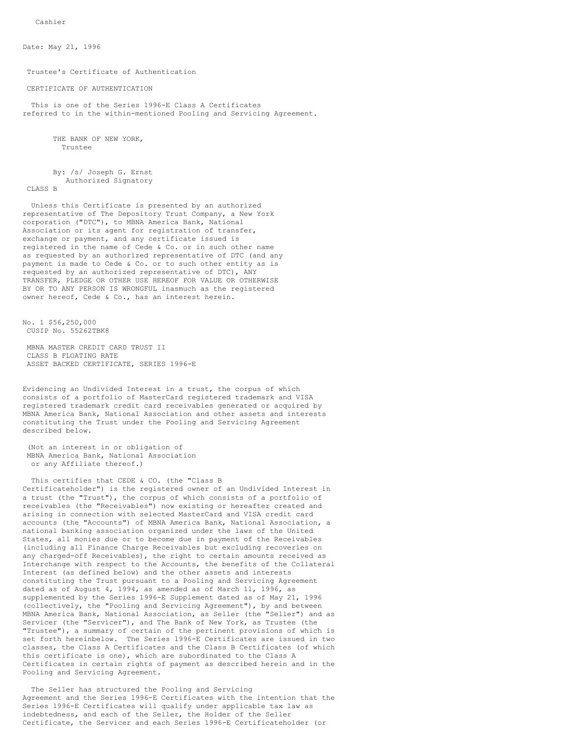Cashier

Date: May 21, 1996

Trustee's Certificate of Authentication

CERTIFICATE OF AUTHENTICATION

This is one of the Series 1996-E Class A Certificates referred to in the within-mentioned Pooling and Servicing Agreement.

THE BANK OF NEW YORK,
Trustee

By: /s/ Joseph G. Ernst
Authorized Signatory

CLASS B

Unless this Certificate is presented by an authorized representative of The Depository Trust Company, a New York corporation ("DTC"), to MBNA America Bank, National Association or its agent for registration of transfer, exchange or payment, and any certificate issued is registered in the name of Cede & Co. or in such other name as requested by an authorized representative of DTC (and any payment is made to Cede & Co. or to such other entity as is requested by an authorized representative of DTC), ANY TRANSFER, PLEDGE OR OTHER USE HEREOF FOR VALUE OR OTHERWISE BY OR TO ANY PERSON IS WRONGFUL inasmuch as the registered owner hereof, Cede & Co., has an interest herein.

No. 1 $56,250,000
CUSIP No. 55262TBK8

MBNA MASTER CREDIT CARD TRUST II
CLASS B FLOATING RATE
ASSET BACKED CERTIFICATE, SERIES 1996-E

Evidencing an Undivided Interest in a trust, the corpus of which consists of a portfolio of MasterCard registered trademark and VISA registered trademark credit card receivables generated or acquired by MBNA America Bank, National Association and other assets and interests constituting the Trust under the Pooling and Servicing Agreement described below.

(Not an interest in or obligation of
MBNA America Bank, National Association
or any Affiliate thereof.)

This certifies that CEDE & CO. (the "Class B Certificateholder") is the registered owner of an Undivided Interest in a trust (the "Trust"), the corpus of which consists of a portfolio of receivables (the "Receivables") now existing or hereafter created and arising in connection with selected MasterCard and VISA credit card accounts (the "Accounts") of MBNA America Bank, National Association, a national banking association organized under the laws of the United States, all monies due or to become due in payment of the Receivables (including all Finance Charge Receivables but excluding recoveries on any charged-off Receivables), the right to certain amounts received as Interchange with respect to the Accounts, the benefits of the Collateral Interest (as defined below) and the other assets and interests constituting the Trust pursuant to a Pooling and Servicing Agreement dated as of August 4, 1994, as amended as of March 11, 1996, as supplemented by the Series 1996-E Supplement dated as of May 21, 1996 (collectively, the "Pooling and Servicing Agreement"), by and between MBNA America Bank, National Association, as Seller (the "Seller") and as Servicer (the "Servicer"), and The Bank of New York, as Trustee (the "Trustee"), a summary of certain of the pertinent provisions of which is set forth hereinbelow. The Series 1996-E Certificates are issued in two classes, the Class A Certificates and the Class B Certificates (of which this certificate is one), which are subordinated to the Class A Certificates in certain rights of payment as described herein and in the Pooling and Servicing Agreement.

The Seller has structured the Pooling and Servicing Agreement and the Series 1996-E Certificates with the intention that the Series 1996-E Certificates will qualify under applicable tax law as indebtedness, and each of the Seller, the Holder of the Seller Certificate, the Servicer and each Series 1996-E Certificateholder (or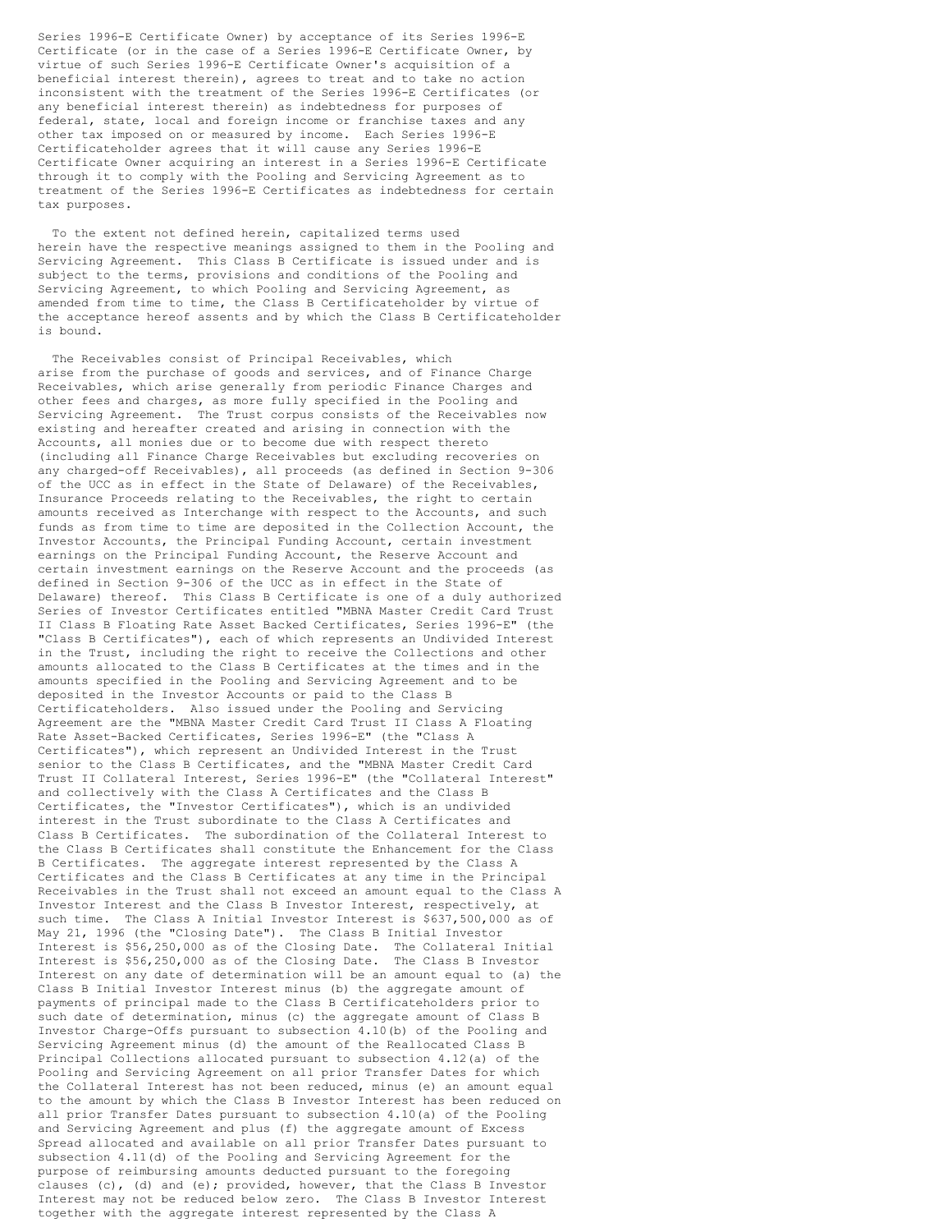Series 1996-E Certificate Owner) by acceptance of its Series 1996-E Certificate (or in the case of a Series 1996-E Certificate Owner, by virtue of such Series 1996-E Certificate Owner's acquisition of a beneficial interest therein), agrees to treat and to take no action inconsistent with the treatment of the Series 1996-E Certificates (or any beneficial interest therein) as indebtedness for purposes of federal, state, local and foreign income or franchise taxes and any other tax imposed on or measured by income. Each Series 1996-E Certificateholder agrees that it will cause any Series 1996-E Certificate Owner acquiring an interest in a Series 1996-E Certificate through it to comply with the Pooling and Servicing Agreement as to treatment of the Series 1996-E Certificates as indebtedness for certain tax purposes.

To the extent not defined herein, capitalized terms used herein have the respective meanings assigned to them in the Pooling and Servicing Agreement. This Class B Certificate is issued under and is subject to the terms, provisions and conditions of the Pooling and Servicing Agreement, to which Pooling and Servicing Agreement, as amended from time to time, the Class B Certificateholder by virtue of the acceptance hereof assents and by which the Class B Certificateholder is bound.

The Receivables consist of Principal Receivables, which arise from the purchase of goods and services, and of Finance Charge Receivables, which arise generally from periodic Finance Charges and other fees and charges, as more fully specified in the Pooling and Servicing Agreement. The Trust corpus consists of the Receivables now existing and hereafter created and arising in connection with the Accounts, all monies due or to become due with respect thereto (including all Finance Charge Receivables but excluding recoveries on any charged-off Receivables), all proceeds (as defined in Section 9-306 of the UCC as in effect in the State of Delaware) of the Receivables, Insurance Proceeds relating to the Receivables, the right to certain amounts received as Interchange with respect to the Accounts, and such funds as from time to time are deposited in the Collection Account, the Investor Accounts, the Principal Funding Account, certain investment earnings on the Principal Funding Account, the Reserve Account and certain investment earnings on the Reserve Account and the proceeds (as defined in Section 9-306 of the UCC as in effect in the State of Delaware) thereof. This Class B Certificate is one of a duly authorized Series of Investor Certificates entitled "MBNA Master Credit Card Trust II Class B Floating Rate Asset Backed Certificates, Series 1996-E" (the "Class B Certificates"), each of which represents an Undivided Interest in the Trust, including the right to receive the Collections and other amounts allocated to the Class B Certificates at the times and in the amounts specified in the Pooling and Servicing Agreement and to be deposited in the Investor Accounts or paid to the Class B Certificateholders. Also issued under the Pooling and Servicing Agreement are the "MBNA Master Credit Card Trust II Class A Floating Rate Asset-Backed Certificates, Series 1996-E" (the "Class A Certificates"), which represent an Undivided Interest in the Trust senior to the Class B Certificates, and the "MBNA Master Credit Card Trust II Collateral Interest, Series 1996-E" (the "Collateral Interest" and collectively with the Class A Certificates and the Class B Certificates, the "Investor Certificates"), which is an undivided interest in the Trust subordinate to the Class A Certificates and Class B Certificates. The subordination of the Collateral Interest to the Class B Certificates shall constitute the Enhancement for the Class B Certificates. The aggregate interest represented by the Class A Certificates and the Class B Certificates at any time in the Principal Receivables in the Trust shall not exceed an amount equal to the Class A Investor Interest and the Class B Investor Interest, respectively, at such time. The Class A Initial Investor Interest is $637,500,000 as of May 21, 1996 (the "Closing Date"). The Class B Initial Investor Interest is $56,250,000 as of the Closing Date. The Collateral Initial Interest is $56,250,000 as of the Closing Date. The Class B Investor Interest on any date of determination will be an amount equal to (a) the Class B Initial Investor Interest minus (b) the aggregate amount of payments of principal made to the Class B Certificateholders prior to such date of determination, minus (c) the aggregate amount of Class B Investor Charge-Offs pursuant to subsection 4.10(b) of the Pooling and Servicing Agreement minus (d) the amount of the Reallocated Class B Principal Collections allocated pursuant to subsection 4.12(a) of the Pooling and Servicing Agreement on all prior Transfer Dates for which the Collateral Interest has not been reduced, minus (e) an amount equal to the amount by which the Class B Investor Interest has been reduced on all prior Transfer Dates pursuant to subsection 4.10(a) of the Pooling and Servicing Agreement and plus (f) the aggregate amount of Excess Spread allocated and available on all prior Transfer Dates pursuant to subsection 4.11(d) of the Pooling and Servicing Agreement for the purpose of reimbursing amounts deducted pursuant to the foregoing clauses (c), (d) and (e); provided, however, that the Class B Investor Interest may not be reduced below zero. The Class B Investor Interest together with the aggregate interest represented by the Class A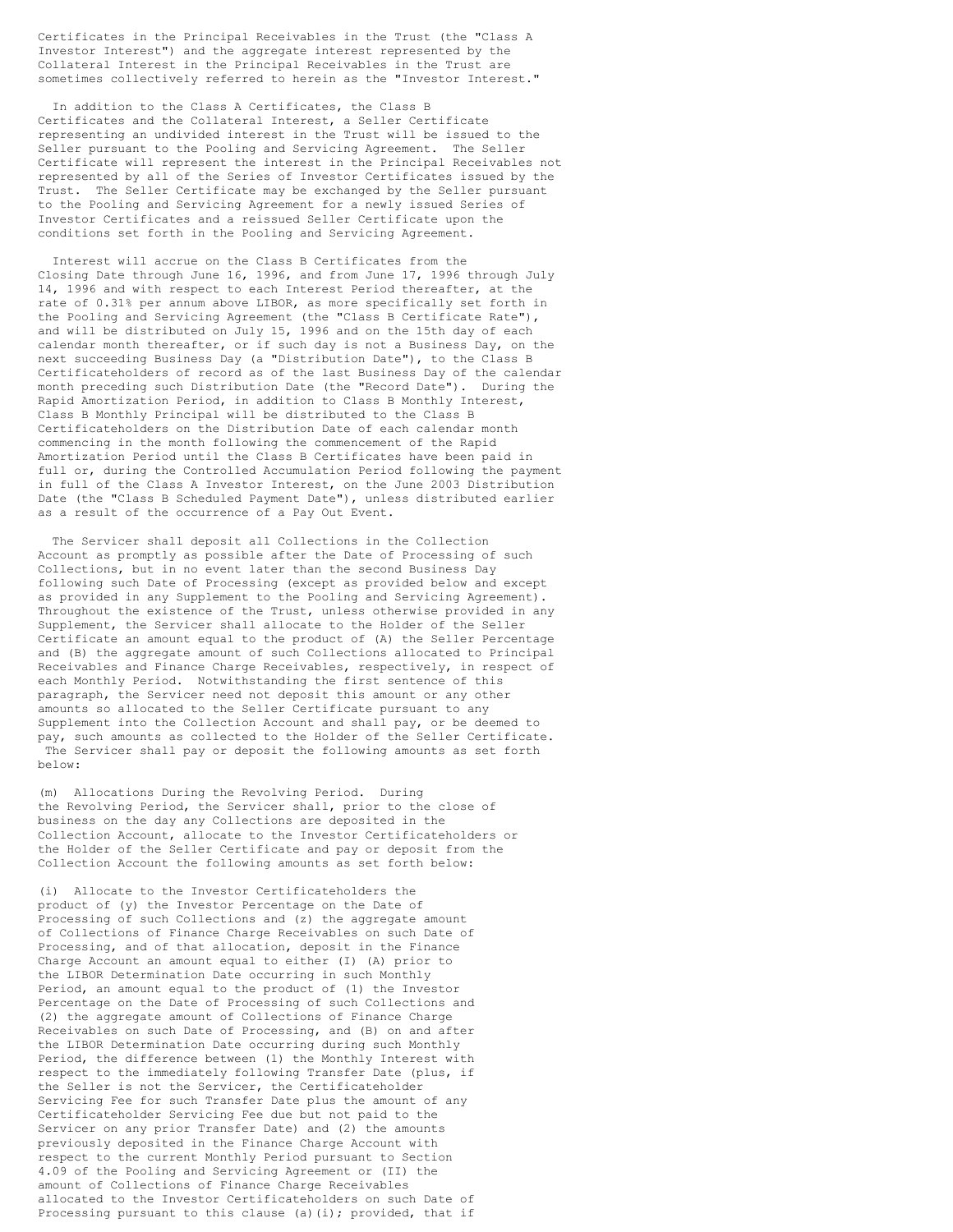Certificates in the Principal Receivables in the Trust (the "Class A Investor Interest") and the aggregate interest represented by the Collateral Interest in the Principal Receivables in the Trust are sometimes collectively referred to herein as the "Investor Interest."

In addition to the Class A Certificates, the Class B Certificates and the Collateral Interest, a Seller Certificate representing an undivided interest in the Trust will be issued to the Seller pursuant to the Pooling and Servicing Agreement. The Seller Certificate will represent the interest in the Principal Receivables not represented by all of the Series of Investor Certificates issued by the Trust. The Seller Certificate may be exchanged by the Seller pursuant to the Pooling and Servicing Agreement for a newly issued Series of Investor Certificates and a reissued Seller Certificate upon the conditions set forth in the Pooling and Servicing Agreement.

Interest will accrue on the Class B Certificates from the Closing Date through June 16, 1996, and from June 17, 1996 through July 14, 1996 and with respect to each Interest Period thereafter, at the rate of 0.31% per annum above LIBOR, as more specifically set forth in the Pooling and Servicing Agreement (the "Class B Certificate Rate"), and will be distributed on July 15, 1996 and on the 15th day of each calendar month thereafter, or if such day is not a Business Day, on the next succeeding Business Day (a "Distribution Date"), to the Class B Certificateholders of record as of the last Business Day of the calendar month preceding such Distribution Date (the "Record Date"). During the Rapid Amortization Period, in addition to Class B Monthly Interest, Class B Monthly Principal will be distributed to the Class B Certificateholders on the Distribution Date of each calendar month commencing in the month following the commencement of the Rapid Amortization Period until the Class B Certificates have been paid in full or, during the Controlled Accumulation Period following the payment in full of the Class A Investor Interest, on the June 2003 Distribution Date (the "Class B Scheduled Payment Date"), unless distributed earlier as a result of the occurrence of a Pay Out Event.

The Servicer shall deposit all Collections in the Collection Account as promptly as possible after the Date of Processing of such Collections, but in no event later than the second Business Day following such Date of Processing (except as provided below and except as provided in any Supplement to the Pooling and Servicing Agreement). Throughout the existence of the Trust, unless otherwise provided in any Supplement, the Servicer shall allocate to the Holder of the Seller Certificate an amount equal to the product of (A) the Seller Percentage and (B) the aggregate amount of such Collections allocated to Principal Receivables and Finance Charge Receivables, respectively, in respect of each Monthly Period. Notwithstanding the first sentence of this paragraph, the Servicer need not deposit this amount or any other amounts so allocated to the Seller Certificate pursuant to any Supplement into the Collection Account and shall pay, or be deemed to pay, such amounts as collected to the Holder of the Seller Certificate. The Servicer shall pay or deposit the following amounts as set forth below:

(m) Allocations During the Revolving Period. During the Revolving Period, the Servicer shall, prior to the close of business on the day any Collections are deposited in the Collection Account, allocate to the Investor Certificateholders or the Holder of the Seller Certificate and pay or deposit from the Collection Account the following amounts as set forth below:

(i) Allocate to the Investor Certificateholders the product of (y) the Investor Percentage on the Date of Processing of such Collections and (z) the aggregate amount of Collections of Finance Charge Receivables on such Date of Processing, and of that allocation, deposit in the Finance Charge Account an amount equal to either (I) (A) prior to the LIBOR Determination Date occurring in such Monthly Period, an amount equal to the product of (1) the Investor Percentage on the Date of Processing of such Collections and (2) the aggregate amount of Collections of Finance Charge Receivables on such Date of Processing, and (B) on and after the LIBOR Determination Date occurring during such Monthly Period, the difference between (1) the Monthly Interest with respect to the immediately following Transfer Date (plus, if the Seller is not the Servicer, the Certificateholder Servicing Fee for such Transfer Date plus the amount of any Certificateholder Servicing Fee due but not paid to the Servicer on any prior Transfer Date) and (2) the amounts previously deposited in the Finance Charge Account with respect to the current Monthly Period pursuant to Section 4.09 of the Pooling and Servicing Agreement or (II) the amount of Collections of Finance Charge Receivables allocated to the Investor Certificateholders on such Date of Processing pursuant to this clause (a)(i); provided, that if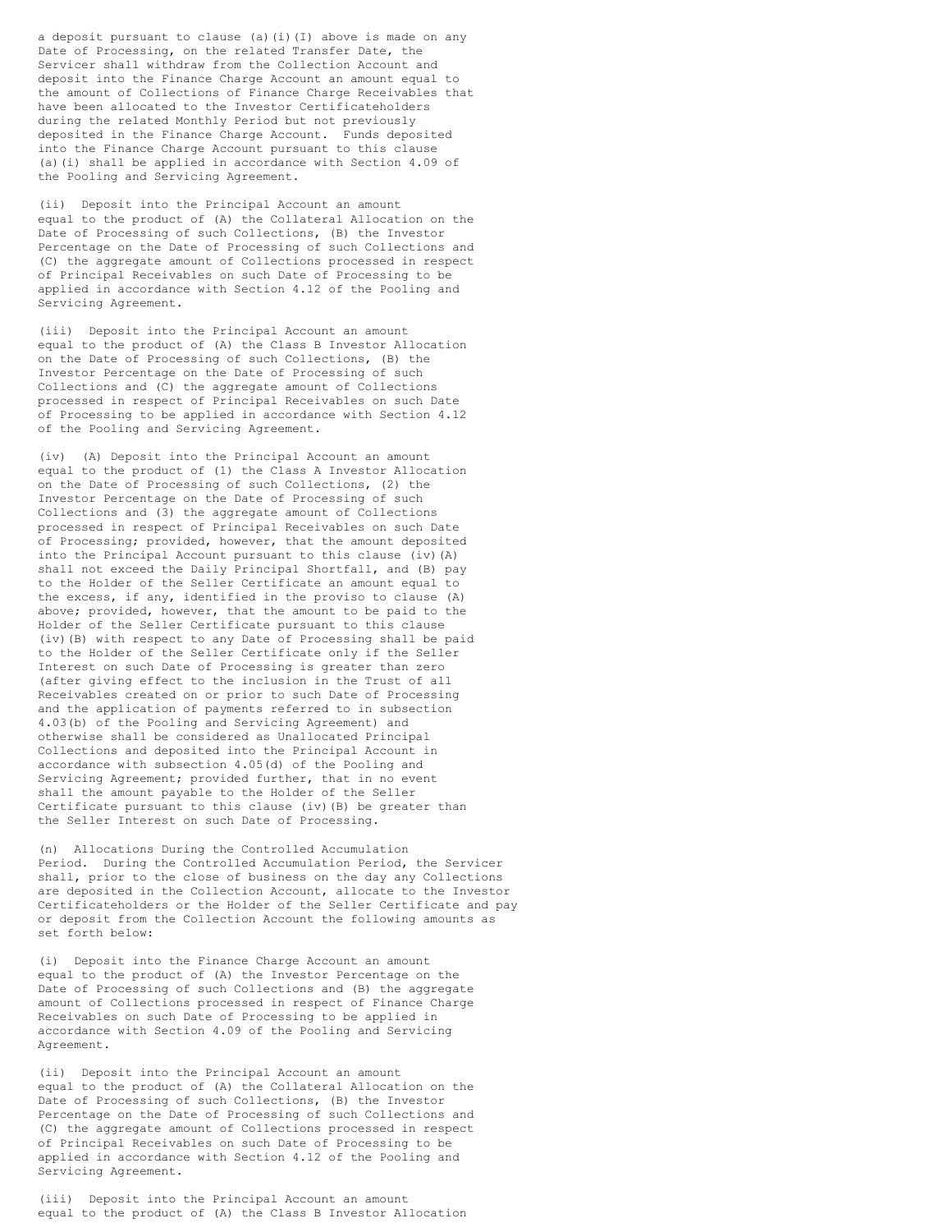a deposit pursuant to clause (a)(i)(I) above is made on any Date of Processing, on the related Transfer Date, the Servicer shall withdraw from the Collection Account and deposit into the Finance Charge Account an amount equal to the amount of Collections of Finance Charge Receivables that have been allocated to the Investor Certificateholders during the related Monthly Period but not previously deposited in the Finance Charge Account. Funds deposited into the Finance Charge Account pursuant to this clause (a)(i) shall be applied in accordance with Section 4.09 of the Pooling and Servicing Agreement.

(ii) Deposit into the Principal Account an amount equal to the product of (A) the Collateral Allocation on the Date of Processing of such Collections, (B) the Investor Percentage on the Date of Processing of such Collections and (C) the aggregate amount of Collections processed in respect of Principal Receivables on such Date of Processing to be applied in accordance with Section 4.12 of the Pooling and Servicing Agreement.

(iii) Deposit into the Principal Account an amount equal to the product of (A) the Class B Investor Allocation on the Date of Processing of such Collections, (B) the Investor Percentage on the Date of Processing of such Collections and (C) the aggregate amount of Collections processed in respect of Principal Receivables on such Date of Processing to be applied in accordance with Section 4.12 of the Pooling and Servicing Agreement.

(iv) (A) Deposit into the Principal Account an amount equal to the product of (1) the Class A Investor Allocation on the Date of Processing of such Collections, (2) the Investor Percentage on the Date of Processing of such Collections and (3) the aggregate amount of Collections processed in respect of Principal Receivables on such Date of Processing; provided, however, that the amount deposited into the Principal Account pursuant to this clause (iv)(A) shall not exceed the Daily Principal Shortfall, and (B) pay to the Holder of the Seller Certificate an amount equal to the excess, if any, identified in the proviso to clause (A) above; provided, however, that the amount to be paid to the Holder of the Seller Certificate pursuant to this clause (iv)(B) with respect to any Date of Processing shall be paid to the Holder of the Seller Certificate only if the Seller Interest on such Date of Processing is greater than zero (after giving effect to the inclusion in the Trust of all Receivables created on or prior to such Date of Processing and the application of payments referred to in subsection 4.03(b) of the Pooling and Servicing Agreement) and otherwise shall be considered as Unallocated Principal Collections and deposited into the Principal Account in accordance with subsection 4.05(d) of the Pooling and Servicing Agreement; provided further, that in no event shall the amount payable to the Holder of the Seller Certificate pursuant to this clause (iv)(B) be greater than the Seller Interest on such Date of Processing.

(n) Allocations During the Controlled Accumulation Period. During the Controlled Accumulation Period, the Servicer shall, prior to the close of business on the day any Collections are deposited in the Collection Account, allocate to the Investor Certificateholders or the Holder of the Seller Certificate and pay or deposit from the Collection Account the following amounts as set forth below:

(i) Deposit into the Finance Charge Account an amount equal to the product of (A) the Investor Percentage on the Date of Processing of such Collections and (B) the aggregate amount of Collections processed in respect of Finance Charge Receivables on such Date of Processing to be applied in accordance with Section 4.09 of the Pooling and Servicing Agreement.

(ii) Deposit into the Principal Account an amount equal to the product of (A) the Collateral Allocation on the Date of Processing of such Collections, (B) the Investor Percentage on the Date of Processing of such Collections and (C) the aggregate amount of Collections processed in respect of Principal Receivables on such Date of Processing to be applied in accordance with Section 4.12 of the Pooling and Servicing Agreement.

(iii) Deposit into the Principal Account an amount equal to the product of (A) the Class B Investor Allocation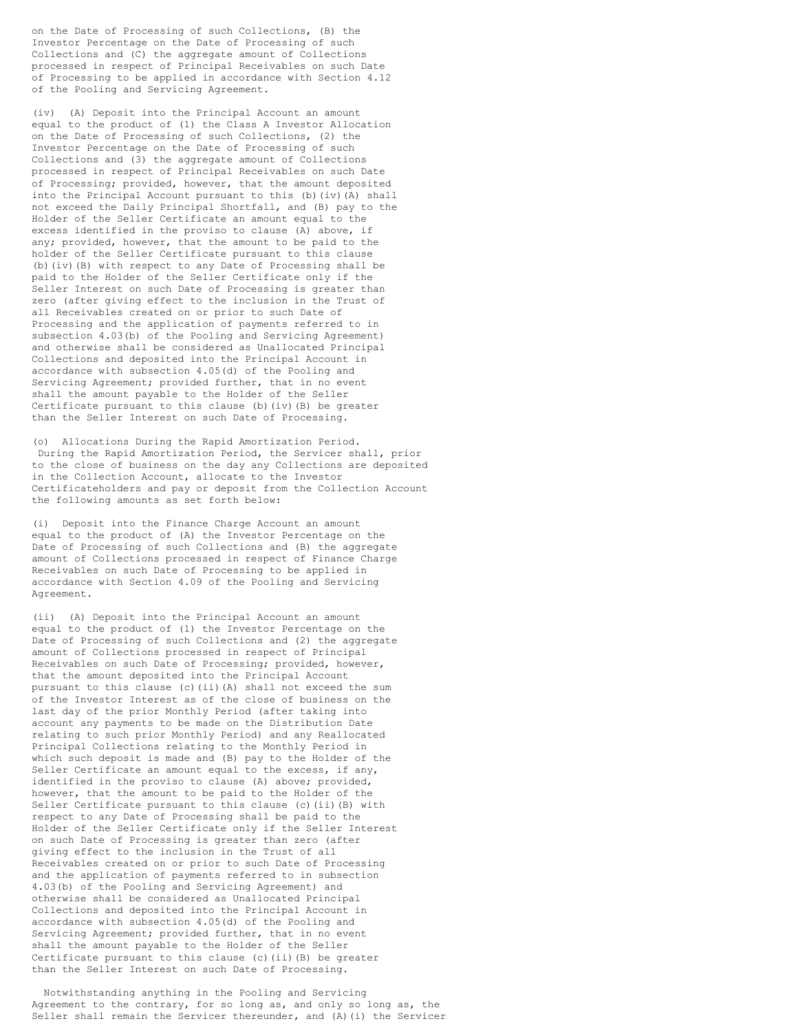on the Date of Processing of such Collections, (B) the Investor Percentage on the Date of Processing of such Collections and (C) the aggregate amount of Collections processed in respect of Principal Receivables on such Date of Processing to be applied in accordance with Section 4.12 of the Pooling and Servicing Agreement.

(iv) (A) Deposit into the Principal Account an amount equal to the product of (1) the Class A Investor Allocation on the Date of Processing of such Collections, (2) the Investor Percentage on the Date of Processing of such Collections and (3) the aggregate amount of Collections processed in respect of Principal Receivables on such Date of Processing; provided, however, that the amount deposited into the Principal Account pursuant to this (b)(iv)(A) shall not exceed the Daily Principal Shortfall, and (B) pay to the Holder of the Seller Certificate an amount equal to the excess identified in the proviso to clause (A) above, if any; provided, however, that the amount to be paid to the holder of the Seller Certificate pursuant to this clause (b)(iv)(B) with respect to any Date of Processing shall be paid to the Holder of the Seller Certificate only if the Seller Interest on such Date of Processing is greater than zero (after giving effect to the inclusion in the Trust of all Receivables created on or prior to such Date of Processing and the application of payments referred to in subsection 4.03(b) of the Pooling and Servicing Agreement) and otherwise shall be considered as Unallocated Principal Collections and deposited into the Principal Account in accordance with subsection 4.05(d) of the Pooling and Servicing Agreement; provided further, that in no event shall the amount payable to the Holder of the Seller Certificate pursuant to this clause (b)(iv)(B) be greater than the Seller Interest on such Date of Processing.

(c) Allocations During the Rapid Amortization Period. During the Rapid Amortization Period, the Servicer shall, prior to the close of business on the day any Collections are deposited in the Collection Account, allocate to the Investor Certificateholders and pay or deposit from the Collection Account the following amounts as set forth below:

(i) Deposit into the Finance Charge Account an amount equal to the product of (A) the Investor Percentage on the Date of Processing of such Collections and (B) the aggregate amount of Collections processed in respect of Finance Charge Receivables on such Date of Processing to be applied in accordance with Section 4.09 of the Pooling and Servicing Agreement.

(ii) (A) Deposit into the Principal Account an amount equal to the product of (1) the Investor Percentage on the Date of Processing of such Collections and (2) the aggregate amount of Collections processed in respect of Principal Receivables on such Date of Processing; provided, however, that the amount deposited into the Principal Account pursuant to this clause (c)(ii)(A) shall not exceed the sum of the Investor Interest as of the close of business on the last day of the prior Monthly Period (after taking into account any payments to be made on the Distribution Date relating to such prior Monthly Period) and any Reallocated Principal Collections relating to the Monthly Period in which such deposit is made and (B) pay to the Holder of the Seller Certificate an amount equal to the excess, if any, identified in the proviso to clause (A) above; provided, however, that the amount to be paid to the Holder of the Seller Certificate pursuant to this clause (c)(ii)(B) with respect to any Date of Processing shall be paid to the Holder of the Seller Certificate only if the Seller Interest on such Date of Processing is greater than zero (after giving effect to the inclusion in the Trust of all Receivables created on or prior to such Date of Processing and the application of payments referred to in subsection 4.03(b) of the Pooling and Servicing Agreement) and otherwise shall be considered as Unallocated Principal Collections and deposited into the Principal Account in accordance with subsection 4.05(d) of the Pooling and Servicing Agreement; provided further, that in no event shall the amount payable to the Holder of the Seller Certificate pursuant to this clause (c)(ii)(B) be greater than the Seller Interest on such Date of Processing.

Notwithstanding anything in the Pooling and Servicing Agreement to the contrary, for so long as, and only so long as, the Seller shall remain the Servicer thereunder, and (A)(i) the Servicer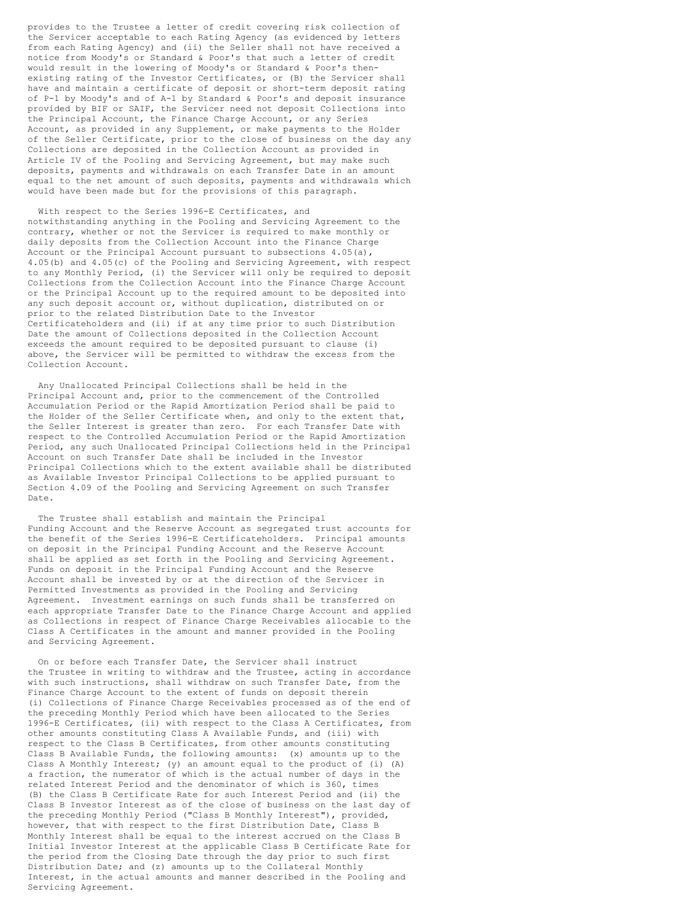provides to the Trustee a letter of credit covering risk collection of the Servicer acceptable to each Rating Agency (as evidenced by letters from each Rating Agency) and (ii) the Seller shall not have received a notice from Moody's or Standard & Poor's that such a letter of credit would result in the lowering of Moody's or Standard & Poor's then-existing rating of the Investor Certificates, or (B) the Servicer shall have and maintain a certificate of deposit or short-term deposit rating of P-1 by Moody's and of A-1 by Standard & Poor's and deposit insurance provided by BIF or SAIF, the Servicer need not deposit Collections into the Principal Account, the Finance Charge Account, or any Series Account, as provided in any Supplement, or make payments to the Holder of the Seller Certificate, prior to the close of business on the day any Collections are deposited in the Collection Account as provided in Article IV of the Pooling and Servicing Agreement, but may make such deposits, payments and withdrawals on each Transfer Date in an amount equal to the net amount of such deposits, payments and withdrawals which would have been made but for the provisions of this paragraph.

With respect to the Series 1996-E Certificates, and notwithstanding anything in the Pooling and Servicing Agreement to the contrary, whether or not the Servicer is required to make monthly or daily deposits from the Collection Account into the Finance Charge Account or the Principal Account pursuant to subsections 4.05(a), 4.05(b) and 4.05(c) of the Pooling and Servicing Agreement, with respect to any Monthly Period, (i) the Servicer will only be required to deposit Collections from the Collection Account into the Finance Charge Account or the Principal Account up to the required amount to be deposited into any such deposit account or, without duplication, distributed on or prior to the related Distribution Date to the Investor Certificateholders and (ii) if at any time prior to such Distribution Date the amount of Collections deposited in the Collection Account exceeds the amount required to be deposited pursuant to clause (i) above, the Servicer will be permitted to withdraw the excess from the Collection Account.

Any Unallocated Principal Collections shall be held in the Principal Account and, prior to the commencement of the Controlled Accumulation Period or the Rapid Amortization Period shall be paid to the Holder of the Seller Certificate when, and only to the extent that, the Seller Interest is greater than zero. For each Transfer Date with respect to the Controlled Accumulation Period or the Rapid Amortization Period, any such Unallocated Principal Collections held in the Principal Account on such Transfer Date shall be included in the Investor Principal Collections which to the extent available shall be distributed as Available Investor Principal Collections to be applied pursuant to Section 4.09 of the Pooling and Servicing Agreement on such Transfer Date.

The Trustee shall establish and maintain the Principal Funding Account and the Reserve Account as segregated trust accounts for the benefit of the Series 1996-E Certificateholders. Principal amounts on deposit in the Principal Funding Account and the Reserve Account shall be applied as set forth in the Pooling and Servicing Agreement. Funds on deposit in the Principal Funding Account and the Reserve Account shall be invested by or at the direction of the Servicer in Permitted Investments as provided in the Pooling and Servicing Agreement. Investment earnings on such funds shall be transferred on each appropriate Transfer Date to the Finance Charge Account and applied as Collections in respect of Finance Charge Receivables allocable to the Class A Certificates in the amount and manner provided in the Pooling and Servicing Agreement.

On or before each Transfer Date, the Servicer shall instruct the Trustee in writing to withdraw and the Trustee, acting in accordance with such instructions, shall withdraw on such Transfer Date, from the Finance Charge Account to the extent of funds on deposit therein (i) Collections of Finance Charge Receivables processed as of the end of the preceding Monthly Period which have been allocated to the Series 1996-E Certificates, (ii) with respect to the Class A Certificates, from other amounts constituting Class A Available Funds, and (iii) with respect to the Class B Certificates, from other amounts constituting Class B Available Funds, the following amounts: (x) amounts up to the Class A Monthly Interest; (y) an amount equal to the product of (i) (A) a fraction, the numerator of which is the actual number of days in the related Interest Period and the denominator of which is 360, times (B) the Class B Certificate Rate for such Interest Period and (ii) the Class B Investor Interest as of the close of business on the last day of the preceding Monthly Period ("Class B Monthly Interest"), provided, however, that with respect to the first Distribution Date, Class B Monthly Interest shall be equal to the interest accrued on the Class B Initial Investor Interest at the applicable Class B Certificate Rate for the period from the Closing Date through the day prior to such first Distribution Date; and (z) amounts up to the Collateral Monthly Interest, in the actual amounts and manner described in the Pooling and Servicing Agreement.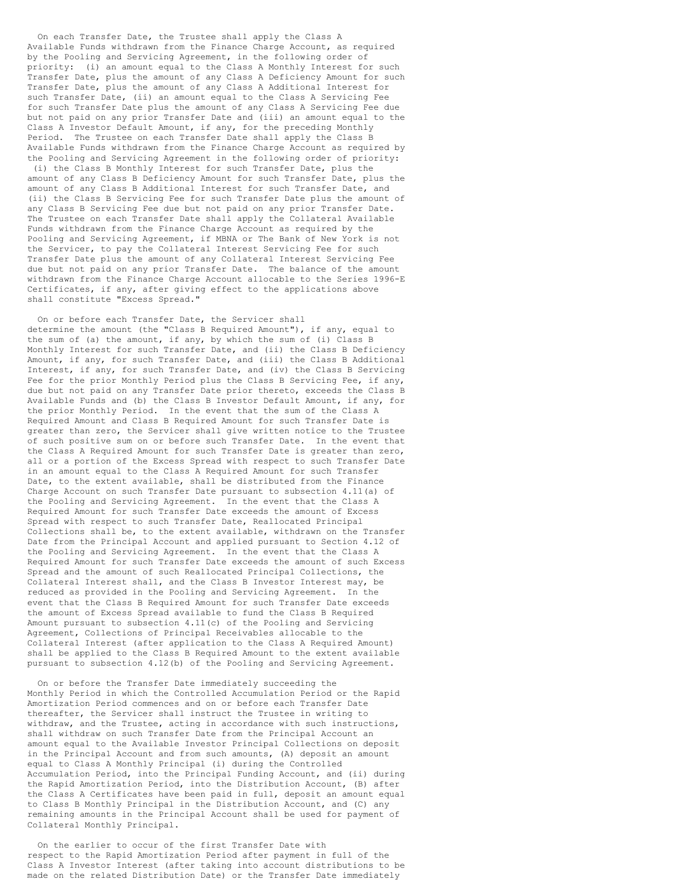On each Transfer Date, the Trustee shall apply the Class A Available Funds withdrawn from the Finance Charge Account, as required by the Pooling and Servicing Agreement, in the following order of priority: (i) an amount equal to the Class A Monthly Interest for such Transfer Date, plus the amount of any Class A Deficiency Amount for such Transfer Date, plus the amount of any Class A Additional Interest for such Transfer Date, (ii) an amount equal to the Class A Servicing Fee for such Transfer Date plus the amount of any Class A Servicing Fee due but not paid on any prior Transfer Date and (iii) an amount equal to the Class A Investor Default Amount, if any, for the preceding Monthly Period. The Trustee on each Transfer Date shall apply the Class B Available Funds withdrawn from the Finance Charge Account as required by the Pooling and Servicing Agreement in the following order of priority: (i) the Class B Monthly Interest for such Transfer Date, plus the amount of any Class B Deficiency Amount for such Transfer Date, plus the amount of any Class B Additional Interest for such Transfer Date, and (ii) the Class B Servicing Fee for such Transfer Date plus the amount of any Class B Servicing Fee due but not paid on any prior Transfer Date. The Trustee on each Transfer Date shall apply the Collateral Available Funds withdrawn from the Finance Charge Account as required by the Pooling and Servicing Agreement, if MBNA or The Bank of New York is not the Servicer, to pay the Collateral Interest Servicing Fee for such Transfer Date plus the amount of any Collateral Interest Servicing Fee due but not paid on any prior Transfer Date. The balance of the amount withdrawn from the Finance Charge Account allocable to the Series 1996-E Certificates, if any, after giving effect to the applications above shall constitute "Excess Spread."

On or before each Transfer Date, the Servicer shall determine the amount (the "Class B Required Amount"), if any, equal to the sum of (a) the amount, if any, by which the sum of (i) Class B Monthly Interest for such Transfer Date, and (ii) the Class B Deficiency Amount, if any, for such Transfer Date, and (iii) the Class B Additional Interest, if any, for such Transfer Date, and (iv) the Class B Servicing Fee for the prior Monthly Period plus the Class B Servicing Fee, if any, due but not paid on any Transfer Date prior thereto, exceeds the Class B Available Funds and (b) the Class B Investor Default Amount, if any, for the prior Monthly Period. In the event that the sum of the Class A Required Amount and Class B Required Amount for such Transfer Date is greater than zero, the Servicer shall give written notice to the Trustee of such positive sum on or before such Transfer Date. In the event that the Class A Required Amount for such Transfer Date is greater than zero, all or a portion of the Excess Spread with respect to such Transfer Date in an amount equal to the Class A Required Amount for such Transfer Date, to the extent available, shall be distributed from the Finance Charge Account on such Transfer Date pursuant to subsection 4.11(a) of the Pooling and Servicing Agreement. In the event that the Class A Required Amount for such Transfer Date exceeds the amount of Excess Spread with respect to such Transfer Date, Reallocated Principal Collections shall be, to the extent available, withdrawn on the Transfer Date from the Principal Account and applied pursuant to Section 4.12 of the Pooling and Servicing Agreement. In the event that the Class A Required Amount for such Transfer Date exceeds the amount of such Excess Spread and the amount of such Reallocated Principal Collections, the Collateral Interest shall, and the Class B Investor Interest may, be reduced as provided in the Pooling and Servicing Agreement. In the event that the Class B Required Amount for such Transfer Date exceeds the amount of Excess Spread available to fund the Class B Required Amount pursuant to subsection 4.11(c) of the Pooling and Servicing Agreement, Collections of Principal Receivables allocable to the Collateral Interest (after application to the Class A Required Amount) shall be applied to the Class B Required Amount to the extent available pursuant to subsection 4.12(b) of the Pooling and Servicing Agreement.

On or before the Transfer Date immediately succeeding the Monthly Period in which the Controlled Accumulation Period or the Rapid Amortization Period commences and on or before each Transfer Date thereafter, the Servicer shall instruct the Trustee in writing to withdraw, and the Trustee, acting in accordance with such instructions, shall withdraw on such Transfer Date from the Principal Account an amount equal to the Available Investor Principal Collections on deposit in the Principal Account and from such amounts, (A) deposit an amount equal to Class A Monthly Principal (i) during the Controlled Accumulation Period, into the Principal Funding Account, and (ii) during the Rapid Amortization Period, into the Distribution Account, (B) after the Class A Certificates have been paid in full, deposit an amount equal to Class B Monthly Principal in the Distribution Account, and (C) any remaining amounts in the Principal Account shall be used for payment of Collateral Monthly Principal.

On the earlier to occur of the first Transfer Date with respect to the Rapid Amortization Period after payment in full of the Class A Investor Interest (after taking into account distributions to be made on the related Distribution Date) or the Transfer Date immediately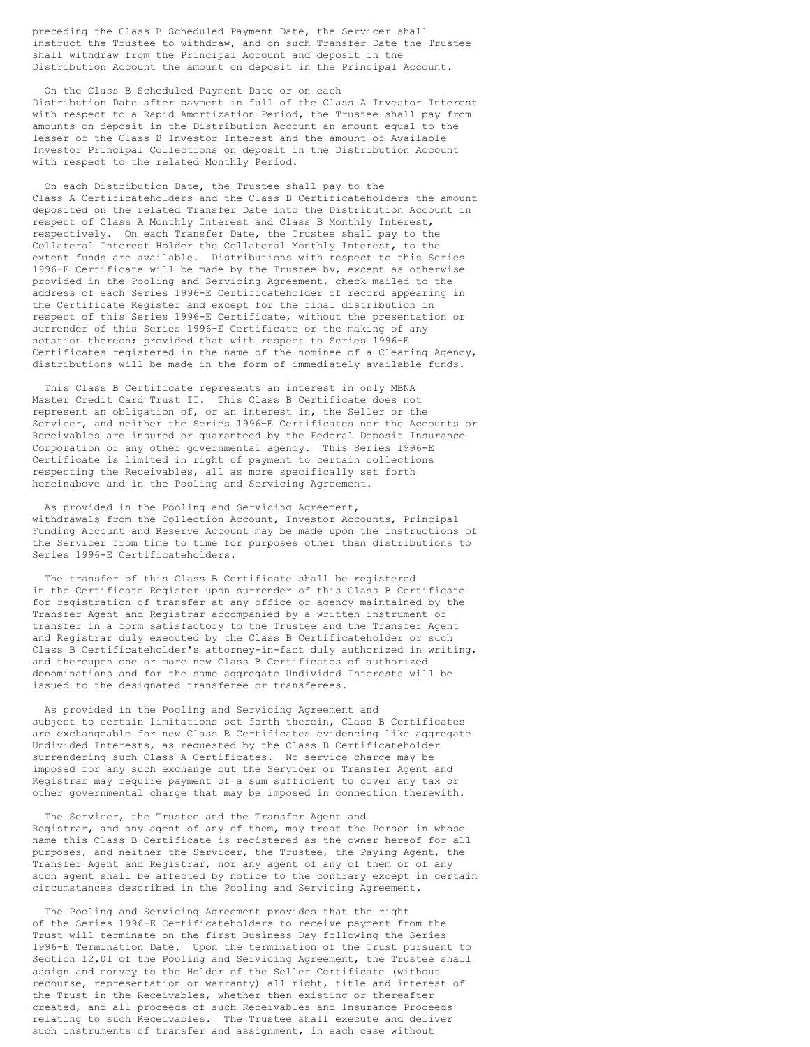preceding the Class B Scheduled Payment Date, the Servicer shall instruct the Trustee to withdraw, and on such Transfer Date the Trustee shall withdraw from the Principal Account and deposit in the Distribution Account the amount on deposit in the Principal Account.

On the Class B Scheduled Payment Date or on each Distribution Date after payment in full of the Class A Investor Interest with respect to a Rapid Amortization Period, the Trustee shall pay from amounts on deposit in the Distribution Account an amount equal to the lesser of the Class B Investor Interest and the amount of Available Investor Principal Collections on deposit in the Distribution Account with respect to the related Monthly Period.

On each Distribution Date, the Trustee shall pay to the Class A Certificateholders and the Class B Certificateholders the amount deposited on the related Transfer Date into the Distribution Account in respect of Class A Monthly Interest and Class B Monthly Interest, respectively. On each Transfer Date, the Trustee shall pay to the Collateral Interest Holder the Collateral Monthly Interest, to the extent funds are available. Distributions with respect to this Series 1996-E Certificate will be made by the Trustee by, except as otherwise provided in the Pooling and Servicing Agreement, check mailed to the address of each Series 1996-E Certificateholder of record appearing in the Certificate Register and except for the final distribution in respect of this Series 1996-E Certificate, without the presentation or surrender of this Series 1996-E Certificate or the making of any notation thereon; provided that with respect to Series 1996-E Certificates registered in the name of the nominee of a Clearing Agency, distributions will be made in the form of immediately available funds.

This Class B Certificate represents an interest in only MBNA Master Credit Card Trust II. This Class B Certificate does not represent an obligation of, or an interest in, the Seller or the Servicer, and neither the Series 1996-E Certificates nor the Accounts or Receivables are insured or guaranteed by the Federal Deposit Insurance Corporation or any other governmental agency. This Series 1996-E Certificate is limited in right of payment to certain collections respecting the Receivables, all as more specifically set forth hereinabove and in the Pooling and Servicing Agreement.

As provided in the Pooling and Servicing Agreement, withdrawals from the Collection Account, Investor Accounts, Principal Funding Account and Reserve Account may be made upon the instructions of the Servicer from time to time for purposes other than distributions to Series 1996-E Certificateholders.

The transfer of this Class B Certificate shall be registered in the Certificate Register upon surrender of this Class B Certificate for registration of transfer at any office or agency maintained by the Transfer Agent and Registrar accompanied by a written instrument of transfer in a form satisfactory to the Trustee and the Transfer Agent and Registrar duly executed by the Class B Certificateholder or such Class B Certificateholder's attorney-in-fact duly authorized in writing, and thereupon one or more new Class B Certificates of authorized denominations and for the same aggregate Undivided Interests will be issued to the designated transferee or transferees.

As provided in the Pooling and Servicing Agreement and subject to certain limitations set forth therein, Class B Certificates are exchangeable for new Class B Certificates evidencing like aggregate Undivided Interests, as requested by the Class B Certificateholder surrendering such Class A Certificates. No service charge may be imposed for any such exchange but the Servicer or Transfer Agent and Registrar may require payment of a sum sufficient to cover any tax or other governmental charge that may be imposed in connection therewith.

The Servicer, the Trustee and the Transfer Agent and Registrar, and any agent of any of them, may treat the Person in whose name this Class B Certificate is registered as the owner hereof for all purposes, and neither the Servicer, the Trustee, the Paying Agent, the Transfer Agent and Registrar, nor any agent of any of them or of any such agent shall be affected by notice to the contrary except in certain circumstances described in the Pooling and Servicing Agreement.

The Pooling and Servicing Agreement provides that the right of the Series 1996-E Certificateholders to receive payment from the Trust will terminate on the first Business Day following the Series 1996-E Termination Date. Upon the termination of the Trust pursuant to Section 12.01 of the Pooling and Servicing Agreement, the Trustee shall assign and convey to the Holder of the Seller Certificate (without recourse, representation or warranty) all right, title and interest of the Trust in the Receivables, whether then existing or thereafter created, and all proceeds of such Receivables and Insurance Proceeds relating to such Receivables. The Trustee shall execute and deliver such instruments of transfer and assignment, in each case without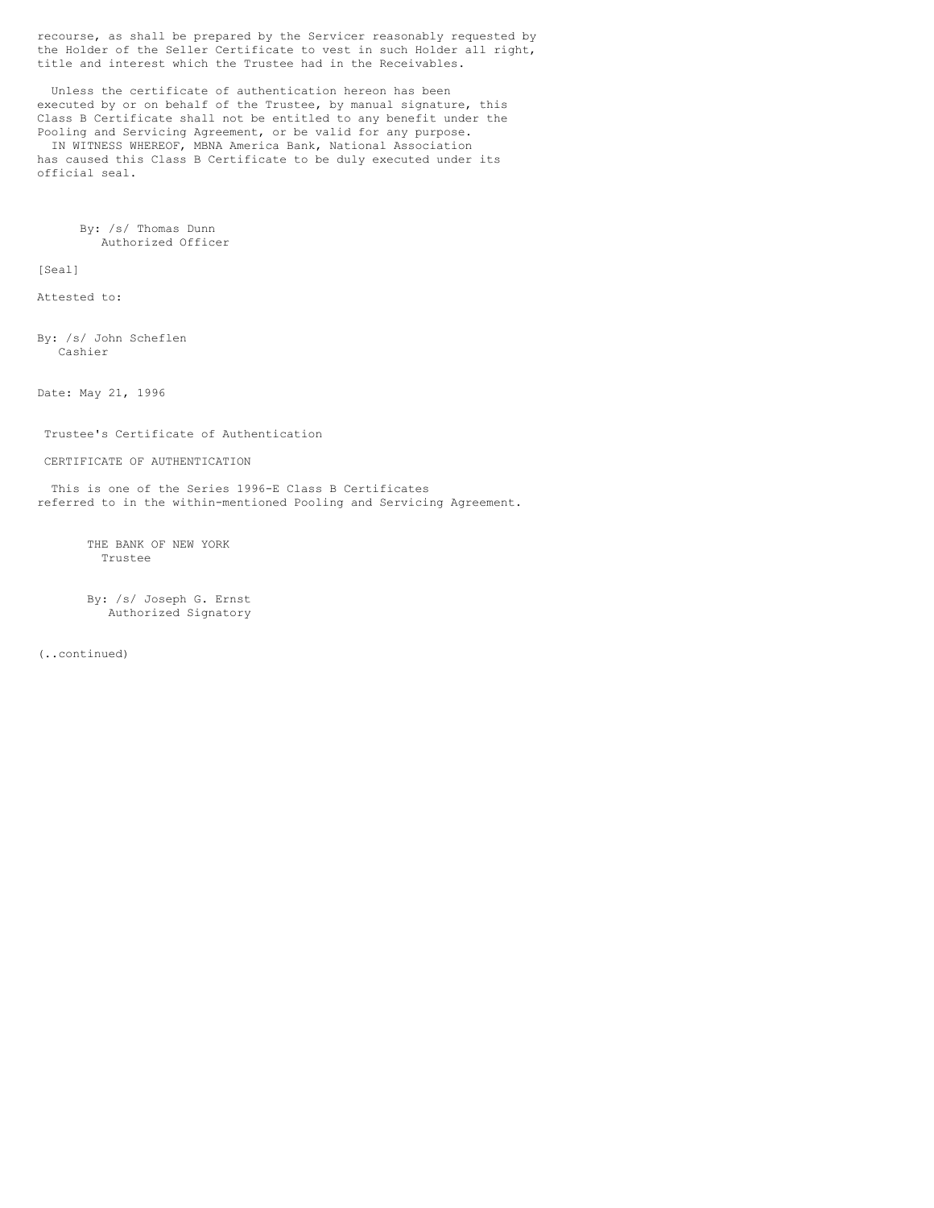recourse, as shall be prepared by the Servicer reasonably requested by the Holder of the Seller Certificate to vest in such Holder all right, title and interest which the Trustee had in the Receivables.

Unless the certificate of authentication hereon has been executed by or on behalf of the Trustee, by manual signature, this Class B Certificate shall not be entitled to any benefit under the Pooling and Servicing Agreement, or be valid for any purpose.

IN WITNESS WHEREOF, MBNA America Bank, National Association has caused this Class B Certificate to be duly executed under its official seal.

By: /s/ Thomas Dunn
Authorized Officer

[Seal]

Attested to:

By: /s/ John Scheflen
Cashier

Date: May 21, 1996

Trustee's Certificate of Authentication

CERTIFICATE OF AUTHENTICATION

This is one of the Series 1996-E Class B Certificates referred to in the within-mentioned Pooling and Servicing Agreement.

THE BANK OF NEW YORK
Trustee

By: /s/ Joseph G. Ernst
Authorized Signatory

(..continued)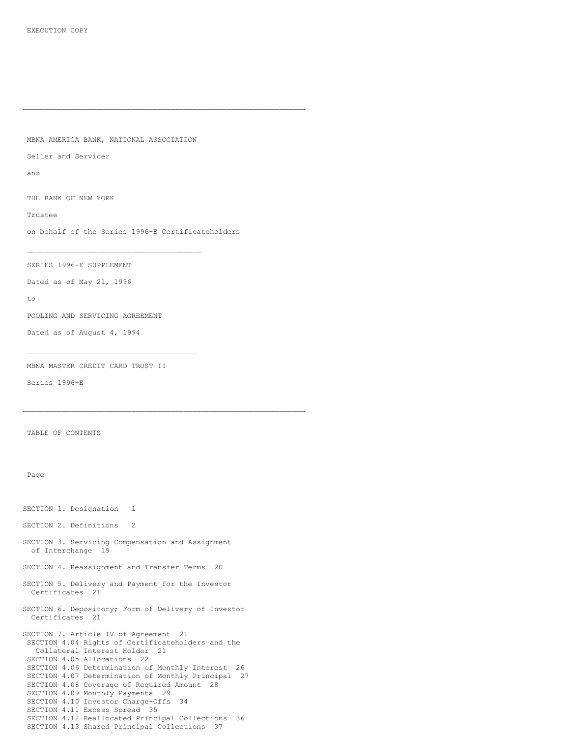EXECUTION COPY

---

MBNA AMERICA BANK, NATIONAL ASSOCIATION

Seller and Servicer

and

THE BANK OF NEW YORK

Trustee

on behalf of the Series 1996-E Certificateholders

---

SERIES 1996-E SUPPLEMENT

Dated as of May 21, 1996

to

POOLING AND SERVICING AGREEMENT

Dated as of August 4, 1994

---

MBNA MASTER CREDIT CARD TRUST II

Series 1996-E

---

TABLE OF CONTENTS

Page

SECTION 1. Designation 1

SECTION 2. Definitions 2

SECTION 3. Servicing Compensation and Assignment of Interchange 19

SECTION 4. Reassignment and Transfer Terms 20

SECTION 5. Delivery and Payment for the Investor Certificates 21

SECTION 6. Depository; Form of Delivery of Investor Certificates 21

SECTION 7. Article IV of Agreement 21
- SECTION 4.04 Rights of Certificateholders and the Collateral Interest Holder 21
- SECTION 4.05 Allocations 22
- SECTION 4.06 Determination of Monthly Interest 26
- SECTION 4.07 Determination of Monthly Principal 27
- SECTION 4.08 Coverage of Required Amount 28
- SECTION 4.09 Monthly Payments 29
- SECTION 4.10 Investor Charge-Offs 34
- SECTION 4.11 Excess Spread 35
- SECTION 4.12 Reallocated Principal Collections 36
- SECTION 4.13 Shared Principal Collections 37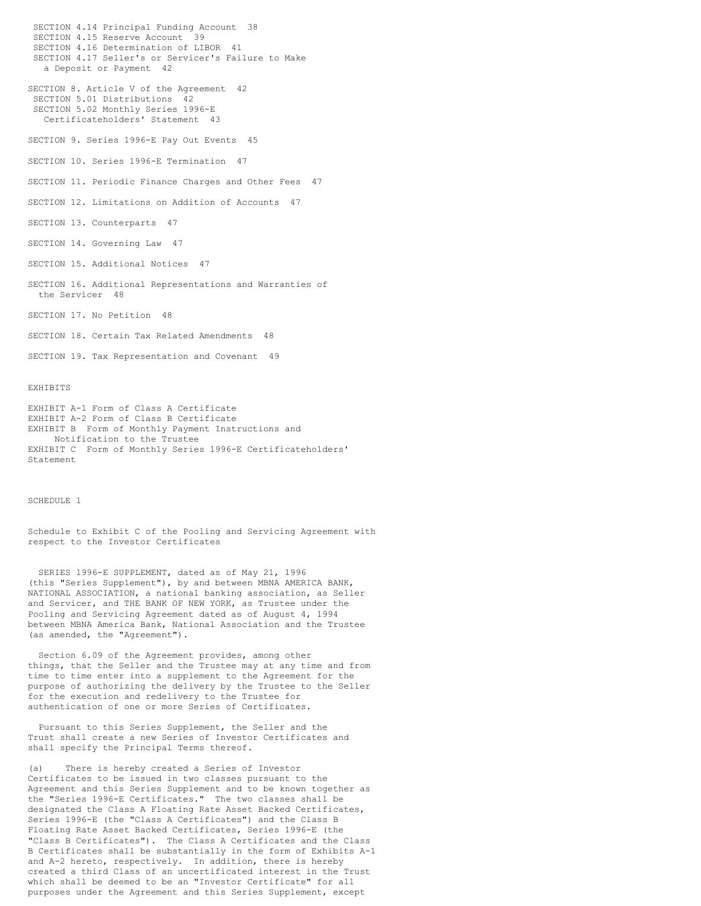SECTION 4.14 Principal Funding Account 38
SECTION 4.15 Reserve Account 39
SECTION 4.16 Determination of LIBOR 41
SECTION 4.17 Seller's or Servicer's Failure to Make a Deposit or Payment 42

SECTION 8. Article V of the Agreement 42
SECTION 5.01 Distributions 42
SECTION 5.02 Monthly Series 1996-E Certificateholders' Statement 43

SECTION 9. Series 1996-E Pay Out Events 45

SECTION 10. Series 1996-E Termination 47

SECTION 11. Periodic Finance Charges and Other Fees 47

SECTION 12. Limitations on Addition of Accounts 47

SECTION 13. Counterparts 47

SECTION 14. Governing Law 47

SECTION 15. Additional Notices 47

SECTION 16. Additional Representations and Warranties of the Servicer 48

SECTION 17. No Petition 48

SECTION 18. Certain Tax Related Amendments 48

SECTION 19. Tax Representation and Covenant 49

EXHIBITS

EXHIBIT A-1 Form of Class A Certificate
EXHIBIT A-2 Form of Class B Certificate
EXHIBIT B Form of Monthly Payment Instructions and Notification to the Trustee
EXHIBIT C Form of Monthly Series 1996-E Certificateholders' Statement

SCHEDULE 1

Schedule to Exhibit C of the Pooling and Servicing Agreement with respect to the Investor Certificates

SERIES 1996-E SUPPLEMENT, dated as of May 21, 1996 (this "Series Supplement"), by and between MBNA AMERICA BANK, NATIONAL ASSOCIATION, a national banking association, as Seller and Servicer, and THE BANK OF NEW YORK, as Trustee under the Pooling and Servicing Agreement dated as of August 4, 1994 between MBNA America Bank, National Association and the Trustee (as amended, the "Agreement").

Section 6.09 of the Agreement provides, among other things, that the Seller and the Trustee may at any time and from time to time enter into a supplement to the Agreement for the purpose of authorizing the delivery by the Trustee to the Seller for the execution and redelivery to the Trustee for authentication of one or more Series of Certificates.

Pursuant to this Series Supplement, the Seller and the Trust shall create a new Series of Investor Certificates and shall specify the Principal Terms thereof.

(a) There is hereby created a Series of Investor Certificates to be issued in two classes pursuant to the Agreement and this Series Supplement and to be known together as the "Series 1996-E Certificates." The two classes shall be designated the Class A Floating Rate Asset Backed Certificates, Series 1996-E (the "Class A Certificates") and the Class B Floating Rate Asset Backed Certificates, Series 1996-E (the "Class B Certificates"). The Class A Certificates and the Class B Certificates shall be substantially in the form of Exhibits A-1 and A-2 hereto, respectively. In addition, there is hereby created a third Class of an uncertificated interest in the Trust which shall be deemed to be an "Investor Certificate" for all purposes under the Agreement and this Series Supplement, except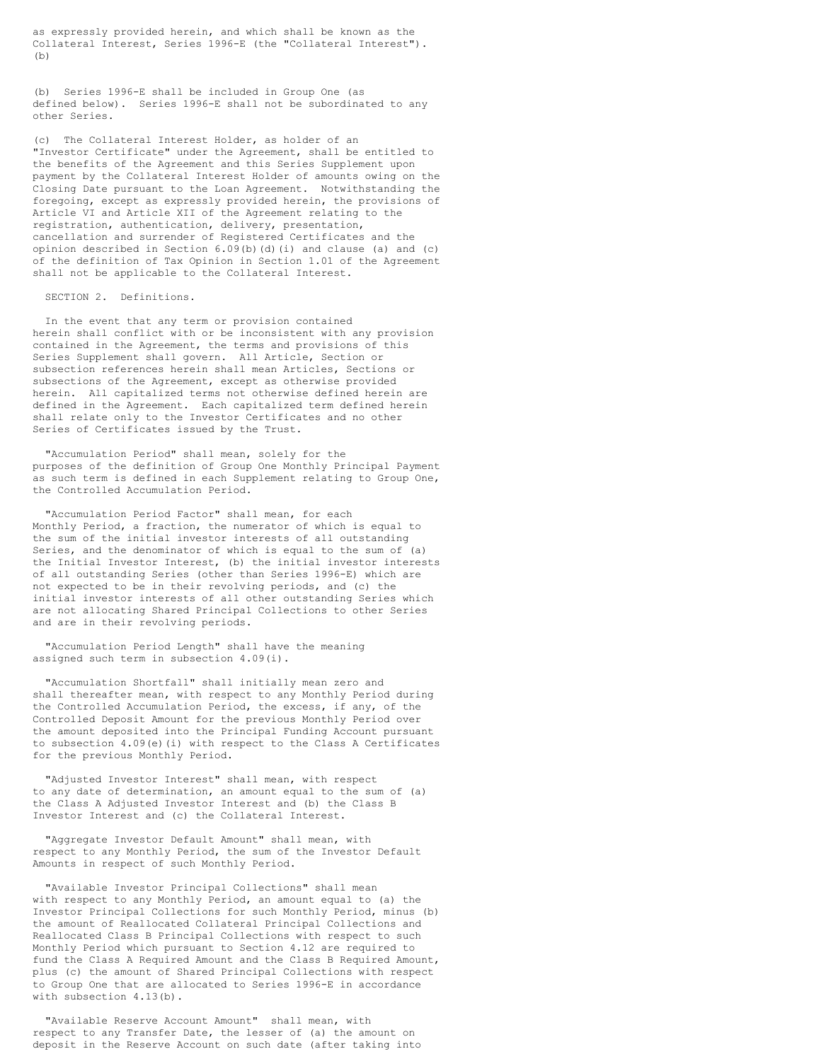as expressly provided herein, and which shall be known as the Collateral Interest, Series 1996-E (the "Collateral Interest"). (b)

(b) Series 1996-E shall be included in Group One (as defined below). Series 1996-E shall not be subordinated to any other Series.

(c) The Collateral Interest Holder, as holder of an "Investor Certificate" under the Agreement, shall be entitled to the benefits of the Agreement and this Series Supplement upon payment by the Collateral Interest Holder of amounts owing on the Closing Date pursuant to the Loan Agreement. Notwithstanding the foregoing, except as expressly provided herein, the provisions of Article VI and Article XII of the Agreement relating to the registration, authentication, delivery, presentation, cancellation and surrender of Registered Certificates and the opinion described in Section 6.09(b)(d)(i) and clause (a) and (c) of the definition of Tax Opinion in Section 1.01 of the Agreement shall not be applicable to the Collateral Interest.

SECTION 2. Definitions.

In the event that any term or provision contained herein shall conflict with or be inconsistent with any provision contained in the Agreement, the terms and provisions of this Series Supplement shall govern. All Article, Section or subsection references herein shall mean Articles, Sections or subsections of the Agreement, except as otherwise provided herein. All capitalized terms not otherwise defined herein are defined in the Agreement. Each capitalized term defined herein shall relate only to the Investor Certificates and no other Series of Certificates issued by the Trust.

"Accumulation Period" shall mean, solely for the purposes of the definition of Group One Monthly Principal Payment as such term is defined in each Supplement relating to Group One, the Controlled Accumulation Period.

"Accumulation Period Factor" shall mean, for each Monthly Period, a fraction, the numerator of which is equal to the sum of the initial investor interests of all outstanding Series, and the denominator of which is equal to the sum of (a) the Initial Investor Interest, (b) the initial investor interests of all outstanding Series (other than Series 1996-E) which are not expected to be in their revolving periods, and (c) the initial investor interests of all other outstanding Series which are not allocating Shared Principal Collections to other Series and are in their revolving periods.

"Accumulation Period Length" shall have the meaning assigned such term in subsection 4.09(i).

"Accumulation Shortfall" shall initially mean zero and shall thereafter mean, with respect to any Monthly Period during the Controlled Accumulation Period, the excess, if any, of the Controlled Deposit Amount for the previous Monthly Period over the amount deposited into the Principal Funding Account pursuant to subsection 4.09(e)(i) with respect to the Class A Certificates for the previous Monthly Period.

"Adjusted Investor Interest" shall mean, with respect to any date of determination, an amount equal to the sum of (a) the Class A Adjusted Investor Interest and (b) the Class B Investor Interest and (c) the Collateral Interest.

"Aggregate Investor Default Amount" shall mean, with respect to any Monthly Period, the sum of the Investor Default Amounts in respect of such Monthly Period.

"Available Investor Principal Collections" shall mean with respect to any Monthly Period, an amount equal to (a) the Investor Principal Collections for such Monthly Period, minus (b) the amount of Reallocated Collateral Principal Collections and Reallocated Class B Principal Collections with respect to such Monthly Period which pursuant to Section 4.12 are required to fund the Class A Required Amount and the Class B Required Amount, plus (c) the amount of Shared Principal Collections with respect to Group One that are allocated to Series 1996-E in accordance with subsection 4.13(b).

"Available Reserve Account Amount" shall mean, with respect to any Transfer Date, the lesser of (a) the amount on deposit in the Reserve Account on such date (after taking into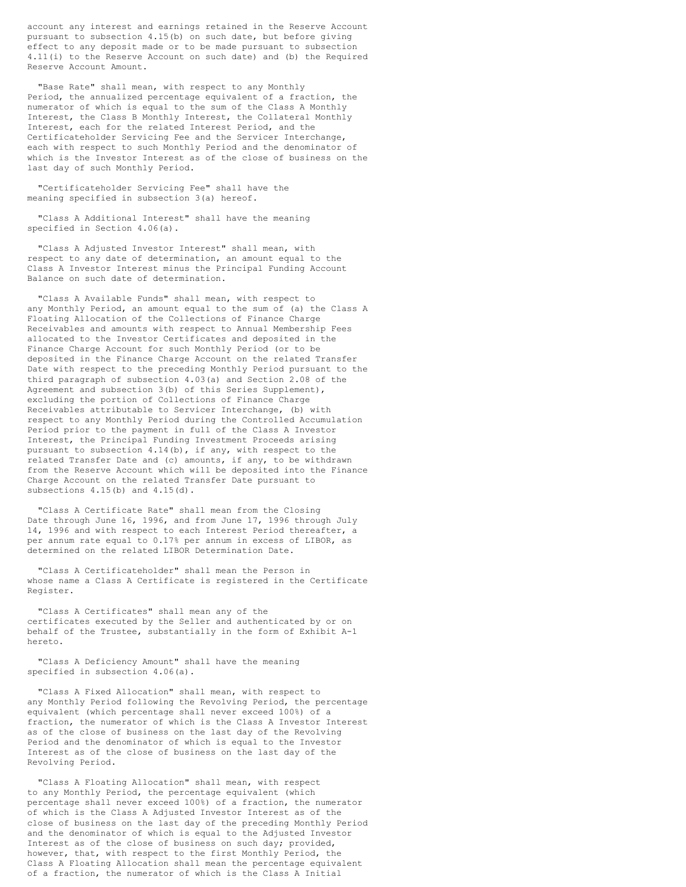account any interest and earnings retained in the Reserve Account pursuant to subsection 4.15(b) on such date, but before giving effect to any deposit made or to be made pursuant to subsection 4.11(i) to the Reserve Account on such date) and (b) the Required Reserve Account Amount.

"Base Rate" shall mean, with respect to any Monthly Period, the annualized percentage equivalent of a fraction, the numerator of which is equal to the sum of the Class A Monthly Interest, the Class B Monthly Interest, the Collateral Monthly Interest, each for the related Interest Period, and the Certificateholder Servicing Fee and the Servicer Interchange, each with respect to such Monthly Period and the denominator of which is the Investor Interest as of the close of business on the last day of such Monthly Period.

"Certificateholder Servicing Fee" shall have the meaning specified in subsection 3(a) hereof.

"Class A Additional Interest" shall have the meaning specified in Section 4.06(a).

"Class A Adjusted Investor Interest" shall mean, with respect to any date of determination, an amount equal to the Class A Investor Interest minus the Principal Funding Account Balance on such date of determination.

"Class A Available Funds" shall mean, with respect to any Monthly Period, an amount equal to the sum of (a) the Class A Floating Allocation of the Collections of Finance Charge Receivables and amounts with respect to Annual Membership Fees allocated to the Investor Certificates and deposited in the Finance Charge Account for such Monthly Period (or to be deposited in the Finance Charge Account on the related Transfer Date with respect to the preceding Monthly Period pursuant to the third paragraph of subsection 4.03(a) and Section 2.08 of the Agreement and subsection 3(b) of this Series Supplement), excluding the portion of Collections of Finance Charge Receivables attributable to Servicer Interchange, (b) with respect to any Monthly Period during the Controlled Accumulation Period prior to the payment in full of the Class A Investor Interest, the Principal Funding Investment Proceeds arising pursuant to subsection 4.14(b), if any, with respect to the related Transfer Date and (c) amounts, if any, to be withdrawn from the Reserve Account which will be deposited into the Finance Charge Account on the related Transfer Date pursuant to subsections 4.15(b) and 4.15(d).

"Class A Certificate Rate" shall mean from the Closing Date through June 16, 1996, and from June 17, 1996 through July 14, 1996 and with respect to each Interest Period thereafter, a per annum rate equal to 0.17% per annum in excess of LIBOR, as determined on the related LIBOR Determination Date.

"Class A Certificateholder" shall mean the Person in whose name a Class A Certificate is registered in the Certificate Register.

"Class A Certificates" shall mean any of the certificates executed by the Seller and authenticated by or on behalf of the Trustee, substantially in the form of Exhibit A-1 hereto.

"Class A Deficiency Amount" shall have the meaning specified in subsection 4.06(a).

"Class A Fixed Allocation" shall mean, with respect to any Monthly Period following the Revolving Period, the percentage equivalent (which percentage shall never exceed 100%) of a fraction, the numerator of which is the Class A Investor Interest as of the close of business on the last day of the Revolving Period and the denominator of which is equal to the Investor Interest as of the close of business on the last day of the Revolving Period.

"Class A Floating Allocation" shall mean, with respect to any Monthly Period, the percentage equivalent (which percentage shall never exceed 100%) of a fraction, the numerator of which is the Class A Adjusted Investor Interest as of the close of business on the last day of the preceding Monthly Period and the denominator of which is equal to the Adjusted Investor Interest as of the close of business on such day; provided, however, that, with respect to the first Monthly Period, the Class A Floating Allocation shall mean the percentage equivalent of a fraction, the numerator of which is the Class A Initial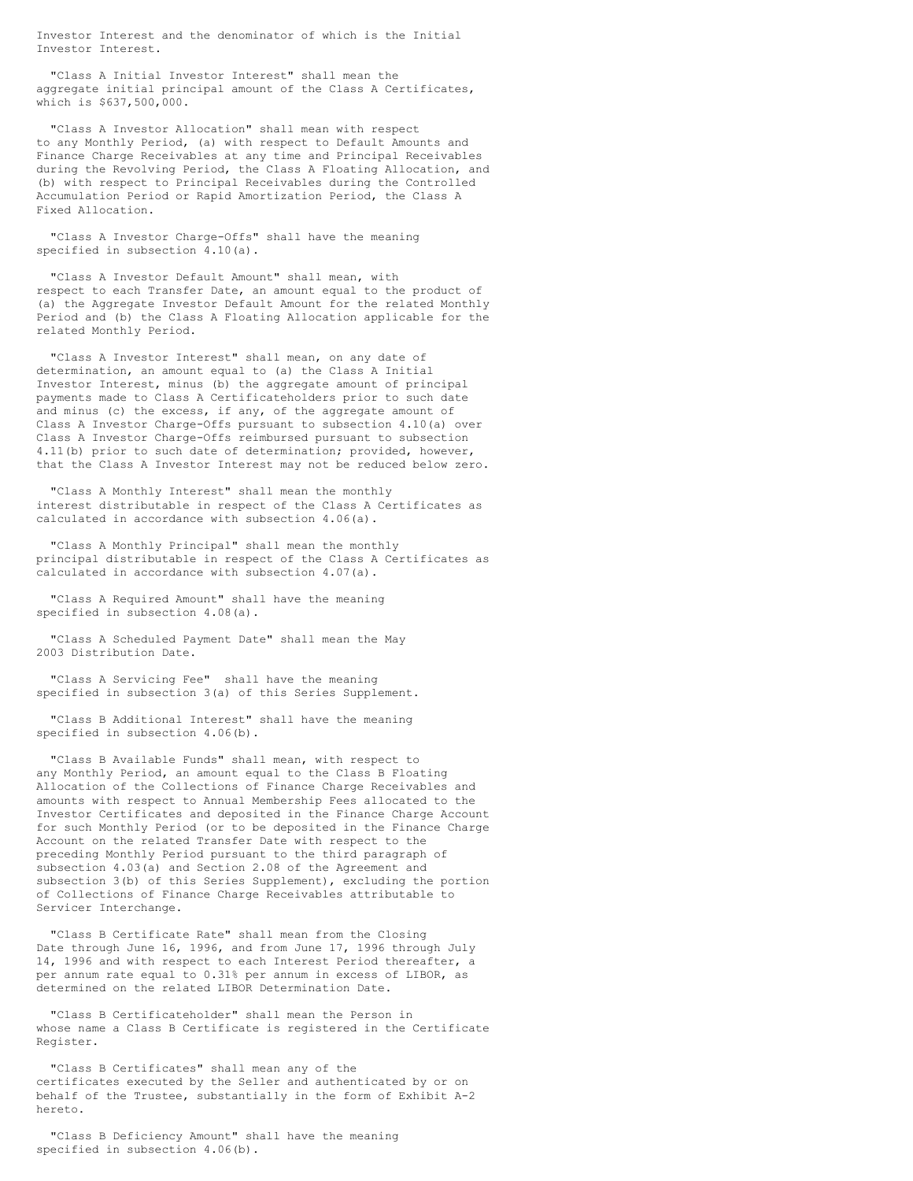Investor Interest and the denominator of which is the Initial Investor Interest.

"Class A Initial Investor Interest" shall mean the aggregate initial principal amount of the Class A Certificates, which is $637,500,000.

"Class A Investor Allocation" shall mean with respect to any Monthly Period, (a) with respect to Default Amounts and Finance Charge Receivables at any time and Principal Receivables during the Revolving Period, the Class A Floating Allocation, and (b) with respect to Principal Receivables during the Controlled Accumulation Period or Rapid Amortization Period, the Class A Fixed Allocation.

"Class A Investor Charge-Offs" shall have the meaning specified in subsection 4.10(a).

"Class A Investor Default Amount" shall mean, with respect to each Transfer Date, an amount equal to the product of (a) the Aggregate Investor Default Amount for the related Monthly Period and (b) the Class A Floating Allocation applicable for the related Monthly Period.

"Class A Investor Interest" shall mean, on any date of determination, an amount equal to (a) the Class A Initial Investor Interest, minus (b) the aggregate amount of principal payments made to Class A Certificateholders prior to such date and minus (c) the excess, if any, of the aggregate amount of Class A Investor Charge-Offs pursuant to subsection 4.10(a) over Class A Investor Charge-Offs reimbursed pursuant to subsection 4.11(b) prior to such date of determination; provided, however, that the Class A Investor Interest may not be reduced below zero.

"Class A Monthly Interest" shall mean the monthly interest distributable in respect of the Class A Certificates as calculated in accordance with subsection 4.06(a).

"Class A Monthly Principal" shall mean the monthly principal distributable in respect of the Class A Certificates as calculated in accordance with subsection 4.07(a).

"Class A Required Amount" shall have the meaning specified in subsection 4.08(a).

"Class A Scheduled Payment Date" shall mean the May 2003 Distribution Date.

"Class A Servicing Fee" shall have the meaning specified in subsection 3(a) of this Series Supplement.

"Class B Additional Interest" shall have the meaning specified in subsection 4.06(b).

"Class B Available Funds" shall mean, with respect to any Monthly Period, an amount equal to the Class B Floating Allocation of the Collections of Finance Charge Receivables and amounts with respect to Annual Membership Fees allocated to the Investor Certificates and deposited in the Finance Charge Account for such Monthly Period (or to be deposited in the Finance Charge Account on the related Transfer Date with respect to the preceding Monthly Period pursuant to the third paragraph of subsection 4.03(a) and Section 2.08 of the Agreement and subsection 3(b) of this Series Supplement), excluding the portion of Collections of Finance Charge Receivables attributable to Servicer Interchange.

"Class B Certificate Rate" shall mean from the Closing Date through June 16, 1996, and from June 17, 1996 through July 14, 1996 and with respect to each Interest Period thereafter, a per annum rate equal to 0.31% per annum in excess of LIBOR, as determined on the related LIBOR Determination Date.

"Class B Certificateholder" shall mean the Person in whose name a Class B Certificate is registered in the Certificate Register.

"Class B Certificates" shall mean any of the certificates executed by the Seller and authenticated by or on behalf of the Trustee, substantially in the form of Exhibit A-2 hereto.

"Class B Deficiency Amount" shall have the meaning specified in subsection 4.06(b).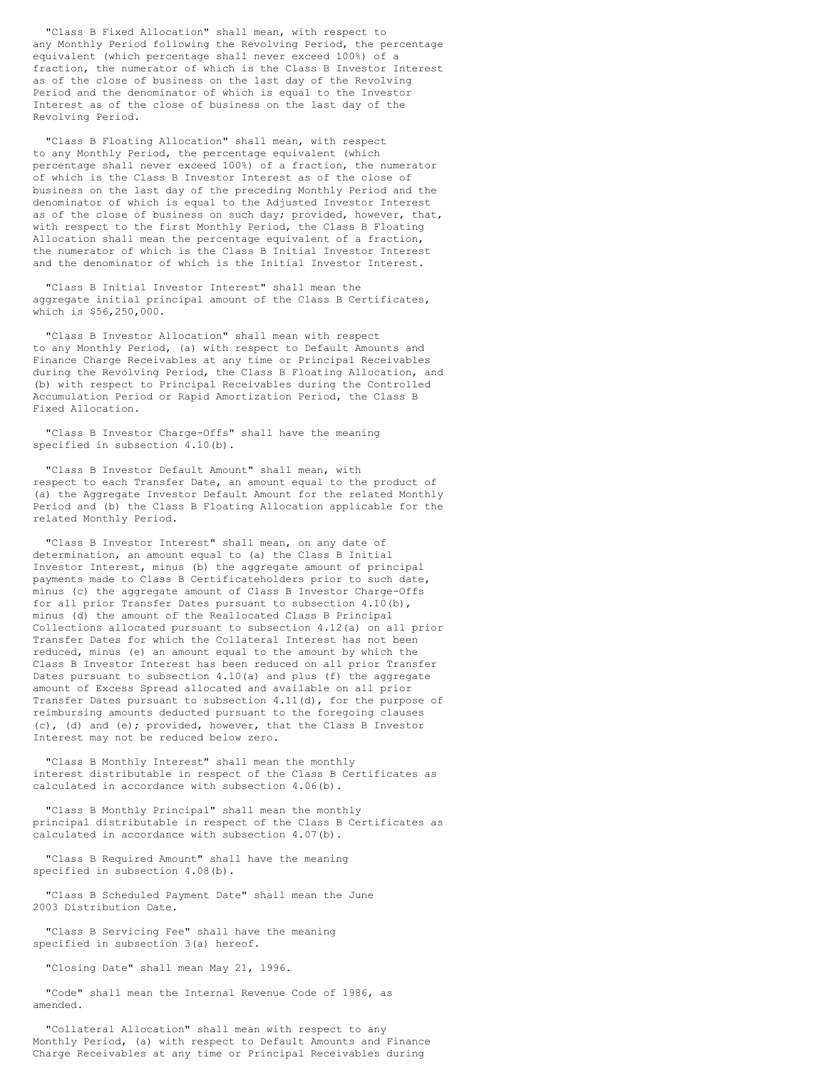"Class B Fixed Allocation" shall mean, with respect to any Monthly Period following the Revolving Period, the percentage equivalent (which percentage shall never exceed 100%) of a fraction, the numerator of which is the Class B Investor Interest as of the close of business on the last day of the Revolving Period and the denominator of which is equal to the Investor Interest as of the close of business on the last day of the Revolving Period.

"Class B Floating Allocation" shall mean, with respect to any Monthly Period, the percentage equivalent (which percentage shall never exceed 100%) of a fraction, the numerator of which is the Class B Investor Interest as of the close of business on the last day of the preceding Monthly Period and the denominator of which is equal to the Adjusted Investor Interest as of the close of business on such day; provided, however, that, with respect to the first Monthly Period, the Class B Floating Allocation shall mean the percentage equivalent of a fraction, the numerator of which is the Class B Initial Investor Interest and the denominator of which is the Initial Investor Interest.

"Class B Initial Investor Interest" shall mean the aggregate initial principal amount of the Class B Certificates, which is $56,250,000.

"Class B Investor Allocation" shall mean with respect to any Monthly Period, (a) with respect to Default Amounts and Finance Charge Receivables at any time or Principal Receivables during the Revolving Period, the Class B Floating Allocation, and (b) with respect to Principal Receivables during the Controlled Accumulation Period or Rapid Amortization Period, the Class B Fixed Allocation.

"Class B Investor Charge-Offs" shall have the meaning specified in subsection 4.10(b).

"Class B Investor Default Amount" shall mean, with respect to each Transfer Date, an amount equal to the product of (a) the Aggregate Investor Default Amount for the related Monthly Period and (b) the Class B Floating Allocation applicable for the related Monthly Period.

"Class B Investor Interest" shall mean, on any date of determination, an amount equal to (a) the Class B Initial Investor Interest, minus (b) the aggregate amount of principal payments made to Class B Certificateholders prior to such date, minus (c) the aggregate amount of Class B Investor Charge-Offs for all prior Transfer Dates pursuant to subsection 4.10(b), minus (d) the amount of the Reallocated Class B Principal Collections allocated pursuant to subsection 4.12(a) on all prior Transfer Dates for which the Collateral Interest has not been reduced, minus (e) an amount equal to the amount by which the Class B Investor Interest has been reduced on all prior Transfer Dates pursuant to subsection 4.10(a) and plus (f) the aggregate amount of Excess Spread allocated and available on all prior Transfer Dates pursuant to subsection 4.11(d), for the purpose of reimbursing amounts deducted pursuant to the foregoing clauses (c), (d) and (e); provided, however, that the Class B Investor Interest may not be reduced below zero.

"Class B Monthly Interest" shall mean the monthly interest distributable in respect of the Class B Certificates as calculated in accordance with subsection 4.06(b).

"Class B Monthly Principal" shall mean the monthly principal distributable in respect of the Class B Certificates as calculated in accordance with subsection 4.07(b).

"Class B Required Amount" shall have the meaning specified in subsection 4.08(b).

"Class B Scheduled Payment Date" shall mean the June 2003 Distribution Date.

"Class B Servicing Fee" shall have the meaning specified in subsection 3(a) hereof.

"Closing Date" shall mean May 21, 1996.

"Code" shall mean the Internal Revenue Code of 1986, as amended.

"Collateral Allocation" shall mean with respect to any Monthly Period, (a) with respect to Default Amounts and Finance Charge Receivables at any time or Principal Receivables during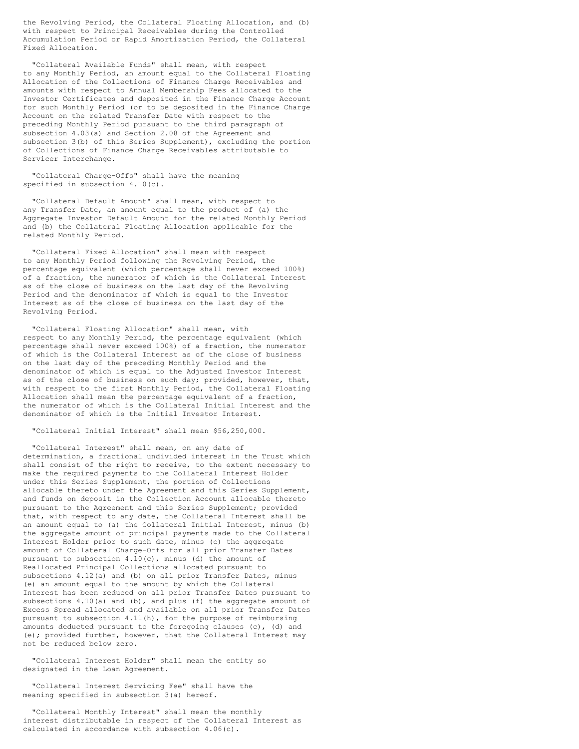the Revolving Period, the Collateral Floating Allocation, and (b) with respect to Principal Receivables during the Controlled Accumulation Period or Rapid Amortization Period, the Collateral Fixed Allocation.

"Collateral Available Funds" shall mean, with respect to any Monthly Period, an amount equal to the Collateral Floating Allocation of the Collections of Finance Charge Receivables and amounts with respect to Annual Membership Fees allocated to the Investor Certificates and deposited in the Finance Charge Account for such Monthly Period (or to be deposited in the Finance Charge Account on the related Transfer Date with respect to the preceding Monthly Period pursuant to the third paragraph of subsection 4.03(a) and Section 2.08 of the Agreement and subsection 3(b) of this Series Supplement), excluding the portion of Collections of Finance Charge Receivables attributable to Servicer Interchange.

"Collateral Charge-Offs" shall have the meaning specified in subsection 4.10(c).

"Collateral Default Amount" shall mean, with respect to any Transfer Date, an amount equal to the product of (a) the Aggregate Investor Default Amount for the related Monthly Period and (b) the Collateral Floating Allocation applicable for the related Monthly Period.

"Collateral Fixed Allocation" shall mean with respect to any Monthly Period following the Revolving Period, the percentage equivalent (which percentage shall never exceed 100%) of a fraction, the numerator of which is the Collateral Interest as of the close of business on the last day of the Revolving Period and the denominator of which is equal to the Investor Interest as of the close of business on the last day of the Revolving Period.

"Collateral Floating Allocation" shall mean, with respect to any Monthly Period, the percentage equivalent (which percentage shall never exceed 100%) of a fraction, the numerator of which is the Collateral Interest as of the close of business on the last day of the preceding Monthly Period and the denominator of which is equal to the Adjusted Investor Interest as of the close of business on such day; provided, however, that, with respect to the first Monthly Period, the Collateral Floating Allocation shall mean the percentage equivalent of a fraction, the numerator of which is the Collateral Initial Interest and the denominator of which is the Initial Investor Interest.

"Collateral Initial Interest" shall mean $56,250,000.

"Collateral Interest" shall mean, on any date of determination, a fractional undivided interest in the Trust which shall consist of the right to receive, to the extent necessary to make the required payments to the Collateral Interest Holder under this Series Supplement, the portion of Collections allocable thereto under the Agreement and this Series Supplement, and funds on deposit in the Collection Account allocable thereto pursuant to the Agreement and this Series Supplement; provided that, with respect to any date, the Collateral Interest shall be an amount equal to (a) the Collateral Initial Interest, minus (b) the aggregate amount of principal payments made to the Collateral Interest Holder prior to such date, minus (c) the aggregate amount of Collateral Charge-Offs for all prior Transfer Dates pursuant to subsection 4.10(c), minus (d) the amount of Reallocated Principal Collections allocated pursuant to subsections 4.12(a) and (b) on all prior Transfer Dates, minus (e) an amount equal to the amount by which the Collateral Interest has been reduced on all prior Transfer Dates pursuant to subsections 4.10(a) and (b), and plus (f) the aggregate amount of Excess Spread allocated and available on all prior Transfer Dates pursuant to subsection 4.11(h), for the purpose of reimbursing amounts deducted pursuant to the foregoing clauses (c), (d) and (e); provided further, however, that the Collateral Interest may not be reduced below zero.

"Collateral Interest Holder" shall mean the entity so designated in the Loan Agreement.

"Collateral Interest Servicing Fee" shall have the meaning specified in subsection 3(a) hereof.

"Collateral Monthly Interest" shall mean the monthly interest distributable in respect of the Collateral Interest as calculated in accordance with subsection 4.06(c).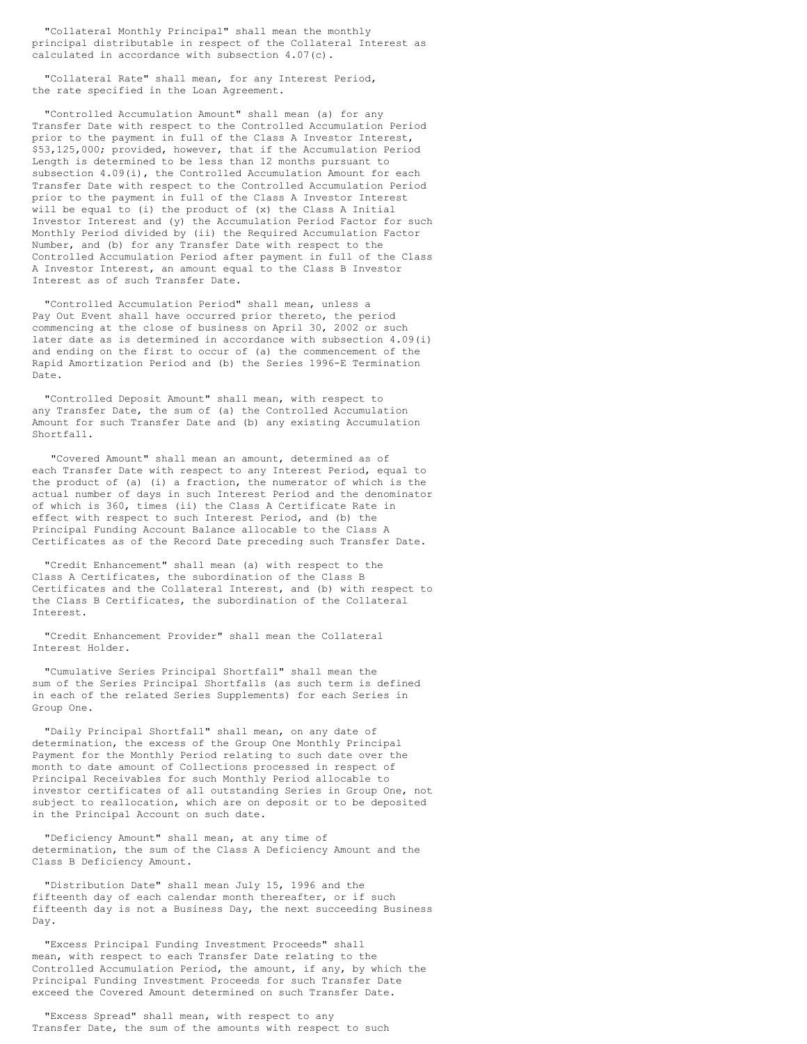"Collateral Monthly Principal" shall mean the monthly principal distributable in respect of the Collateral Interest as calculated in accordance with subsection 4.07(c).

"Collateral Rate" shall mean, for any Interest Period, the rate specified in the Loan Agreement.

"Controlled Accumulation Amount" shall mean (a) for any Transfer Date with respect to the Controlled Accumulation Period prior to the payment in full of the Class A Investor Interest, $53,125,000; provided, however, that if the Accumulation Period Length is determined to be less than 12 months pursuant to subsection 4.09(i), the Controlled Accumulation Amount for each Transfer Date with respect to the Controlled Accumulation Period prior to the payment in full of the Class A Investor Interest will be equal to (i) the product of (x) the Class A Initial Investor Interest and (y) the Accumulation Period Factor for such Monthly Period divided by (ii) the Required Accumulation Factor Number, and (b) for any Transfer Date with respect to the Controlled Accumulation Period after payment in full of the Class A Investor Interest, an amount equal to the Class B Investor Interest as of such Transfer Date.

"Controlled Accumulation Period" shall mean, unless a Pay Out Event shall have occurred prior thereto, the period commencing at the close of business on April 30, 2002 or such later date as is determined in accordance with subsection 4.09(i) and ending on the first to occur of (a) the commencement of the Rapid Amortization Period and (b) the Series 1996-E Termination Date.

"Controlled Deposit Amount" shall mean, with respect to any Transfer Date, the sum of (a) the Controlled Accumulation Amount for such Transfer Date and (b) any existing Accumulation Shortfall.

"Covered Amount" shall mean an amount, determined as of each Transfer Date with respect to any Interest Period, equal to the product of (a) (i) a fraction, the numerator of which is the actual number of days in such Interest Period and the denominator of which is 360, times (ii) the Class A Certificate Rate in effect with respect to such Interest Period, and (b) the Principal Funding Account Balance allocable to the Class A Certificates as of the Record Date preceding such Transfer Date.

"Credit Enhancement" shall mean (a) with respect to the Class A Certificates, the subordination of the Class B Certificates and the Collateral Interest, and (b) with respect to the Class B Certificates, the subordination of the Collateral Interest.

"Credit Enhancement Provider" shall mean the Collateral Interest Holder.

"Cumulative Series Principal Shortfall" shall mean the sum of the Series Principal Shortfalls (as such term is defined in each of the related Series Supplements) for each Series in Group One.

"Daily Principal Shortfall" shall mean, on any date of determination, the excess of the Group One Monthly Principal Payment for the Monthly Period relating to such date over the month to date amount of Collections processed in respect of Principal Receivables for such Monthly Period allocable to investor certificates of all outstanding Series in Group One, not subject to reallocation, which are on deposit or to be deposited in the Principal Account on such date.

"Deficiency Amount" shall mean, at any time of determination, the sum of the Class A Deficiency Amount and the Class B Deficiency Amount.

"Distribution Date" shall mean July 15, 1996 and the fifteenth day of each calendar month thereafter, or if such fifteenth day is not a Business Day, the next succeeding Business Day.

"Excess Principal Funding Investment Proceeds" shall mean, with respect to each Transfer Date relating to the Controlled Accumulation Period, the amount, if any, by which the Principal Funding Investment Proceeds for such Transfer Date exceed the Covered Amount determined on such Transfer Date.

"Excess Spread" shall mean, with respect to any Transfer Date, the sum of the amounts with respect to such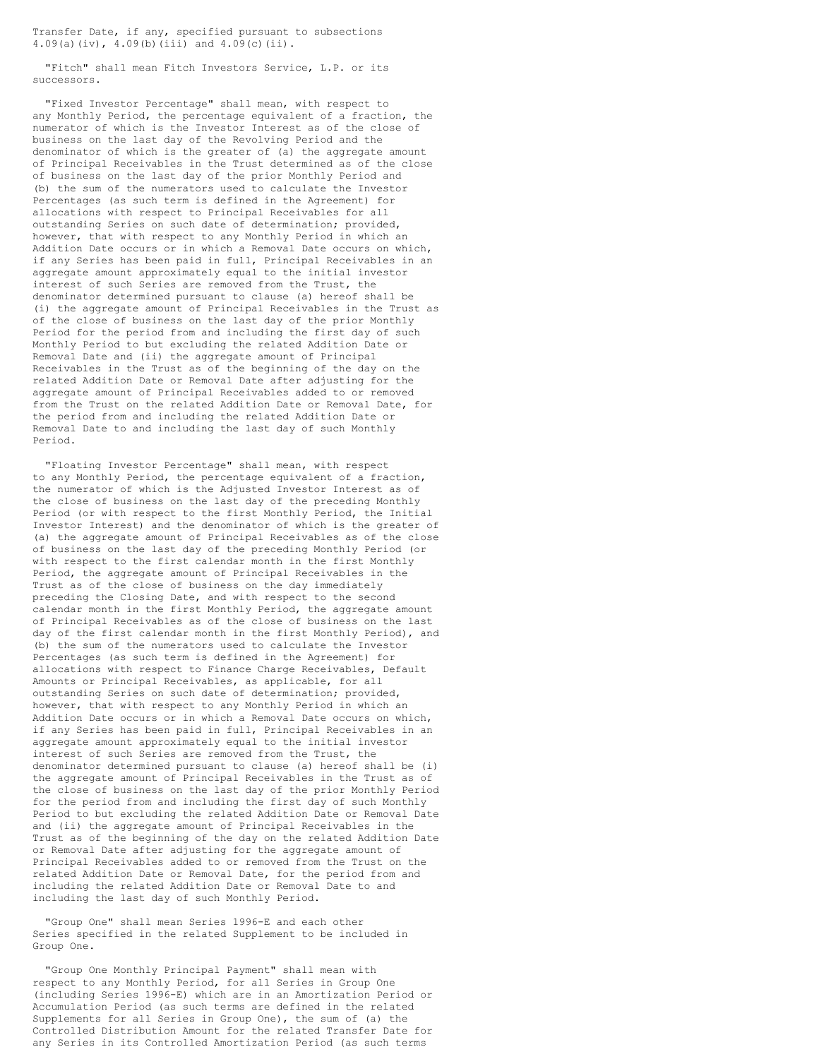Transfer Date, if any, specified pursuant to subsections 4.09(a)(iv), 4.09(b)(iii) and 4.09(c)(ii).

"Fitch" shall mean Fitch Investors Service, L.P. or its successors.

"Fixed Investor Percentage" shall mean, with respect to any Monthly Period, the percentage equivalent of a fraction, the numerator of which is the Investor Interest as of the close of business on the last day of the Revolving Period and the denominator of which is the greater of (a) the aggregate amount of Principal Receivables in the Trust determined as of the close of business on the last day of the prior Monthly Period and (b) the sum of the numerators used to calculate the Investor Percentages (as such term is defined in the Agreement) for allocations with respect to Principal Receivables for all outstanding Series on such date of determination; provided, however, that with respect to any Monthly Period in which an Addition Date occurs or in which a Removal Date occurs on which, if any Series has been paid in full, Principal Receivables in an aggregate amount approximately equal to the initial investor interest of such Series are removed from the Trust, the denominator determined pursuant to clause (a) hereof shall be (i) the aggregate amount of Principal Receivables in the Trust as of the close of business on the last day of the prior Monthly Period for the period from and including the first day of such Monthly Period to but excluding the related Addition Date or Removal Date and (ii) the aggregate amount of Principal Receivables in the Trust as of the beginning of the day on the related Addition Date or Removal Date after adjusting for the aggregate amount of Principal Receivables added to or removed from the Trust on the related Addition Date or Removal Date, for the period from and including the related Addition Date or Removal Date to and including the last day of such Monthly Period.

"Floating Investor Percentage" shall mean, with respect to any Monthly Period, the percentage equivalent of a fraction, the numerator of which is the Adjusted Investor Interest as of the close of business on the last day of the preceding Monthly Period (or with respect to the first Monthly Period, the Initial Investor Interest) and the denominator of which is the greater of (a) the aggregate amount of Principal Receivables as of the close of business on the last day of the preceding Monthly Period (or with respect to the first calendar month in the first Monthly Period, the aggregate amount of Principal Receivables in the Trust as of the close of business on the day immediately preceding the Closing Date, and with respect to the second calendar month in the first Monthly Period, the aggregate amount of Principal Receivables as of the close of business on the last day of the first calendar month in the first Monthly Period), and (b) the sum of the numerators used to calculate the Investor Percentages (as such term is defined in the Agreement) for allocations with respect to Finance Charge Receivables, Default Amounts or Principal Receivables, as applicable, for all outstanding Series on such date of determination; provided, however, that with respect to any Monthly Period in which an Addition Date occurs or in which a Removal Date occurs on which, if any Series has been paid in full, Principal Receivables in an aggregate amount approximately equal to the initial investor interest of such Series are removed from the Trust, the denominator determined pursuant to clause (a) hereof shall be (i) the aggregate amount of Principal Receivables in the Trust as of the close of business on the last day of the prior Monthly Period for the period from and including the first day of such Monthly Period to but excluding the related Addition Date or Removal Date and (ii) the aggregate amount of Principal Receivables in the Trust as of the beginning of the day on the related Addition Date or Removal Date after adjusting for the aggregate amount of Principal Receivables added to or removed from the Trust on the related Addition Date or Removal Date, for the period from and including the related Addition Date or Removal Date to and including the last day of such Monthly Period.

"Group One" shall mean Series 1996-E and each other Series specified in the related Supplement to be included in Group One.

"Group One Monthly Principal Payment" shall mean with respect to any Monthly Period, for all Series in Group One (including Series 1996-E) which are in an Amortization Period or Accumulation Period (as such terms are defined in the related Supplements for all Series in Group One), the sum of (a) the Controlled Distribution Amount for the related Transfer Date for any Series in its Controlled Amortization Period (as such terms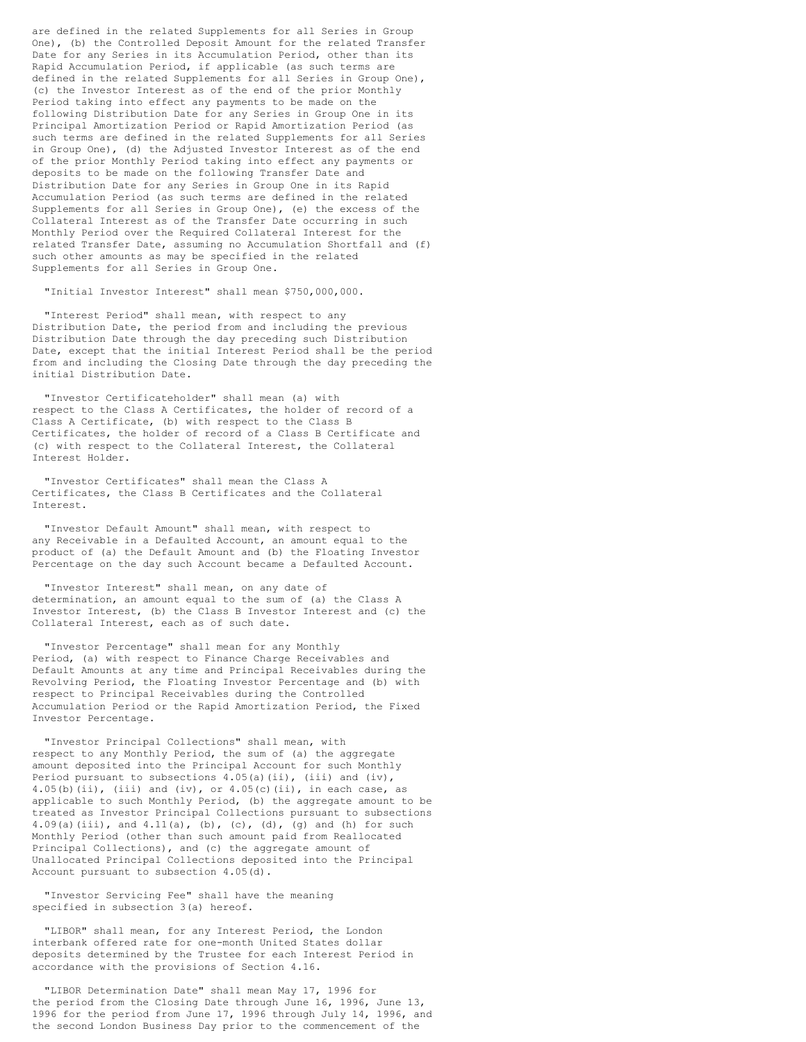are defined in the related Supplements for all Series in Group One), (b) the Controlled Deposit Amount for the related Transfer Date for any Series in its Accumulation Period, other than its Rapid Accumulation Period, if applicable (as such terms are defined in the related Supplements for all Series in Group One), (c) the Investor Interest as of the end of the prior Monthly Period taking into effect any payments to be made on the following Distribution Date for any Series in Group One in its Principal Amortization Period or Rapid Amortization Period (as such terms are defined in the related Supplements for all Series in Group One), (d) the Adjusted Investor Interest as of the end of the prior Monthly Period taking into effect any payments or deposits to be made on the following Transfer Date and Distribution Date for any Series in Group One in its Rapid Accumulation Period (as such terms are defined in the related Supplements for all Series in Group One), (e) the excess of the Collateral Interest as of the Transfer Date occurring in such Monthly Period over the Required Collateral Interest for the related Transfer Date, assuming no Accumulation Shortfall and (f) such other amounts as may be specified in the related Supplements for all Series in Group One.

"Initial Investor Interest" shall mean $750,000,000.

"Interest Period" shall mean, with respect to any Distribution Date, the period from and including the previous Distribution Date through the day preceding such Distribution Date, except that the initial Interest Period shall be the period from and including the Closing Date through the day preceding the initial Distribution Date.

"Investor Certificateholder" shall mean (a) with respect to the Class A Certificates, the holder of record of a Class A Certificate, (b) with respect to the Class B Certificates, the holder of record of a Class B Certificate and (c) with respect to the Collateral Interest, the Collateral Interest Holder.

"Investor Certificates" shall mean the Class A Certificates, the Class B Certificates and the Collateral Interest.

"Investor Default Amount" shall mean, with respect to any Receivable in a Defaulted Account, an amount equal to the product of (a) the Default Amount and (b) the Floating Investor Percentage on the day such Account became a Defaulted Account.

"Investor Interest" shall mean, on any date of determination, an amount equal to the sum of (a) the Class A Investor Interest, (b) the Class B Investor Interest and (c) the Collateral Interest, each as of such date.

"Investor Percentage" shall mean for any Monthly Period, (a) with respect to Finance Charge Receivables and Default Amounts at any time and Principal Receivables during the Revolving Period, the Floating Investor Percentage and (b) with respect to Principal Receivables during the Controlled Accumulation Period or the Rapid Amortization Period, the Fixed Investor Percentage.

"Investor Principal Collections" shall mean, with respect to any Monthly Period, the sum of (a) the aggregate amount deposited into the Principal Account for such Monthly Period pursuant to subsections 4.05(a)(ii), (iii) and (iv), 4.05(b)(ii), (iii) and (iv), or 4.05(c)(ii), in each case, as applicable to such Monthly Period, (b) the aggregate amount to be treated as Investor Principal Collections pursuant to subsections 4.09(a)(iii), and 4.11(a), (b), (c), (d), (g) and (h) for such Monthly Period (other than such amount paid from Reallocated Principal Collections), and (c) the aggregate amount of Unallocated Principal Collections deposited into the Principal Account pursuant to subsection 4.05(d).

"Investor Servicing Fee" shall have the meaning specified in subsection 3(a) hereof.

"LIBOR" shall mean, for any Interest Period, the London interbank offered rate for one-month United States dollar deposits determined by the Trustee for each Interest Period in accordance with the provisions of Section 4.16.

"LIBOR Determination Date" shall mean May 17, 1996 for the period from the Closing Date through June 16, 1996, June 13, 1996 for the period from June 17, 1996 through July 14, 1996, and the second London Business Day prior to the commencement of the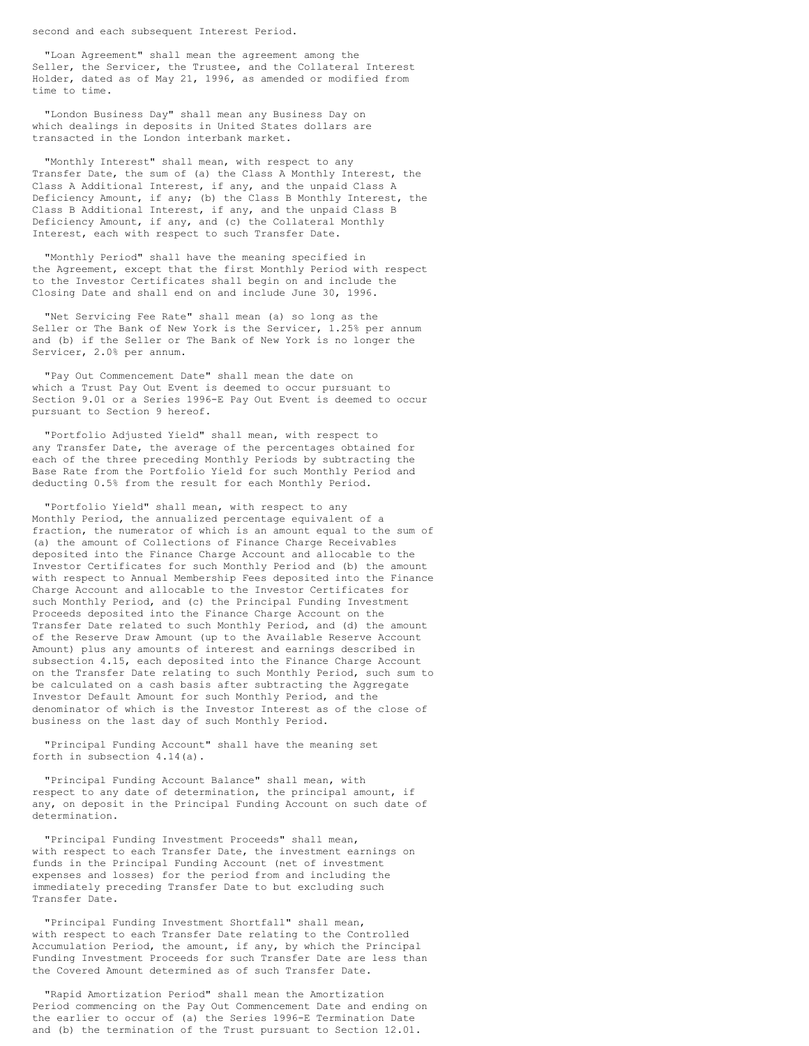second and each subsequent Interest Period.

"Loan Agreement" shall mean the agreement among the Seller, the Servicer, the Trustee, and the Collateral Interest Holder, dated as of May 21, 1996, as amended or modified from time to time.

"London Business Day" shall mean any Business Day on which dealings in deposits in United States dollars are transacted in the London interbank market.

"Monthly Interest" shall mean, with respect to any Transfer Date, the sum of (a) the Class A Monthly Interest, the Class A Additional Interest, if any, and the unpaid Class A Deficiency Amount, if any; (b) the Class B Monthly Interest, the Class B Additional Interest, if any, and the unpaid Class B Deficiency Amount, if any, and (c) the Collateral Monthly Interest, each with respect to such Transfer Date.

"Monthly Period" shall have the meaning specified in the Agreement, except that the first Monthly Period with respect to the Investor Certificates shall begin on and include the Closing Date and shall end on and include June 30, 1996.

"Net Servicing Fee Rate" shall mean (a) so long as the Seller or The Bank of New York is the Servicer, 1.25% per annum and (b) if the Seller or The Bank of New York is no longer the Servicer, 2.0% per annum.

"Pay Out Commencement Date" shall mean the date on which a Trust Pay Out Event is deemed to occur pursuant to Section 9.01 or a Series 1996-E Pay Out Event is deemed to occur pursuant to Section 9 hereof.

"Portfolio Adjusted Yield" shall mean, with respect to any Transfer Date, the average of the percentages obtained for each of the three preceding Monthly Periods by subtracting the Base Rate from the Portfolio Yield for such Monthly Period and deducting 0.5% from the result for each Monthly Period.

"Portfolio Yield" shall mean, with respect to any Monthly Period, the annualized percentage equivalent of a fraction, the numerator of which is an amount equal to the sum of (a) the amount of Collections of Finance Charge Receivables deposited into the Finance Charge Account and allocable to the Investor Certificates for such Monthly Period and (b) the amount with respect to Annual Membership Fees deposited into the Finance Charge Account and allocable to the Investor Certificates for such Monthly Period, and (c) the Principal Funding Investment Proceeds deposited into the Finance Charge Account on the Transfer Date related to such Monthly Period, and (d) the amount of the Reserve Draw Amount (up to the Available Reserve Account Amount) plus any amounts of interest and earnings described in subsection 4.15, each deposited into the Finance Charge Account on the Transfer Date relating to such Monthly Period, such sum to be calculated on a cash basis after subtracting the Aggregate Investor Default Amount for such Monthly Period, and the denominator of which is the Investor Interest as of the close of business on the last day of such Monthly Period.

"Principal Funding Account" shall have the meaning set forth in subsection 4.14(a).

"Principal Funding Account Balance" shall mean, with respect to any date of determination, the principal amount, if any, on deposit in the Principal Funding Account on such date of determination.

"Principal Funding Investment Proceeds" shall mean, with respect to each Transfer Date, the investment earnings on funds in the Principal Funding Account (net of investment expenses and losses) for the period from and including the immediately preceding Transfer Date to but excluding such Transfer Date.

"Principal Funding Investment Shortfall" shall mean, with respect to each Transfer Date relating to the Controlled Accumulation Period, the amount, if any, by which the Principal Funding Investment Proceeds for such Transfer Date are less than the Covered Amount determined as of such Transfer Date.

"Rapid Amortization Period" shall mean the Amortization Period commencing on the Pay Out Commencement Date and ending on the earlier to occur of (a) the Series 1996-E Termination Date and (b) the termination of the Trust pursuant to Section 12.01.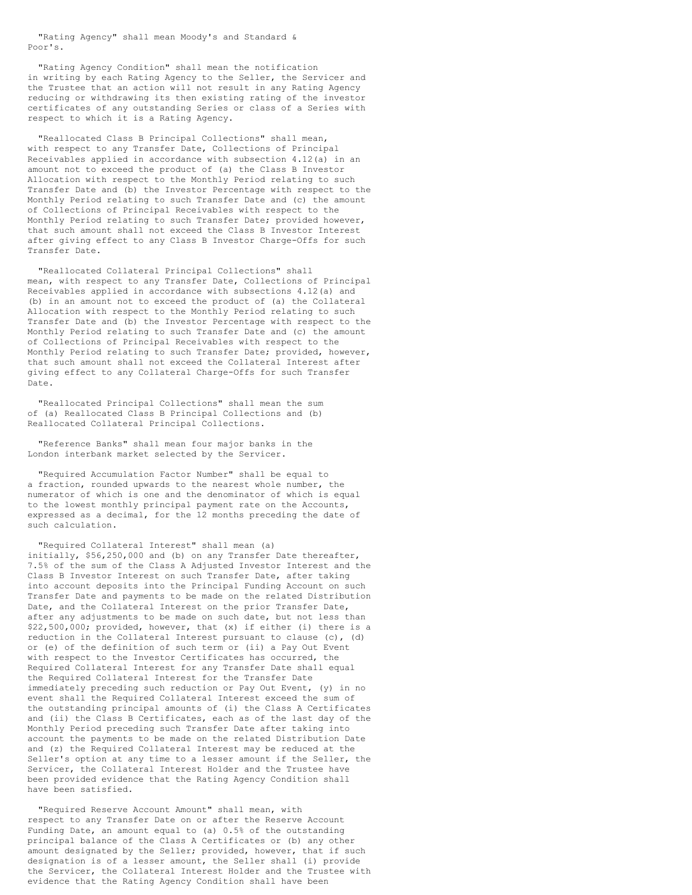"Rating Agency" shall mean Moody's and Standard & Poor's.

"Rating Agency Condition" shall mean the notification in writing by each Rating Agency to the Seller, the Servicer and the Trustee that an action will not result in any Rating Agency reducing or withdrawing its then existing rating of the investor certificates of any outstanding Series or class of a Series with respect to which it is a Rating Agency.

"Reallocated Class B Principal Collections" shall mean, with respect to any Transfer Date, Collections of Principal Receivables applied in accordance with subsection 4.12(a) in an amount not to exceed the product of (a) the Class B Investor Allocation with respect to the Monthly Period relating to such Transfer Date and (b) the Investor Percentage with respect to the Monthly Period relating to such Transfer Date and (c) the amount of Collections of Principal Receivables with respect to the Monthly Period relating to such Transfer Date; provided however, that such amount shall not exceed the Class B Investor Interest after giving effect to any Class B Investor Charge-Offs for such Transfer Date.

"Reallocated Collateral Principal Collections" shall mean, with respect to any Transfer Date, Collections of Principal Receivables applied in accordance with subsections 4.12(a) and (b) in an amount not to exceed the product of (a) the Collateral Allocation with respect to the Monthly Period relating to such Transfer Date and (b) the Investor Percentage with respect to the Monthly Period relating to such Transfer Date and (c) the amount of Collections of Principal Receivables with respect to the Monthly Period relating to such Transfer Date; provided, however, that such amount shall not exceed the Collateral Interest after giving effect to any Collateral Charge-Offs for such Transfer Date.

"Reallocated Principal Collections" shall mean the sum of (a) Reallocated Class B Principal Collections and (b) Reallocated Collateral Principal Collections.

"Reference Banks" shall mean four major banks in the London interbank market selected by the Servicer.

"Required Accumulation Factor Number" shall be equal to a fraction, rounded upwards to the nearest whole number, the numerator of which is one and the denominator of which is equal to the lowest monthly principal payment rate on the Accounts, expressed as a decimal, for the 12 months preceding the date of such calculation.

"Required Collateral Interest" shall mean (a) initially, $56,250,000 and (b) on any Transfer Date thereafter, 7.5% of the sum of the Class A Adjusted Investor Interest and the Class B Investor Interest on such Transfer Date, after taking into account deposits into the Principal Funding Account on such Transfer Date and payments to be made on the related Distribution Date, and the Collateral Interest on the prior Transfer Date, after any adjustments to be made on such date, but not less than $22,500,000; provided, however, that (x) if either (i) there is a reduction in the Collateral Interest pursuant to clause (c), (d) or (e) of the definition of such term or (ii) a Pay Out Event with respect to the Investor Certificates has occurred, the Required Collateral Interest for any Transfer Date shall equal the Required Collateral Interest for the Transfer Date immediately preceding such reduction or Pay Out Event, (y) in no event shall the Required Collateral Interest exceed the sum of the outstanding principal amounts of (i) the Class A Certificates and (ii) the Class B Certificates, each as of the last day of the Monthly Period preceding such Transfer Date after taking into account the payments to be made on the related Distribution Date and (z) the Required Collateral Interest may be reduced at the Seller's option at any time to a lesser amount if the Seller, the Servicer, the Collateral Interest Holder and the Trustee have been provided evidence that the Rating Agency Condition shall have been satisfied.

"Required Reserve Account Amount" shall mean, with respect to any Transfer Date on or after the Reserve Account Funding Date, an amount equal to (a) 0.5% of the outstanding principal balance of the Class A Certificates or (b) any other amount designated by the Seller; provided, however, that if such designation is of a lesser amount, the Seller shall (i) provide the Servicer, the Collateral Interest Holder and the Trustee with evidence that the Rating Agency Condition shall have been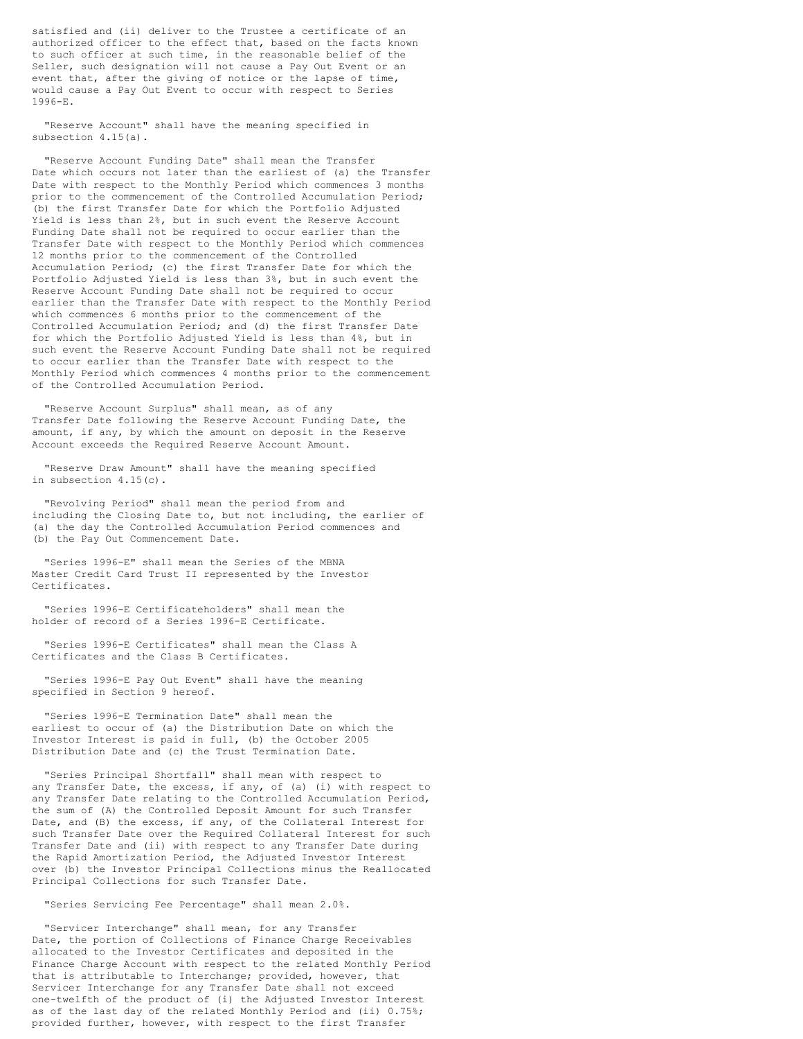satisfied and (ii) deliver to the Trustee a certificate of an authorized officer to the effect that, based on the facts known to such officer at such time, in the reasonable belief of the Seller, such designation will not cause a Pay Out Event or an event that, after the giving of notice or the lapse of time, would cause a Pay Out Event to occur with respect to Series 1996-E.

"Reserve Account" shall have the meaning specified in subsection 4.15(a).

"Reserve Account Funding Date" shall mean the Transfer Date which occurs not later than the earliest of (a) the Transfer Date with respect to the Monthly Period which commences 3 months prior to the commencement of the Controlled Accumulation Period; (b) the first Transfer Date for which the Portfolio Adjusted Yield is less than 2%, but in such event the Reserve Account Funding Date shall not be required to occur earlier than the Transfer Date with respect to the Monthly Period which commences 12 months prior to the commencement of the Controlled Accumulation Period; (c) the first Transfer Date for which the Portfolio Adjusted Yield is less than 3%, but in such event the Reserve Account Funding Date shall not be required to occur earlier than the Transfer Date with respect to the Monthly Period which commences 6 months prior to the commencement of the Controlled Accumulation Period; and (d) the first Transfer Date for which the Portfolio Adjusted Yield is less than 4%, but in such event the Reserve Account Funding Date shall not be required to occur earlier than the Transfer Date with respect to the Monthly Period which commences 4 months prior to the commencement of the Controlled Accumulation Period.

"Reserve Account Surplus" shall mean, as of any Transfer Date following the Reserve Account Funding Date, the amount, if any, by which the amount on deposit in the Reserve Account exceeds the Required Reserve Account Amount.

"Reserve Draw Amount" shall have the meaning specified in subsection 4.15(c).

"Revolving Period" shall mean the period from and including the Closing Date to, but not including, the earlier of (a) the day the Controlled Accumulation Period commences and (b) the Pay Out Commencement Date.

"Series 1996-E" shall mean the Series of the MBNA Master Credit Card Trust II represented by the Investor Certificates.

"Series 1996-E Certificateholders" shall mean the holder of record of a Series 1996-E Certificate.

"Series 1996-E Certificates" shall mean the Class A Certificates and the Class B Certificates.

"Series 1996-E Pay Out Event" shall have the meaning specified in Section 9 hereof.

"Series 1996-E Termination Date" shall mean the earliest to occur of (a) the Distribution Date on which the Investor Interest is paid in full, (b) the October 2005 Distribution Date and (c) the Trust Termination Date.

"Series Principal Shortfall" shall mean with respect to any Transfer Date, the excess, if any, of (a) (i) with respect to any Transfer Date relating to the Controlled Accumulation Period, the sum of (A) the Controlled Deposit Amount for such Transfer Date, and (B) the excess, if any, of the Collateral Interest for such Transfer Date over the Required Collateral Interest for such Transfer Date and (ii) with respect to any Transfer Date during the Rapid Amortization Period, the Adjusted Investor Interest over (b) the Investor Principal Collections minus the Reallocated Principal Collections for such Transfer Date.

"Series Servicing Fee Percentage" shall mean 2.0%.

"Servicer Interchange" shall mean, for any Transfer Date, the portion of Collections of Finance Charge Receivables allocated to the Investor Certificates and deposited in the Finance Charge Account with respect to the related Monthly Period that is attributable to Interchange; provided, however, that Servicer Interchange for any Transfer Date shall not exceed one-twelfth of the product of (i) the Adjusted Investor Interest as of the last day of the related Monthly Period and (ii) 0.75%; provided further, however, with respect to the first Transfer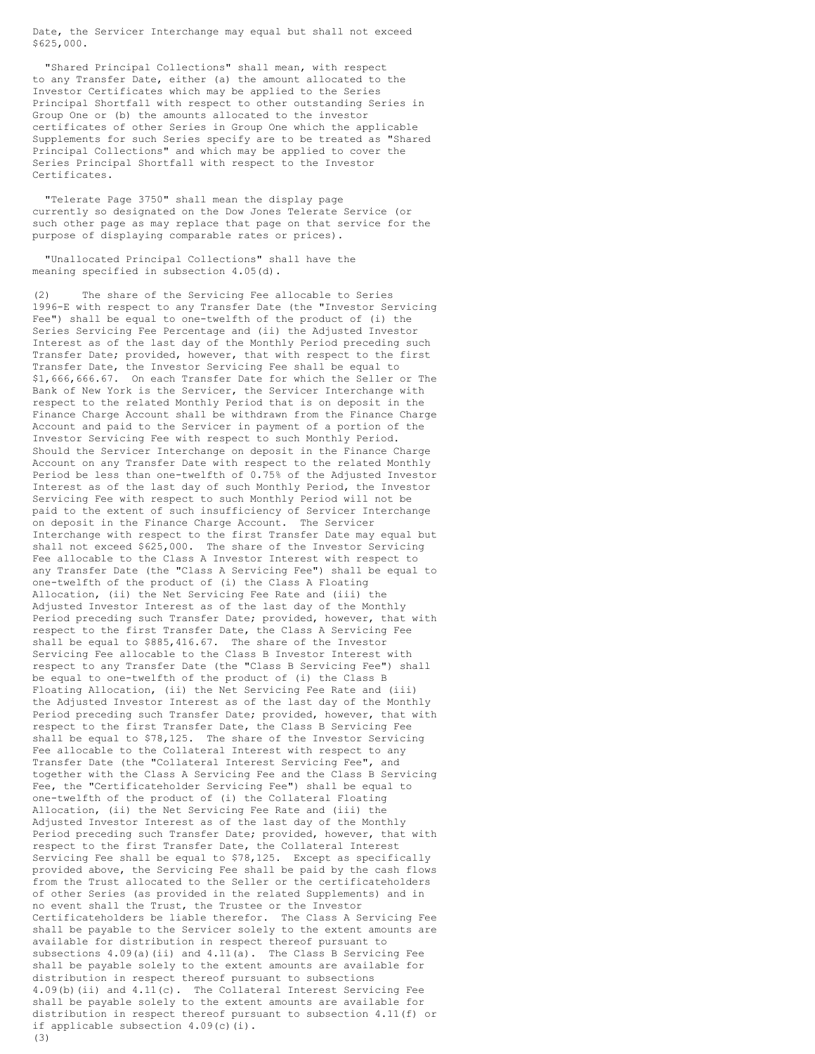Date, the Servicer Interchange may equal but shall not exceed $625,000.

"Shared Principal Collections" shall mean, with respect to any Transfer Date, either (a) the amount allocated to the Investor Certificates which may be applied to the Series Principal Shortfall with respect to other outstanding Series in Group One or (b) the amounts allocated to the investor certificates of other Series in Group One which the applicable Supplements for such Series specify are to be treated as "Shared Principal Collections" and which may be applied to cover the Series Principal Shortfall with respect to the Investor Certificates.

"Telerate Page 3750" shall mean the display page currently so designated on the Dow Jones Telerate Service (or such other page as may replace that page on that service for the purpose of displaying comparable rates or prices).

"Unallocated Principal Collections" shall have the meaning specified in subsection 4.05(d).

(2) The share of the Servicing Fee allocable to Series 1996-E with respect to any Transfer Date (the "Investor Servicing Fee") shall be equal to one-twelfth of the product of (i) the Series Servicing Fee Percentage and (ii) the Adjusted Investor Interest as of the last day of the Monthly Period preceding such Transfer Date; provided, however, that with respect to the first Transfer Date, the Investor Servicing Fee shall be equal to $1,666,666.67. On each Transfer Date for which the Seller or The Bank of New York is the Servicer, the Servicer Interchange with respect to the related Monthly Period that is on deposit in the Finance Charge Account shall be withdrawn from the Finance Charge Account and paid to the Servicer in payment of a portion of the Investor Servicing Fee with respect to such Monthly Period. Should the Servicer Interchange on deposit in the Finance Charge Account on any Transfer Date with respect to the related Monthly Period be less than one-twelfth of 0.75% of the Adjusted Investor Interest as of the last day of such Monthly Period, the Investor Servicing Fee with respect to such Monthly Period will not be paid to the extent of such insufficiency of Servicer Interchange on deposit in the Finance Charge Account. The Servicer Interchange with respect to the first Transfer Date may equal but shall not exceed $625,000. The share of the Investor Servicing Fee allocable to the Class A Investor Interest with respect to any Transfer Date (the "Class A Servicing Fee") shall be equal to one-twelfth of the product of (i) the Class A Floating Allocation, (ii) the Net Servicing Fee Rate and (iii) the Adjusted Investor Interest as of the last day of the Monthly Period preceding such Transfer Date; provided, however, that with respect to the first Transfer Date, the Class A Servicing Fee shall be equal to $885,416.67. The share of the Investor Servicing Fee allocable to the Class B Investor Interest with respect to any Transfer Date (the "Class B Servicing Fee") shall be equal to one-twelfth of the product of (i) the Class B Floating Allocation, (ii) the Net Servicing Fee Rate and (iii) the Adjusted Investor Interest as of the last day of the Monthly Period preceding such Transfer Date; provided, however, that with respect to the first Transfer Date, the Class B Servicing Fee shall be equal to $78,125. The share of the Investor Servicing Fee allocable to the Collateral Interest with respect to any Transfer Date (the "Collateral Interest Servicing Fee", and together with the Class A Servicing Fee and the Class B Servicing Fee, the "Certificateholder Servicing Fee") shall be equal to one-twelfth of the product of (i) the Collateral Floating Allocation, (ii) the Net Servicing Fee Rate and (iii) the Adjusted Investor Interest as of the last day of the Monthly Period preceding such Transfer Date; provided, however, that with respect to the first Transfer Date, the Collateral Interest Servicing Fee shall be equal to $78,125. Except as specifically provided above, the Servicing Fee shall be paid by the cash flows from the Trust allocated to the Seller or the certificateholders of other Series (as provided in the related Supplements) and in no event shall the Trust, the Trustee or the Investor Certificateholders be liable therefor. The Class A Servicing Fee shall be payable to the Servicer solely to the extent amounts are available for distribution in respect thereof pursuant to subsections 4.09(a)(ii) and 4.11(a). The Class B Servicing Fee shall be payable solely to the extent amounts are available for distribution in respect thereof pursuant to subsections 4.09(b)(ii) and 4.11(c). The Collateral Interest Servicing Fee shall be payable solely to the extent amounts are available for distribution in respect thereof pursuant to subsection 4.11(f) or if applicable subsection 4.09(c)(i).

(3)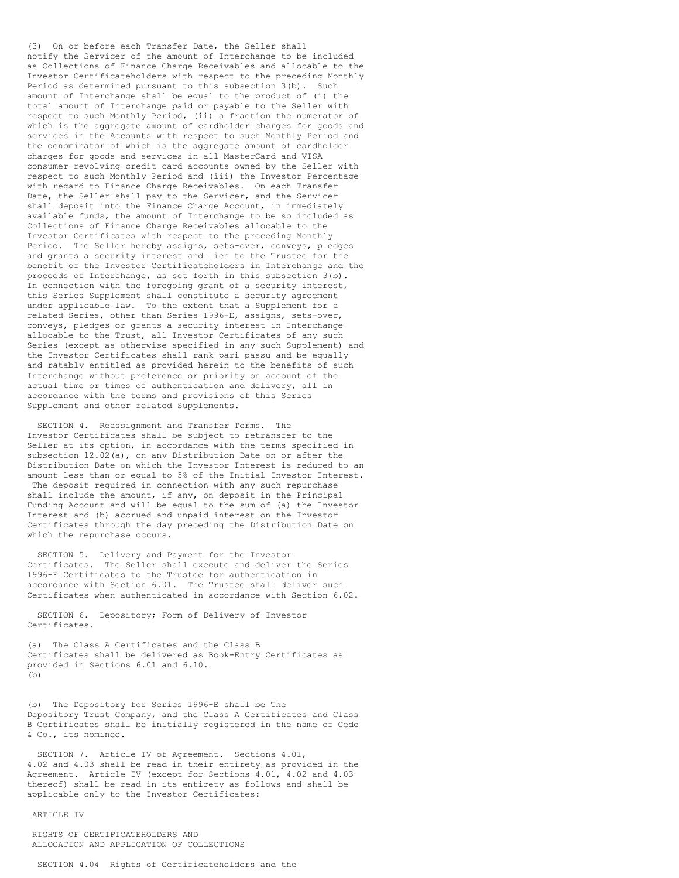(3) On or before each Transfer Date, the Seller shall notify the Servicer of the amount of Interchange to be included as Collections of Finance Charge Receivables and allocable to the Investor Certificateholders with respect to the preceding Monthly Period as determined pursuant to this subsection 3(b). Such amount of Interchange shall be equal to the product of (i) the total amount of Interchange paid or payable to the Seller with respect to such Monthly Period, (ii) a fraction the numerator of which is the aggregate amount of cardholder charges for goods and services in the Accounts with respect to such Monthly Period and the denominator of which is the aggregate amount of cardholder charges for goods and services in all MasterCard and VISA consumer revolving credit card accounts owned by the Seller with respect to such Monthly Period and (iii) the Investor Percentage with regard to Finance Charge Receivables. On each Transfer Date, the Seller shall pay to the Servicer, and the Servicer shall deposit into the Finance Charge Account, in immediately available funds, the amount of Interchange to be so included as Collections of Finance Charge Receivables allocable to the Investor Certificates with respect to the preceding Monthly Period. The Seller hereby assigns, sets-over, conveys, pledges and grants a security interest and lien to the Trustee for the benefit of the Investor Certificateholders in Interchange and the proceeds of Interchange, as set forth in this subsection 3(b). In connection with the foregoing grant of a security interest, this Series Supplement shall constitute a security agreement under applicable law. To the extent that a Supplement for a related Series, other than Series 1996-E, assigns, sets-over, conveys, pledges or grants a security interest in Interchange allocable to the Trust, all Investor Certificates of any such Series (except as otherwise specified in any such Supplement) and the Investor Certificates shall rank pari passu and be equally and ratably entitled as provided herein to the benefits of such Interchange without preference or priority on account of the actual time or times of authentication and delivery, all in accordance with the terms and provisions of this Series Supplement and other related Supplements.

SECTION 4. Reassignment and Transfer Terms. The Investor Certificates shall be subject to retransfer to the Seller at its option, in accordance with the terms specified in subsection 12.02(a), on any Distribution Date on or after the Distribution Date on which the Investor Interest is reduced to an amount less than or equal to 5% of the Initial Investor Interest. The deposit required in connection with any such repurchase shall include the amount, if any, on deposit in the Principal Funding Account and will be equal to the sum of (a) the Investor Interest and (b) accrued and unpaid interest on the Investor Certificates through the day preceding the Distribution Date on which the repurchase occurs.

SECTION 5. Delivery and Payment for the Investor Certificates. The Seller shall execute and deliver the Series 1996-E Certificates to the Trustee for authentication in accordance with Section 6.01. The Trustee shall deliver such Certificates when authenticated in accordance with Section 6.02.

SECTION 6. Depository; Form of Delivery of Investor Certificates.

(a) The Class A Certificates and the Class B Certificates shall be delivered as Book-Entry Certificates as provided in Sections 6.01 and 6.10.
(b)

(b) The Depository for Series 1996-E shall be The Depository Trust Company, and the Class A Certificates and Class B Certificates shall be initially registered in the name of Cede & Co., its nominee.

SECTION 7. Article IV of Agreement. Sections 4.01, 4.02 and 4.03 shall be read in their entirety as provided in the Agreement. Article IV (except for Sections 4.01, 4.02 and 4.03 thereof) shall be read in its entirety as follows and shall be applicable only to the Investor Certificates:

ARTICLE IV

RIGHTS OF CERTIFICATEHOLDERS AND
ALLOCATION AND APPLICATION OF COLLECTIONS

SECTION 4.04 Rights of Certificateholders and the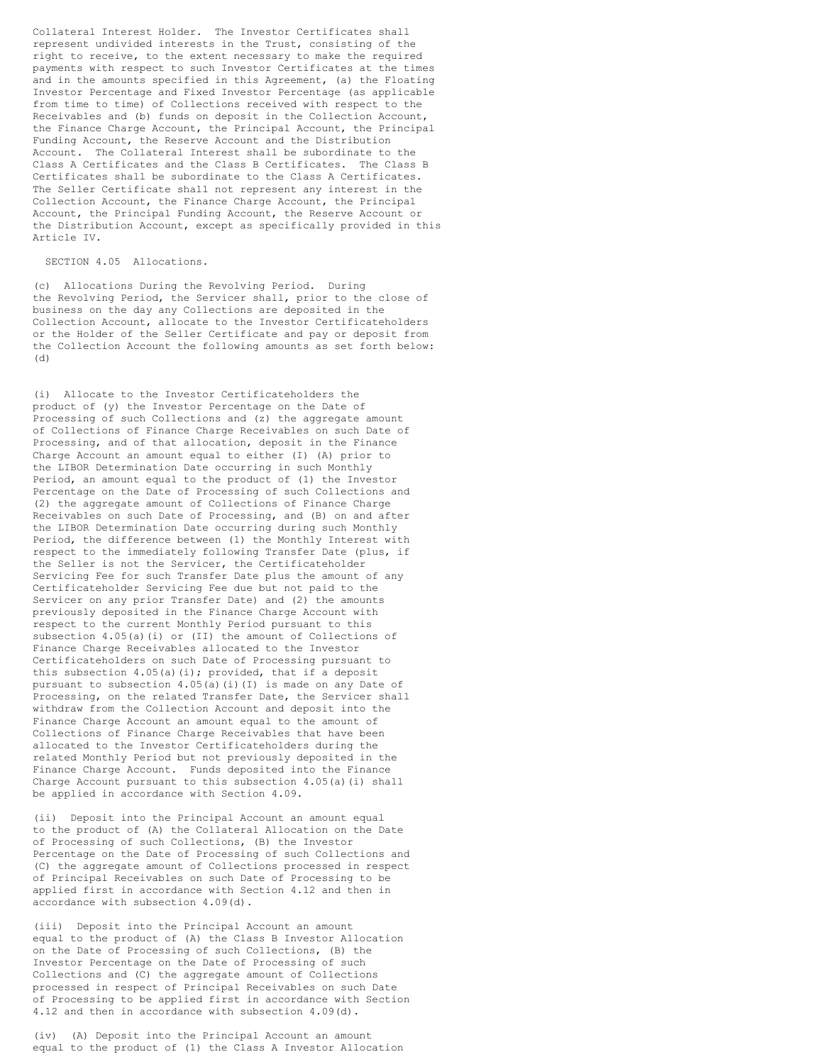Collateral Interest Holder. The Investor Certificates shall represent undivided interests in the Trust, consisting of the right to receive, to the extent necessary to make the required payments with respect to such Investor Certificates at the times and in the amounts specified in this Agreement, (a) the Floating Investor Percentage and Fixed Investor Percentage (as applicable from time to time) of Collections received with respect to the Receivables and (b) funds on deposit in the Collection Account, the Finance Charge Account, the Principal Account, the Principal Funding Account, the Reserve Account and the Distribution Account. The Collateral Interest shall be subordinate to the Class A Certificates and the Class B Certificates. The Class B Certificates shall be subordinate to the Class A Certificates. The Seller Certificate shall not represent any interest in the Collection Account, the Finance Charge Account, the Principal Account, the Principal Funding Account, the Reserve Account or the Distribution Account, except as specifically provided in this Article IV.

SECTION 4.05 Allocations.

(c) Allocations During the Revolving Period. During the Revolving Period, the Servicer shall, prior to the close of business on the day any Collections are deposited in the Collection Account, allocate to the Investor Certificateholders or the Holder of the Seller Certificate and pay or deposit from the Collection Account the following amounts as set forth below:
(d)

(i) Allocate to the Investor Certificateholders the product of (y) the Investor Percentage on the Date of Processing of such Collections and (z) the aggregate amount of Collections of Finance Charge Receivables on such Date of Processing, and of that allocation, deposit in the Finance Charge Account an amount equal to either (I) (A) prior to the LIBOR Determination Date occurring in such Monthly Period, an amount equal to the product of (1) the Investor Percentage on the Date of Processing of such Collections and (2) the aggregate amount of Collections of Finance Charge Receivables on such Date of Processing, and (B) on and after the LIBOR Determination Date occurring during such Monthly Period, the difference between (1) the Monthly Interest with respect to the immediately following Transfer Date (plus, if the Seller is not the Servicer, the Certificateholder Servicing Fee for such Transfer Date plus the amount of any Certificateholder Servicing Fee due but not paid to the Servicer on any prior Transfer Date) and (2) the amounts previously deposited in the Finance Charge Account with respect to the current Monthly Period pursuant to this subsection 4.05(a)(i) or (II) the amount of Collections of Finance Charge Receivables allocated to the Investor Certificateholders on such Date of Processing pursuant to this subsection 4.05(a)(i); provided, that if a deposit pursuant to subsection 4.05(a)(i)(I) is made on any Date of Processing, on the related Transfer Date, the Servicer shall withdraw from the Collection Account and deposit into the Finance Charge Account an amount equal to the amount of Collections of Finance Charge Receivables that have been allocated to the Investor Certificateholders during the related Monthly Period but not previously deposited in the Finance Charge Account. Funds deposited into the Finance Charge Account pursuant to this subsection 4.05(a)(i) shall be applied in accordance with Section 4.09.

(ii) Deposit into the Principal Account an amount equal to the product of (A) the Collateral Allocation on the Date of Processing of such Collections, (B) the Investor Percentage on the Date of Processing of such Collections and (C) the aggregate amount of Collections processed in respect of Principal Receivables on such Date of Processing to be applied first in accordance with Section 4.12 and then in accordance with subsection 4.09(d).

(iii) Deposit into the Principal Account an amount equal to the product of (A) the Class B Investor Allocation on the Date of Processing of such Collections, (B) the Investor Percentage on the Date of Processing of such Collections and (C) the aggregate amount of Collections processed in respect of Principal Receivables on such Date of Processing to be applied first in accordance with Section 4.12 and then in accordance with subsection 4.09(d).

(iv) (A) Deposit into the Principal Account an amount equal to the product of (1) the Class A Investor Allocation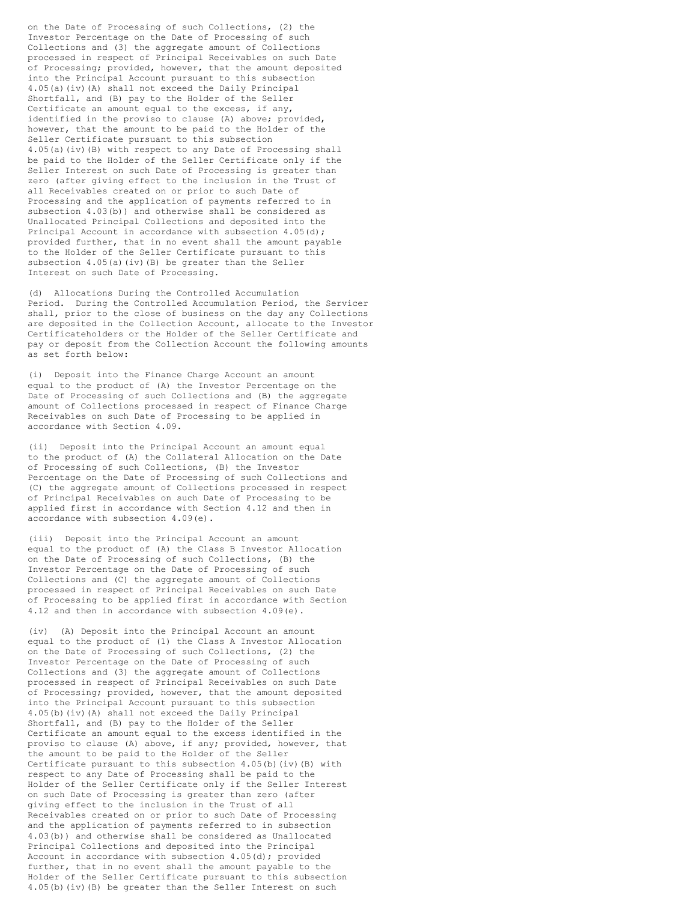on the Date of Processing of such Collections, (2) the Investor Percentage on the Date of Processing of such Collections and (3) the aggregate amount of Collections processed in respect of Principal Receivables on such Date of Processing; provided, however, that the amount deposited into the Principal Account pursuant to this subsection 4.05(a)(iv)(A) shall not exceed the Daily Principal Shortfall, and (B) pay to the Holder of the Seller Certificate an amount equal to the excess, if any, identified in the proviso to clause (A) above; provided, however, that the amount to be paid to the Holder of the Seller Certificate pursuant to this subsection 4.05(a)(iv)(B) with respect to any Date of Processing shall be paid to the Holder of the Seller Certificate only if the Seller Interest on such Date of Processing is greater than zero (after giving effect to the inclusion in the Trust of all Receivables created on or prior to such Date of Processing and the application of payments referred to in subsection 4.03(b)) and otherwise shall be considered as Unallocated Principal Collections and deposited into the Principal Account in accordance with subsection 4.05(d); provided further, that in no event shall the amount payable to the Holder of the Seller Certificate pursuant to this subsection 4.05(a)(iv)(B) be greater than the Seller Interest on such Date of Processing.

(d) Allocations During the Controlled Accumulation Period. During the Controlled Accumulation Period, the Servicer shall, prior to the close of business on the day any Collections are deposited in the Collection Account, allocate to the Investor Certificateholders or the Holder of the Seller Certificate and pay or deposit from the Collection Account the following amounts as set forth below:

(i) Deposit into the Finance Charge Account an amount equal to the product of (A) the Investor Percentage on the Date of Processing of such Collections and (B) the aggregate amount of Collections processed in respect of Finance Charge Receivables on such Date of Processing to be applied in accordance with Section 4.09.

(ii) Deposit into the Principal Account an amount equal to the product of (A) the Collateral Allocation on the Date of Processing of such Collections, (B) the Investor Percentage on the Date of Processing of such Collections and (C) the aggregate amount of Collections processed in respect of Principal Receivables on such Date of Processing to be applied first in accordance with Section 4.12 and then in accordance with subsection 4.09(e).

(iii) Deposit into the Principal Account an amount equal to the product of (A) the Class B Investor Allocation on the Date of Processing of such Collections, (B) the Investor Percentage on the Date of Processing of such Collections and (C) the aggregate amount of Collections processed in respect of Principal Receivables on such Date of Processing to be applied first in accordance with Section 4.12 and then in accordance with subsection 4.09(e).

(iv) (A) Deposit into the Principal Account an amount equal to the product of (1) the Class A Investor Allocation on the Date of Processing of such Collections, (2) the Investor Percentage on the Date of Processing of such Collections and (3) the aggregate amount of Collections processed in respect of Principal Receivables on such Date of Processing; provided, however, that the amount deposited into the Principal Account pursuant to this subsection 4.05(b)(iv)(A) shall not exceed the Daily Principal Shortfall, and (B) pay to the Holder of the Seller Certificate an amount equal to the excess identified in the proviso to clause (A) above, if any; provided, however, that the amount to be paid to the Holder of the Seller Certificate pursuant to this subsection 4.05(b)(iv)(B) with respect to any Date of Processing shall be paid to the Holder of the Seller Certificate only if the Seller Interest on such Date of Processing is greater than zero (after giving effect to the inclusion in the Trust of all Receivables created on or prior to such Date of Processing and the application of payments referred to in subsection 4.03(b)) and otherwise shall be considered as Unallocated Principal Collections and deposited into the Principal Account in accordance with subsection 4.05(d); provided further, that in no event shall the amount payable to the Holder of the Seller Certificate pursuant to this subsection 4.05(b)(iv)(B) be greater than the Seller Interest on such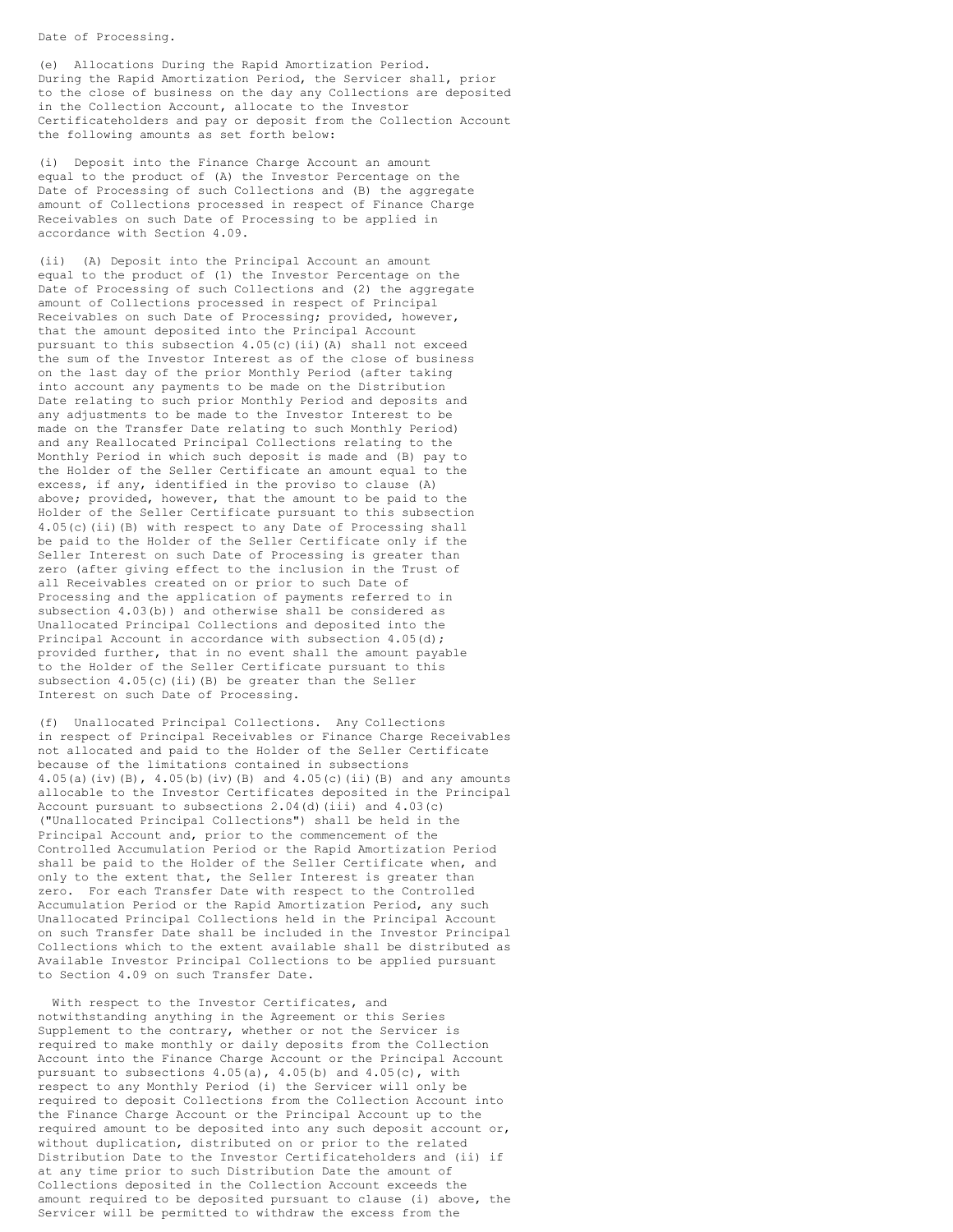Date of Processing.

(e) Allocations During the Rapid Amortization Period. During the Rapid Amortization Period, the Servicer shall, prior to the close of business on the day any Collections are deposited in the Collection Account, allocate to the Investor Certificateholders and pay or deposit from the Collection Account the following amounts as set forth below:

(i) Deposit into the Finance Charge Account an amount equal to the product of (A) the Investor Percentage on the Date of Processing of such Collections and (B) the aggregate amount of Collections processed in respect of Finance Charge Receivables on such Date of Processing to be applied in accordance with Section 4.09.

(ii) (A) Deposit into the Principal Account an amount equal to the product of (1) the Investor Percentage on the Date of Processing of such Collections and (2) the aggregate amount of Collections processed in respect of Principal Receivables on such Date of Processing; provided, however, that the amount deposited into the Principal Account pursuant to this subsection 4.05(c)(ii)(A) shall not exceed the sum of the Investor Interest as of the close of business on the last day of the prior Monthly Period (after taking into account any payments to be made on the Distribution Date relating to such prior Monthly Period and deposits and any adjustments to be made to the Investor Interest to be made on the Transfer Date relating to such Monthly Period) and any Reallocated Principal Collections relating to the Monthly Period in which such deposit is made and (B) pay to the Holder of the Seller Certificate an amount equal to the excess, if any, identified in the proviso to clause (A) above; provided, however, that the amount to be paid to the Holder of the Seller Certificate pursuant to this subsection 4.05(c)(ii)(B) with respect to any Date of Processing shall be paid to the Holder of the Seller Certificate only if the Seller Interest on such Date of Processing is greater than zero (after giving effect to the inclusion in the Trust of all Receivables created on or prior to such Date of Processing and the application of payments referred to in subsection 4.03(b)) and otherwise shall be considered as Unallocated Principal Collections and deposited into the Principal Account in accordance with subsection 4.05(d); provided further, that in no event shall the amount payable to the Holder of the Seller Certificate pursuant to this subsection 4.05(c)(ii)(B) be greater than the Seller Interest on such Date of Processing.

(f) Unallocated Principal Collections. Any Collections in respect of Principal Receivables or Finance Charge Receivables not allocated and paid to the Holder of the Seller Certificate because of the limitations contained in subsections 4.05(a)(iv)(B), 4.05(b)(iv)(B) and 4.05(c)(ii)(B) and any amounts allocable to the Investor Certificates deposited in the Principal Account pursuant to subsections 2.04(d)(iii) and 4.03(c) ("Unallocated Principal Collections") shall be held in the Principal Account and, prior to the commencement of the Controlled Accumulation Period or the Rapid Amortization Period shall be paid to the Holder of the Seller Certificate when, and only to the extent that, the Seller Interest is greater than zero. For each Transfer Date with respect to the Controlled Accumulation Period or the Rapid Amortization Period, any such Unallocated Principal Collections held in the Principal Account on such Transfer Date shall be included in the Investor Principal Collections which to the extent available shall be distributed as Available Investor Principal Collections to be applied pursuant to Section 4.09 on such Transfer Date.

With respect to the Investor Certificates, and notwithstanding anything in the Agreement or this Series Supplement to the contrary, whether or not the Servicer is required to make monthly or daily deposits from the Collection Account into the Finance Charge Account or the Principal Account pursuant to subsections 4.05(a), 4.05(b) and 4.05(c), with respect to any Monthly Period (i) the Servicer will only be required to deposit Collections from the Collection Account into the Finance Charge Account or the Principal Account up to the required amount to be deposited into any such deposit account or, without duplication, distributed on or prior to the related Distribution Date to the Investor Certificateholders and (ii) if at any time prior to such Distribution Date the amount of Collections deposited in the Collection Account exceeds the amount required to be deposited pursuant to clause (i) above, the Servicer will be permitted to withdraw the excess from the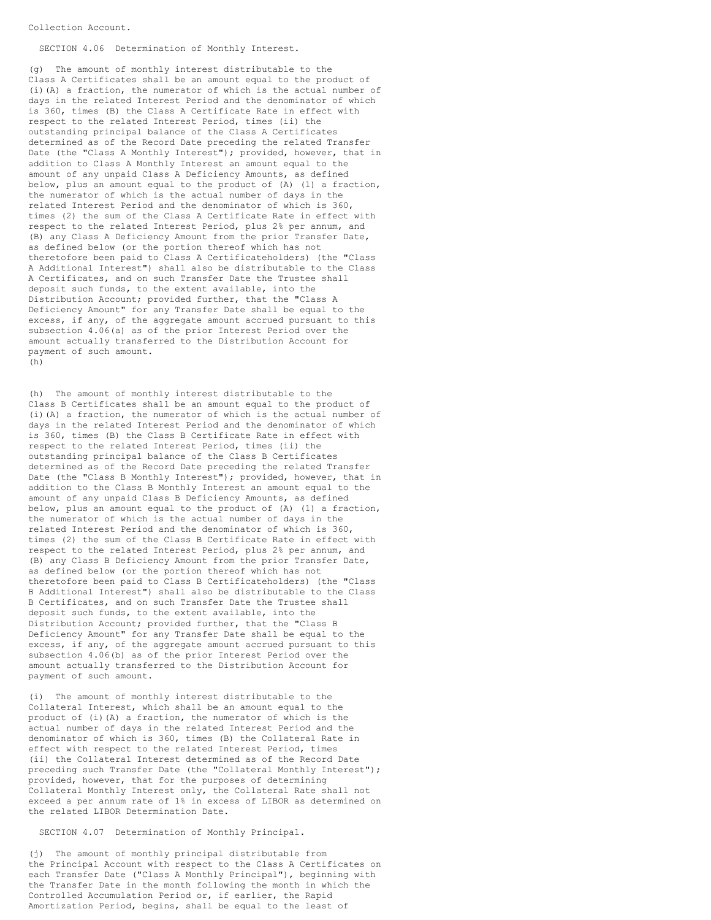Collection Account.

SECTION 4.06 Determination of Monthly Interest.

(g) The amount of monthly interest distributable to the Class A Certificates shall be an amount equal to the product of (i)(A) a fraction, the numerator of which is the actual number of days in the related Interest Period and the denominator of which is 360, times (B) the Class A Certificate Rate in effect with respect to the related Interest Period, times (ii) the outstanding principal balance of the Class A Certificates determined as of the Record Date preceding the related Transfer Date (the "Class A Monthly Interest"); provided, however, that in addition to Class A Monthly Interest an amount equal to the amount of any unpaid Class A Deficiency Amounts, as defined below, plus an amount equal to the product of (A) (1) a fraction, the numerator of which is the actual number of days in the related Interest Period and the denominator of which is 360, times (2) the sum of the Class A Certificate Rate in effect with respect to the related Interest Period, plus 2% per annum, and (B) any Class A Deficiency Amount from the prior Transfer Date, as defined below (or the portion thereof which has not theretofore been paid to Class A Certificateholders) (the "Class A Additional Interest") shall also be distributable to the Class A Certificates, and on such Transfer Date the Trustee shall deposit such funds, to the extent available, into the Distribution Account; provided further, that the "Class A Deficiency Amount" for any Transfer Date shall be equal to the excess, if any, of the aggregate amount accrued pursuant to this subsection 4.06(a) as of the prior Interest Period over the amount actually transferred to the Distribution Account for payment of such amount.
(h)

(h) The amount of monthly interest distributable to the Class B Certificates shall be an amount equal to the product of (i)(A) a fraction, the numerator of which is the actual number of days in the related Interest Period and the denominator of which is 360, times (B) the Class B Certificate Rate in effect with respect to the related Interest Period, times (ii) the outstanding principal balance of the Class B Certificates determined as of the Record Date preceding the related Transfer Date (the "Class B Monthly Interest"); provided, however, that in addition to the Class B Monthly Interest an amount equal to the amount of any unpaid Class B Deficiency Amounts, as defined below, plus an amount equal to the product of (A) (1) a fraction, the numerator of which is the actual number of days in the related Interest Period and the denominator of which is 360, times (2) the sum of the Class B Certificate Rate in effect with respect to the related Interest Period, plus 2% per annum, and (B) any Class B Deficiency Amount from the prior Transfer Date, as defined below (or the portion thereof which has not theretofore been paid to Class B Certificateholders) (the "Class B Additional Interest") shall also be distributable to the Class B Certificates, and on such Transfer Date the Trustee shall deposit such funds, to the extent available, into the Distribution Account; provided further, that the "Class B Deficiency Amount" for any Transfer Date shall be equal to the excess, if any, of the aggregate amount accrued pursuant to this subsection 4.06(b) as of the prior Interest Period over the amount actually transferred to the Distribution Account for payment of such amount.

(i) The amount of monthly interest distributable to the Collateral Interest, which shall be an amount equal to the product of (i)(A) a fraction, the numerator of which is the actual number of days in the related Interest Period and the denominator of which is 360, times (B) the Collateral Rate in effect with respect to the related Interest Period, times (ii) the Collateral Interest determined as of the Record Date preceding such Transfer Date (the "Collateral Monthly Interest"); provided, however, that for the purposes of determining Collateral Monthly Interest only, the Collateral Rate shall not exceed a per annum rate of 1% in excess of LIBOR as determined on the related LIBOR Determination Date.

SECTION 4.07 Determination of Monthly Principal.

(j) The amount of monthly principal distributable from the Principal Account with respect to the Class A Certificates on each Transfer Date ("Class A Monthly Principal"), beginning with the Transfer Date in the month following the month in which the Controlled Accumulation Period or, if earlier, the Rapid Amortization Period, begins, shall be equal to the least of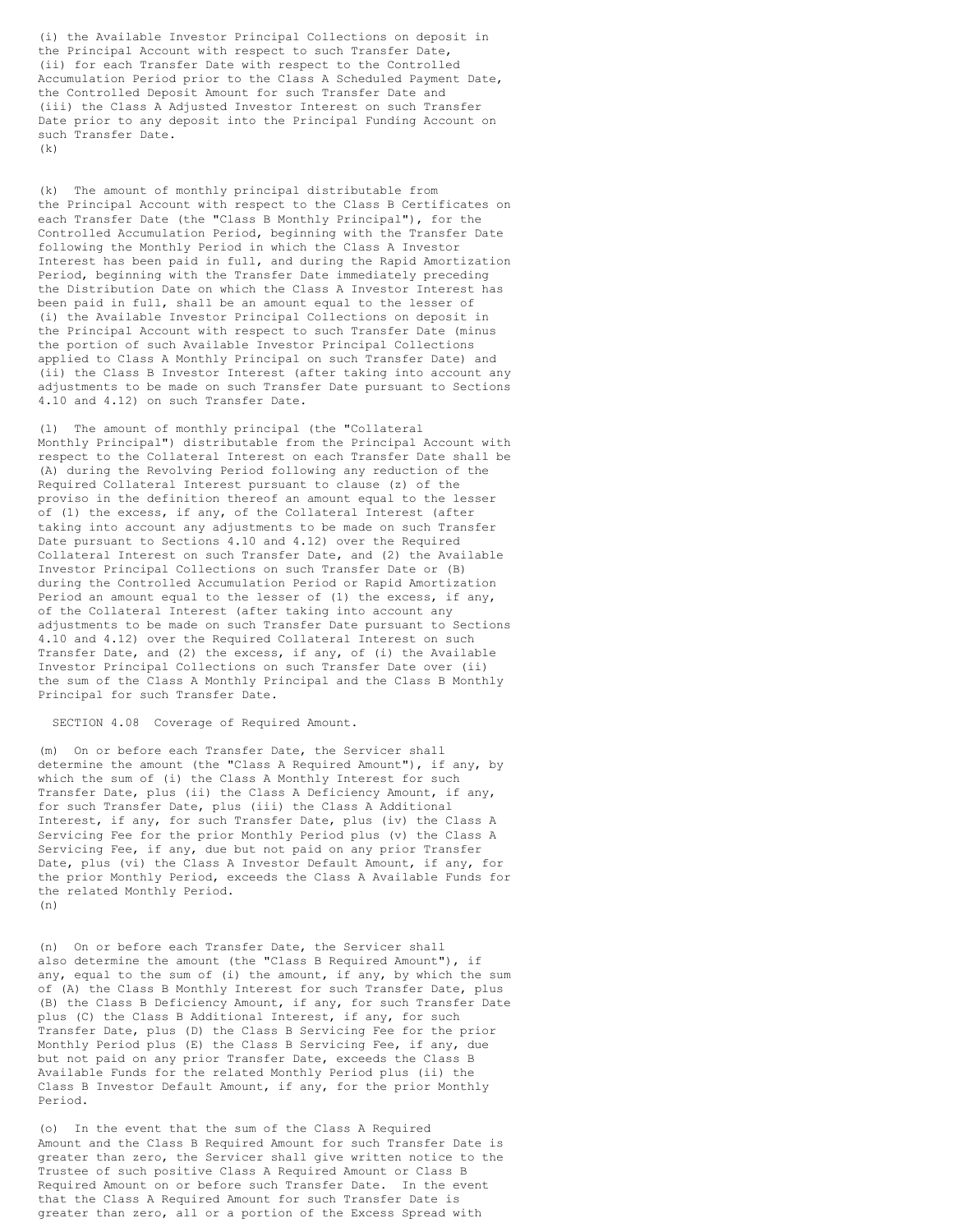(i) the Available Investor Principal Collections on deposit in the Principal Account with respect to such Transfer Date, (ii) for each Transfer Date with respect to the Controlled Accumulation Period prior to the Class A Scheduled Payment Date, the Controlled Deposit Amount for such Transfer Date and (iii) the Class A Adjusted Investor Interest on such Transfer Date prior to any deposit into the Principal Funding Account on such Transfer Date.

(k) The amount of monthly principal distributable from the Principal Account with respect to the Class B Certificates on each Transfer Date (the "Class B Monthly Principal"), for the Controlled Accumulation Period, beginning with the Transfer Date following the Monthly Period in which the Class A Investor Interest has been paid in full, and during the Rapid Amortization Period, beginning with the Transfer Date immediately preceding the Distribution Date on which the Class A Investor Interest has been paid in full, shall be an amount equal to the lesser of (i) the Available Investor Principal Collections on deposit in the Principal Account with respect to such Transfer Date (minus the portion of such Available Investor Principal Collections applied to Class A Monthly Principal on such Transfer Date) and (ii) the Class B Investor Interest (after taking into account any adjustments to be made on such Transfer Date pursuant to Sections 4.10 and 4.12) on such Transfer Date.

(l) The amount of monthly principal (the "Collateral Monthly Principal") distributable from the Principal Account with respect to the Collateral Interest on each Transfer Date shall be (A) during the Revolving Period following any reduction of the Required Collateral Interest pursuant to clause (z) of the proviso in the definition thereof an amount equal to the lesser of (1) the excess, if any, of the Collateral Interest (after taking into account any adjustments to be made on such Transfer Date pursuant to Sections 4.10 and 4.12) over the Required Collateral Interest on such Transfer Date, and (2) the Available Investor Principal Collections on such Transfer Date or (B) during the Controlled Accumulation Period or Rapid Amortization Period an amount equal to the lesser of (1) the excess, if any, of the Collateral Interest (after taking into account any adjustments to be made on such Transfer Date pursuant to Sections 4.10 and 4.12) over the Required Collateral Interest on such Transfer Date, and (2) the excess, if any, of (i) the Available Investor Principal Collections on such Transfer Date over (ii) the sum of the Class A Monthly Principal and the Class B Monthly Principal for such Transfer Date.

## SECTION 4.08 Coverage of Required Amount.

(m) On or before each Transfer Date, the Servicer shall determine the amount (the "Class A Required Amount"), if any, by which the sum of (i) the Class A Monthly Interest for such Transfer Date, plus (ii) the Class A Deficiency Amount, if any, for such Transfer Date, plus (iii) the Class A Additional Interest, if any, for such Transfer Date, plus (iv) the Class A Servicing Fee for the prior Monthly Period plus (v) the Class A Servicing Fee, if any, due but not paid on any prior Transfer Date, plus (vi) the Class A Investor Default Amount, if any, for the prior Monthly Period, exceeds the Class A Available Funds for the related Monthly Period.

(n) On or before each Transfer Date, the Servicer shall also determine the amount (the "Class B Required Amount"), if any, equal to the sum of (i) the amount, if any, by which the sum of (A) the Class B Monthly Interest for such Transfer Date, plus (B) the Class B Deficiency Amount, if any, for such Transfer Date plus (C) the Class B Additional Interest, if any, for such Transfer Date, plus (D) the Class B Servicing Fee for the prior Monthly Period plus (E) the Class B Servicing Fee, if any, due but not paid on any prior Transfer Date, exceeds the Class B Available Funds for the related Monthly Period plus (ii) the Class B Investor Default Amount, if any, for the prior Monthly Period.

(o) In the event that the sum of the Class A Required Amount and the Class B Required Amount for such Transfer Date is greater than zero, the Servicer shall give written notice to the Trustee of such positive Class A Required Amount or Class B Required Amount on or before such Transfer Date. In the event that the Class A Required Amount for such Transfer Date is greater than zero, all or a portion of the Excess Spread with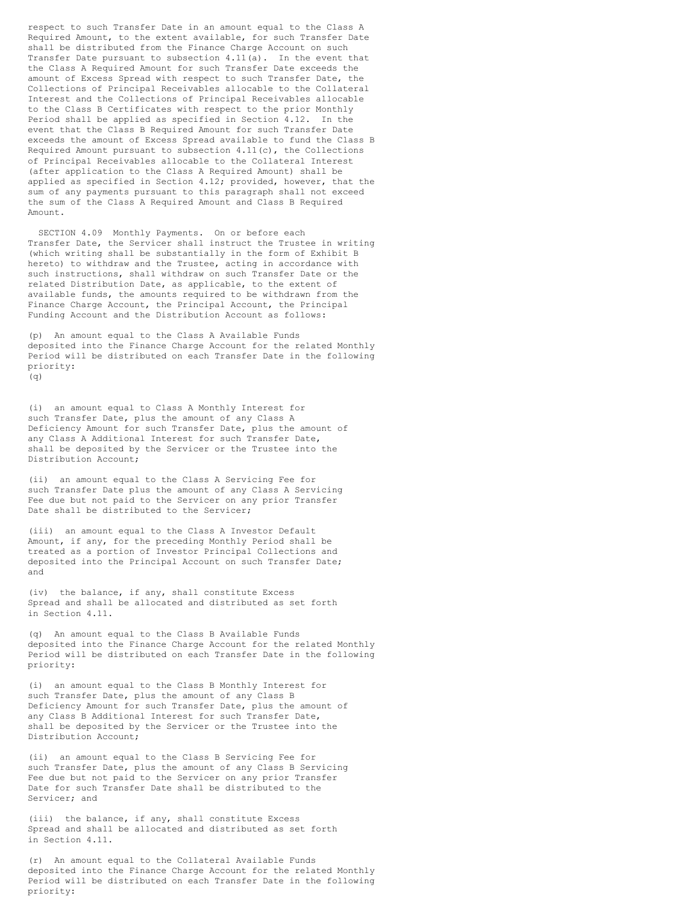respect to such Transfer Date in an amount equal to the Class A Required Amount, to the extent available, for such Transfer Date shall be distributed from the Finance Charge Account on such Transfer Date pursuant to subsection 4.11(a). In the event that the Class A Required Amount for such Transfer Date exceeds the amount of Excess Spread with respect to such Transfer Date, the Collections of Principal Receivables allocable to the Collateral Interest and the Collections of Principal Receivables allocable to the Class B Certificates with respect to the prior Monthly Period shall be applied as specified in Section 4.12. In the event that the Class B Required Amount for such Transfer Date exceeds the amount of Excess Spread available to fund the Class B Required Amount pursuant to subsection 4.11(c), the Collections of Principal Receivables allocable to the Collateral Interest (after application to the Class A Required Amount) shall be applied as specified in Section 4.12; provided, however, that the sum of any payments pursuant to this paragraph shall not exceed the sum of the Class A Required Amount and Class B Required Amount.

SECTION 4.09 Monthly Payments. On or before each Transfer Date, the Servicer shall instruct the Trustee in writing (which writing shall be substantially in the form of Exhibit B hereto) to withdraw and the Trustee, acting in accordance with such instructions, shall withdraw on such Transfer Date or the related Distribution Date, as applicable, to the extent of available funds, the amounts required to be withdrawn from the Finance Charge Account, the Principal Account, the Principal Funding Account and the Distribution Account as follows:

(p) An amount equal to the Class A Available Funds deposited into the Finance Charge Account for the related Monthly Period will be distributed on each Transfer Date in the following priority:
(q)

(i) an amount equal to Class A Monthly Interest for such Transfer Date, plus the amount of any Class A Deficiency Amount for such Transfer Date, plus the amount of any Class A Additional Interest for such Transfer Date, shall be deposited by the Servicer or the Trustee into the Distribution Account;

(ii) an amount equal to the Class A Servicing Fee for such Transfer Date plus the amount of any Class A Servicing Fee due but not paid to the Servicer on any prior Transfer Date shall be distributed to the Servicer;

(iii) an amount equal to the Class A Investor Default Amount, if any, for the preceding Monthly Period shall be treated as a portion of Investor Principal Collections and deposited into the Principal Account on such Transfer Date; and

(iv) the balance, if any, shall constitute Excess Spread and shall be allocated and distributed as set forth in Section 4.11.

(q) An amount equal to the Class B Available Funds deposited into the Finance Charge Account for the related Monthly Period will be distributed on each Transfer Date in the following priority:

(i) an amount equal to the Class B Monthly Interest for such Transfer Date, plus the amount of any Class B Deficiency Amount for such Transfer Date, plus the amount of any Class B Additional Interest for such Transfer Date, shall be deposited by the Servicer or the Trustee into the Distribution Account;

(ii) an amount equal to the Class B Servicing Fee for such Transfer Date, plus the amount of any Class B Servicing Fee due but not paid to the Servicer on any prior Transfer Date for such Transfer Date shall be distributed to the Servicer; and

(iii) the balance, if any, shall constitute Excess Spread and shall be allocated and distributed as set forth in Section 4.11.

(r) An amount equal to the Collateral Available Funds deposited into the Finance Charge Account for the related Monthly Period will be distributed on each Transfer Date in the following priority: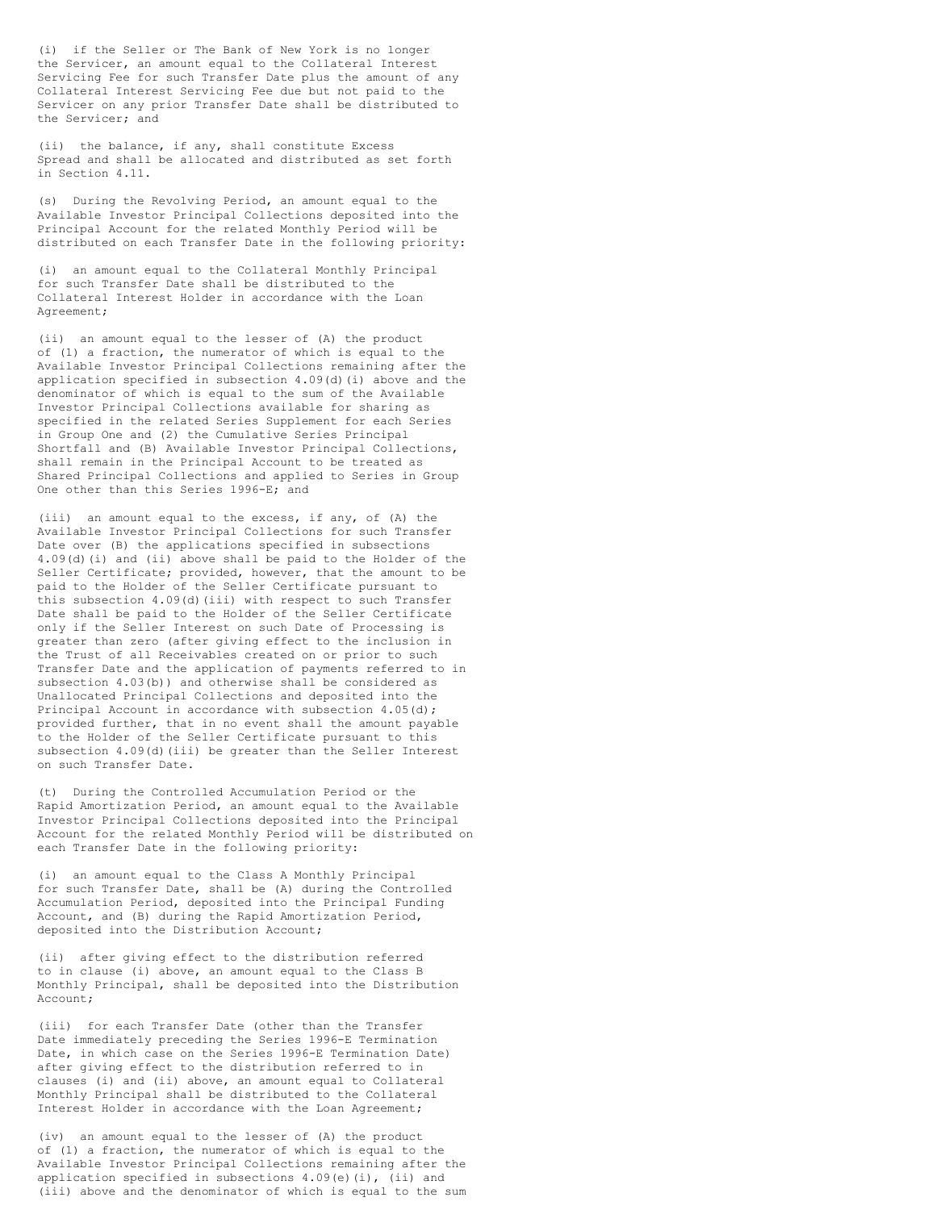(i) if the Seller or The Bank of New York is no longer the Servicer, an amount equal to the Collateral Interest Servicing Fee for such Transfer Date plus the amount of any Collateral Interest Servicing Fee due but not paid to the Servicer on any prior Transfer Date shall be distributed to the Servicer; and

(ii) the balance, if any, shall constitute Excess Spread and shall be allocated and distributed as set forth in Section 4.11.

(s) During the Revolving Period, an amount equal to the Available Investor Principal Collections deposited into the Principal Account for the related Monthly Period will be distributed on each Transfer Date in the following priority:

(i) an amount equal to the Collateral Monthly Principal for such Transfer Date shall be distributed to the Collateral Interest Holder in accordance with the Loan Agreement;

(ii) an amount equal to the lesser of (A) the product of (1) a fraction, the numerator of which is equal to the Available Investor Principal Collections remaining after the application specified in subsection 4.09(d)(i) above and the denominator of which is equal to the sum of the Available Investor Principal Collections available for sharing as specified in the related Series Supplement for each Series in Group One and (2) the Cumulative Series Principal Shortfall and (B) Available Investor Principal Collections, shall remain in the Principal Account to be treated as Shared Principal Collections and applied to Series in Group One other than this Series 1996-E; and

(iii) an amount equal to the excess, if any, of (A) the Available Investor Principal Collections for such Transfer Date over (B) the applications specified in subsections 4.09(d)(i) and (ii) above shall be paid to the Holder of the Seller Certificate; provided, however, that the amount to be paid to the Holder of the Seller Certificate pursuant to this subsection 4.09(d)(iii) with respect to such Transfer Date shall be paid to the Holder of the Seller Certificate only if the Seller Interest on such Date of Processing is greater than zero (after giving effect to the inclusion in the Trust of all Receivables created on or prior to such Transfer Date and the application of payments referred to in subsection 4.03(b)) and otherwise shall be considered as Unallocated Principal Collections and deposited into the Principal Account in accordance with subsection 4.05(d); provided further, that in no event shall the amount payable to the Holder of the Seller Certificate pursuant to this subsection 4.09(d)(iii) be greater than the Seller Interest on such Transfer Date.

(t) During the Controlled Accumulation Period or the Rapid Amortization Period, an amount equal to the Available Investor Principal Collections deposited into the Principal Account for the related Monthly Period will be distributed on each Transfer Date in the following priority:

(i) an amount equal to the Class A Monthly Principal for such Transfer Date, shall be (A) during the Controlled Accumulation Period, deposited into the Principal Funding Account, and (B) during the Rapid Amortization Period, deposited into the Distribution Account;

(ii) after giving effect to the distribution referred to in clause (i) above, an amount equal to the Class B Monthly Principal, shall be deposited into the Distribution Account;

(iii) for each Transfer Date (other than the Transfer Date immediately preceding the Series 1996-E Termination Date, in which case on the Series 1996-E Termination Date) after giving effect to the distribution referred to in clauses (i) and (ii) above, an amount equal to Collateral Monthly Principal shall be distributed to the Collateral Interest Holder in accordance with the Loan Agreement;

(iv) an amount equal to the lesser of (A) the product of (1) a fraction, the numerator of which is equal to the Available Investor Principal Collections remaining after the application specified in subsections 4.09(e)(i), (ii) and (iii) above and the denominator of which is equal to the sum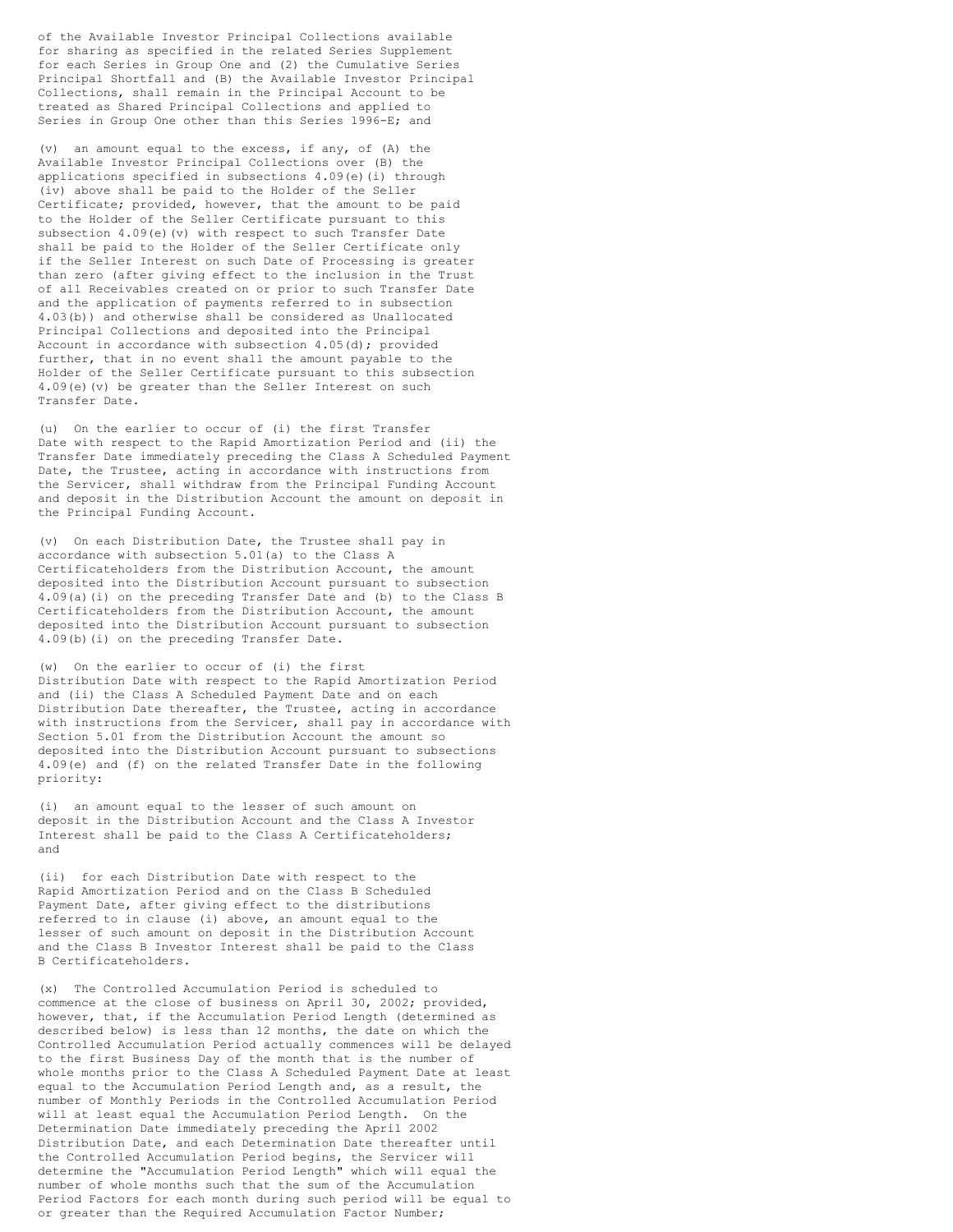of the Available Investor Principal Collections available for sharing as specified in the related Series Supplement for each Series in Group One and (2) the Cumulative Series Principal Shortfall and (B) the Available Investor Principal Collections, shall remain in the Principal Account to be treated as Shared Principal Collections and applied to Series in Group One other than this Series 1996-E; and

(v) an amount equal to the excess, if any, of (A) the Available Investor Principal Collections over (B) the applications specified in subsections 4.09(e)(i) through (iv) above shall be paid to the Holder of the Seller Certificate; provided, however, that the amount to be paid to the Holder of the Seller Certificate pursuant to this subsection 4.09(e)(v) with respect to such Transfer Date shall be paid to the Holder of the Seller Certificate only if the Seller Interest on such Date of Processing is greater than zero (after giving effect to the inclusion in the Trust of all Receivables created on or prior to such Transfer Date and the application of payments referred to in subsection 4.03(b)) and otherwise shall be considered as Unallocated Principal Collections and deposited into the Principal Account in accordance with subsection 4.05(d); provided further, that in no event shall the amount payable to the Holder of the Seller Certificate pursuant to this subsection 4.09(e)(v) be greater than the Seller Interest on such Transfer Date.

(u) On the earlier to occur of (i) the first Transfer Date with respect to the Rapid Amortization Period and (ii) the Transfer Date immediately preceding the Class A Scheduled Payment Date, the Trustee, acting in accordance with instructions from the Servicer, shall withdraw from the Principal Funding Account and deposit in the Distribution Account the amount on deposit in the Principal Funding Account.

(v) On each Distribution Date, the Trustee shall pay in accordance with subsection 5.01(a) to the Class A Certificateholders from the Distribution Account, the amount deposited into the Distribution Account pursuant to subsection 4.09(a)(i) on the preceding Transfer Date and (b) to the Class B Certificateholders from the Distribution Account, the amount deposited into the Distribution Account pursuant to subsection 4.09(b)(i) on the preceding Transfer Date.

(w) On the earlier to occur of (i) the first Distribution Date with respect to the Rapid Amortization Period and (ii) the Class A Scheduled Payment Date and on each Distribution Date thereafter, the Trustee, acting in accordance with instructions from the Servicer, shall pay in accordance with Section 5.01 from the Distribution Account the amount so deposited into the Distribution Account pursuant to subsections 4.09(e) and (f) on the related Transfer Date in the following priority:

(i) an amount equal to the lesser of such amount on deposit in the Distribution Account and the Class A Investor Interest shall be paid to the Class A Certificateholders; and

(ii) for each Distribution Date with respect to the Rapid Amortization Period and on the Class B Scheduled Payment Date, after giving effect to the distributions referred to in clause (i) above, an amount equal to the lesser of such amount on deposit in the Distribution Account and the Class B Investor Interest shall be paid to the Class B Certificateholders.

(x) The Controlled Accumulation Period is scheduled to commence at the close of business on April 30, 2002; provided, however, that, if the Accumulation Period Length (determined as described below) is less than 12 months, the date on which the Controlled Accumulation Period actually commences will be delayed to the first Business Day of the month that is the number of whole months prior to the Class A Scheduled Payment Date at least equal to the Accumulation Period Length and, as a result, the number of Monthly Periods in the Controlled Accumulation Period will at least equal the Accumulation Period Length. On the Determination Date immediately preceding the April 2002 Distribution Date, and each Determination Date thereafter until the Controlled Accumulation Period begins, the Servicer will determine the "Accumulation Period Length" which will equal the number of whole months such that the sum of the Accumulation Period Factors for each month during such period will be equal to or greater than the Required Accumulation Factor Number;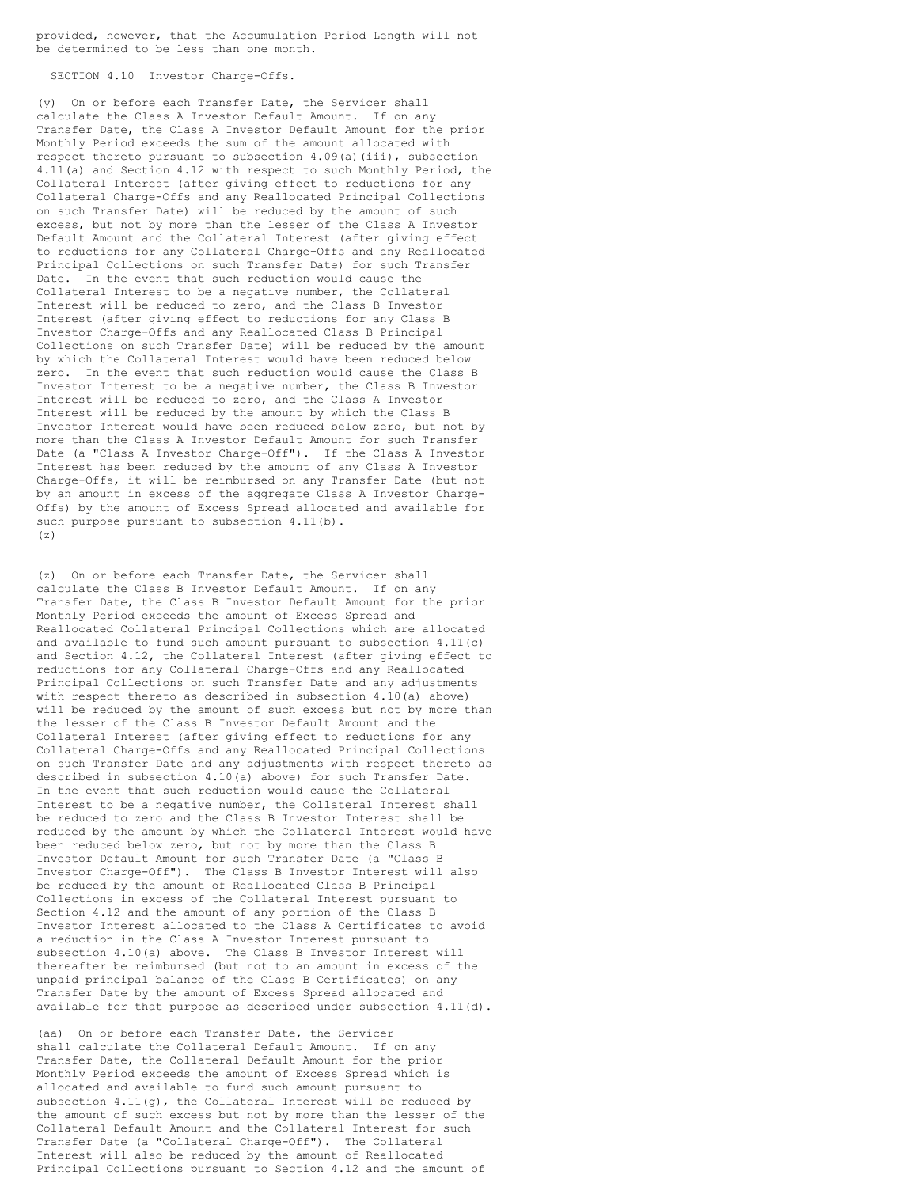provided, however, that the Accumulation Period Length will not be determined to be less than one month.

SECTION 4.10 Investor Charge-Offs.

(y) On or before each Transfer Date, the Servicer shall calculate the Class A Investor Default Amount. If on any Transfer Date, the Class A Investor Default Amount for the prior Monthly Period exceeds the sum of the amount allocated with respect thereto pursuant to subsection 4.09(a)(iii), subsection 4.11(a) and Section 4.12 with respect to such Monthly Period, the Collateral Interest (after giving effect to reductions for any Collateral Charge-Offs and any Reallocated Principal Collections on such Transfer Date) will be reduced by the amount of such excess, but not by more than the lesser of the Class A Investor Default Amount and the Collateral Interest (after giving effect to reductions for any Collateral Charge-Offs and any Reallocated Principal Collections on such Transfer Date) for such Transfer Date. In the event that such reduction would cause the Collateral Interest to be a negative number, the Collateral Interest will be reduced to zero, and the Class B Investor Interest (after giving effect to reductions for any Class B Investor Charge-Offs and any Reallocated Class B Principal Collections on such Transfer Date) will be reduced by the amount by which the Collateral Interest would have been reduced below zero. In the event that such reduction would cause the Class B Investor Interest to be a negative number, the Class B Investor Interest will be reduced to zero, and the Class A Investor Interest will be reduced by the amount by which the Class B Investor Interest would have been reduced below zero, but not by more than the Class A Investor Default Amount for such Transfer Date (a "Class A Investor Charge-Off"). If the Class A Investor Interest has been reduced by the amount of any Class A Investor Charge-Offs, it will be reimbursed on any Transfer Date (but not by an amount in excess of the aggregate Class A Investor Charge-Offs) by the amount of Excess Spread allocated and available for such purpose pursuant to subsection 4.11(b).
(z)

(z) On or before each Transfer Date, the Servicer shall calculate the Class B Investor Default Amount. If on any Transfer Date, the Class B Investor Default Amount for the prior Monthly Period exceeds the amount of Excess Spread and Reallocated Collateral Principal Collections which are allocated and available to fund such amount pursuant to subsection 4.11(c) and Section 4.12, the Collateral Interest (after giving effect to reductions for any Collateral Charge-Offs and any Reallocated Principal Collections on such Transfer Date and any adjustments with respect thereto as described in subsection 4.10(a) above) will be reduced by the amount of such excess but not by more than the lesser of the Class B Investor Default Amount and the Collateral Interest (after giving effect to reductions for any Collateral Charge-Offs and any Reallocated Principal Collections on such Transfer Date and any adjustments with respect thereto as described in subsection 4.10(a) above) for such Transfer Date. In the event that such reduction would cause the Collateral Interest to be a negative number, the Collateral Interest shall be reduced to zero and the Class B Investor Interest shall be reduced by the amount by which the Collateral Interest would have been reduced below zero, but not by more than the Class B Investor Default Amount for such Transfer Date (a "Class B Investor Charge-Off"). The Class B Investor Interest will also be reduced by the amount of Reallocated Class B Principal Collections in excess of the Collateral Interest pursuant to Section 4.12 and the amount of any portion of the Class B Investor Interest allocated to the Class A Certificates to avoid a reduction in the Class A Investor Interest pursuant to subsection 4.10(a) above. The Class B Investor Interest will thereafter be reimbursed (but not to an amount in excess of the unpaid principal balance of the Class B Certificates) on any Transfer Date by the amount of Excess Spread allocated and available for that purpose as described under subsection 4.11(d).

(aa) On or before each Transfer Date, the Servicer shall calculate the Collateral Default Amount. If on any Transfer Date, the Collateral Default Amount for the prior Monthly Period exceeds the amount of Excess Spread which is allocated and available to fund such amount pursuant to subsection 4.11(g), the Collateral Interest will be reduced by the amount of such excess but not by more than the lesser of the Collateral Default Amount and the Collateral Interest for such Transfer Date (a "Collateral Charge-Off"). The Collateral Interest will also be reduced by the amount of Reallocated Principal Collections pursuant to Section 4.12 and the amount of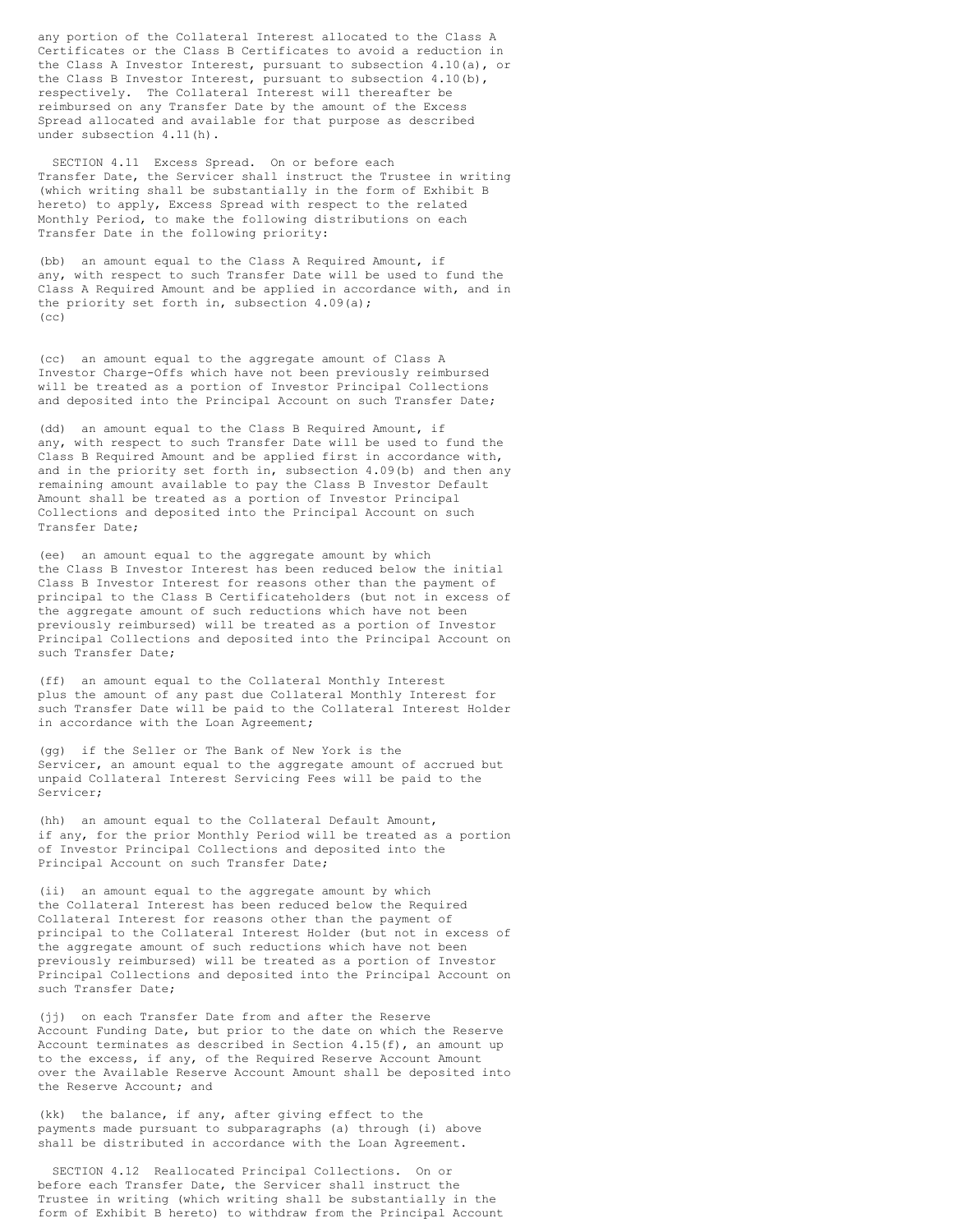any portion of the Collateral Interest allocated to the Class A Certificates or the Class B Certificates to avoid a reduction in the Class A Investor Interest, pursuant to subsection 4.10(a), or the Class B Investor Interest, pursuant to subsection 4.10(b), respectively. The Collateral Interest will thereafter be reimbursed on any Transfer Date by the amount of the Excess Spread allocated and available for that purpose as described under subsection 4.11(h).

SECTION 4.11 Excess Spread. On or before each Transfer Date, the Servicer shall instruct the Trustee in writing (which writing shall be substantially in the form of Exhibit B hereto) to apply, Excess Spread with respect to the related Monthly Period, to make the following distributions on each Transfer Date in the following priority:

(bb) an amount equal to the Class A Required Amount, if any, with respect to such Transfer Date will be used to fund the Class A Required Amount and be applied in accordance with, and in the priority set forth in, subsection 4.09(a);
(cc)

(cc) an amount equal to the aggregate amount of Class A Investor Charge-Offs which have not been previously reimbursed will be treated as a portion of Investor Principal Collections and deposited into the Principal Account on such Transfer Date;

(dd) an amount equal to the Class B Required Amount, if any, with respect to such Transfer Date will be used to fund the Class B Required Amount and be applied first in accordance with, and in the priority set forth in, subsection 4.09(b) and then any remaining amount available to pay the Class B Investor Default Amount shall be treated as a portion of Investor Principal Collections and deposited into the Principal Account on such Transfer Date;

(ee) an amount equal to the aggregate amount by which the Class B Investor Interest has been reduced below the initial Class B Investor Interest for reasons other than the payment of principal to the Class B Certificateholders (but not in excess of the aggregate amount of such reductions which have not been previously reimbursed) will be treated as a portion of Investor Principal Collections and deposited into the Principal Account on such Transfer Date;

(ff) an amount equal to the Collateral Monthly Interest plus the amount of any past due Collateral Monthly Interest for such Transfer Date will be paid to the Collateral Interest Holder in accordance with the Loan Agreement;

(gg) if the Seller or The Bank of New York is the Servicer, an amount equal to the aggregate amount of accrued but unpaid Collateral Interest Servicing Fees will be paid to the Servicer;

(hh) an amount equal to the Collateral Default Amount, if any, for the prior Monthly Period will be treated as a portion of Investor Principal Collections and deposited into the Principal Account on such Transfer Date;

(ii) an amount equal to the aggregate amount by which the Collateral Interest has been reduced below the Required Collateral Interest for reasons other than the payment of principal to the Collateral Interest Holder (but not in excess of the aggregate amount of such reductions which have not been previously reimbursed) will be treated as a portion of Investor Principal Collections and deposited into the Principal Account on such Transfer Date;

(jj) on each Transfer Date from and after the Reserve Account Funding Date, but prior to the date on which the Reserve Account terminates as described in Section 4.15(f), an amount up to the excess, if any, of the Required Reserve Account Amount over the Available Reserve Account Amount shall be deposited into the Reserve Account; and

(kk) the balance, if any, after giving effect to the payments made pursuant to subparagraphs (a) through (i) above shall be distributed in accordance with the Loan Agreement.

SECTION 4.12 Reallocated Principal Collections. On or before each Transfer Date, the Servicer shall instruct the Trustee in writing (which writing shall be substantially in the form of Exhibit B hereto) to withdraw from the Principal Account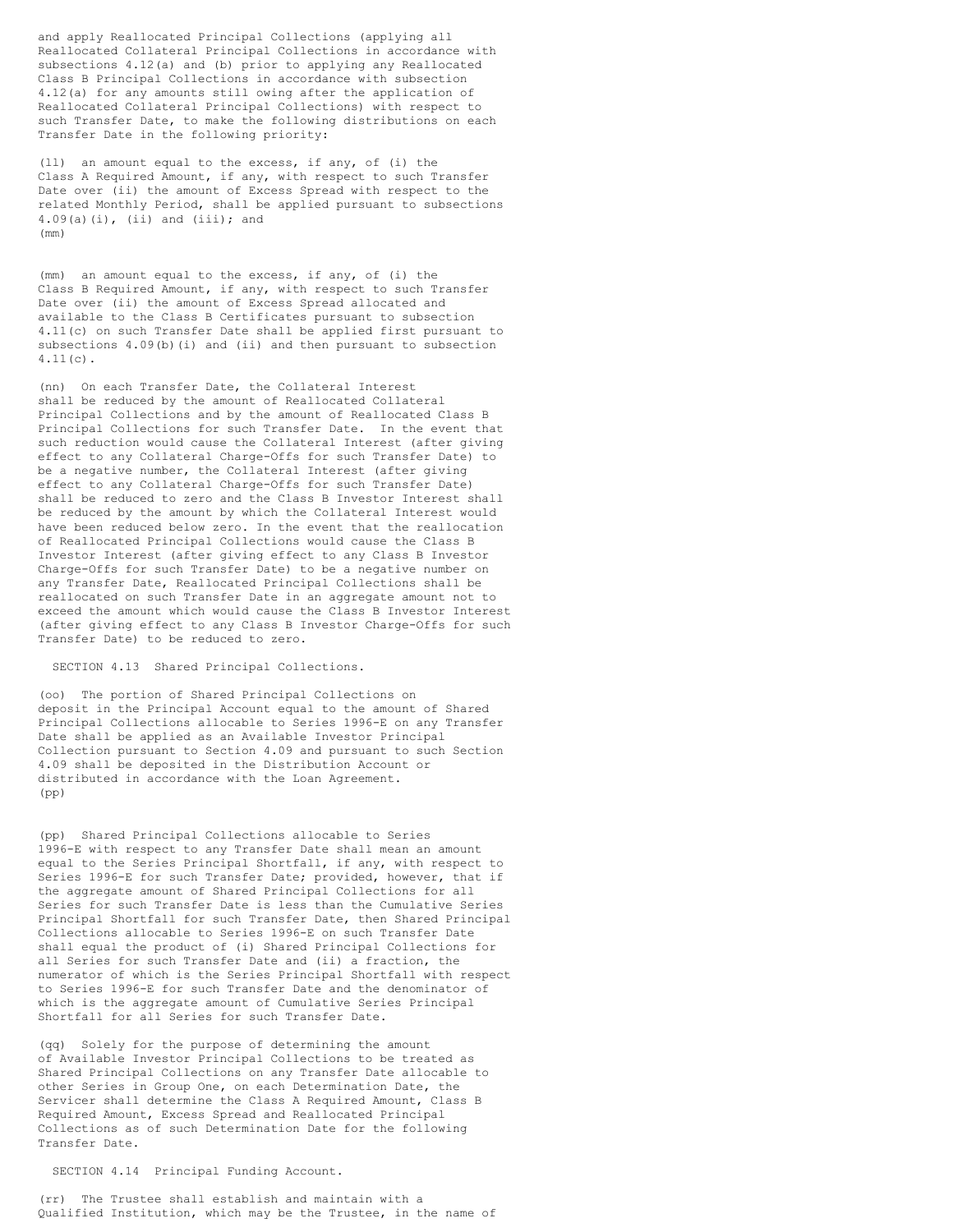and apply Reallocated Principal Collections (applying all Reallocated Collateral Principal Collections in accordance with subsections 4.12(a) and (b) prior to applying any Reallocated Class B Principal Collections in accordance with subsection 4.12(a) for any amounts still owing after the application of Reallocated Collateral Principal Collections) with respect to such Transfer Date, to make the following distributions on each Transfer Date in the following priority:

(ll) an amount equal to the excess, if any, of (i) the Class A Required Amount, if any, with respect to such Transfer Date over (ii) the amount of Excess Spread with respect to the related Monthly Period, shall be applied pursuant to subsections 4.09(a)(i), (ii) and (iii); and
(mm)

(mm) an amount equal to the excess, if any, of (i) the Class B Required Amount, if any, with respect to such Transfer Date over (ii) the amount of Excess Spread allocated and available to the Class B Certificates pursuant to subsection 4.11(c) on such Transfer Date shall be applied first pursuant to subsections 4.09(b)(i) and (ii) and then pursuant to subsection 4.11(c).

(nn) On each Transfer Date, the Collateral Interest shall be reduced by the amount of Reallocated Collateral Principal Collections and by the amount of Reallocated Class B Principal Collections for such Transfer Date. In the event that such reduction would cause the Collateral Interest (after giving effect to any Collateral Charge-Offs for such Transfer Date) to be a negative number, the Collateral Interest (after giving effect to any Collateral Charge-Offs for such Transfer Date) shall be reduced to zero and the Class B Investor Interest shall be reduced by the amount by which the Collateral Interest would have been reduced below zero. In the event that the reallocation of Reallocated Principal Collections would cause the Class B Investor Interest (after giving effect to any Class B Investor Charge-Offs for such Transfer Date) to be a negative number on any Transfer Date, Reallocated Principal Collections shall be reallocated on such Transfer Date in an aggregate amount not to exceed the amount which would cause the Class B Investor Interest (after giving effect to any Class B Investor Charge-Offs for such Transfer Date) to be reduced to zero.

SECTION 4.13 Shared Principal Collections.

(oo) The portion of Shared Principal Collections on deposit in the Principal Account equal to the amount of Shared Principal Collections allocable to Series 1996-E on any Transfer Date shall be applied as an Available Investor Principal Collection pursuant to Section 4.09 and pursuant to such Section 4.09 shall be deposited in the Distribution Account or distributed in accordance with the Loan Agreement.
(pp)

(pp) Shared Principal Collections allocable to Series 1996-E with respect to any Transfer Date shall mean an amount equal to the Series Principal Shortfall, if any, with respect to Series 1996-E for such Transfer Date; provided, however, that if the aggregate amount of Shared Principal Collections for all Series for such Transfer Date is less than the Cumulative Series Principal Shortfall for such Transfer Date, then Shared Principal Collections allocable to Series 1996-E on such Transfer Date shall equal the product of (i) Shared Principal Collections for all Series for such Transfer Date and (ii) a fraction, the numerator of which is the Series Principal Shortfall with respect to Series 1996-E for such Transfer Date and the denominator of which is the aggregate amount of Cumulative Series Principal Shortfall for all Series for such Transfer Date.

(qq) Solely for the purpose of determining the amount of Available Investor Principal Collections to be treated as Shared Principal Collections on any Transfer Date allocable to other Series in Group One, on each Determination Date, the Servicer shall determine the Class A Required Amount, Class B Required Amount, Excess Spread and Reallocated Principal Collections as of such Determination Date for the following Transfer Date.

SECTION 4.14 Principal Funding Account.

(rr) The Trustee shall establish and maintain with a Qualified Institution, which may be the Trustee, in the name of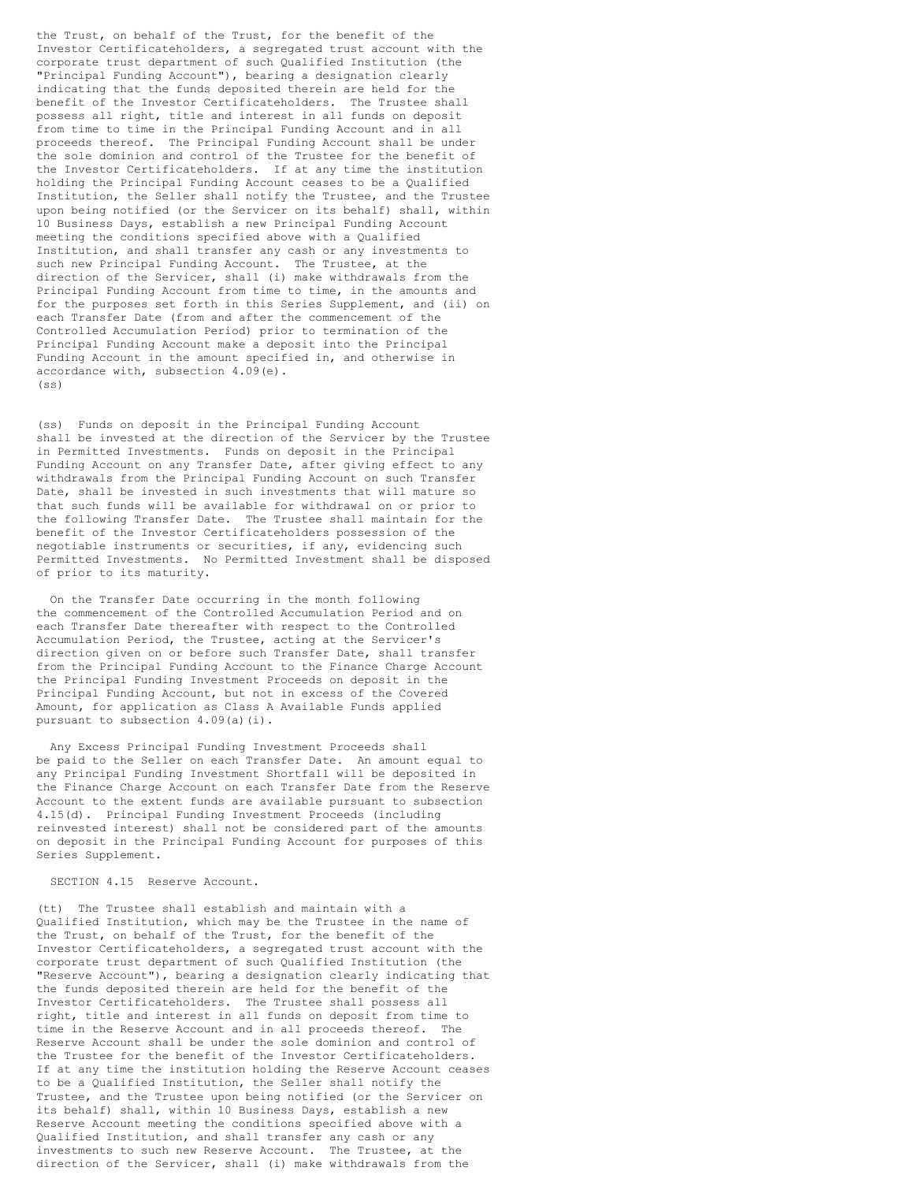the Trust, on behalf of the Trust, for the benefit of the Investor Certificateholders, a segregated trust account with the corporate trust department of such Qualified Institution (the "Principal Funding Account"), bearing a designation clearly indicating that the funds deposited therein are held for the benefit of the Investor Certificateholders. The Trustee shall possess all right, title and interest in all funds on deposit from time to time in the Principal Funding Account and in all proceeds thereof. The Principal Funding Account shall be under the sole dominion and control of the Trustee for the benefit of the Investor Certificateholders. If at any time the institution holding the Principal Funding Account ceases to be a Qualified Institution, the Seller shall notify the Trustee, and the Trustee upon being notified (or the Servicer on its behalf) shall, within 10 Business Days, establish a new Principal Funding Account meeting the conditions specified above with a Qualified Institution, and shall transfer any cash or any investments to such new Principal Funding Account. The Trustee, at the direction of the Servicer, shall (i) make withdrawals from the Principal Funding Account from time to time, in the amounts and for the purposes set forth in this Series Supplement, and (ii) on each Transfer Date (from and after the commencement of the Controlled Accumulation Period) prior to termination of the Principal Funding Account make a deposit into the Principal Funding Account in the amount specified in, and otherwise in accordance with, subsection 4.09(e).
(ss)

(ss) Funds on deposit in the Principal Funding Account shall be invested at the direction of the Servicer by the Trustee in Permitted Investments. Funds on deposit in the Principal Funding Account on any Transfer Date, after giving effect to any withdrawals from the Principal Funding Account on such Transfer Date, shall be invested in such investments that will mature so that such funds will be available for withdrawal on or prior to the following Transfer Date. The Trustee shall maintain for the benefit of the Investor Certificateholders possession of the negotiable instruments or securities, if any, evidencing such Permitted Investments. No Permitted Investment shall be disposed of prior to its maturity.

On the Transfer Date occurring in the month following the commencement of the Controlled Accumulation Period and on each Transfer Date thereafter with respect to the Controlled Accumulation Period, the Trustee, acting at the Servicer's direction given on or before such Transfer Date, shall transfer from the Principal Funding Account to the Finance Charge Account the Principal Funding Investment Proceeds on deposit in the Principal Funding Account, but not in excess of the Covered Amount, for application as Class A Available Funds applied pursuant to subsection 4.09(a)(i).

Any Excess Principal Funding Investment Proceeds shall be paid to the Seller on each Transfer Date. An amount equal to any Principal Funding Investment Shortfall will be deposited in the Finance Charge Account on each Transfer Date from the Reserve Account to the extent funds are available pursuant to subsection 4.15(d). Principal Funding Investment Proceeds (including reinvested interest) shall not be considered part of the amounts on deposit in the Principal Funding Account for purposes of this Series Supplement.

SECTION 4.15 Reserve Account.

(tt) The Trustee shall establish and maintain with a Qualified Institution, which may be the Trustee in the name of the Trust, on behalf of the Trust, for the benefit of the Investor Certificateholders, a segregated trust account with the corporate trust department of such Qualified Institution (the "Reserve Account"), bearing a designation clearly indicating that the funds deposited therein are held for the benefit of the Investor Certificateholders. The Trustee shall possess all right, title and interest in all funds on deposit from time to time in the Reserve Account and in all proceeds thereof. The Reserve Account shall be under the sole dominion and control of the Trustee for the benefit of the Investor Certificateholders. If at any time the institution holding the Reserve Account ceases to be a Qualified Institution, the Seller shall notify the Trustee, and the Trustee upon being notified (or the Servicer on its behalf) shall, within 10 Business Days, establish a new Reserve Account meeting the conditions specified above with a Qualified Institution, and shall transfer any cash or any investments to such new Reserve Account. The Trustee, at the direction of the Servicer, shall (i) make withdrawals from the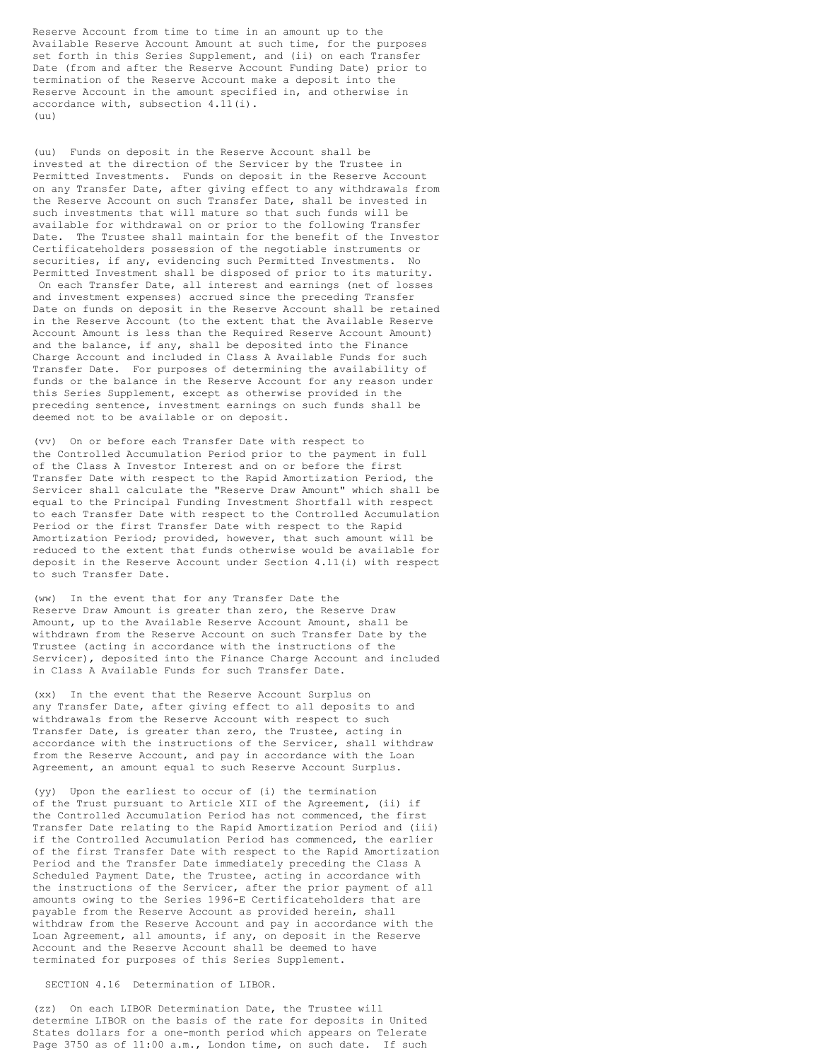Reserve Account from time to time in an amount up to the Available Reserve Account Amount at such time, for the purposes set forth in this Series Supplement, and (ii) on each Transfer Date (from and after the Reserve Account Funding Date) prior to termination of the Reserve Account make a deposit into the Reserve Account in the amount specified in, and otherwise in accordance with, subsection 4.11(i).
(uu)

(uu) Funds on deposit in the Reserve Account shall be invested at the direction of the Servicer by the Trustee in Permitted Investments. Funds on deposit in the Reserve Account on any Transfer Date, after giving effect to any withdrawals from the Reserve Account on such Transfer Date, shall be invested in such investments that will mature so that such funds will be available for withdrawal on or prior to the following Transfer Date. The Trustee shall maintain for the benefit of the Investor Certificateholders possession of the negotiable instruments or securities, if any, evidencing such Permitted Investments. No Permitted Investment shall be disposed of prior to its maturity. On each Transfer Date, all interest and earnings (net of losses and investment expenses) accrued since the preceding Transfer Date on funds on deposit in the Reserve Account shall be retained in the Reserve Account (to the extent that the Available Reserve Account Amount is less than the Required Reserve Account Amount) and the balance, if any, shall be deposited into the Finance Charge Account and included in Class A Available Funds for such Transfer Date. For purposes of determining the availability of funds or the balance in the Reserve Account for any reason under this Series Supplement, except as otherwise provided in the preceding sentence, investment earnings on such funds shall be deemed not to be available or on deposit.

(vv) On or before each Transfer Date with respect to the Controlled Accumulation Period prior to the payment in full of the Class A Investor Interest and on or before the first Transfer Date with respect to the Rapid Amortization Period, the Servicer shall calculate the "Reserve Draw Amount" which shall be equal to the Principal Funding Investment Shortfall with respect to each Transfer Date with respect to the Controlled Accumulation Period or the first Transfer Date with respect to the Rapid Amortization Period; provided, however, that such amount will be reduced to the extent that funds otherwise would be available for deposit in the Reserve Account under Section 4.11(i) with respect to such Transfer Date.

(ww) In the event that for any Transfer Date the Reserve Draw Amount is greater than zero, the Reserve Draw Amount, up to the Available Reserve Account Amount, shall be withdrawn from the Reserve Account on such Transfer Date by the Trustee (acting in accordance with the instructions of the Servicer), deposited into the Finance Charge Account and included in Class A Available Funds for such Transfer Date.

(xx) In the event that the Reserve Account Surplus on any Transfer Date, after giving effect to all deposits to and withdrawals from the Reserve Account with respect to such Transfer Date, is greater than zero, the Trustee, acting in accordance with the instructions of the Servicer, shall withdraw from the Reserve Account, and pay in accordance with the Loan Agreement, an amount equal to such Reserve Account Surplus.

(yy) Upon the earliest to occur of (i) the termination of the Trust pursuant to Article XII of the Agreement, (ii) if the Controlled Accumulation Period has not commenced, the first Transfer Date relating to the Rapid Amortization Period and (iii) if the Controlled Accumulation Period has commenced, the earlier of the first Transfer Date with respect to the Rapid Amortization Period and the Transfer Date immediately preceding the Class A Scheduled Payment Date, the Trustee, acting in accordance with the instructions of the Servicer, after the prior payment of all amounts owing to the Series 1996-E Certificateholders that are payable from the Reserve Account as provided herein, shall withdraw from the Reserve Account and pay in accordance with the Loan Agreement, all amounts, if any, on deposit in the Reserve Account and the Reserve Account shall be deemed to have terminated for purposes of this Series Supplement.

SECTION 4.16 Determination of LIBOR.

(zz) On each LIBOR Determination Date, the Trustee will determine LIBOR on the basis of the rate for deposits in United States dollars for a one-month period which appears on Telerate Page 3750 as of 11:00 a.m., London time, on such date. If such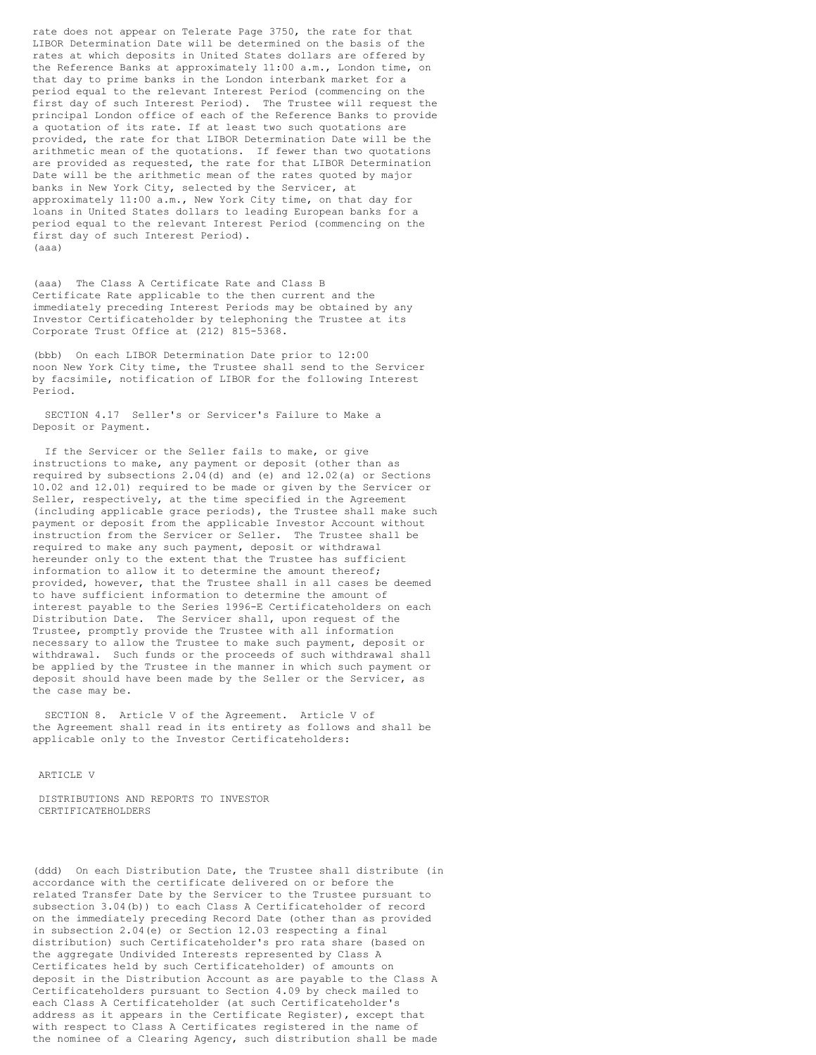rate does not appear on Telerate Page 3750, the rate for that LIBOR Determination Date will be determined on the basis of the rates at which deposits in United States dollars are offered by the Reference Banks at approximately 11:00 a.m., London time, on that day to prime banks in the London interbank market for a period equal to the relevant Interest Period (commencing on the first day of such Interest Period). The Trustee will request the principal London office of each of the Reference Banks to provide a quotation of its rate. If at least two such quotations are provided, the rate for that LIBOR Determination Date will be the arithmetic mean of the quotations. If fewer than two quotations are provided as requested, the rate for that LIBOR Determination Date will be the arithmetic mean of the rates quoted by major banks in New York City, selected by the Servicer, at approximately 11:00 a.m., New York City time, on that day for loans in United States dollars to leading European banks for a period equal to the relevant Interest Period (commencing on the first day of such Interest Period).
(aaa)

(aaa) The Class A Certificate Rate and Class B Certificate Rate applicable to the then current and the immediately preceding Interest Periods may be obtained by any Investor Certificateholder by telephoning the Trustee at its Corporate Trust Office at (212) 815-5368.

(bbb) On each LIBOR Determination Date prior to 12:00 noon New York City time, the Trustee shall send to the Servicer by facsimile, notification of LIBOR for the following Interest Period.

SECTION 4.17 Seller's or Servicer's Failure to Make a Deposit or Payment.

If the Servicer or the Seller fails to make, or give instructions to make, any payment or deposit (other than as required by subsections 2.04(d) and (e) and 12.02(a) or Sections 10.02 and 12.01) required to be made or given by the Servicer or Seller, respectively, at the time specified in the Agreement (including applicable grace periods), the Trustee shall make such payment or deposit from the applicable Investor Account without instruction from the Servicer or Seller. The Trustee shall be required to make any such payment, deposit or withdrawal hereunder only to the extent that the Trustee has sufficient information to allow it to determine the amount thereof; provided, however, that the Trustee shall in all cases be deemed to have sufficient information to determine the amount of interest payable to the Series 1996-E Certificateholders on each Distribution Date. The Servicer shall, upon request of the Trustee, promptly provide the Trustee with all information necessary to allow the Trustee to make such payment, deposit or withdrawal. Such funds or the proceeds of such withdrawal shall be applied by the Trustee in the manner in which such payment or deposit should have been made by the Seller or the Servicer, as the case may be.

SECTION 8. Article V of the Agreement. Article V of the Agreement shall read in its entirety as follows and shall be applicable only to the Investor Certificateholders:

ARTICLE V

DISTRIBUTIONS AND REPORTS TO INVESTOR CERTIFICATEHOLDERS

(ddd) On each Distribution Date, the Trustee shall distribute (in accordance with the certificate delivered on or before the related Transfer Date by the Servicer to the Trustee pursuant to subsection 3.04(b)) to each Class A Certificateholder of record on the immediately preceding Record Date (other than as provided in subsection 2.04(e) or Section 12.03 respecting a final distribution) such Certificateholder's pro rata share (based on the aggregate Undivided Interests represented by Class A Certificates held by such Certificateholder) of amounts on deposit in the Distribution Account as are payable to the Class A Certificateholders pursuant to Section 4.09 by check mailed to each Class A Certificateholder (at such Certificateholder's address as it appears in the Certificate Register), except that with respect to Class A Certificates registered in the name of the nominee of a Clearing Agency, such distribution shall be made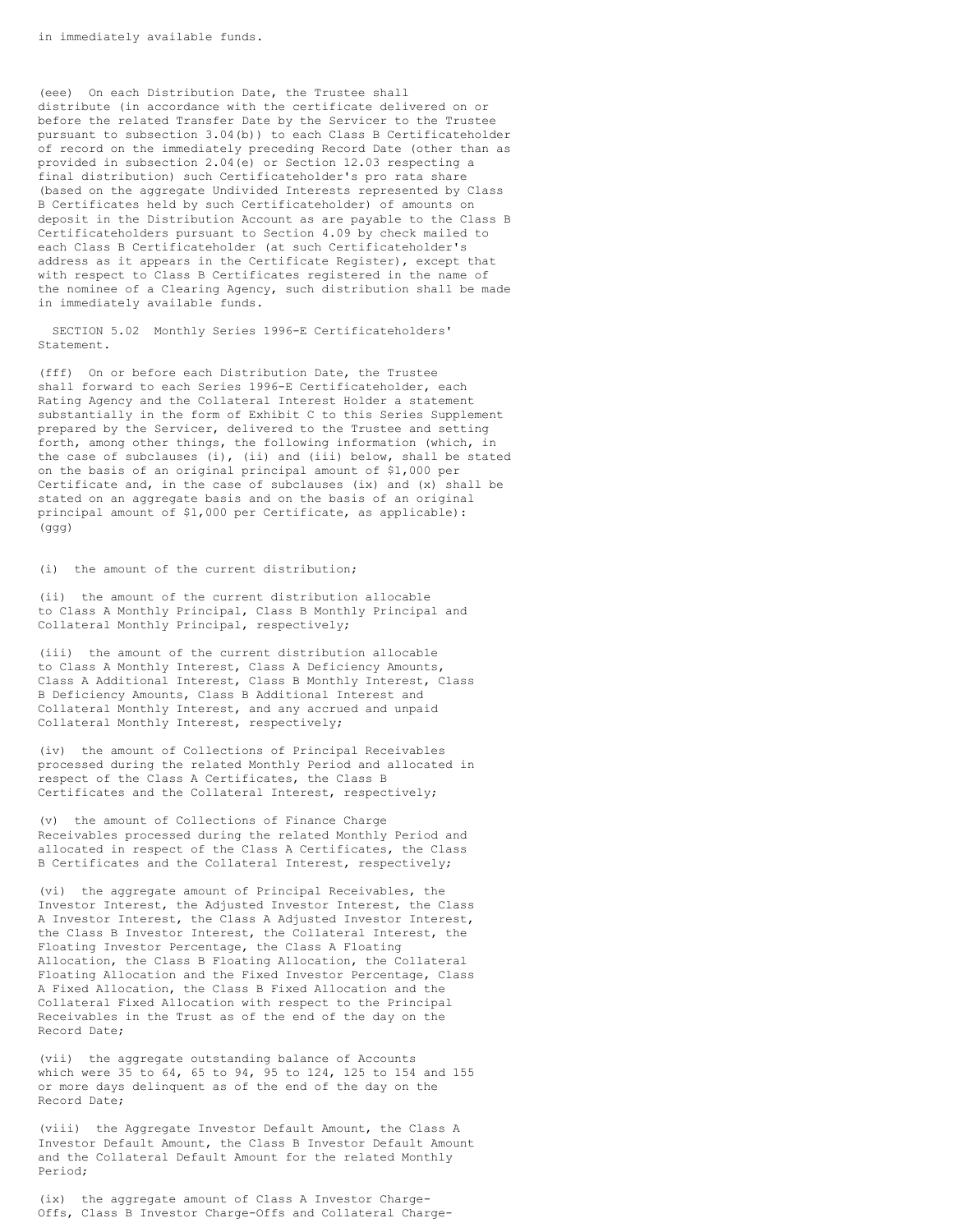in immediately available funds.

(eee) On each Distribution Date, the Trustee shall distribute (in accordance with the certificate delivered on or before the related Transfer Date by the Servicer to the Trustee pursuant to subsection 3.04(b)) to each Class B Certificateholder of record on the immediately preceding Record Date (other than as provided in subsection 2.04(e) or Section 12.03 respecting a final distribution) such Certificateholder's pro rata share (based on the aggregate Undivided Interests represented by Class B Certificates held by such Certificateholder) of amounts on deposit in the Distribution Account as are payable to the Class B Certificateholders pursuant to Section 4.09 by check mailed to each Class B Certificateholder (at such Certificateholder's address as it appears in the Certificate Register), except that with respect to Class B Certificates registered in the name of the nominee of a Clearing Agency, such distribution shall be made in immediately available funds.

SECTION 5.02 Monthly Series 1996-E Certificateholders' Statement.

(fff) On or before each Distribution Date, the Trustee shall forward to each Series 1996-E Certificateholder, each Rating Agency and the Collateral Interest Holder a statement substantially in the form of Exhibit C to this Series Supplement prepared by the Servicer, delivered to the Trustee and setting forth, among other things, the following information (which, in the case of subclauses (i), (ii) and (iii) below, shall be stated on the basis of an original principal amount of $1,000 per Certificate and, in the case of subclauses (ix) and (x) shall be stated on an aggregate basis and on the basis of an original principal amount of $1,000 per Certificate, as applicable):
(ggg)

(i) the amount of the current distribution;

(ii) the amount of the current distribution allocable to Class A Monthly Principal, Class B Monthly Principal and Collateral Monthly Principal, respectively;

(iii) the amount of the current distribution allocable to Class A Monthly Interest, Class A Deficiency Amounts, Class A Additional Interest, Class B Monthly Interest, Class B Deficiency Amounts, Class B Additional Interest and Collateral Monthly Interest, and any accrued and unpaid Collateral Monthly Interest, respectively;

(iv) the amount of Collections of Principal Receivables processed during the related Monthly Period and allocated in respect of the Class A Certificates, the Class B Certificates and the Collateral Interest, respectively;

(v) the amount of Collections of Finance Charge Receivables processed during the related Monthly Period and allocated in respect of the Class A Certificates, the Class B Certificates and the Collateral Interest, respectively;

(vi) the aggregate amount of Principal Receivables, the Investor Interest, the Adjusted Investor Interest, the Class A Investor Interest, the Class A Adjusted Investor Interest, the Class B Investor Interest, the Collateral Interest, the Floating Investor Percentage, the Class A Floating Allocation, the Class B Floating Allocation, the Collateral Floating Allocation and the Fixed Investor Percentage, Class A Fixed Allocation, the Class B Fixed Allocation and the Collateral Fixed Allocation with respect to the Principal Receivables in the Trust as of the end of the day on the Record Date;

(vii) the aggregate outstanding balance of Accounts which were 35 to 64, 65 to 94, 95 to 124, 125 to 154 and 155 or more days delinquent as of the end of the day on the Record Date;

(viii) the Aggregate Investor Default Amount, the Class A Investor Default Amount, the Class B Investor Default Amount and the Collateral Default Amount for the related Monthly Period;

(ix) the aggregate amount of Class A Investor Charge-Offs, Class B Investor Charge-Offs and Collateral Charge-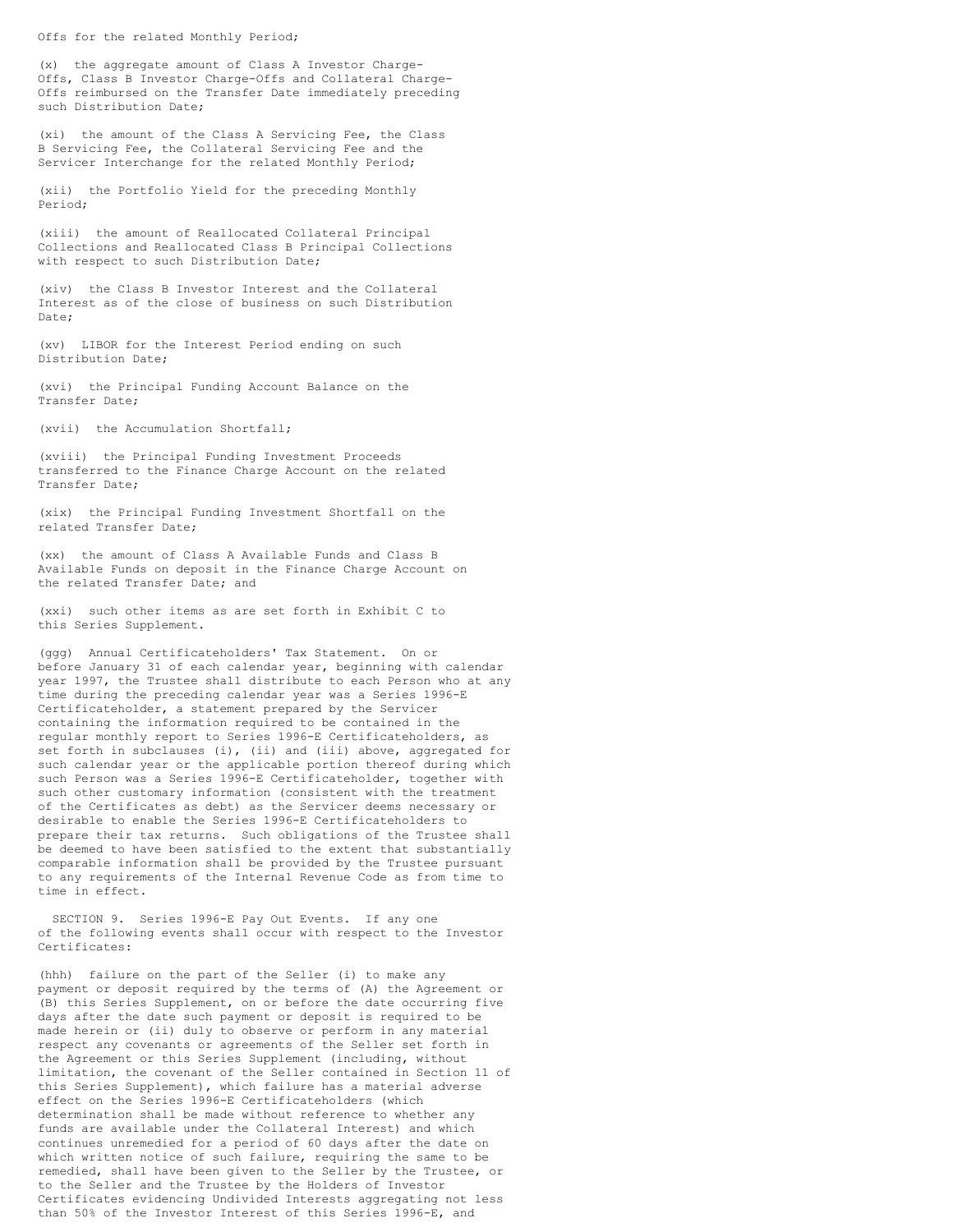Offs for the related Monthly Period;

(x) the aggregate amount of Class A Investor Charge-Offs, Class B Investor Charge-Offs and Collateral Charge-Offs reimbursed on the Transfer Date immediately preceding such Distribution Date;

(xi) the amount of the Class A Servicing Fee, the Class B Servicing Fee, the Collateral Servicing Fee and the Servicer Interchange for the related Monthly Period;

(xii) the Portfolio Yield for the preceding Monthly Period;

(xiii) the amount of Reallocated Collateral Principal Collections and Reallocated Class B Principal Collections with respect to such Distribution Date;

(xiv) the Class B Investor Interest and the Collateral Interest as of the close of business on such Distribution Date;

(xv) LIBOR for the Interest Period ending on such Distribution Date;

(xvi) the Principal Funding Account Balance on the Transfer Date;

(xvii) the Accumulation Shortfall;

(xviii) the Principal Funding Investment Proceeds transferred to the Finance Charge Account on the related Transfer Date;

(xix) the Principal Funding Investment Shortfall on the related Transfer Date;

(xx) the amount of Class A Available Funds and Class B Available Funds on deposit in the Finance Charge Account on the related Transfer Date; and

(xxi) such other items as are set forth in Exhibit C to this Series Supplement.

(ggg) Annual Certificateholders' Tax Statement. On or before January 31 of each calendar year, beginning with calendar year 1997, the Trustee shall distribute to each Person who at any time during the preceding calendar year was a Series 1996-E Certificateholder, a statement prepared by the Servicer containing the information required to be contained in the regular monthly report to Series 1996-E Certificateholders, as set forth in subclauses (i), (ii) and (iii) above, aggregated for such calendar year or the applicable portion thereof during which such Person was a Series 1996-E Certificateholder, together with such other customary information (consistent with the treatment of the Certificates as debt) as the Servicer deems necessary or desirable to enable the Series 1996-E Certificateholders to prepare their tax returns. Such obligations of the Trustee shall be deemed to have been satisfied to the extent that substantially comparable information shall be provided by the Trustee pursuant to any requirements of the Internal Revenue Code as from time to time in effect.

SECTION 9. Series 1996-E Pay Out Events. If any one of the following events shall occur with respect to the Investor Certificates:

(hhh) failure on the part of the Seller (i) to make any payment or deposit required by the terms of (A) the Agreement or (B) this Series Supplement, on or before the date occurring five days after the date such payment or deposit is required to be made herein or (ii) duly to observe or perform in any material respect any covenants or agreements of the Seller set forth in the Agreement or this Series Supplement (including, without limitation, the covenant of the Seller contained in Section 11 of this Series Supplement), which failure has a material adverse effect on the Series 1996-E Certificateholders (which determination shall be made without reference to whether any funds are available under the Collateral Interest) and which continues unremedied for a period of 60 days after the date on which written notice of such failure, requiring the same to be remedied, shall have been given to the Seller by the Trustee, or to the Seller and the Trustee by the Holders of Investor Certificates evidencing Undivided Interests aggregating not less than 50% of the Investor Interest of this Series 1996-E, and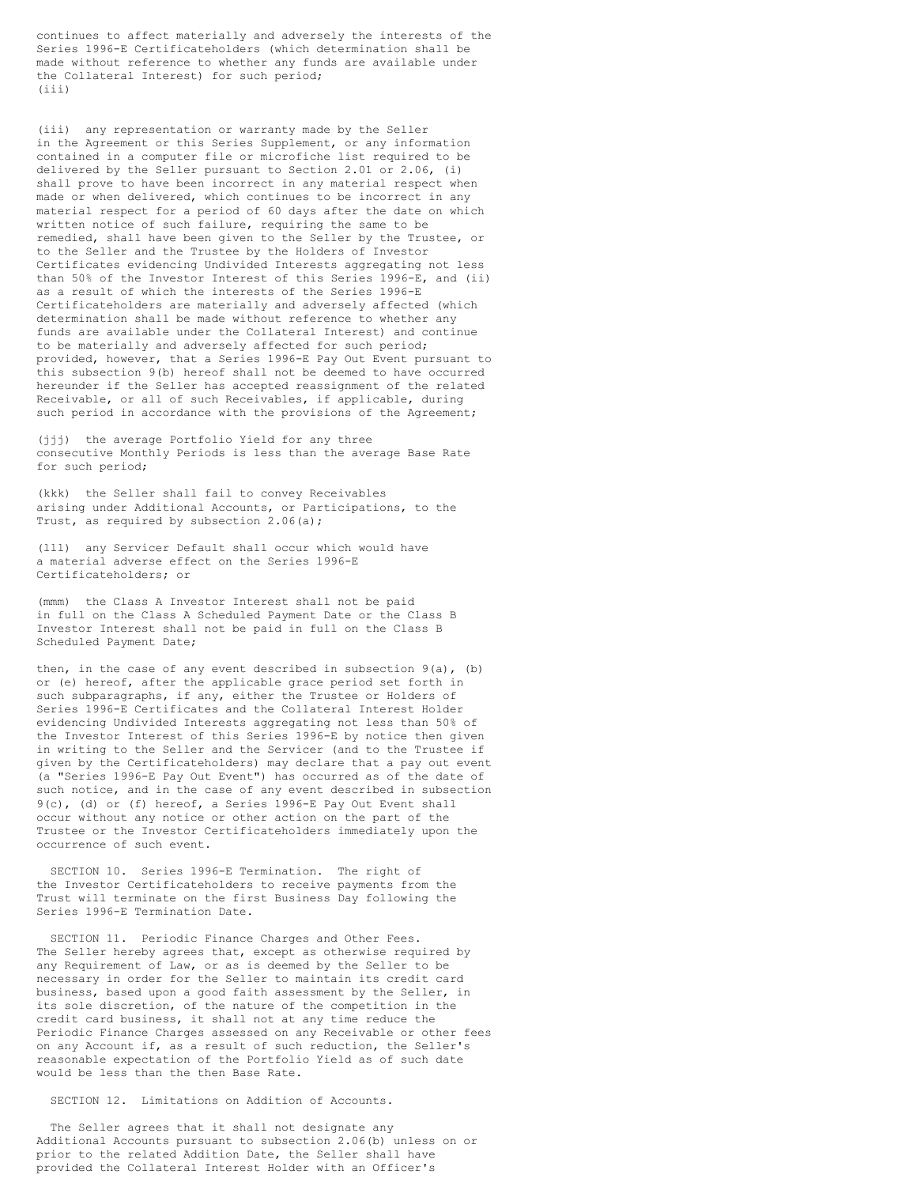continues to affect materially and adversely the interests of the Series 1996-E Certificateholders (which determination shall be made without reference to whether any funds are available under the Collateral Interest) for such period;
(iii)

(iii) any representation or warranty made by the Seller in the Agreement or this Series Supplement, or any information contained in a computer file or microfiche list required to be delivered by the Seller pursuant to Section 2.01 or 2.06, (i) shall prove to have been incorrect in any material respect when made or when delivered, which continues to be incorrect in any material respect for a period of 60 days after the date on which written notice of such failure, requiring the same to be remedied, shall have been given to the Seller by the Trustee, or to the Seller and the Trustee by the Holders of Investor Certificates evidencing Undivided Interests aggregating not less than 50% of the Investor Interest of this Series 1996-E, and (ii) as a result of which the interests of the Series 1996-E Certificateholders are materially and adversely affected (which determination shall be made without reference to whether any funds are available under the Collateral Interest) and continue to be materially and adversely affected for such period; provided, however, that a Series 1996-E Pay Out Event pursuant to this subsection 9(b) hereof shall not be deemed to have occurred hereunder if the Seller has accepted reassignment of the related Receivable, or all of such Receivables, if applicable, during such period in accordance with the provisions of the Agreement;

(jjj) the average Portfolio Yield for any three consecutive Monthly Periods is less than the average Base Rate for such period;

(kkk) the Seller shall fail to convey Receivables arising under Additional Accounts, or Participations, to the Trust, as required by subsection 2.06(a);

(lll) any Servicer Default shall occur which would have a material adverse effect on the Series 1996-E Certificateholders; or

(mmm) the Class A Investor Interest shall not be paid in full on the Class A Scheduled Payment Date or the Class B Investor Interest shall not be paid in full on the Class B Scheduled Payment Date;

then, in the case of any event described in subsection 9(a), (b) or (e) hereof, after the applicable grace period set forth in such subparagraphs, if any, either the Trustee or Holders of Series 1996-E Certificates and the Collateral Interest Holder evidencing Undivided Interests aggregating not less than 50% of the Investor Interest of this Series 1996-E by notice then given in writing to the Seller and the Servicer (and to the Trustee if given by the Certificateholders) may declare that a pay out event (a "Series 1996-E Pay Out Event") has occurred as of the date of such notice, and in the case of any event described in subsection 9(c), (d) or (f) hereof, a Series 1996-E Pay Out Event shall occur without any notice or other action on the part of the Trustee or the Investor Certificateholders immediately upon the occurrence of such event.

SECTION 10. Series 1996-E Termination. The right of the Investor Certificateholders to receive payments from the Trust will terminate on the first Business Day following the Series 1996-E Termination Date.

SECTION 11. Periodic Finance Charges and Other Fees. The Seller hereby agrees that, except as otherwise required by any Requirement of Law, or as is deemed by the Seller to be necessary in order for the Seller to maintain its credit card business, based upon a good faith assessment by the Seller, in its sole discretion, of the nature of the competition in the credit card business, it shall not at any time reduce the Periodic Finance Charges assessed on any Receivable or other fees on any Account if, as a result of such reduction, the Seller's reasonable expectation of the Portfolio Yield as of such date would be less than the then Base Rate.

SECTION 12. Limitations on Addition of Accounts.

The Seller agrees that it shall not designate any Additional Accounts pursuant to subsection 2.06(b) unless on or prior to the related Addition Date, the Seller shall have provided the Collateral Interest Holder with an Officer's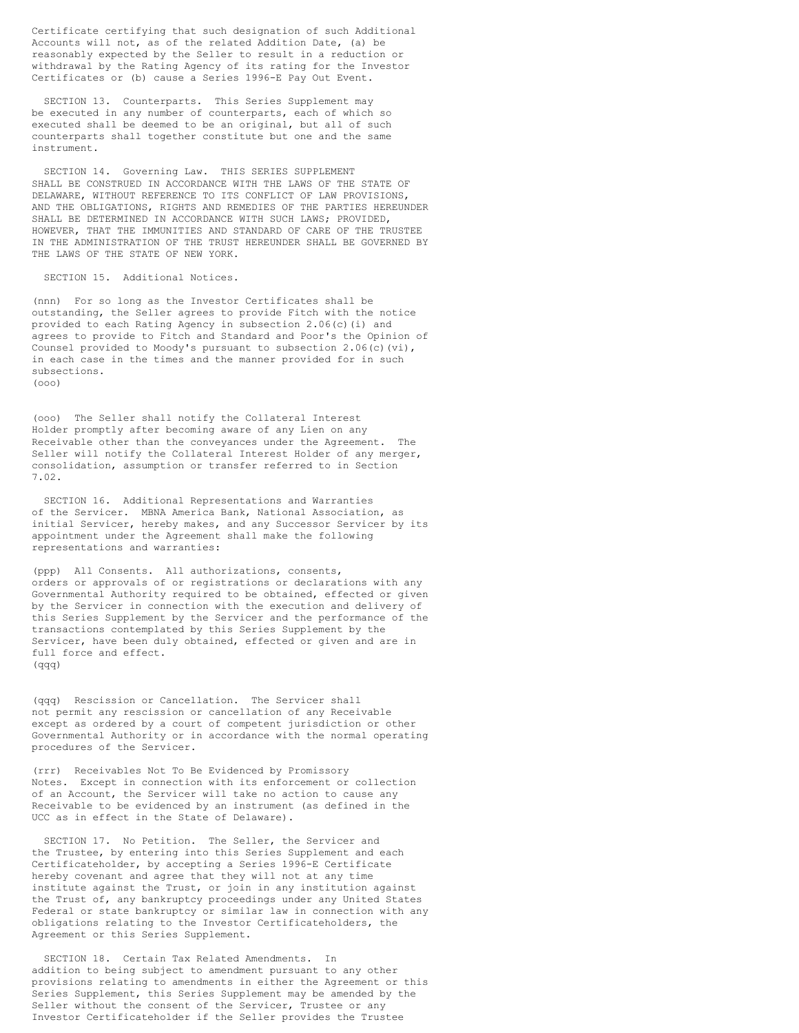Certificate certifying that such designation of such Additional Accounts will not, as of the related Addition Date, (a) be reasonably expected by the Seller to result in a reduction or withdrawal by the Rating Agency of its rating for the Investor Certificates or (b) cause a Series 1996-E Pay Out Event.

SECTION 13. Counterparts. This Series Supplement may be executed in any number of counterparts, each of which so executed shall be deemed to be an original, but all of such counterparts shall together constitute but one and the same instrument.

SECTION 14. Governing Law. THIS SERIES SUPPLEMENT SHALL BE CONSTRUED IN ACCORDANCE WITH THE LAWS OF THE STATE OF DELAWARE, WITHOUT REFERENCE TO ITS CONFLICT OF LAW PROVISIONS, AND THE OBLIGATIONS, RIGHTS AND REMEDIES OF THE PARTIES HEREUNDER SHALL BE DETERMINED IN ACCORDANCE WITH SUCH LAWS; PROVIDED, HOWEVER, THAT THE IMMUNITIES AND STANDARD OF CARE OF THE TRUSTEE IN THE ADMINISTRATION OF THE TRUST HEREUNDER SHALL BE GOVERNED BY THE LAWS OF THE STATE OF NEW YORK.

SECTION 15. Additional Notices.

(nnn) For so long as the Investor Certificates shall be outstanding, the Seller agrees to provide Fitch with the notice provided to each Rating Agency in subsection 2.06(c)(i) and agrees to provide to Fitch and Standard and Poor's the Opinion of Counsel provided to Moody's pursuant to subsection 2.06(c)(vi), in each case in the times and the manner provided for in such subsections.
(ooo)

(ooo) The Seller shall notify the Collateral Interest Holder promptly after becoming aware of any Lien on any Receivable other than the conveyances under the Agreement. The Seller will notify the Collateral Interest Holder of any merger, consolidation, assumption or transfer referred to in Section 7.02.

SECTION 16. Additional Representations and Warranties of the Servicer. MBNA America Bank, National Association, as initial Servicer, hereby makes, and any Successor Servicer by its appointment under the Agreement shall make the following representations and warranties:

(ppp) All Consents. All authorizations, consents, orders or approvals of or registrations or declarations with any Governmental Authority required to be obtained, effected or given by the Servicer in connection with the execution and delivery of this Series Supplement by the Servicer and the performance of the transactions contemplated by this Series Supplement by the Servicer, have been duly obtained, effected or given and are in full force and effect.
(qqq)

(qqq) Rescission or Cancellation. The Servicer shall not permit any rescission or cancellation of any Receivable except as ordered by a court of competent jurisdiction or other Governmental Authority or in accordance with the normal operating procedures of the Servicer.

(rrr) Receivables Not To Be Evidenced by Promissory Notes. Except in connection with its enforcement or collection of an Account, the Servicer will take no action to cause any Receivable to be evidenced by an instrument (as defined in the UCC as in effect in the State of Delaware).

SECTION 17. No Petition. The Seller, the Servicer and the Trustee, by entering into this Series Supplement and each Certificateholder, by accepting a Series 1996-E Certificate hereby covenant and agree that they will not at any time institute against the Trust, or join in any institution against the Trust of, any bankruptcy proceedings under any United States Federal or state bankruptcy or similar law in connection with any obligations relating to the Investor Certificateholders, the Agreement or this Series Supplement.

SECTION 18. Certain Tax Related Amendments. In addition to being subject to amendment pursuant to any other provisions relating to amendments in either the Agreement or this Series Supplement, this Series Supplement may be amended by the Seller without the consent of the Servicer, Trustee or any Investor Certificateholder if the Seller provides the Trustee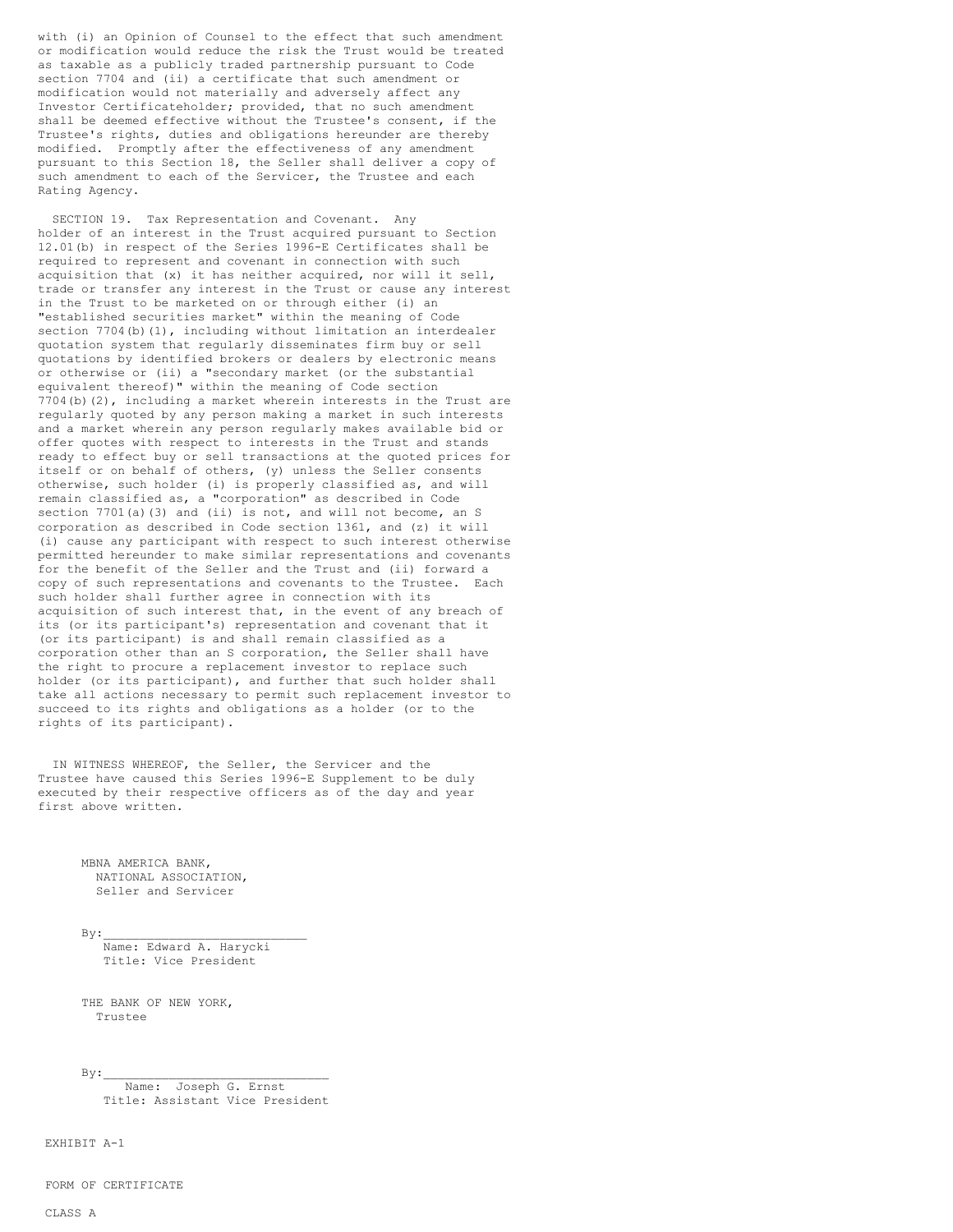with (i) an Opinion of Counsel to the effect that such amendment or modification would reduce the risk the Trust would be treated as taxable as a publicly traded partnership pursuant to Code section 7704 and (ii) a certificate that such amendment or modification would not materially and adversely affect any Investor Certificateholder; provided, that no such amendment shall be deemed effective without the Trustee's consent, if the Trustee's rights, duties and obligations hereunder are thereby modified. Promptly after the effectiveness of any amendment pursuant to this Section 18, the Seller shall deliver a copy of such amendment to each of the Servicer, the Trustee and each Rating Agency.

SECTION 19. Tax Representation and Covenant. Any holder of an interest in the Trust acquired pursuant to Section 12.01(b) in respect of the Series 1996-E Certificates shall be required to represent and covenant in connection with such acquisition that (x) it has neither acquired, nor will it sell, trade or transfer any interest in the Trust or cause any interest in the Trust to be marketed on or through either (i) an "established securities market" within the meaning of Code section 7704(b)(1), including without limitation an interdealer quotation system that regularly disseminates firm buy or sell quotations by identified brokers or dealers by electronic means or otherwise or (ii) a "secondary market (or the substantial equivalent thereof)" within the meaning of Code section 7704(b)(2), including a market wherein interests in the Trust are regularly quoted by any person making a market in such interests and a market wherein any person regularly makes available bid or offer quotes with respect to interests in the Trust and stands ready to effect buy or sell transactions at the quoted prices for itself or on behalf of others, (y) unless the Seller consents otherwise, such holder (i) is properly classified as, and will remain classified as, a "corporation" as described in Code section 7701(a)(3) and (ii) is not, and will not become, an S corporation as described in Code section 1361, and (z) it will (i) cause any participant with respect to such interest otherwise permitted hereunder to make similar representations and covenants for the benefit of the Seller and the Trust and (ii) forward a copy of such representations and covenants to the Trustee. Each such holder shall further agree in connection with its acquisition of such interest that, in the event of any breach of its (or its participant's) representation and covenant that it (or its participant) is and shall remain classified as a corporation other than an S corporation, the Seller shall have the right to procure a replacement investor to replace such holder (or its participant), and further that such holder shall take all actions necessary to permit such replacement investor to succeed to its rights and obligations as a holder (or to the rights of its participant).

IN WITNESS WHEREOF, the Seller, the Servicer and the Trustee have caused this Series 1996-E Supplement to be duly executed by their respective officers as of the day and year first above written.

MBNA AMERICA BANK,
NATIONAL ASSOCIATION,
Seller and Servicer

By:____________________________
Name: Edward A. Harycki
Title: Vice President

THE BANK OF NEW YORK,
Trustee

By:______________________________
Name: Joseph G. Ernst
Title: Assistant Vice President

EXHIBIT A-1

FORM OF CERTIFICATE

CLASS A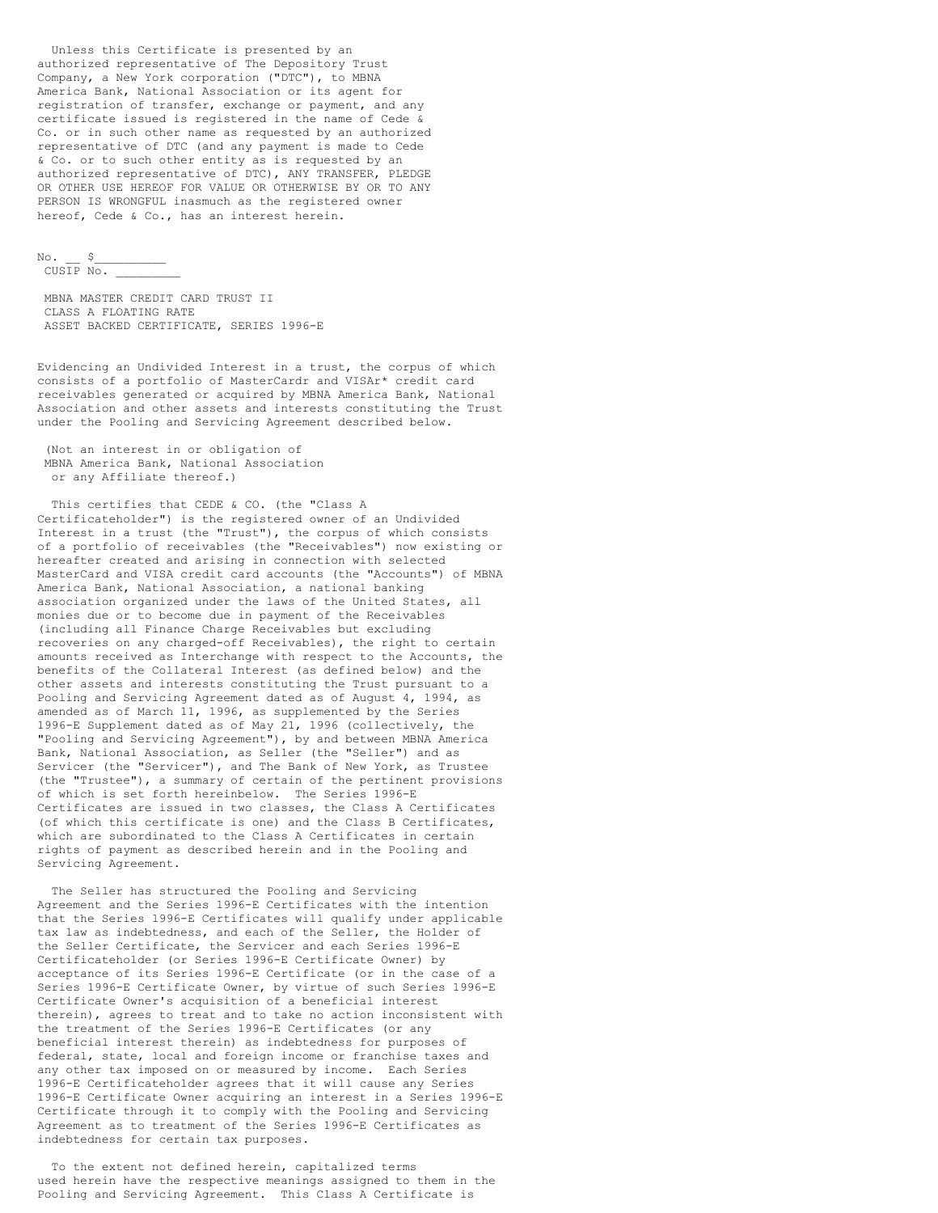Unless this Certificate is presented by an authorized representative of The Depository Trust Company, a New York corporation ("DTC"), to MBNA America Bank, National Association or its agent for registration of transfer, exchange or payment, and any certificate issued is registered in the name of Cede & Co. or in such other name as requested by an authorized representative of DTC (and any payment is made to Cede & Co. or to such other entity as is requested by an authorized representative of DTC), ANY TRANSFER, PLEDGE OR OTHER USE HEREOF FOR VALUE OR OTHERWISE BY OR TO ANY PERSON IS WRONGFUL inasmuch as the registered owner hereof, Cede & Co., has an interest herein.

No. __ $_________
CUSIP No. _________

MBNA MASTER CREDIT CARD TRUST II
CLASS A FLOATING RATE
ASSET BACKED CERTIFICATE, SERIES 1996-E

Evidencing an Undivided Interest in a trust, the corpus of which consists of a portfolio of MasterCardr and VISAr* credit card receivables generated or acquired by MBNA America Bank, National Association and other assets and interests constituting the Trust under the Pooling and Servicing Agreement described below.

(Not an interest in or obligation of
MBNA America Bank, National Association
or any Affiliate thereof.)

This certifies that CEDE & CO. (the "Class A Certificateholder") is the registered owner of an Undivided Interest in a trust (the "Trust"), the corpus of which consists of a portfolio of receivables (the "Receivables") now existing or hereafter created and arising in connection with selected MasterCard and VISA credit card accounts (the "Accounts") of MBNA America Bank, National Association, a national banking association organized under the laws of the United States, all monies due or to become due in payment of the Receivables (including all Finance Charge Receivables but excluding recoveries on any charged-off Receivables), the right to certain amounts received as Interchange with respect to the Accounts, the benefits of the Collateral Interest (as defined below) and the other assets and interests constituting the Trust pursuant to a Pooling and Servicing Agreement dated as of August 4, 1994, as amended as of March 11, 1996, as supplemented by the Series 1996-E Supplement dated as of May 21, 1996 (collectively, the "Pooling and Servicing Agreement"), by and between MBNA America Bank, National Association, as Seller (the "Seller") and as Servicer (the "Servicer"), and The Bank of New York, as Trustee (the "Trustee"), a summary of certain of the pertinent provisions of which is set forth hereinbelow. The Series 1996-E Certificates are issued in two classes, the Class A Certificates (of which this certificate is one) and the Class B Certificates, which are subordinated to the Class A Certificates in certain rights of payment as described herein and in the Pooling and Servicing Agreement.

The Seller has structured the Pooling and Servicing Agreement and the Series 1996-E Certificates with the intention that the Series 1996-E Certificates will qualify under applicable tax law as indebtedness, and each of the Seller, the Holder of the Seller Certificate, the Servicer and each Series 1996-E Certificateholder (or Series 1996-E Certificate Owner) by acceptance of its Series 1996-E Certificate (or in the case of a Series 1996-E Certificate Owner, by virtue of such Series 1996-E Certificate Owner's acquisition of a beneficial interest therein), agrees to treat and to take no action inconsistent with the treatment of the Series 1996-E Certificates (or any beneficial interest therein) as indebtedness for purposes of federal, state, local and foreign income or franchise taxes and any other tax imposed on or measured by income. Each Series 1996-E Certificateholder agrees that it will cause any Series 1996-E Certificate Owner acquiring an interest in a Series 1996-E Certificate through it to comply with the Pooling and Servicing Agreement as to treatment of the Series 1996-E Certificates as indebtedness for certain tax purposes.

To the extent not defined herein, capitalized terms used herein have the respective meanings assigned to them in the Pooling and Servicing Agreement. This Class A Certificate is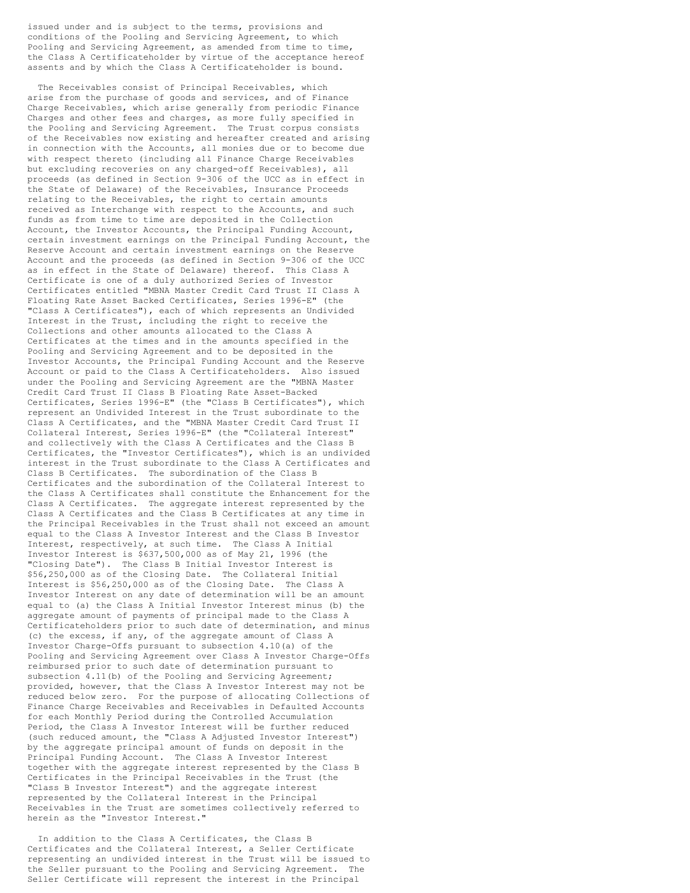issued under and is subject to the terms, provisions and conditions of the Pooling and Servicing Agreement, to which Pooling and Servicing Agreement, as amended from time to time, the Class A Certificateholder by virtue of the acceptance hereof assents and by which the Class A Certificateholder is bound.

The Receivables consist of Principal Receivables, which arise from the purchase of goods and services, and of Finance Charge Receivables, which arise generally from periodic Finance Charges and other fees and charges, as more fully specified in the Pooling and Servicing Agreement. The Trust corpus consists of the Receivables now existing and hereafter created and arising in connection with the Accounts, all monies due or to become due with respect thereto (including all Finance Charge Receivables but excluding recoveries on any charged-off Receivables), all proceeds (as defined in Section 9-306 of the UCC as in effect in the State of Delaware) of the Receivables, Insurance Proceeds relating to the Receivables, the right to certain amounts received as Interchange with respect to the Accounts, and such funds as from time to time are deposited in the Collection Account, the Investor Accounts, the Principal Funding Account, certain investment earnings on the Principal Funding Account, the Reserve Account and certain investment earnings on the Reserve Account and the proceeds (as defined in Section 9-306 of the UCC as in effect in the State of Delaware) thereof. This Class A Certificate is one of a duly authorized Series of Investor Certificates entitled "MBNA Master Credit Card Trust II Class A Floating Rate Asset Backed Certificates, Series 1996-E" (the "Class A Certificates"), each of which represents an Undivided Interest in the Trust, including the right to receive the Collections and other amounts allocated to the Class A Certificates at the times and in the amounts specified in the Pooling and Servicing Agreement and to be deposited in the Investor Accounts, the Principal Funding Account and the Reserve Account or paid to the Class A Certificateholders. Also issued under the Pooling and Servicing Agreement are the "MBNA Master Credit Card Trust II Class B Floating Rate Asset-Backed Certificates, Series 1996-E" (the "Class B Certificates"), which represent an Undivided Interest in the Trust subordinate to the Class A Certificates, and the "MBNA Master Credit Card Trust II Collateral Interest, Series 1996-E" (the "Collateral Interest" and collectively with the Class A Certificates and the Class B Certificates, the "Investor Certificates"), which is an undivided interest in the Trust subordinate to the Class A Certificates and Class B Certificates. The subordination of the Class B Certificates and the subordination of the Collateral Interest to the Class A Certificates shall constitute the Enhancement for the Class A Certificates. The aggregate interest represented by the Class A Certificates and the Class B Certificates at any time in the Principal Receivables in the Trust shall not exceed an amount equal to the Class A Investor Interest and the Class B Investor Interest, respectively, at such time. The Class A Initial Investor Interest is $637,500,000 as of May 21, 1996 (the "Closing Date"). The Class B Initial Investor Interest is $56,250,000 as of the Closing Date. The Collateral Initial Interest is $56,250,000 as of the Closing Date. The Class A Investor Interest on any date of determination will be an amount equal to (a) the Class A Initial Investor Interest minus (b) the aggregate amount of payments of principal made to the Class A Certificateholders prior to such date of determination, and minus (c) the excess, if any, of the aggregate amount of Class A Investor Charge-Offs pursuant to subsection 4.10(a) of the Pooling and Servicing Agreement over Class A Investor Charge-Offs reimbursed prior to such date of determination pursuant to subsection 4.11(b) of the Pooling and Servicing Agreement; provided, however, that the Class A Investor Interest may not be reduced below zero. For the purpose of allocating Collections of Finance Charge Receivables and Receivables in Defaulted Accounts for each Monthly Period during the Controlled Accumulation Period, the Class A Investor Interest will be further reduced (such reduced amount, the "Class A Adjusted Investor Interest") by the aggregate principal amount of funds on deposit in the Principal Funding Account. The Class A Investor Interest together with the aggregate interest represented by the Class B Certificates in the Principal Receivables in the Trust (the "Class B Investor Interest") and the aggregate interest represented by the Collateral Interest in the Principal Receivables in the Trust are sometimes collectively referred to herein as the "Investor Interest."

In addition to the Class A Certificates, the Class B Certificates and the Collateral Interest, a Seller Certificate representing an undivided interest in the Trust will be issued to the Seller pursuant to the Pooling and Servicing Agreement. The Seller Certificate will represent the interest in the Principal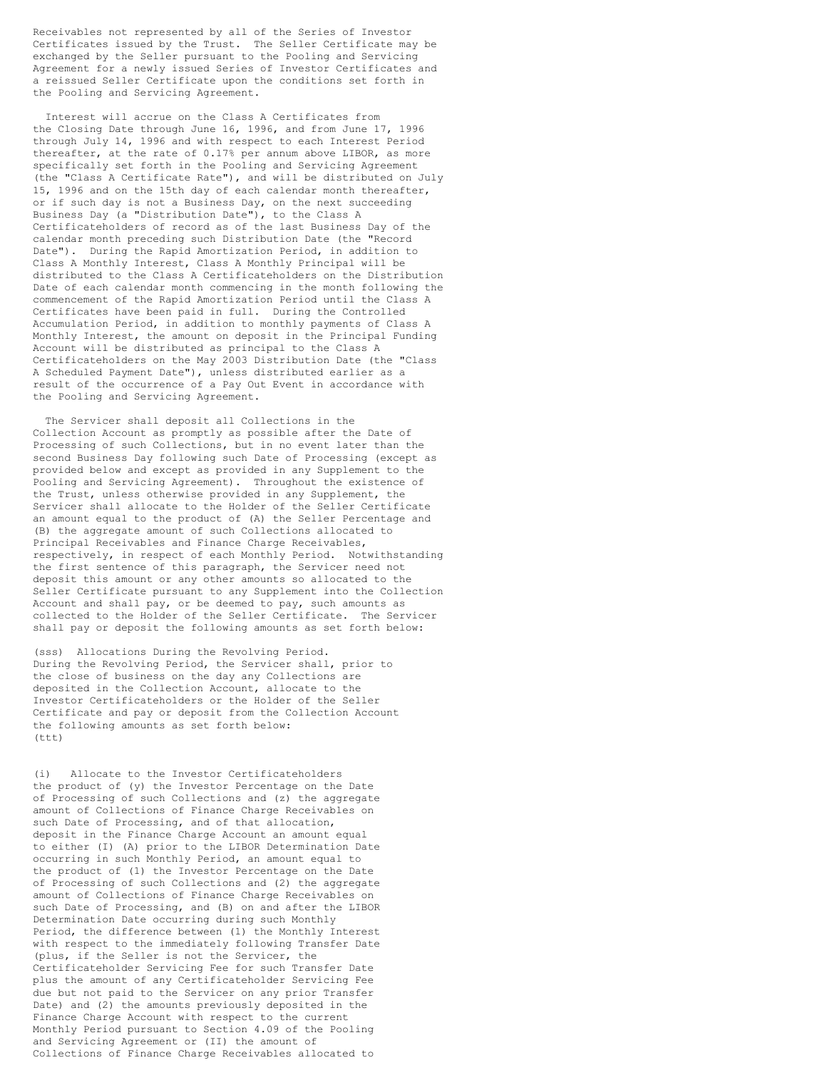Receivables not represented by all of the Series of Investor Certificates issued by the Trust. The Seller Certificate may be exchanged by the Seller pursuant to the Pooling and Servicing Agreement for a newly issued Series of Investor Certificates and a reissued Seller Certificate upon the conditions set forth in the Pooling and Servicing Agreement.

Interest will accrue on the Class A Certificates from the Closing Date through June 16, 1996, and from June 17, 1996 through July 14, 1996 and with respect to each Interest Period thereafter, at the rate of 0.17% per annum above LIBOR, as more specifically set forth in the Pooling and Servicing Agreement (the "Class A Certificate Rate"), and will be distributed on July 15, 1996 and on the 15th day of each calendar month thereafter, or if such day is not a Business Day, on the next succeeding Business Day (a "Distribution Date"), to the Class A Certificateholders of record as of the last Business Day of the calendar month preceding such Distribution Date (the "Record Date"). During the Rapid Amortization Period, in addition to Class A Monthly Interest, Class A Monthly Principal will be distributed to the Class A Certificateholders on the Distribution Date of each calendar month commencing in the month following the commencement of the Rapid Amortization Period until the Class A Certificates have been paid in full. During the Controlled Accumulation Period, in addition to monthly payments of Class A Monthly Interest, the amount on deposit in the Principal Funding Account will be distributed as principal to the Class A Certificateholders on the May 2003 Distribution Date (the "Class A Scheduled Payment Date"), unless distributed earlier as a result of the occurrence of a Pay Out Event in accordance with the Pooling and Servicing Agreement.

The Servicer shall deposit all Collections in the Collection Account as promptly as possible after the Date of Processing of such Collections, but in no event later than the second Business Day following such Date of Processing (except as provided below and except as provided in any Supplement to the Pooling and Servicing Agreement). Throughout the existence of the Trust, unless otherwise provided in any Supplement, the Servicer shall allocate to the Holder of the Seller Certificate an amount equal to the product of (A) the Seller Percentage and (B) the aggregate amount of such Collections allocated to Principal Receivables and Finance Charge Receivables, respectively, in respect of each Monthly Period. Notwithstanding the first sentence of this paragraph, the Servicer need not deposit this amount or any other amounts so allocated to the Seller Certificate pursuant to any Supplement into the Collection Account and shall pay, or be deemed to pay, such amounts as collected to the Holder of the Seller Certificate. The Servicer shall pay or deposit the following amounts as set forth below:

(sss) Allocations During the Revolving Period. During the Revolving Period, the Servicer shall, prior to the close of business on the day any Collections are deposited in the Collection Account, allocate to the Investor Certificateholders or the Holder of the Seller Certificate and pay or deposit from the Collection Account the following amounts as set forth below:
(ttt)

(i) Allocate to the Investor Certificateholders the product of (y) the Investor Percentage on the Date of Processing of such Collections and (z) the aggregate amount of Collections of Finance Charge Receivables on such Date of Processing, and of that allocation, deposit in the Finance Charge Account an amount equal to either (I) (A) prior to the LIBOR Determination Date occurring in such Monthly Period, an amount equal to the product of (1) the Investor Percentage on the Date of Processing of such Collections and (2) the aggregate amount of Collections of Finance Charge Receivables on such Date of Processing, and (B) on and after the LIBOR Determination Date occurring during such Monthly Period, the difference between (1) the Monthly Interest with respect to the immediately following Transfer Date (plus, if the Seller is not the Servicer, the Certificateholder Servicing Fee for such Transfer Date plus the amount of any Certificateholder Servicing Fee due but not paid to the Servicer on any prior Transfer Date) and (2) the amounts previously deposited in the Finance Charge Account with respect to the current Monthly Period pursuant to Section 4.09 of the Pooling and Servicing Agreement or (II) the amount of Collections of Finance Charge Receivables allocated to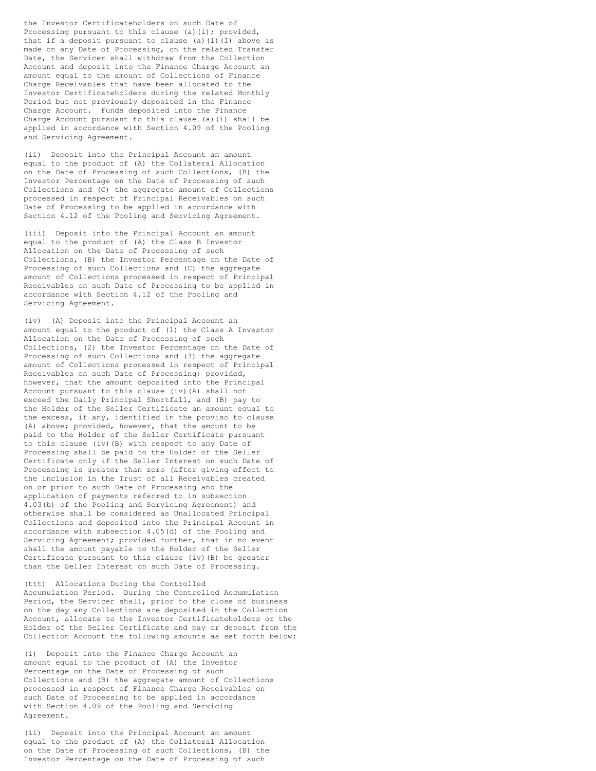the Investor Certificateholders on such Date of Processing pursuant to this clause (a)(i); provided, that if a deposit pursuant to clause (a)(i)(I) above is made on any Date of Processing, on the related Transfer Date, the Servicer shall withdraw from the Collection Account and deposit into the Finance Charge Account an amount equal to the amount of Collections of Finance Charge Receivables that have been allocated to the Investor Certificateholders during the related Monthly Period but not previously deposited in the Finance Charge Account. Funds deposited into the Finance Charge Account pursuant to this clause (a)(i) shall be applied in accordance with Section 4.09 of the Pooling and Servicing Agreement.

(ii) Deposit into the Principal Account an amount equal to the product of (A) the Collateral Allocation on the Date of Processing of such Collections, (B) the Investor Percentage on the Date of Processing of such Collections and (C) the aggregate amount of Collections processed in respect of Principal Receivables on such Date of Processing to be applied in accordance with Section 4.12 of the Pooling and Servicing Agreement.

(iii) Deposit into the Principal Account an amount equal to the product of (A) the Class B Investor Allocation on the Date of Processing of such Collections, (B) the Investor Percentage on the Date of Processing of such Collections and (C) the aggregate amount of Collections processed in respect of Principal Receivables on such Date of Processing to be applied in accordance with Section 4.12 of the Pooling and Servicing Agreement.

(iv) (A) Deposit into the Principal Account an amount equal to the product of (1) the Class A Investor Allocation on the Date of Processing of such Collections, (2) the Investor Percentage on the Date of Processing of such Collections and (3) the aggregate amount of Collections processed in respect of Principal Receivables on such Date of Processing; provided, however, that the amount deposited into the Principal Account pursuant to this clause (iv)(A) shall not exceed the Daily Principal Shortfall, and (B) pay to the Holder of the Seller Certificate an amount equal to the excess, if any, identified in the proviso to clause (A) above; provided, however, that the amount to be paid to the Holder of the Seller Certificate pursuant to this clause (iv)(B) with respect to any Date of Processing shall be paid to the Holder of the Seller Certificate only if the Seller Interest on such Date of Processing is greater than zero (after giving effect to the inclusion in the Trust of all Receivables created on or prior to such Date of Processing and the application of payments referred to in subsection 4.03(b) of the Pooling and Servicing Agreement) and otherwise shall be considered as Unallocated Principal Collections and deposited into the Principal Account in accordance with subsection 4.05(d) of the Pooling and Servicing Agreement; provided further, that in no event shall the amount payable to the Holder of the Seller Certificate pursuant to this clause (iv)(B) be greater than the Seller Interest on such Date of Processing.

(ttt) Allocations During the Controlled Accumulation Period. During the Controlled Accumulation Period, the Servicer shall, prior to the close of business on the day any Collections are deposited in the Collection Account, allocate to the Investor Certificateholders or the Holder of the Seller Certificate and pay or deposit from the Collection Account the following amounts as set forth below:

(i) Deposit into the Finance Charge Account an amount equal to the product of (A) the Investor Percentage on the Date of Processing of such Collections and (B) the aggregate amount of Collections processed in respect of Finance Charge Receivables on such Date of Processing to be applied in accordance with Section 4.09 of the Pooling and Servicing Agreement.

(ii) Deposit into the Principal Account an amount equal to the product of (A) the Collateral Allocation on the Date of Processing of such Collections, (B) the Investor Percentage on the Date of Processing of such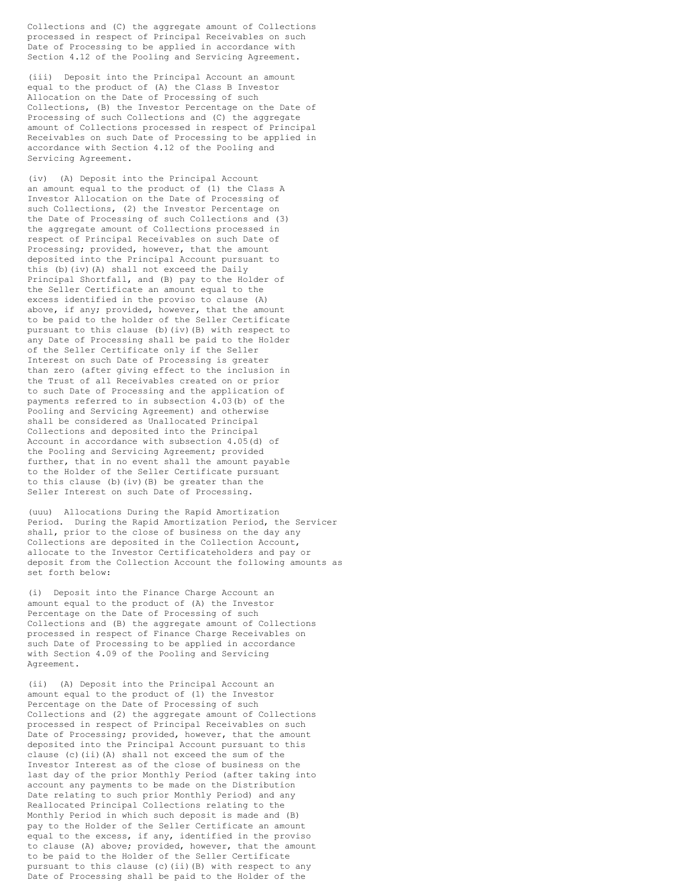Collections and (C) the aggregate amount of Collections processed in respect of Principal Receivables on such Date of Processing to be applied in accordance with Section 4.12 of the Pooling and Servicing Agreement.

(iii) Deposit into the Principal Account an amount equal to the product of (A) the Class B Investor Allocation on the Date of Processing of such Collections, (B) the Investor Percentage on the Date of Processing of such Collections and (C) the aggregate amount of Collections processed in respect of Principal Receivables on such Date of Processing to be applied in accordance with Section 4.12 of the Pooling and Servicing Agreement.

(iv) (A) Deposit into the Principal Account an amount equal to the product of (1) the Class A Investor Allocation on the Date of Processing of such Collections, (2) the Investor Percentage on the Date of Processing of such Collections and (3) the aggregate amount of Collections processed in respect of Principal Receivables on such Date of Processing; provided, however, that the amount deposited into the Principal Account pursuant to this (b)(iv)(A) shall not exceed the Daily Principal Shortfall, and (B) pay to the Holder of the Seller Certificate an amount equal to the excess identified in the proviso to clause (A) above, if any; provided, however, that the amount to be paid to the holder of the Seller Certificate pursuant to this clause (b)(iv)(B) with respect to any Date of Processing shall be paid to the Holder of the Seller Certificate only if the Seller Interest on such Date of Processing is greater than zero (after giving effect to the inclusion in the Trust of all Receivables created on or prior to such Date of Processing and the application of payments referred to in subsection 4.03(b) of the Pooling and Servicing Agreement) and otherwise shall be considered as Unallocated Principal Collections and deposited into the Principal Account in accordance with subsection 4.05(d) of the Pooling and Servicing Agreement; provided further, that in no event shall the amount payable to the Holder of the Seller Certificate pursuant to this clause (b)(iv)(B) be greater than the Seller Interest on such Date of Processing.

(uuu) Allocations During the Rapid Amortization Period. During the Rapid Amortization Period, the Servicer shall, prior to the close of business on the day any Collections are deposited in the Collection Account, allocate to the Investor Certificateholders and pay or deposit from the Collection Account the following amounts as set forth below:

(i) Deposit into the Finance Charge Account an amount equal to the product of (A) the Investor Percentage on the Date of Processing of such Collections and (B) the aggregate amount of Collections processed in respect of Finance Charge Receivables on such Date of Processing to be applied in accordance with Section 4.09 of the Pooling and Servicing Agreement.

(ii) (A) Deposit into the Principal Account an amount equal to the product of (1) the Investor Percentage on the Date of Processing of such Collections and (2) the aggregate amount of Collections processed in respect of Principal Receivables on such Date of Processing; provided, however, that the amount deposited into the Principal Account pursuant to this clause (c)(ii)(A) shall not exceed the sum of the Investor Interest as of the close of business on the last day of the prior Monthly Period (after taking into account any payments to be made on the Distribution Date relating to such prior Monthly Period) and any Reallocated Principal Collections relating to the Monthly Period in which such deposit is made and (B) pay to the Holder of the Seller Certificate an amount equal to the excess, if any, identified in the proviso to clause (A) above; provided, however, that the amount to be paid to the Holder of the Seller Certificate pursuant to this clause (c)(ii)(B) with respect to any Date of Processing shall be paid to the Holder of the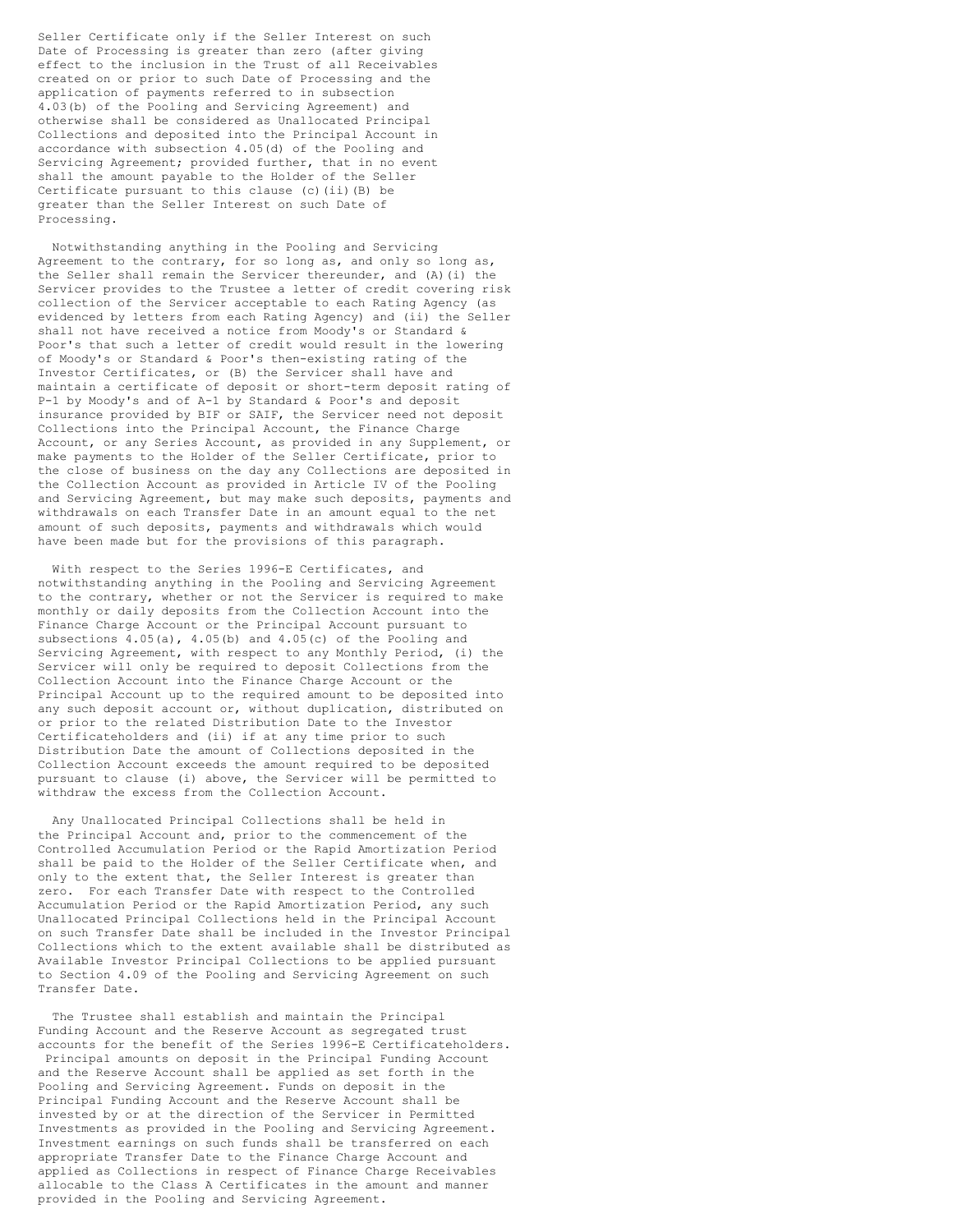Seller Certificate only if the Seller Interest on such Date of Processing is greater than zero (after giving effect to the inclusion in the Trust of all Receivables created on or prior to such Date of Processing and the application of payments referred to in subsection 4.03(b) of the Pooling and Servicing Agreement) and otherwise shall be considered as Unallocated Principal Collections and deposited into the Principal Account in accordance with subsection 4.05(d) of the Pooling and Servicing Agreement; provided further, that in no event shall the amount payable to the Holder of the Seller Certificate pursuant to this clause (c)(ii)(B) be greater than the Seller Interest on such Date of Processing.

Notwithstanding anything in the Pooling and Servicing Agreement to the contrary, for so long as, and only so long as, the Seller shall remain the Servicer thereunder, and (A)(i) the Servicer provides to the Trustee a letter of credit covering risk collection of the Servicer acceptable to each Rating Agency (as evidenced by letters from each Rating Agency) and (ii) the Seller shall not have received a notice from Moody's or Standard & Poor's that such a letter of credit would result in the lowering of Moody's or Standard & Poor's then-existing rating of the Investor Certificates, or (B) the Servicer shall have and maintain a certificate of deposit or short-term deposit rating of P-1 by Moody's and of A-1 by Standard & Poor's and deposit insurance provided by BIF or SAIF, the Servicer need not deposit Collections into the Principal Account, the Finance Charge Account, or any Series Account, as provided in any Supplement, or make payments to the Holder of the Seller Certificate, prior to the close of business on the day any Collections are deposited in the Collection Account as provided in Article IV of the Pooling and Servicing Agreement, but may make such deposits, payments and withdrawals on each Transfer Date in an amount equal to the net amount of such deposits, payments and withdrawals which would have been made but for the provisions of this paragraph.

With respect to the Series 1996-E Certificates, and notwithstanding anything in the Pooling and Servicing Agreement to the contrary, whether or not the Servicer is required to make monthly or daily deposits from the Collection Account into the Finance Charge Account or the Principal Account pursuant to subsections 4.05(a), 4.05(b) and 4.05(c) of the Pooling and Servicing Agreement, with respect to any Monthly Period, (i) the Servicer will only be required to deposit Collections from the Collection Account into the Finance Charge Account or the Principal Account up to the required amount to be deposited into any such deposit account or, without duplication, distributed on or prior to the related Distribution Date to the Investor Certificateholders and (ii) if at any time prior to such Distribution Date the amount of Collections deposited in the Collection Account exceeds the amount required to be deposited pursuant to clause (i) above, the Servicer will be permitted to withdraw the excess from the Collection Account.

Any Unallocated Principal Collections shall be held in the Principal Account and, prior to the commencement of the Controlled Accumulation Period or the Rapid Amortization Period shall be paid to the Holder of the Seller Certificate when, and only to the extent that, the Seller Interest is greater than zero. For each Transfer Date with respect to the Controlled Accumulation Period or the Rapid Amortization Period, any such Unallocated Principal Collections held in the Principal Account on such Transfer Date shall be included in the Investor Principal Collections which to the extent available shall be distributed as Available Investor Principal Collections to be applied pursuant to Section 4.09 of the Pooling and Servicing Agreement on such Transfer Date.

The Trustee shall establish and maintain the Principal Funding Account and the Reserve Account as segregated trust accounts for the benefit of the Series 1996-E Certificateholders. Principal amounts on deposit in the Principal Funding Account and the Reserve Account shall be applied as set forth in the Pooling and Servicing Agreement. Funds on deposit in the Principal Funding Account and the Reserve Account shall be invested by or at the direction of the Servicer in Permitted Investments as provided in the Pooling and Servicing Agreement. Investment earnings on such funds shall be transferred on each appropriate Transfer Date to the Finance Charge Account and applied as Collections in respect of Finance Charge Receivables allocable to the Class A Certificates in the amount and manner provided in the Pooling and Servicing Agreement.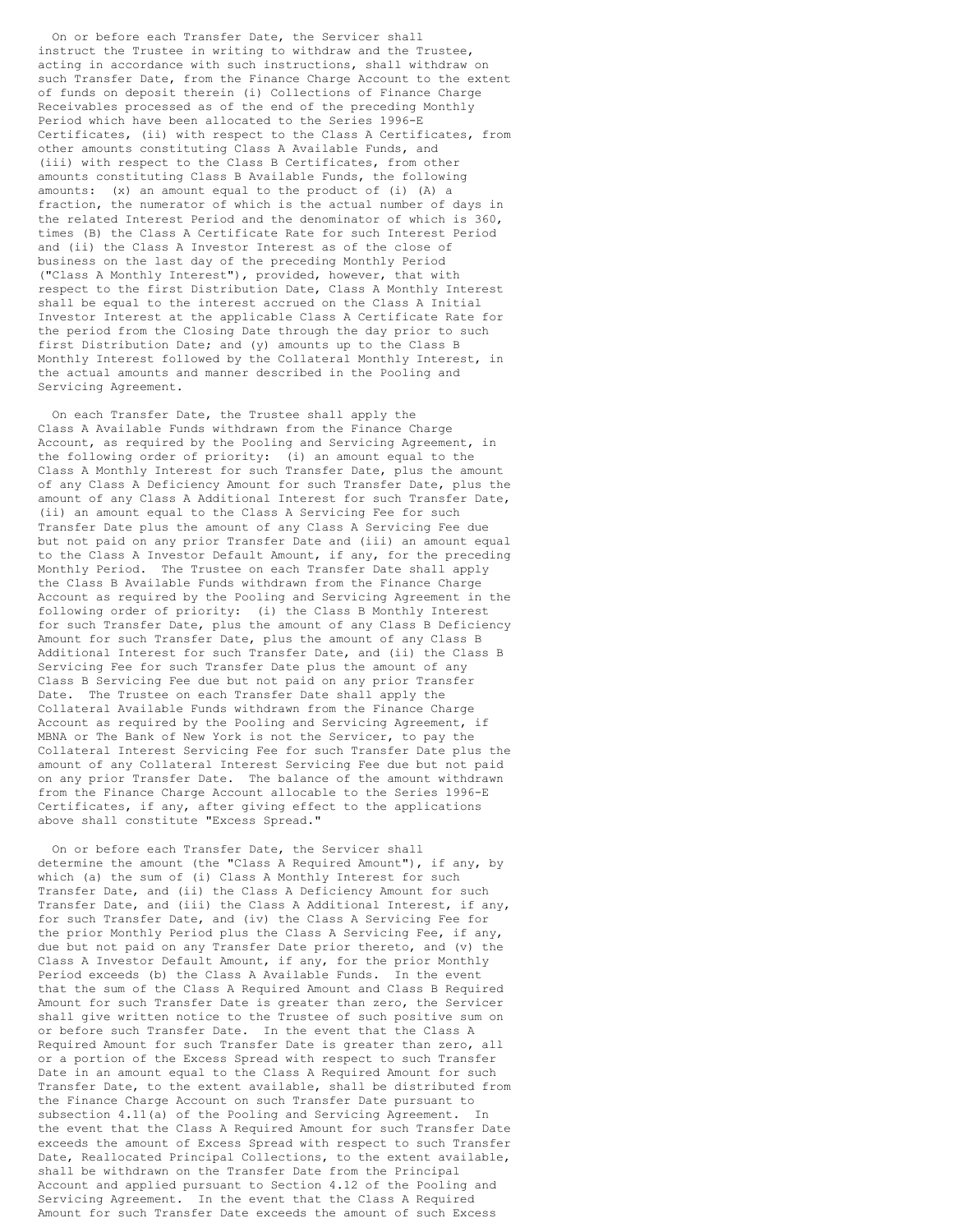On or before each Transfer Date, the Servicer shall instruct the Trustee in writing to withdraw and the Trustee, acting in accordance with such instructions, shall withdraw on such Transfer Date, from the Finance Charge Account to the extent of funds on deposit therein (i) Collections of Finance Charge Receivables processed as of the end of the preceding Monthly Period which have been allocated to the Series 1996-E Certificates, (ii) with respect to the Class A Certificates, from other amounts constituting Class A Available Funds, and (iii) with respect to the Class B Certificates, from other amounts constituting Class B Available Funds, the following amounts: (x) an amount equal to the product of (i) (A) a fraction, the numerator of which is the actual number of days in the related Interest Period and the denominator of which is 360, times (B) the Class A Certificate Rate for such Interest Period and (ii) the Class A Investor Interest as of the close of business on the last day of the preceding Monthly Period ("Class A Monthly Interest"), provided, however, that with respect to the first Distribution Date, Class A Monthly Interest shall be equal to the interest accrued on the Class A Initial Investor Interest at the applicable Class A Certificate Rate for the period from the Closing Date through the day prior to such first Distribution Date; and (y) amounts up to the Class B Monthly Interest followed by the Collateral Monthly Interest, in the actual amounts and manner described in the Pooling and Servicing Agreement.

On each Transfer Date, the Trustee shall apply the Class A Available Funds withdrawn from the Finance Charge Account, as required by the Pooling and Servicing Agreement, in the following order of priority: (i) an amount equal to the Class A Monthly Interest for such Transfer Date, plus the amount of any Class A Deficiency Amount for such Transfer Date, plus the amount of any Class A Additional Interest for such Transfer Date, (ii) an amount equal to the Class A Servicing Fee for such Transfer Date plus the amount of any Class A Servicing Fee due but not paid on any prior Transfer Date and (iii) an amount equal to the Class A Investor Default Amount, if any, for the preceding Monthly Period. The Trustee on each Transfer Date shall apply the Class B Available Funds withdrawn from the Finance Charge Account as required by the Pooling and Servicing Agreement in the following order of priority: (i) the Class B Monthly Interest for such Transfer Date, plus the amount of any Class B Deficiency Amount for such Transfer Date, plus the amount of any Class B Additional Interest for such Transfer Date, and (ii) the Class B Servicing Fee for such Transfer Date plus the amount of any Class B Servicing Fee due but not paid on any prior Transfer Date. The Trustee on each Transfer Date shall apply the Collateral Available Funds withdrawn from the Finance Charge Account as required by the Pooling and Servicing Agreement, if MBNA or The Bank of New York is not the Servicer, to pay the Collateral Interest Servicing Fee for such Transfer Date plus the amount of any Collateral Interest Servicing Fee due but not paid on any prior Transfer Date. The balance of the amount withdrawn from the Finance Charge Account allocable to the Series 1996-E Certificates, if any, after giving effect to the applications above shall constitute "Excess Spread."

On or before each Transfer Date, the Servicer shall determine the amount (the "Class A Required Amount"), if any, by which (a) the sum of (i) Class A Monthly Interest for such Transfer Date, and (ii) the Class A Deficiency Amount for such Transfer Date, and (iii) the Class A Additional Interest, if any, for such Transfer Date, and (iv) the Class A Servicing Fee for the prior Monthly Period plus the Class A Servicing Fee, if any, due but not paid on any Transfer Date prior thereto, and (v) the Class A Investor Default Amount, if any, for the prior Monthly Period exceeds (b) the Class A Available Funds. In the event that the sum of the Class A Required Amount and Class B Required Amount for such Transfer Date is greater than zero, the Servicer shall give written notice to the Trustee of such positive sum on or before such Transfer Date. In the event that the Class A Required Amount for such Transfer Date is greater than zero, all or a portion of the Excess Spread with respect to such Transfer Date in an amount equal to the Class A Required Amount for such Transfer Date, to the extent available, shall be distributed from the Finance Charge Account on such Transfer Date pursuant to subsection 4.11(a) of the Pooling and Servicing Agreement. In the event that the Class A Required Amount for such Transfer Date exceeds the amount of Excess Spread with respect to such Transfer Date, Reallocated Principal Collections, to the extent available, shall be withdrawn on the Transfer Date from the Principal Account and applied pursuant to Section 4.12 of the Pooling and Servicing Agreement. In the event that the Class A Required Amount for such Transfer Date exceeds the amount of such Excess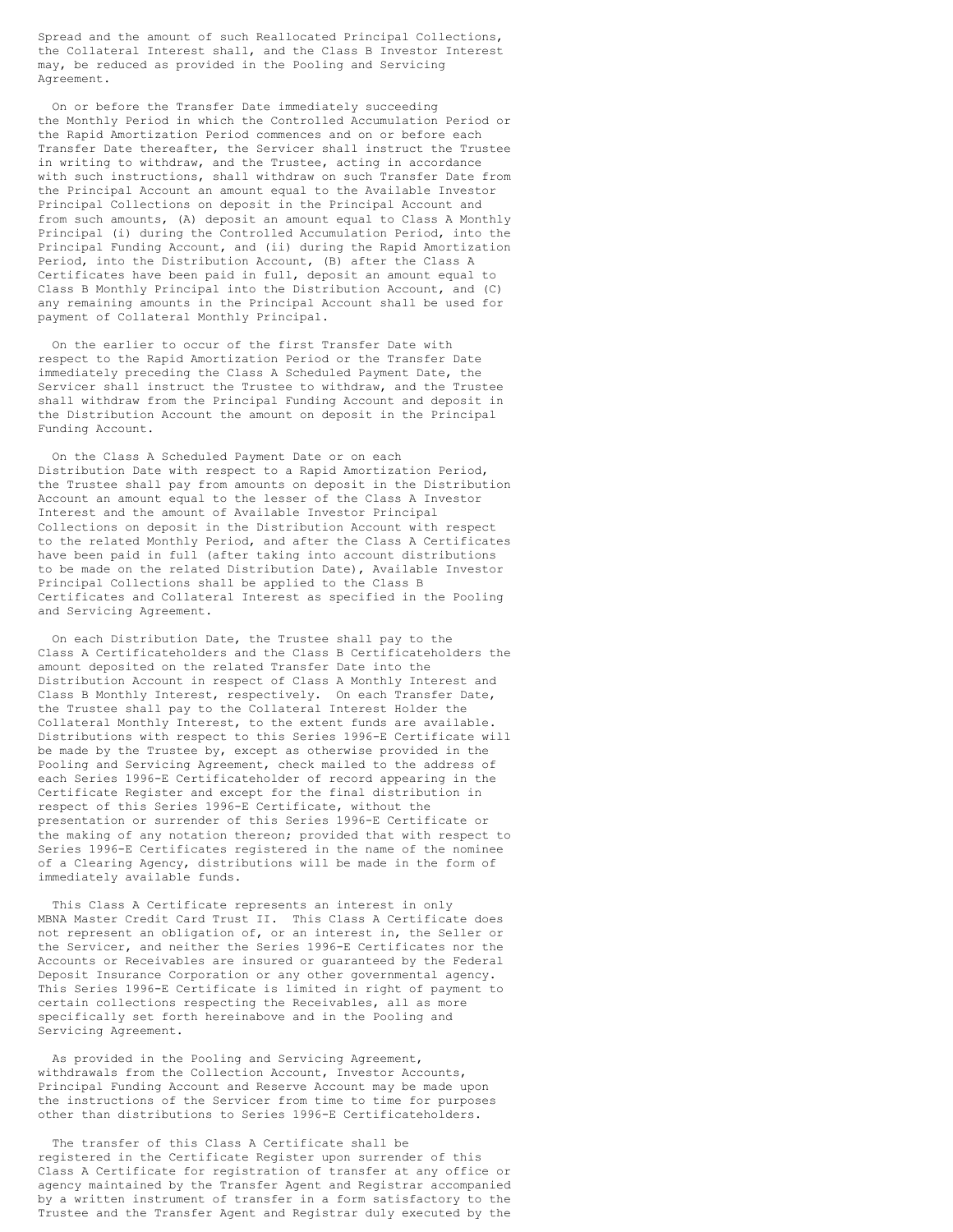Spread and the amount of such Reallocated Principal Collections, the Collateral Interest shall, and the Class B Investor Interest may, be reduced as provided in the Pooling and Servicing Agreement.

On or before the Transfer Date immediately succeeding the Monthly Period in which the Controlled Accumulation Period or the Rapid Amortization Period commences and on or before each Transfer Date thereafter, the Servicer shall instruct the Trustee in writing to withdraw, and the Trustee, acting in accordance with such instructions, shall withdraw on such Transfer Date from the Principal Account an amount equal to the Available Investor Principal Collections on deposit in the Principal Account and from such amounts, (A) deposit an amount equal to Class A Monthly Principal (i) during the Controlled Accumulation Period, into the Principal Funding Account, and (ii) during the Rapid Amortization Period, into the Distribution Account, (B) after the Class A Certificates have been paid in full, deposit an amount equal to Class B Monthly Principal into the Distribution Account, and (C) any remaining amounts in the Principal Account shall be used for payment of Collateral Monthly Principal.

On the earlier to occur of the first Transfer Date with respect to the Rapid Amortization Period or the Transfer Date immediately preceding the Class A Scheduled Payment Date, the Servicer shall instruct the Trustee to withdraw, and the Trustee shall withdraw from the Principal Funding Account and deposit in the Distribution Account the amount on deposit in the Principal Funding Account.

On the Class A Scheduled Payment Date or on each Distribution Date with respect to a Rapid Amortization Period, the Trustee shall pay from amounts on deposit in the Distribution Account an amount equal to the lesser of the Class A Investor Interest and the amount of Available Investor Principal Collections on deposit in the Distribution Account with respect to the related Monthly Period, and after the Class A Certificates have been paid in full (after taking into account distributions to be made on the related Distribution Date), Available Investor Principal Collections shall be applied to the Class B Certificates and Collateral Interest as specified in the Pooling and Servicing Agreement.

On each Distribution Date, the Trustee shall pay to the Class A Certificateholders and the Class B Certificateholders the amount deposited on the related Transfer Date into the Distribution Account in respect of Class A Monthly Interest and Class B Monthly Interest, respectively. On each Transfer Date, the Trustee shall pay to the Collateral Interest Holder the Collateral Monthly Interest, to the extent funds are available. Distributions with respect to this Series 1996-E Certificate will be made by the Trustee by, except as otherwise provided in the Pooling and Servicing Agreement, check mailed to the address of each Series 1996-E Certificateholder of record appearing in the Certificate Register and except for the final distribution in respect of this Series 1996-E Certificate, without the presentation or surrender of this Series 1996-E Certificate or the making of any notation thereon; provided that with respect to Series 1996-E Certificates registered in the name of the nominee of a Clearing Agency, distributions will be made in the form of immediately available funds.

This Class A Certificate represents an interest in only MBNA Master Credit Card Trust II. This Class A Certificate does not represent an obligation of, or an interest in, the Seller or the Servicer, and neither the Series 1996-E Certificates nor the Accounts or Receivables are insured or guaranteed by the Federal Deposit Insurance Corporation or any other governmental agency. This Series 1996-E Certificate is limited in right of payment to certain collections respecting the Receivables, all as more specifically set forth hereinabove and in the Pooling and Servicing Agreement.

As provided in the Pooling and Servicing Agreement, withdrawals from the Collection Account, Investor Accounts, Principal Funding Account and Reserve Account may be made upon the instructions of the Servicer from time to time for purposes other than distributions to Series 1996-E Certificateholders.

The transfer of this Class A Certificate shall be registered in the Certificate Register upon surrender of this Class A Certificate for registration of transfer at any office or agency maintained by the Transfer Agent and Registrar accompanied by a written instrument of transfer in a form satisfactory to the Trustee and the Transfer Agent and Registrar duly executed by the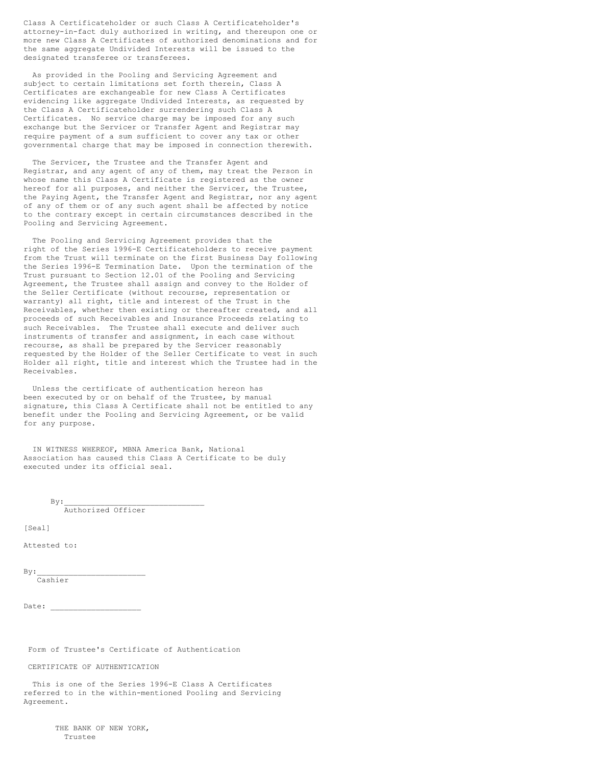Class A Certificateholder or such Class A Certificateholder's attorney-in-fact duly authorized in writing, and thereupon one or more new Class A Certificates of authorized denominations and for the same aggregate Undivided Interests will be issued to the designated transferee or transferees.

As provided in the Pooling and Servicing Agreement and subject to certain limitations set forth therein, Class A Certificates are exchangeable for new Class A Certificates evidencing like aggregate Undivided Interests, as requested by the Class A Certificateholder surrendering such Class A Certificates. No service charge may be imposed for any such exchange but the Servicer or Transfer Agent and Registrar may require payment of a sum sufficient to cover any tax or other governmental charge that may be imposed in connection therewith.

The Servicer, the Trustee and the Transfer Agent and Registrar, and any agent of any of them, may treat the Person in whose name this Class A Certificate is registered as the owner hereof for all purposes, and neither the Servicer, the Trustee, the Paying Agent, the Transfer Agent and Registrar, nor any agent of any of them or of any such agent shall be affected by notice to the contrary except in certain circumstances described in the Pooling and Servicing Agreement.

The Pooling and Servicing Agreement provides that the right of the Series 1996-E Certificateholders to receive payment from the Trust will terminate on the first Business Day following the Series 1996-E Termination Date. Upon the termination of the Trust pursuant to Section 12.01 of the Pooling and Servicing Agreement, the Trustee shall assign and convey to the Holder of the Seller Certificate (without recourse, representation or warranty) all right, title and interest of the Trust in the Receivables, whether then existing or thereafter created, and all proceeds of such Receivables and Insurance Proceeds relating to such Receivables. The Trustee shall execute and deliver such instruments of transfer and assignment, in each case without recourse, as shall be prepared by the Servicer reasonably requested by the Holder of the Seller Certificate to vest in such Holder all right, title and interest which the Trustee had in the Receivables.

Unless the certificate of authentication hereon has been executed by or on behalf of the Trustee, by manual signature, this Class A Certificate shall not be entitled to any benefit under the Pooling and Servicing Agreement, or be valid for any purpose.

IN WITNESS WHEREOF, MBNA America Bank, National Association has caused this Class A Certificate to be duly executed under its official seal.

By:______________________________
Authorized Officer

[Seal]

Attested to:

By:________________________
Cashier

Date: ____________________

Form of Trustee's Certificate of Authentication

CERTIFICATE OF AUTHENTICATION

This is one of the Series 1996-E Class A Certificates referred to in the within-mentioned Pooling and Servicing Agreement.

THE BANK OF NEW YORK,
Trustee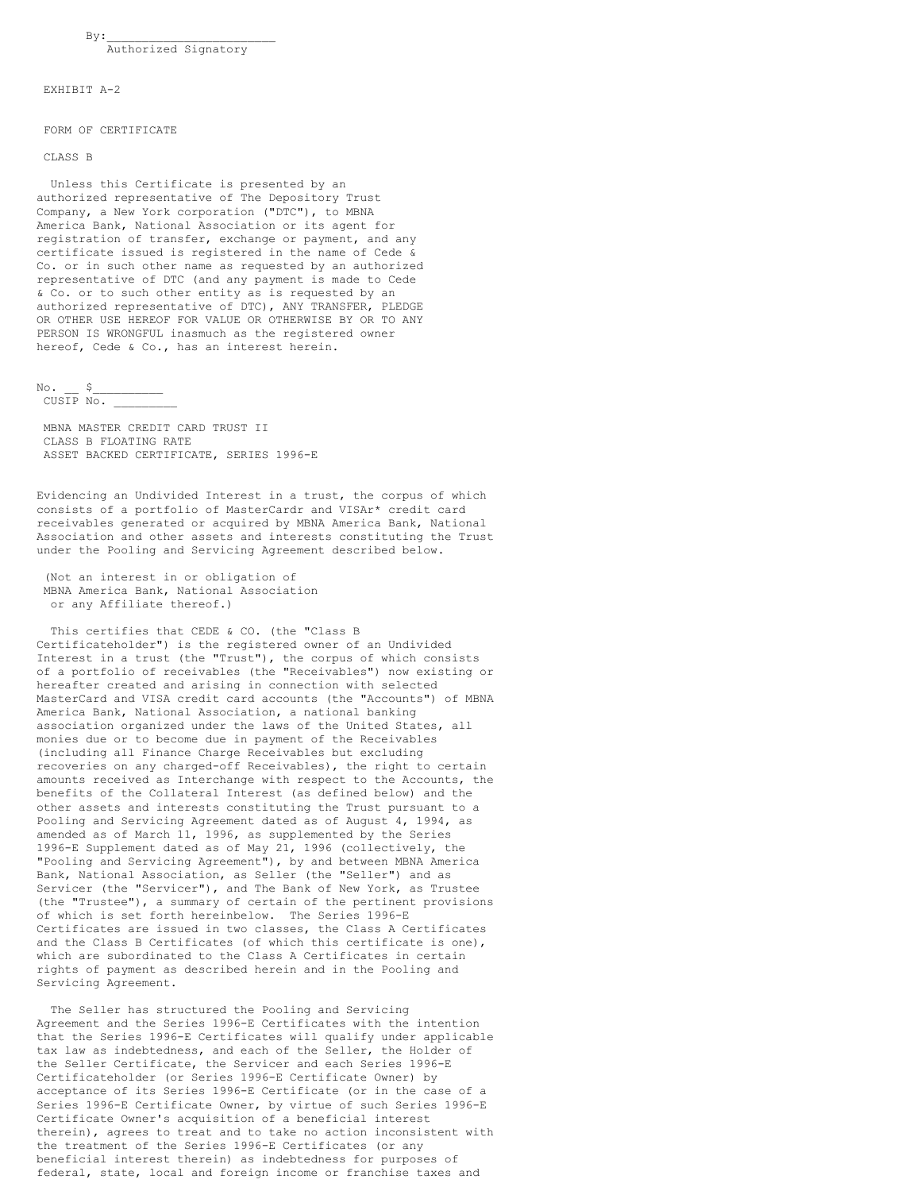By:________________________
Authorized Signatory

EXHIBIT A-2

FORM OF CERTIFICATE

CLASS B

Unless this Certificate is presented by an authorized representative of The Depository Trust Company, a New York corporation ("DTC"), to MBNA America Bank, National Association or its agent for registration of transfer, exchange or payment, and any certificate issued is registered in the name of Cede & Co. or in such other name as requested by an authorized representative of DTC (and any payment is made to Cede & Co. or to such other entity as is requested by an authorized representative of DTC), ANY TRANSFER, PLEDGE OR OTHER USE HEREOF FOR VALUE OR OTHERWISE BY OR TO ANY PERSON IS WRONGFUL inasmuch as the registered owner hereof, Cede & Co., has an interest herein.

No. __ $__________
CUSIP No. _________

MBNA MASTER CREDIT CARD TRUST II
CLASS B FLOATING RATE
ASSET BACKED CERTIFICATE, SERIES 1996-E

Evidencing an Undivided Interest in a trust, the corpus of which consists of a portfolio of MasterCardr and VISAr* credit card receivables generated or acquired by MBNA America Bank, National Association and other assets and interests constituting the Trust under the Pooling and Servicing Agreement described below.

(Not an interest in or obligation of
MBNA America Bank, National Association
or any Affiliate thereof.)

This certifies that CEDE & CO. (the "Class B Certificateholder") is the registered owner of an Undivided Interest in a trust (the "Trust"), the corpus of which consists of a portfolio of receivables (the "Receivables") now existing or hereafter created and arising in connection with selected MasterCard and VISA credit card accounts (the "Accounts") of MBNA America Bank, National Association, a national banking association organized under the laws of the United States, all monies due or to become due in payment of the Receivables (including all Finance Charge Receivables but excluding recoveries on any charged-off Receivables), the right to certain amounts received as Interchange with respect to the Accounts, the benefits of the Collateral Interest (as defined below) and the other assets and interests constituting the Trust pursuant to a Pooling and Servicing Agreement dated as of August 4, 1994, as amended as of March 11, 1996, as supplemented by the Series 1996-E Supplement dated as of May 21, 1996 (collectively, the "Pooling and Servicing Agreement"), by and between MBNA America Bank, National Association, as Seller (the "Seller") and as Servicer (the "Servicer"), and The Bank of New York, as Trustee (the "Trustee"), a summary of certain of the pertinent provisions of which is set forth hereinbelow. The Series 1996-E Certificates are issued in two classes, the Class A Certificates and the Class B Certificates (of which this certificate is one), which are subordinated to the Class A Certificates in certain rights of payment as described herein and in the Pooling and Servicing Agreement.

The Seller has structured the Pooling and Servicing Agreement and the Series 1996-E Certificates with the intention that the Series 1996-E Certificates will qualify under applicable tax law as indebtedness, and each of the Seller, the Holder of the Seller Certificate, the Servicer and each Series 1996-E Certificateholder (or Series 1996-E Certificate Owner) by acceptance of its Series 1996-E Certificate (or in the case of a Series 1996-E Certificate Owner, by virtue of such Series 1996-E Certificate Owner's acquisition of a beneficial interest therein), agrees to treat and to take no action inconsistent with the treatment of the Series 1996-E Certificates (or any beneficial interest therein) as indebtedness for purposes of federal, state, local and foreign income or franchise taxes and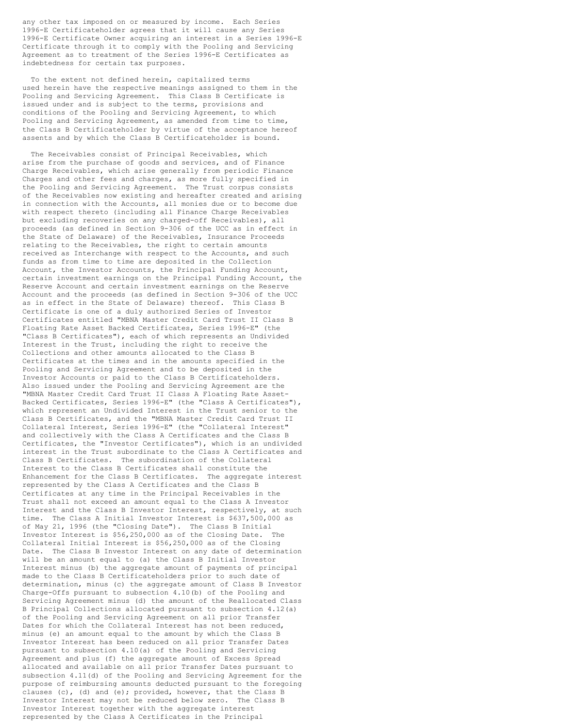any other tax imposed on or measured by income. Each Series 1996-E Certificateholder agrees that it will cause any Series 1996-E Certificate Owner acquiring an interest in a Series 1996-E Certificate through it to comply with the Pooling and Servicing Agreement as to treatment of the Series 1996-E Certificates as indebtedness for certain tax purposes.

To the extent not defined herein, capitalized terms used herein have the respective meanings assigned to them in the Pooling and Servicing Agreement. This Class B Certificate is issued under and is subject to the terms, provisions and conditions of the Pooling and Servicing Agreement, to which Pooling and Servicing Agreement, as amended from time to time, the Class B Certificateholder by virtue of the acceptance hereof assents and by which the Class B Certificateholder is bound.

The Receivables consist of Principal Receivables, which arise from the purchase of goods and services, and of Finance Charge Receivables, which arise generally from periodic Finance Charges and other fees and charges, as more fully specified in the Pooling and Servicing Agreement. The Trust corpus consists of the Receivables now existing and hereafter created and arising in connection with the Accounts, all monies due or to become due with respect thereto (including all Finance Charge Receivables but excluding recoveries on any charged-off Receivables), all proceeds (as defined in Section 9-306 of the UCC as in effect in the State of Delaware) of the Receivables, Insurance Proceeds relating to the Receivables, the right to certain amounts received as Interchange with respect to the Accounts, and such funds as from time to time are deposited in the Collection Account, the Investor Accounts, the Principal Funding Account, certain investment earnings on the Principal Funding Account, the Reserve Account and certain investment earnings on the Reserve Account and the proceeds (as defined in Section 9-306 of the UCC as in effect in the State of Delaware) thereof. This Class B Certificate is one of a duly authorized Series of Investor Certificates entitled "MBNA Master Credit Card Trust II Class B Floating Rate Asset Backed Certificates, Series 1996-E" (the "Class B Certificates"), each of which represents an Undivided Interest in the Trust, including the right to receive the Collections and other amounts allocated to the Class B Certificates at the times and in the amounts specified in the Pooling and Servicing Agreement and to be deposited in the Investor Accounts or paid to the Class B Certificateholders. Also issued under the Pooling and Servicing Agreement are the "MBNA Master Credit Card Trust II Class A Floating Rate Asset-Backed Certificates, Series 1996-E" (the "Class A Certificates"), which represent an Undivided Interest in the Trust senior to the Class B Certificates, and the "MBNA Master Credit Card Trust II Collateral Interest, Series 1996-E" (the "Collateral Interest" and collectively with the Class A Certificates and the Class B Certificates, the "Investor Certificates"), which is an undivided interest in the Trust subordinate to the Class A Certificates and Class B Certificates. The subordination of the Collateral Interest to the Class B Certificates shall constitute the Enhancement for the Class B Certificates. The aggregate interest represented by the Class A Certificates and the Class B Certificates at any time in the Principal Receivables in the Trust shall not exceed an amount equal to the Class A Investor Interest and the Class B Investor Interest, respectively, at such time. The Class A Initial Investor Interest is $637,500,000 as of May 21, 1996 (the "Closing Date"). The Class B Initial Investor Interest is $56,250,000 as of the Closing Date. The Collateral Initial Interest is $56,250,000 as of the Closing Date. The Class B Investor Interest on any date of determination will be an amount equal to (a) the Class B Initial Investor Interest minus (b) the aggregate amount of payments of principal made to the Class B Certificateholders prior to such date of determination, minus (c) the aggregate amount of Class B Investor Charge-Offs pursuant to subsection 4.10(b) of the Pooling and Servicing Agreement minus (d) the amount of the Reallocated Class B Principal Collections allocated pursuant to subsection 4.12(a) of the Pooling and Servicing Agreement on all prior Transfer Dates for which the Collateral Interest has not been reduced, minus (e) an amount equal to the amount by which the Class B Investor Interest has been reduced on all prior Transfer Dates pursuant to subsection 4.10(a) of the Pooling and Servicing Agreement and plus (f) the aggregate amount of Excess Spread allocated and available on all prior Transfer Dates pursuant to subsection 4.11(d) of the Pooling and Servicing Agreement for the purpose of reimbursing amounts deducted pursuant to the foregoing clauses (c), (d) and (e); provided, however, that the Class B Investor Interest may not be reduced below zero. The Class B Investor Interest together with the aggregate interest represented by the Class A Certificates in the Principal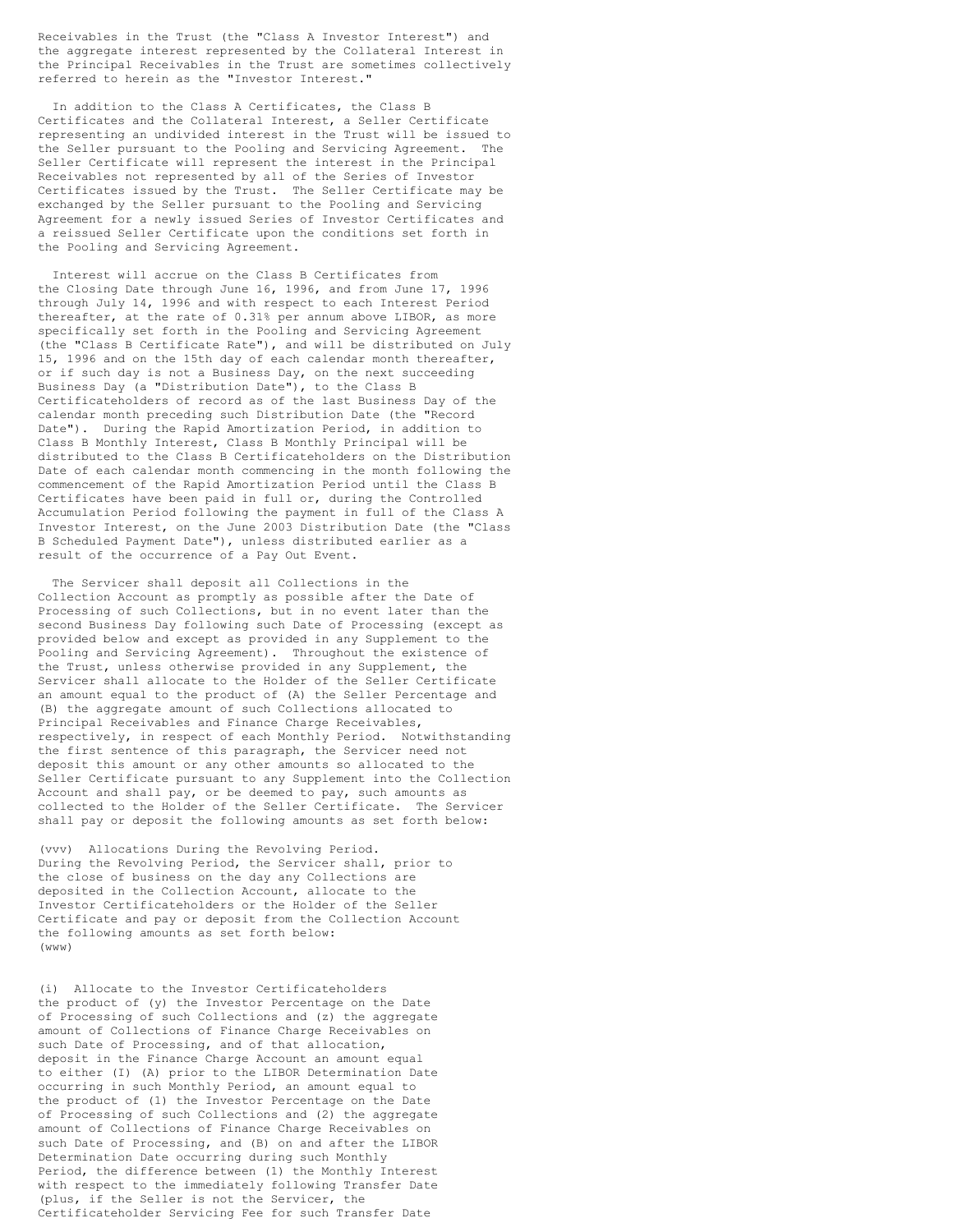Receivables in the Trust (the "Class A Investor Interest") and the aggregate interest represented by the Collateral Interest in the Principal Receivables in the Trust are sometimes collectively referred to herein as the "Investor Interest."

In addition to the Class A Certificates, the Class B Certificates and the Collateral Interest, a Seller Certificate representing an undivided interest in the Trust will be issued to the Seller pursuant to the Pooling and Servicing Agreement. The Seller Certificate will represent the interest in the Principal Receivables not represented by all of the Series of Investor Certificates issued by the Trust. The Seller Certificate may be exchanged by the Seller pursuant to the Pooling and Servicing Agreement for a newly issued Series of Investor Certificates and a reissued Seller Certificate upon the conditions set forth in the Pooling and Servicing Agreement.

Interest will accrue on the Class B Certificates from the Closing Date through June 16, 1996, and from June 17, 1996 through July 14, 1996 and with respect to each Interest Period thereafter, at the rate of 0.31% per annum above LIBOR, as more specifically set forth in the Pooling and Servicing Agreement (the "Class B Certificate Rate"), and will be distributed on July 15, 1996 and on the 15th day of each calendar month thereafter, or if such day is not a Business Day, on the next succeeding Business Day (a "Distribution Date"), to the Class B Certificateholders of record as of the last Business Day of the calendar month preceding such Distribution Date (the "Record Date"). During the Rapid Amortization Period, in addition to Class B Monthly Interest, Class B Monthly Principal will be distributed to the Class B Certificateholders on the Distribution Date of each calendar month commencing in the month following the commencement of the Rapid Amortization Period until the Class B Certificates have been paid in full or, during the Controlled Accumulation Period following the payment in full of the Class A Investor Interest, on the June 2003 Distribution Date (the "Class B Scheduled Payment Date"), unless distributed earlier as a result of the occurrence of a Pay Out Event.

The Servicer shall deposit all Collections in the Collection Account as promptly as possible after the Date of Processing of such Collections, but in no event later than the second Business Day following such Date of Processing (except as provided below and except as provided in any Supplement to the Pooling and Servicing Agreement). Throughout the existence of the Trust, unless otherwise provided in any Supplement, the Servicer shall allocate to the Holder of the Seller Certificate an amount equal to the product of (A) the Seller Percentage and (B) the aggregate amount of such Collections allocated to Principal Receivables and Finance Charge Receivables, respectively, in respect of each Monthly Period. Notwithstanding the first sentence of this paragraph, the Servicer need not deposit this amount or any other amounts so allocated to the Seller Certificate pursuant to any Supplement into the Collection Account and shall pay, or be deemed to pay, such amounts as collected to the Holder of the Seller Certificate. The Servicer shall pay or deposit the following amounts as set forth below:

(vvv) Allocations During the Revolving Period. During the Revolving Period, the Servicer shall, prior to the close of business on the day any Collections are deposited in the Collection Account, allocate to the Investor Certificateholders or the Holder of the Seller Certificate and pay or deposit from the Collection Account the following amounts as set forth below:
(www)

(i) Allocate to the Investor Certificateholders the product of (y) the Investor Percentage on the Date of Processing of such Collections and (z) the aggregate amount of Collections of Finance Charge Receivables on such Date of Processing, and of that allocation, deposit in the Finance Charge Account an amount equal to either (I) (A) prior to the LIBOR Determination Date occurring in such Monthly Period, an amount equal to the product of (1) the Investor Percentage on the Date of Processing of such Collections and (2) the aggregate amount of Collections of Finance Charge Receivables on such Date of Processing, and (B) on and after the LIBOR Determination Date occurring during such Monthly Period, the difference between (1) the Monthly Interest with respect to the immediately following Transfer Date (plus, if the Seller is not the Servicer, the Certificateholder Servicing Fee for such Transfer Date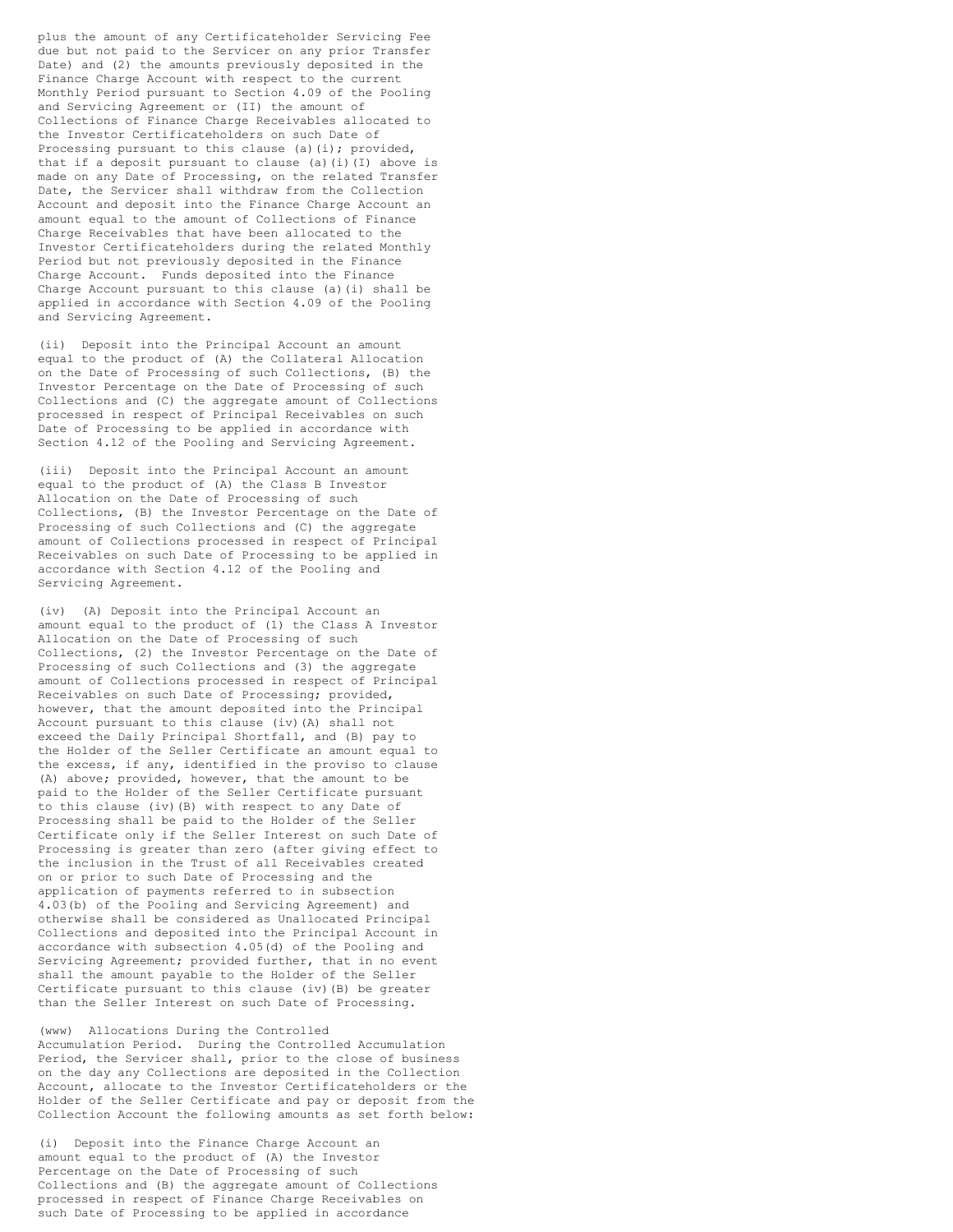plus the amount of any Certificateholder Servicing Fee due but not paid to the Servicer on any prior Transfer Date) and (2) the amounts previously deposited in the Finance Charge Account with respect to the current Monthly Period pursuant to Section 4.09 of the Pooling and Servicing Agreement or (II) the amount of Collections of Finance Charge Receivables allocated to the Investor Certificateholders on such Date of Processing pursuant to this clause (a)(i); provided, that if a deposit pursuant to clause (a)(i)(I) above is made on any Date of Processing, on the related Transfer Date, the Servicer shall withdraw from the Collection Account and deposit into the Finance Charge Account an amount equal to the amount of Collections of Finance Charge Receivables that have been allocated to the Investor Certificateholders during the related Monthly Period but not previously deposited in the Finance Charge Account. Funds deposited into the Finance Charge Account pursuant to this clause (a)(i) shall be applied in accordance with Section 4.09 of the Pooling and Servicing Agreement.

(ii) Deposit into the Principal Account an amount equal to the product of (A) the Collateral Allocation on the Date of Processing of such Collections, (B) the Investor Percentage on the Date of Processing of such Collections and (C) the aggregate amount of Collections processed in respect of Principal Receivables on such Date of Processing to be applied in accordance with Section 4.12 of the Pooling and Servicing Agreement.

(iii) Deposit into the Principal Account an amount equal to the product of (A) the Class B Investor Allocation on the Date of Processing of such Collections, (B) the Investor Percentage on the Date of Processing of such Collections and (C) the aggregate amount of Collections processed in respect of Principal Receivables on such Date of Processing to be applied in accordance with Section 4.12 of the Pooling and Servicing Agreement.

(iv) (A) Deposit into the Principal Account an amount equal to the product of (1) the Class A Investor Allocation on the Date of Processing of such Collections, (2) the Investor Percentage on the Date of Processing of such Collections and (3) the aggregate amount of Collections processed in respect of Principal Receivables on such Date of Processing; provided, however, that the amount deposited into the Principal Account pursuant to this clause (iv)(A) shall not exceed the Daily Principal Shortfall, and (B) pay to the Holder of the Seller Certificate an amount equal to the excess, if any, identified in the proviso to clause (A) above; provided, however, that the amount to be paid to the Holder of the Seller Certificate pursuant to this clause (iv)(B) with respect to any Date of Processing shall be paid to the Holder of the Seller Certificate only if the Seller Interest on such Date of Processing is greater than zero (after giving effect to the inclusion in the Trust of all Receivables created on or prior to such Date of Processing and the application of payments referred to in subsection 4.03(b) of the Pooling and Servicing Agreement) and otherwise shall be considered as Unallocated Principal Collections and deposited into the Principal Account in accordance with subsection 4.05(d) of the Pooling and Servicing Agreement; provided further, that in no event shall the amount payable to the Holder of the Seller Certificate pursuant to this clause (iv)(B) be greater than the Seller Interest on such Date of Processing.

(www) Allocations During the Controlled Accumulation Period. During the Controlled Accumulation Period, the Servicer shall, prior to the close of business on the day any Collections are deposited in the Collection Account, allocate to the Investor Certificateholders or the Holder of the Seller Certificate and pay or deposit from the Collection Account the following amounts as set forth below:

(i) Deposit into the Finance Charge Account an amount equal to the product of (A) the Investor Percentage on the Date of Processing of such Collections and (B) the aggregate amount of Collections processed in respect of Finance Charge Receivables on such Date of Processing to be applied in accordance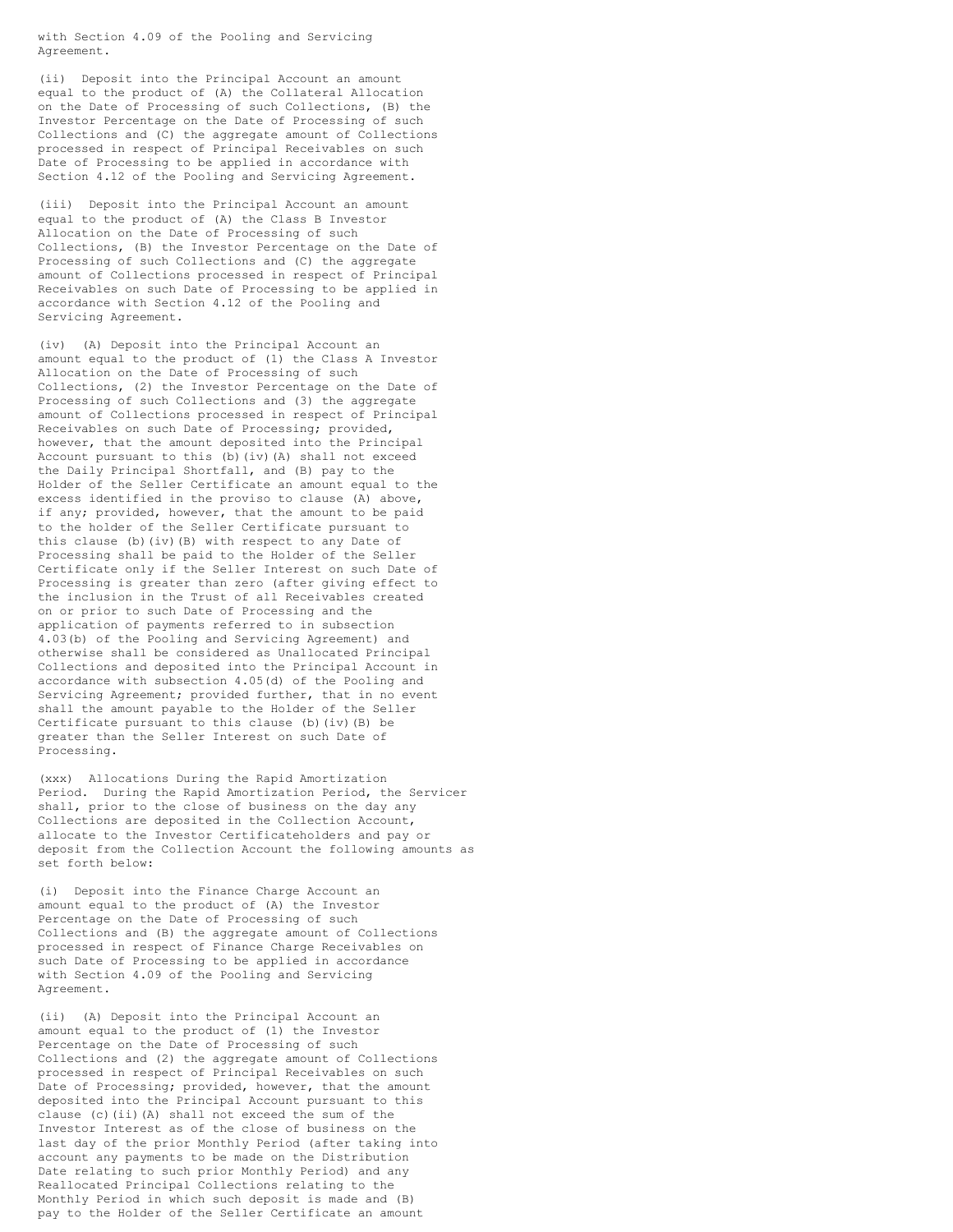with Section 4.09 of the Pooling and Servicing Agreement.

(ii) Deposit into the Principal Account an amount equal to the product of (A) the Collateral Allocation on the Date of Processing of such Collections, (B) the Investor Percentage on the Date of Processing of such Collections and (C) the aggregate amount of Collections processed in respect of Principal Receivables on such Date of Processing to be applied in accordance with Section 4.12 of the Pooling and Servicing Agreement.

(iii) Deposit into the Principal Account an amount equal to the product of (A) the Class B Investor Allocation on the Date of Processing of such Collections, (B) the Investor Percentage on the Date of Processing of such Collections and (C) the aggregate amount of Collections processed in respect of Principal Receivables on such Date of Processing to be applied in accordance with Section 4.12 of the Pooling and Servicing Agreement.

(iv) (A) Deposit into the Principal Account an amount equal to the product of (1) the Class A Investor Allocation on the Date of Processing of such Collections, (2) the Investor Percentage on the Date of Processing of such Collections and (3) the aggregate amount of Collections processed in respect of Principal Receivables on such Date of Processing; provided, however, that the amount deposited into the Principal Account pursuant to this (b)(iv)(A) shall not exceed the Daily Principal Shortfall, and (B) pay to the Holder of the Seller Certificate an amount equal to the excess identified in the proviso to clause (A) above, if any; provided, however, that the amount to be paid to the holder of the Seller Certificate pursuant to this clause (b)(iv)(B) with respect to any Date of Processing shall be paid to the Holder of the Seller Certificate only if the Seller Interest on such Date of Processing is greater than zero (after giving effect to the inclusion in the Trust of all Receivables created on or prior to such Date of Processing and the application of payments referred to in subsection 4.03(b) of the Pooling and Servicing Agreement) and otherwise shall be considered as Unallocated Principal Collections and deposited into the Principal Account in accordance with subsection 4.05(d) of the Pooling and Servicing Agreement; provided further, that in no event shall the amount payable to the Holder of the Seller Certificate pursuant to this clause (b)(iv)(B) be greater than the Seller Interest on such Date of Processing.

(xxx) Allocations During the Rapid Amortization Period. During the Rapid Amortization Period, the Servicer shall, prior to the close of business on the day any Collections are deposited in the Collection Account, allocate to the Investor Certificateholders and pay or deposit from the Collection Account the following amounts as set forth below:

(i) Deposit into the Finance Charge Account an amount equal to the product of (A) the Investor Percentage on the Date of Processing of such Collections and (B) the aggregate amount of Collections processed in respect of Finance Charge Receivables on such Date of Processing to be applied in accordance with Section 4.09 of the Pooling and Servicing Agreement.

(ii) (A) Deposit into the Principal Account an amount equal to the product of (1) the Investor Percentage on the Date of Processing of such Collections and (2) the aggregate amount of Collections processed in respect of Principal Receivables on such Date of Processing; provided, however, that the amount deposited into the Principal Account pursuant to this clause (c)(ii)(A) shall not exceed the sum of the Investor Interest as of the close of business on the last day of the prior Monthly Period (after taking into account any payments to be made on the Distribution Date relating to such prior Monthly Period) and any Reallocated Principal Collections relating to the Monthly Period in which such deposit is made and (B) pay to the Holder of the Seller Certificate an amount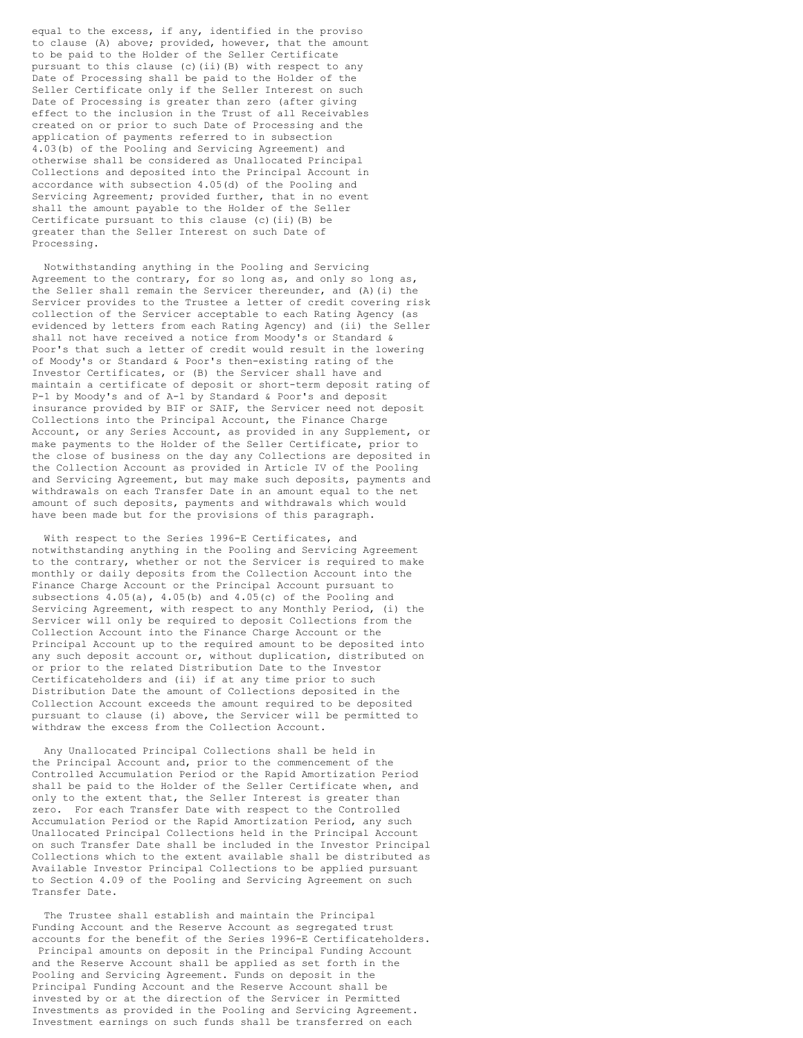equal to the excess, if any, identified in the proviso to clause (A) above; provided, however, that the amount to be paid to the Holder of the Seller Certificate pursuant to this clause (c)(ii)(B) with respect to any Date of Processing shall be paid to the Holder of the Seller Certificate only if the Seller Interest on such Date of Processing is greater than zero (after giving effect to the inclusion in the Trust of all Receivables created on or prior to such Date of Processing and the application of payments referred to in subsection 4.03(b) of the Pooling and Servicing Agreement) and otherwise shall be considered as Unallocated Principal Collections and deposited into the Principal Account in accordance with subsection 4.05(d) of the Pooling and Servicing Agreement; provided further, that in no event shall the amount payable to the Holder of the Seller Certificate pursuant to this clause (c)(ii)(B) be greater than the Seller Interest on such Date of Processing.

Notwithstanding anything in the Pooling and Servicing Agreement to the contrary, for so long as, and only so long as, the Seller shall remain the Servicer thereunder, and (A)(i) the Servicer provides to the Trustee a letter of credit covering risk collection of the Servicer acceptable to each Rating Agency (as evidenced by letters from each Rating Agency) and (ii) the Seller shall not have received a notice from Moody's or Standard & Poor's that such a letter of credit would result in the lowering of Moody's or Standard & Poor's then-existing rating of the Investor Certificates, or (B) the Servicer shall have and maintain a certificate of deposit or short-term deposit rating of P-1 by Moody's and of A-1 by Standard & Poor's and deposit insurance provided by BIF or SAIF, the Servicer need not deposit Collections into the Principal Account, the Finance Charge Account, or any Series Account, as provided in any Supplement, or make payments to the Holder of the Seller Certificate, prior to the close of business on the day any Collections are deposited in the Collection Account as provided in Article IV of the Pooling and Servicing Agreement, but may make such deposits, payments and withdrawals on each Transfer Date in an amount equal to the net amount of such deposits, payments and withdrawals which would have been made but for the provisions of this paragraph.

With respect to the Series 1996-E Certificates, and notwithstanding anything in the Pooling and Servicing Agreement to the contrary, whether or not the Servicer is required to make monthly or daily deposits from the Collection Account into the Finance Charge Account or the Principal Account pursuant to subsections 4.05(a), 4.05(b) and 4.05(c) of the Pooling and Servicing Agreement, with respect to any Monthly Period, (i) the Servicer will only be required to deposit Collections from the Collection Account into the Finance Charge Account or the Principal Account up to the required amount to be deposited into any such deposit account or, without duplication, distributed on or prior to the related Distribution Date to the Investor Certificateholders and (ii) if at any time prior to such Distribution Date the amount of Collections deposited in the Collection Account exceeds the amount required to be deposited pursuant to clause (i) above, the Servicer will be permitted to withdraw the excess from the Collection Account.

Any Unallocated Principal Collections shall be held in the Principal Account and, prior to the commencement of the Controlled Accumulation Period or the Rapid Amortization Period shall be paid to the Holder of the Seller Certificate when, and only to the extent that, the Seller Interest is greater than zero. For each Transfer Date with respect to the Controlled Accumulation Period or the Rapid Amortization Period, any such Unallocated Principal Collections held in the Principal Account on such Transfer Date shall be included in the Investor Principal Collections which to the extent available shall be distributed as Available Investor Principal Collections to be applied pursuant to Section 4.09 of the Pooling and Servicing Agreement on such Transfer Date.

The Trustee shall establish and maintain the Principal Funding Account and the Reserve Account as segregated trust accounts for the benefit of the Series 1996-E Certificateholders. Principal amounts on deposit in the Principal Funding Account and the Reserve Account shall be applied as set forth in the Pooling and Servicing Agreement. Funds on deposit in the Principal Funding Account and the Reserve Account shall be invested by or at the direction of the Servicer in Permitted Investments as provided in the Pooling and Servicing Agreement. Investment earnings on such funds shall be transferred on each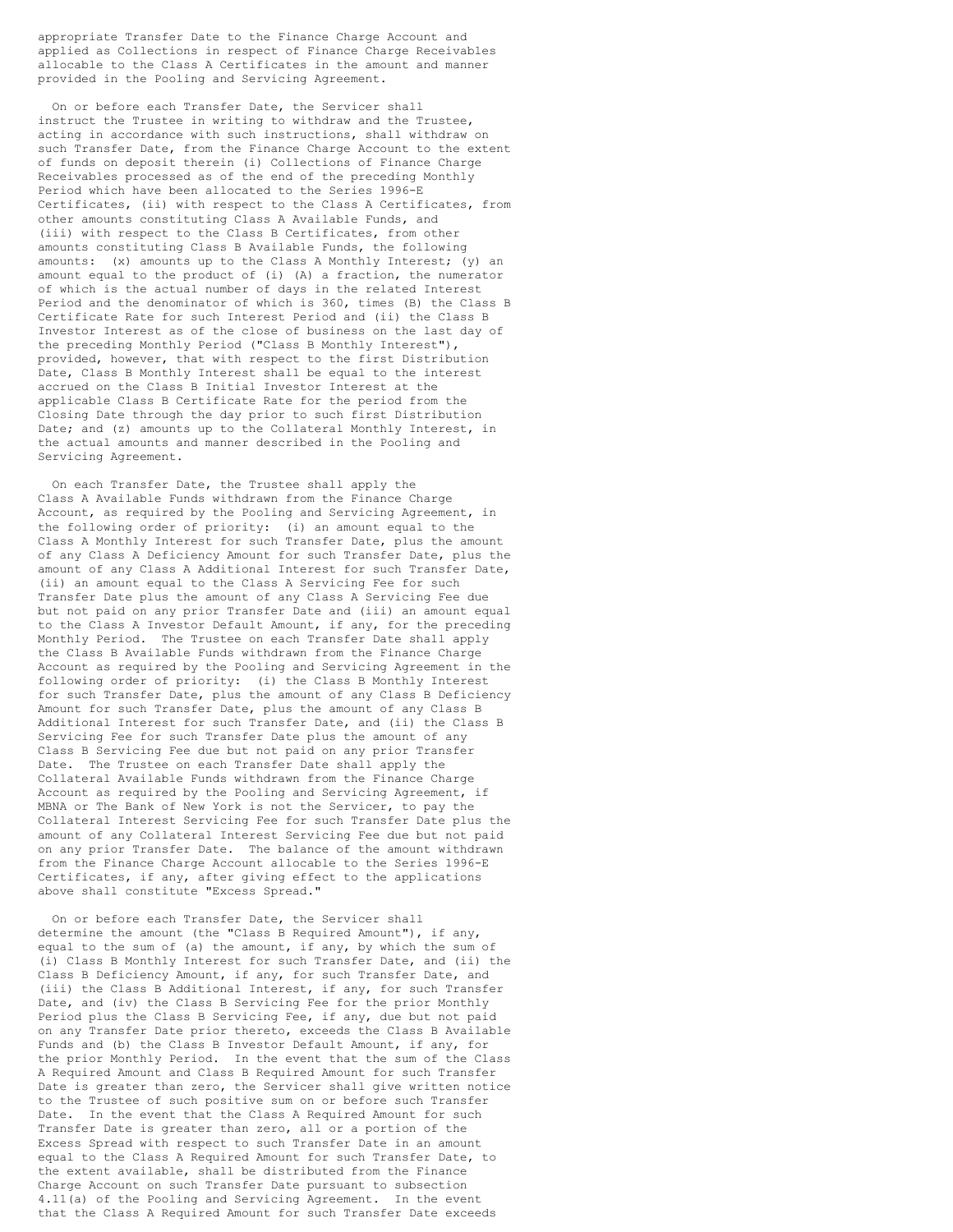appropriate Transfer Date to the Finance Charge Account and applied as Collections in respect of Finance Charge Receivables allocable to the Class A Certificates in the amount and manner provided in the Pooling and Servicing Agreement.

On or before each Transfer Date, the Servicer shall instruct the Trustee in writing to withdraw and the Trustee, acting in accordance with such instructions, shall withdraw on such Transfer Date, from the Finance Charge Account to the extent of funds on deposit therein (i) Collections of Finance Charge Receivables processed as of the end of the preceding Monthly Period which have been allocated to the Series 1996-E Certificates, (ii) with respect to the Class A Certificates, from other amounts constituting Class A Available Funds, and (iii) with respect to the Class B Certificates, from other amounts constituting Class B Available Funds, the following amounts: (x) amounts up to the Class A Monthly Interest; (y) an amount equal to the product of (i) (A) a fraction, the numerator of which is the actual number of days in the related Interest Period and the denominator of which is 360, times (B) the Class B Certificate Rate for such Interest Period and (ii) the Class B Investor Interest as of the close of business on the last day of the preceding Monthly Period ("Class B Monthly Interest"), provided, however, that with respect to the first Distribution Date, Class B Monthly Interest shall be equal to the interest accrued on the Class B Initial Investor Interest at the applicable Class B Certificate Rate for the period from the Closing Date through the day prior to such first Distribution Date; and (z) amounts up to the Collateral Monthly Interest, in the actual amounts and manner described in the Pooling and Servicing Agreement.

On each Transfer Date, the Trustee shall apply the Class A Available Funds withdrawn from the Finance Charge Account, as required by the Pooling and Servicing Agreement, in the following order of priority: (i) an amount equal to the Class A Monthly Interest for such Transfer Date, plus the amount of any Class A Deficiency Amount for such Transfer Date, plus the amount of any Class A Additional Interest for such Transfer Date, (ii) an amount equal to the Class A Servicing Fee for such Transfer Date plus the amount of any Class A Servicing Fee due but not paid on any prior Transfer Date and (iii) an amount equal to the Class A Investor Default Amount, if any, for the preceding Monthly Period. The Trustee on each Transfer Date shall apply the Class B Available Funds withdrawn from the Finance Charge Account as required by the Pooling and Servicing Agreement in the following order of priority: (i) the Class B Monthly Interest for such Transfer Date, plus the amount of any Class B Deficiency Amount for such Transfer Date, plus the amount of any Class B Additional Interest for such Transfer Date, and (ii) the Class B Servicing Fee for such Transfer Date plus the amount of any Class B Servicing Fee due but not paid on any prior Transfer Date. The Trustee on each Transfer Date shall apply the Collateral Available Funds withdrawn from the Finance Charge Account as required by the Pooling and Servicing Agreement, if MBNA or The Bank of New York is not the Servicer, to pay the Collateral Interest Servicing Fee for such Transfer Date plus the amount of any Collateral Interest Servicing Fee due but not paid on any prior Transfer Date. The balance of the amount withdrawn from the Finance Charge Account allocable to the Series 1996-E Certificates, if any, after giving effect to the applications above shall constitute "Excess Spread."

On or before each Transfer Date, the Servicer shall determine the amount (the "Class B Required Amount"), if any, equal to the sum of (a) the amount, if any, by which the sum of (i) Class B Monthly Interest for such Transfer Date, and (ii) the Class B Deficiency Amount, if any, for such Transfer Date, and (iii) the Class B Additional Interest, if any, for such Transfer Date, and (iv) the Class B Servicing Fee for the prior Monthly Period plus the Class B Servicing Fee, if any, due but not paid on any Transfer Date prior thereto, exceeds the Class B Available Funds and (b) the Class B Investor Default Amount, if any, for the prior Monthly Period. In the event that the sum of the Class A Required Amount and Class B Required Amount for such Transfer Date is greater than zero, the Servicer shall give written notice to the Trustee of such positive sum on or before such Transfer Date. In the event that the Class A Required Amount for such Transfer Date is greater than zero, all or a portion of the Excess Spread with respect to such Transfer Date in an amount equal to the Class A Required Amount for such Transfer Date, to the extent available, shall be distributed from the Finance Charge Account on such Transfer Date pursuant to subsection 4.11(a) of the Pooling and Servicing Agreement. In the event that the Class A Required Amount for such Transfer Date exceeds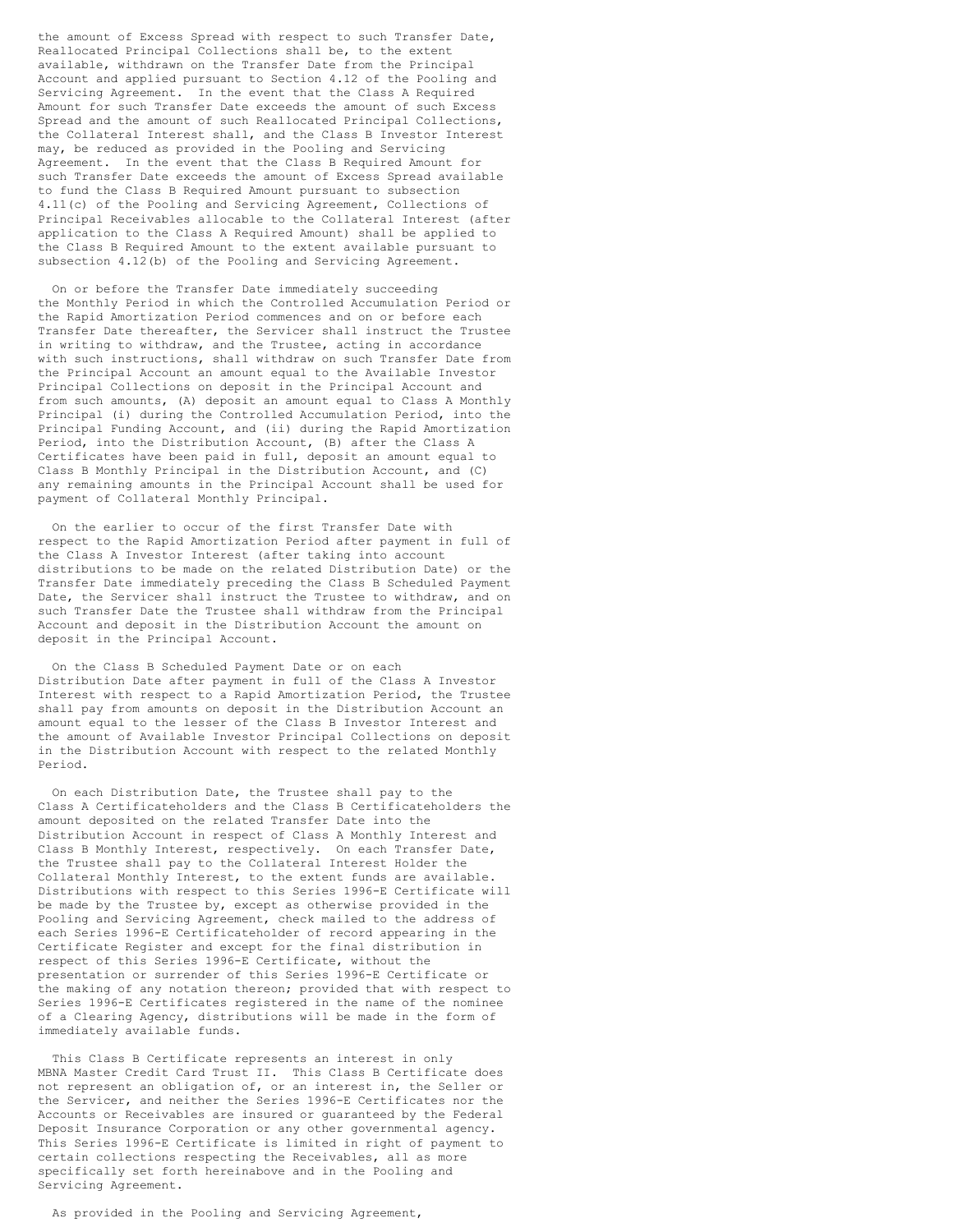the amount of Excess Spread with respect to such Transfer Date, Reallocated Principal Collections shall be, to the extent available, withdrawn on the Transfer Date from the Principal Account and applied pursuant to Section 4.12 of the Pooling and Servicing Agreement. In the event that the Class A Required Amount for such Transfer Date exceeds the amount of such Excess Spread and the amount of such Reallocated Principal Collections, the Collateral Interest shall, and the Class B Investor Interest may, be reduced as provided in the Pooling and Servicing Agreement. In the event that the Class B Required Amount for such Transfer Date exceeds the amount of Excess Spread available to fund the Class B Required Amount pursuant to subsection 4.11(c) of the Pooling and Servicing Agreement, Collections of Principal Receivables allocable to the Collateral Interest (after application to the Class A Required Amount) shall be applied to the Class B Required Amount to the extent available pursuant to subsection 4.12(b) of the Pooling and Servicing Agreement.

On or before the Transfer Date immediately succeeding the Monthly Period in which the Controlled Accumulation Period or the Rapid Amortization Period commences and on or before each Transfer Date thereafter, the Servicer shall instruct the Trustee in writing to withdraw, and the Trustee, acting in accordance with such instructions, shall withdraw on such Transfer Date from the Principal Account an amount equal to the Available Investor Principal Collections on deposit in the Principal Account and from such amounts, (A) deposit an amount equal to Class A Monthly Principal (i) during the Controlled Accumulation Period, into the Principal Funding Account, and (ii) during the Rapid Amortization Period, into the Distribution Account, (B) after the Class A Certificates have been paid in full, deposit an amount equal to Class B Monthly Principal in the Distribution Account, and (C) any remaining amounts in the Principal Account shall be used for payment of Collateral Monthly Principal.

On the earlier to occur of the first Transfer Date with respect to the Rapid Amortization Period after payment in full of the Class A Investor Interest (after taking into account distributions to be made on the related Distribution Date) or the Transfer Date immediately preceding the Class B Scheduled Payment Date, the Servicer shall instruct the Trustee to withdraw, and on such Transfer Date the Trustee shall withdraw from the Principal Account and deposit in the Distribution Account the amount on deposit in the Principal Account.

On the Class B Scheduled Payment Date or on each Distribution Date after payment in full of the Class A Investor Interest with respect to a Rapid Amortization Period, the Trustee shall pay from amounts on deposit in the Distribution Account an amount equal to the lesser of the Class B Investor Interest and the amount of Available Investor Principal Collections on deposit in the Distribution Account with respect to the related Monthly Period.

On each Distribution Date, the Trustee shall pay to the Class A Certificateholders and the Class B Certificateholders the amount deposited on the related Transfer Date into the Distribution Account in respect of Class A Monthly Interest and Class B Monthly Interest, respectively. On each Transfer Date, the Trustee shall pay to the Collateral Interest Holder the Collateral Monthly Interest, to the extent funds are available. Distributions with respect to this Series 1996-E Certificate will be made by the Trustee by, except as otherwise provided in the Pooling and Servicing Agreement, check mailed to the address of each Series 1996-E Certificateholder of record appearing in the Certificate Register and except for the final distribution in respect of this Series 1996-E Certificate, without the presentation or surrender of this Series 1996-E Certificate or the making of any notation thereon; provided that with respect to Series 1996-E Certificates registered in the name of the nominee of a Clearing Agency, distributions will be made in the form of immediately available funds.

This Class B Certificate represents an interest in only MBNA Master Credit Card Trust II. This Class B Certificate does not represent an obligation of, or an interest in, the Seller or the Servicer, and neither the Series 1996-E Certificates nor the Accounts or Receivables are insured or guaranteed by the Federal Deposit Insurance Corporation or any other governmental agency. This Series 1996-E Certificate is limited in right of payment to certain collections respecting the Receivables, all as more specifically set forth hereinabove and in the Pooling and Servicing Agreement.

As provided in the Pooling and Servicing Agreement,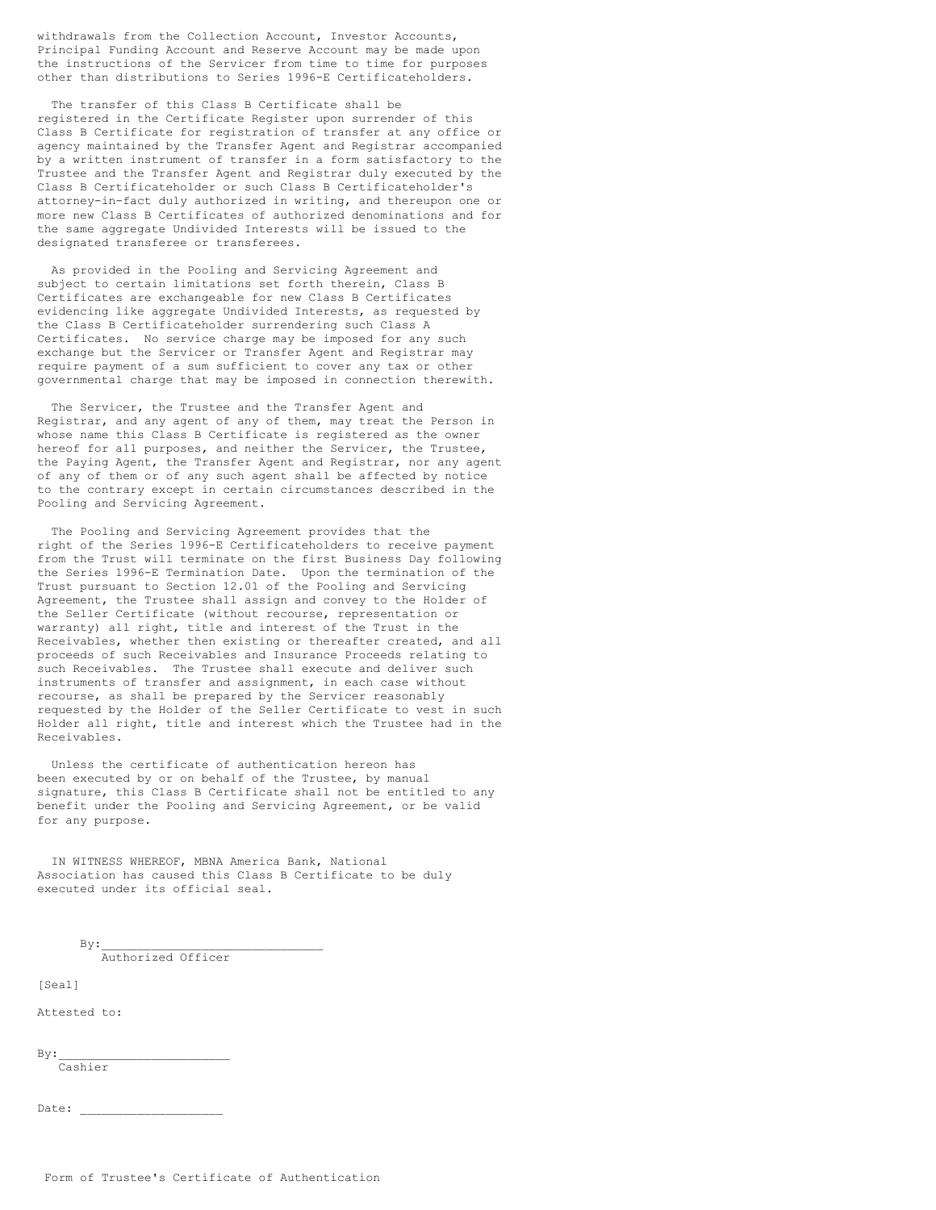withdrawals from the Collection Account, Investor Accounts, Principal Funding Account and Reserve Account may be made upon the instructions of the Servicer from time to time for purposes other than distributions to Series 1996-E Certificateholders.

The transfer of this Class B Certificate shall be registered in the Certificate Register upon surrender of this Class B Certificate for registration of transfer at any office or agency maintained by the Transfer Agent and Registrar accompanied by a written instrument of transfer in a form satisfactory to the Trustee and the Transfer Agent and Registrar duly executed by the Class B Certificateholder or such Class B Certificateholder's attorney-in-fact duly authorized in writing, and thereupon one or more new Class B Certificates of authorized denominations and for the same aggregate Undivided Interests will be issued to the designated transferee or transferees.

As provided in the Pooling and Servicing Agreement and subject to certain limitations set forth therein, Class B Certificates are exchangeable for new Class B Certificates evidencing like aggregate Undivided Interests, as requested by the Class B Certificateholder surrendering such Class A Certificates. No service charge may be imposed for any such exchange but the Servicer or Transfer Agent and Registrar may require payment of a sum sufficient to cover any tax or other governmental charge that may be imposed in connection therewith.

The Servicer, the Trustee and the Transfer Agent and Registrar, and any agent of any of them, may treat the Person in whose name this Class B Certificate is registered as the owner hereof for all purposes, and neither the Servicer, the Trustee, the Paying Agent, the Transfer Agent and Registrar, nor any agent of any of them or of any such agent shall be affected by notice to the contrary except in certain circumstances described in the Pooling and Servicing Agreement.

The Pooling and Servicing Agreement provides that the right of the Series 1996-E Certificateholders to receive payment from the Trust will terminate on the first Business Day following the Series 1996-E Termination Date. Upon the termination of the Trust pursuant to Section 12.01 of the Pooling and Servicing Agreement, the Trustee shall assign and convey to the Holder of the Seller Certificate (without recourse, representation or warranty) all right, title and interest of the Trust in the Receivables, whether then existing or thereafter created, and all proceeds of such Receivables and Insurance Proceeds relating to such Receivables. The Trustee shall execute and deliver such instruments of transfer and assignment, in each case without recourse, as shall be prepared by the Servicer reasonably requested by the Holder of the Seller Certificate to vest in such Holder all right, title and interest which the Trustee had in the Receivables.

Unless the certificate of authentication hereon has been executed by or on behalf of the Trustee, by manual signature, this Class B Certificate shall not be entitled to any benefit under the Pooling and Servicing Agreement, or be valid for any purpose.

IN WITNESS WHEREOF, MBNA America Bank, National Association has caused this Class B Certificate to be duly executed under its official seal.

By:______________________________
Authorized Officer

[Seal]

Attested to:

By:________________________
Cashier

Date: ____________________

Form of Trustee's Certificate of Authentication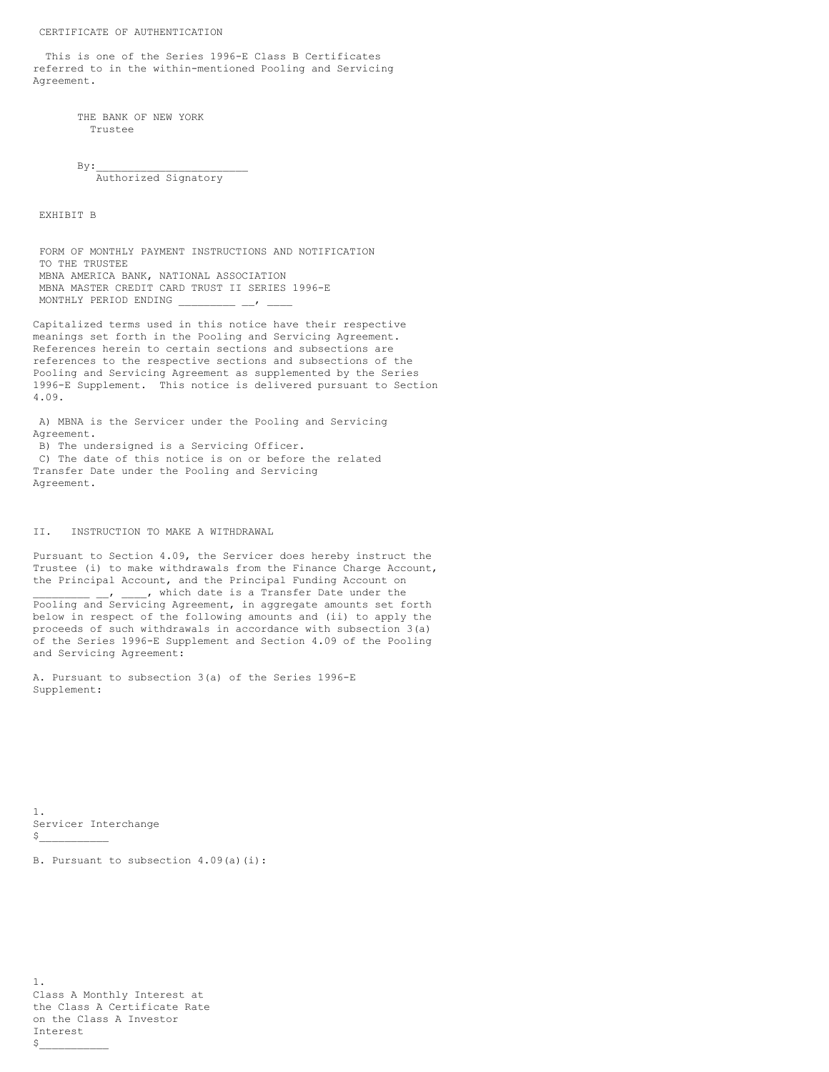CERTIFICATE OF AUTHENTICATION

This is one of the Series 1996-E Class B Certificates referred to in the within-mentioned Pooling and Servicing Agreement.

THE BANK OF NEW YORK
Trustee

By:________________________
Authorized Signatory

EXHIBIT B

FORM OF MONTHLY PAYMENT INSTRUCTIONS AND NOTIFICATION
TO THE TRUSTEE
MBNA AMERICA BANK, NATIONAL ASSOCIATION
MBNA MASTER CREDIT CARD TRUST II SERIES 1996-E
MONTHLY PERIOD ENDING _________ __, ____

Capitalized terms used in this notice have their respective meanings set forth in the Pooling and Servicing Agreement. References herein to certain sections and subsections are references to the respective sections and subsections of the Pooling and Servicing Agreement as supplemented by the Series 1996-E Supplement. This notice is delivered pursuant to Section 4.09.

A) MBNA is the Servicer under the Pooling and Servicing Agreement.
B) The undersigned is a Servicing Officer.
C) The date of this notice is on or before the related Transfer Date under the Pooling and Servicing Agreement.

II. INSTRUCTION TO MAKE A WITHDRAWAL

Pursuant to Section 4.09, the Servicer does hereby instruct the Trustee (i) to make withdrawals from the Finance Charge Account, the Principal Account, and the Principal Funding Account on _________ __, ____, which date is a Transfer Date under the Pooling and Servicing Agreement, in aggregate amounts set forth below in respect of the following amounts and (ii) to apply the proceeds of such withdrawals in accordance with subsection 3(a) of the Series 1996-E Supplement and Section 4.09 of the Pooling and Servicing Agreement:

A. Pursuant to subsection 3(a) of the Series 1996-E Supplement:

1. Servicer Interchange $___________

B. Pursuant to subsection 4.09(a)(i):

1. Class A Monthly Interest at the Class A Certificate Rate on the Class A Investor Interest $___________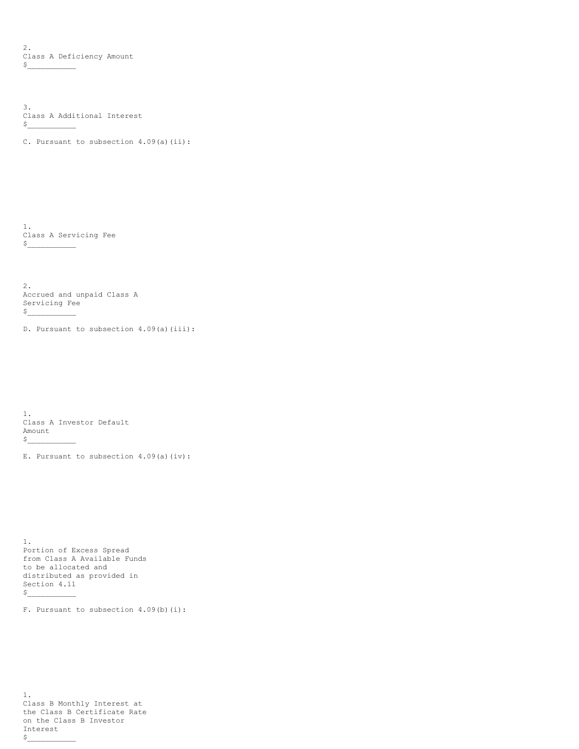2.
Class A Deficiency Amount
$___________

3.
Class A Additional Interest
$___________

C. Pursuant to subsection 4.09(a)(ii):

1.
Class A Servicing Fee
$___________

2.
Accrued and unpaid Class A
Servicing Fee
$___________

D. Pursuant to subsection 4.09(a)(iii):

1.
Class A Investor Default
Amount
$___________

E. Pursuant to subsection 4.09(a)(iv):

1.
Portion of Excess Spread
from Class A Available Funds
to be allocated and
distributed as provided in
Section 4.11
$___________

F. Pursuant to subsection 4.09(b)(i):

1.
Class B Monthly Interest at
the Class B Certificate Rate
on the Class B Investor
Interest
$___________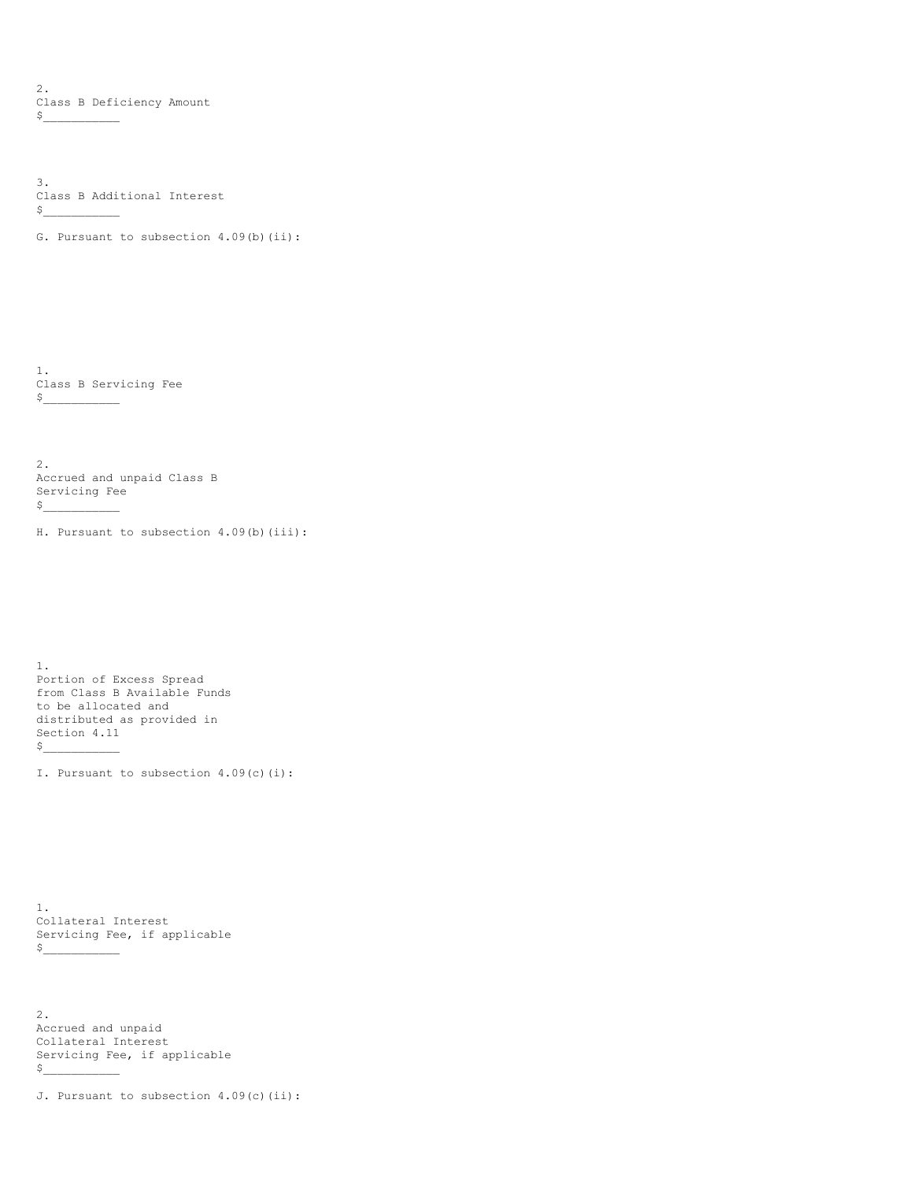2.
Class B Deficiency Amount
$___________

3.
Class B Additional Interest
$___________

G. Pursuant to subsection 4.09(b)(ii):

1.
Class B Servicing Fee
$___________

2.
Accrued and unpaid Class B
Servicing Fee
$___________

H. Pursuant to subsection 4.09(b)(iii):

1.
Portion of Excess Spread
from Class B Available Funds
to be allocated and
distributed as provided in
Section 4.11
$___________

I. Pursuant to subsection 4.09(c)(i):

1.
Collateral Interest
Servicing Fee, if applicable
$___________

2.
Accrued and unpaid
Collateral Interest
Servicing Fee, if applicable
$___________

J. Pursuant to subsection 4.09(c)(ii):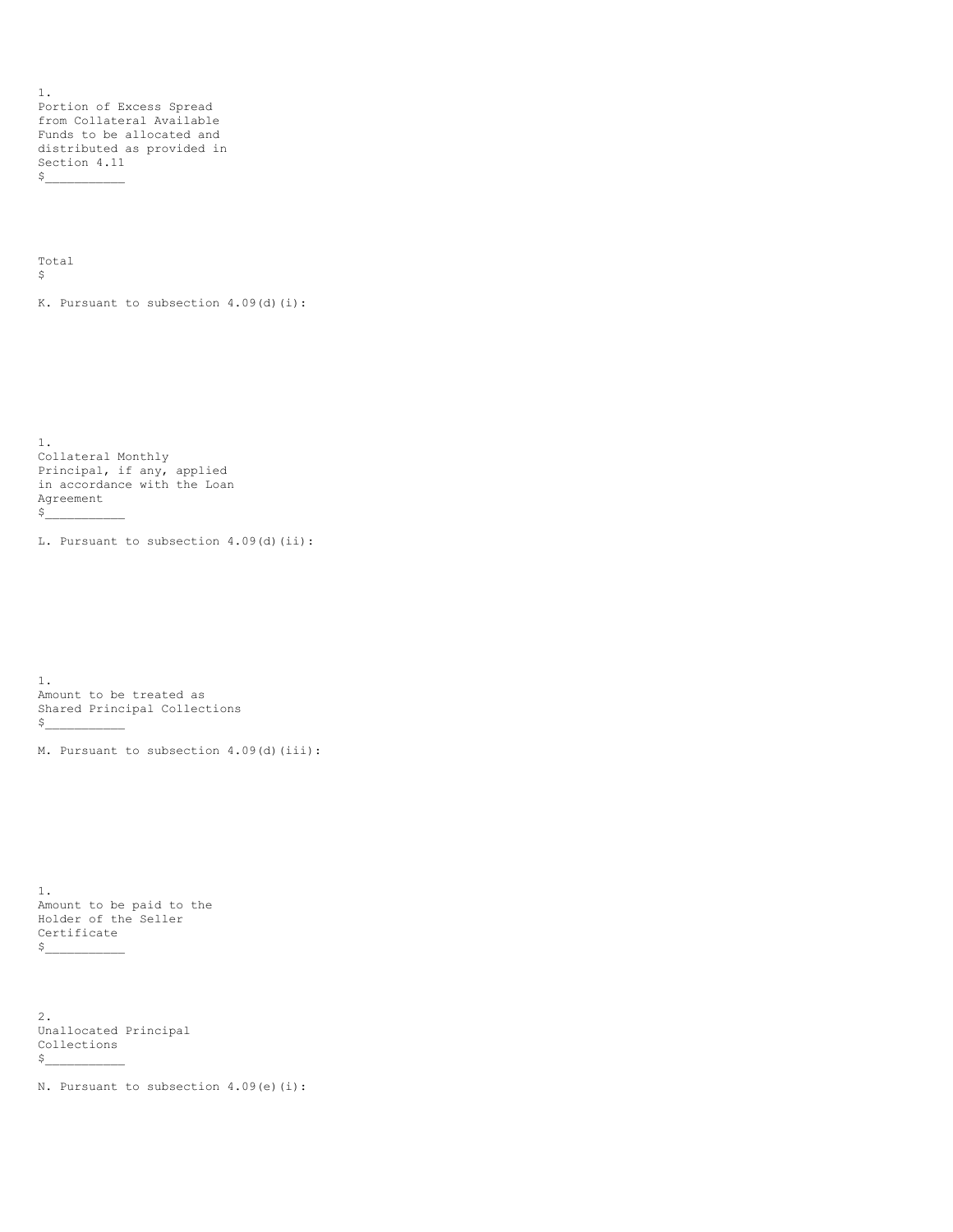1. Portion of Excess Spread from Collateral Available Funds to be allocated and distributed as provided in Section 4.11 $\_\_\_\_\_\_\_\_\_\_\_

Total $

K. Pursuant to subsection 4.09(d)(i):

1. Collateral Monthly Principal, if any, applied in accordance with the Loan Agreement $\_\_\_\_\_\_\_\_\_\_\_

L. Pursuant to subsection 4.09(d)(ii):

1. Amount to be treated as Shared Principal Collections $\_\_\_\_\_\_\_\_\_\_\_

M. Pursuant to subsection 4.09(d)(iii):

1. Amount to be paid to the Holder of the Seller Certificate $\_\_\_\_\_\_\_\_\_\_\_

2. Unallocated Principal Collections $\_\_\_\_\_\_\_\_\_\_\_

N. Pursuant to subsection 4.09(e)(i):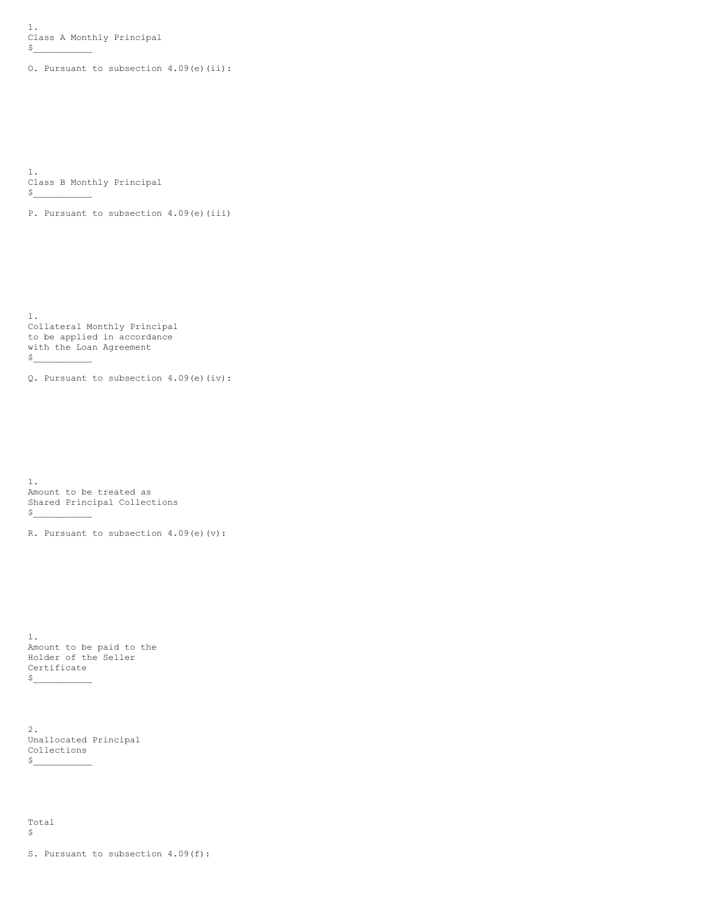1.
Class A Monthly Principal
$___________

O. Pursuant to subsection 4.09(e)(ii):

1.
Class B Monthly Principal
$___________

P. Pursuant to subsection 4.09(e)(iii)

1.
Collateral Monthly Principal
to be applied in accordance
with the Loan Agreement
$___________

Q. Pursuant to subsection 4.09(e)(iv):

1.
Amount to be treated as
Shared Principal Collections
$___________

R. Pursuant to subsection 4.09(e)(v):

1.
Amount to be paid to the
Holder of the Seller
Certificate
$___________

2.
Unallocated Principal
Collections
$___________

Total
$

S. Pursuant to subsection 4.09(f):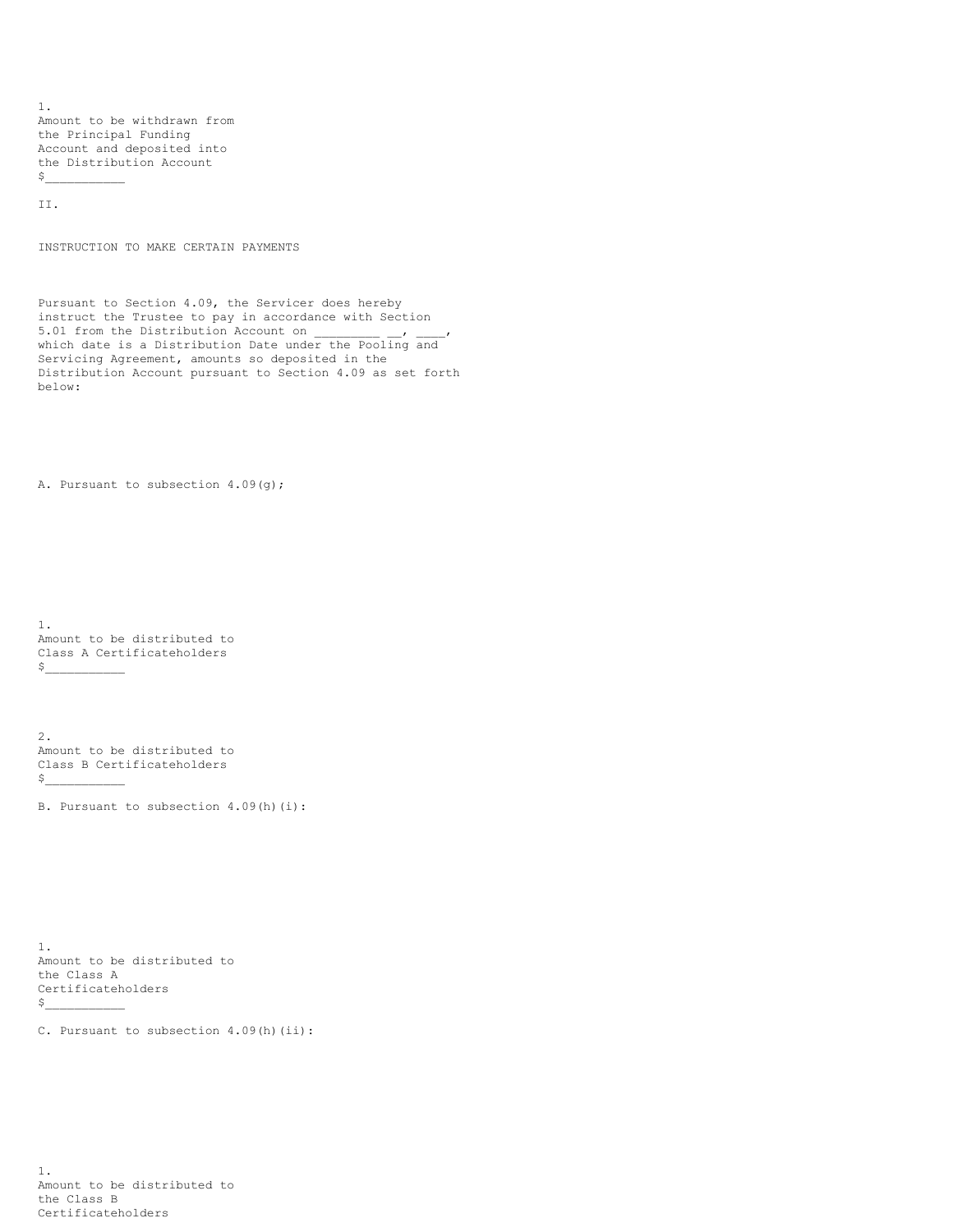1.
Amount to be withdrawn from the Principal Funding Account and deposited into the Distribution Account
$___________

II.

INSTRUCTION TO MAKE CERTAIN PAYMENTS

Pursuant to Section 4.09, the Servicer does hereby instruct the Trustee to pay in accordance with Section 5.01 from the Distribution Account on _________ __, ____, which date is a Distribution Date under the Pooling and Servicing Agreement, amounts so deposited in the Distribution Account pursuant to Section 4.09 as set forth below:

A. Pursuant to subsection 4.09(g);

1.
Amount to be distributed to Class A Certificateholders
$___________

2.
Amount to be distributed to Class B Certificateholders
$___________

B. Pursuant to subsection 4.09(h)(i):

1.
Amount to be distributed to the Class A Certificateholders
$___________

C. Pursuant to subsection 4.09(h)(ii):

1.
Amount to be distributed to the Class B Certificateholders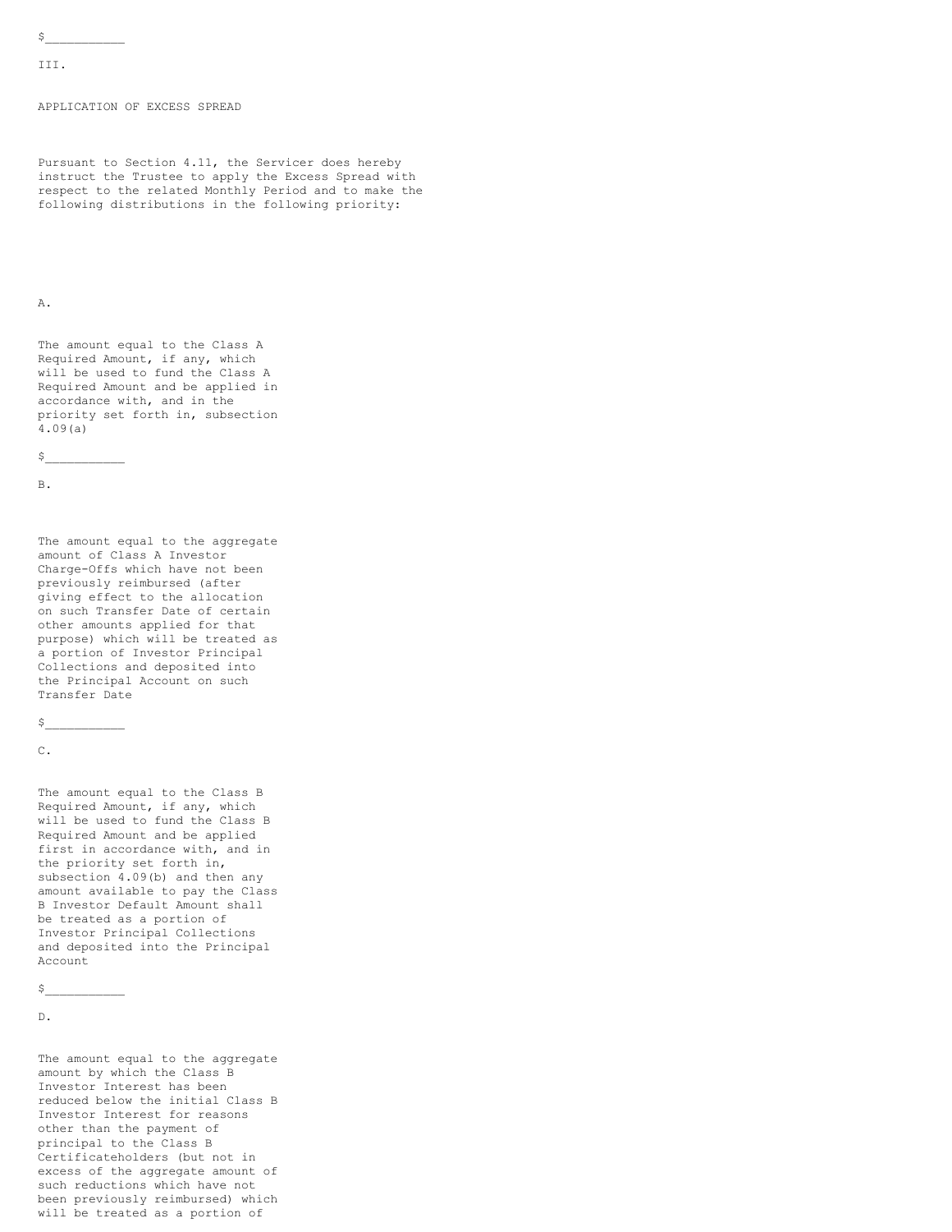$___________

III.

APPLICATION OF EXCESS SPREAD

Pursuant to Section 4.11, the Servicer does hereby instruct the Trustee to apply the Excess Spread with respect to the related Monthly Period and to make the following distributions in the following priority:

A.

The amount equal to the Class A Required Amount, if any, which will be used to fund the Class A Required Amount and be applied in accordance with, and in the priority set forth in, subsection 4.09(a)

$___________

B.

The amount equal to the aggregate amount of Class A Investor Charge-Offs which have not been previously reimbursed (after giving effect to the allocation on such Transfer Date of certain other amounts applied for that purpose) which will be treated as a portion of Investor Principal Collections and deposited into the Principal Account on such Transfer Date

$___________

C.

The amount equal to the Class B Required Amount, if any, which will be used to fund the Class B Required Amount and be applied first in accordance with, and in the priority set forth in, subsection 4.09(b) and then any amount available to pay the Class B Investor Default Amount shall be treated as a portion of Investor Principal Collections and deposited into the Principal Account

$___________

D.

The amount equal to the aggregate amount by which the Class B Investor Interest has been reduced below the initial Class B Investor Interest for reasons other than the payment of principal to the Class B Certificateholders (but not in excess of the aggregate amount of such reductions which have not been previously reimbursed) which will be treated as a portion of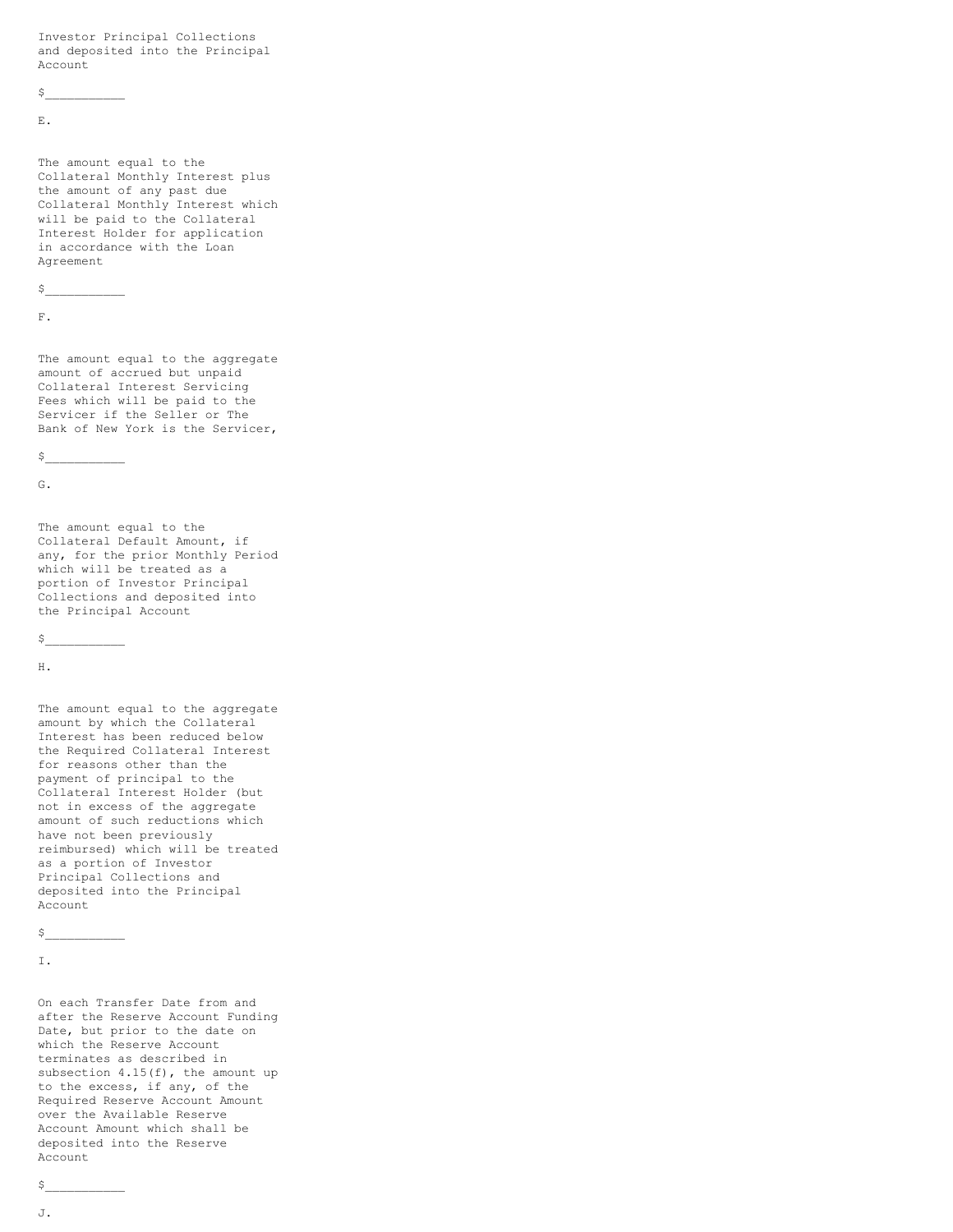Investor Principal Collections and deposited into the Principal Account

$___________

E.

The amount equal to the Collateral Monthly Interest plus the amount of any past due Collateral Monthly Interest which will be paid to the Collateral Interest Holder for application in accordance with the Loan Agreement

$___________

F.

The amount equal to the aggregate amount of accrued but unpaid Collateral Interest Servicing Fees which will be paid to the Servicer if the Seller or The Bank of New York is the Servicer,

$___________

G.

The amount equal to the Collateral Default Amount, if any, for the prior Monthly Period which will be treated as a portion of Investor Principal Collections and deposited into the Principal Account

$___________

H.

The amount equal to the aggregate amount by which the Collateral Interest has been reduced below the Required Collateral Interest for reasons other than the payment of principal to the Collateral Interest Holder (but not in excess of the aggregate amount of such reductions which have not been previously reimbursed) which will be treated as a portion of Investor Principal Collections and deposited into the Principal Account

$___________

I.

On each Transfer Date from and after the Reserve Account Funding Date, but prior to the date on which the Reserve Account terminates as described in subsection 4.15(f), the amount up to the excess, if any, of the Required Reserve Account Amount over the Available Reserve Account Amount which shall be deposited into the Reserve Account

$___________

J.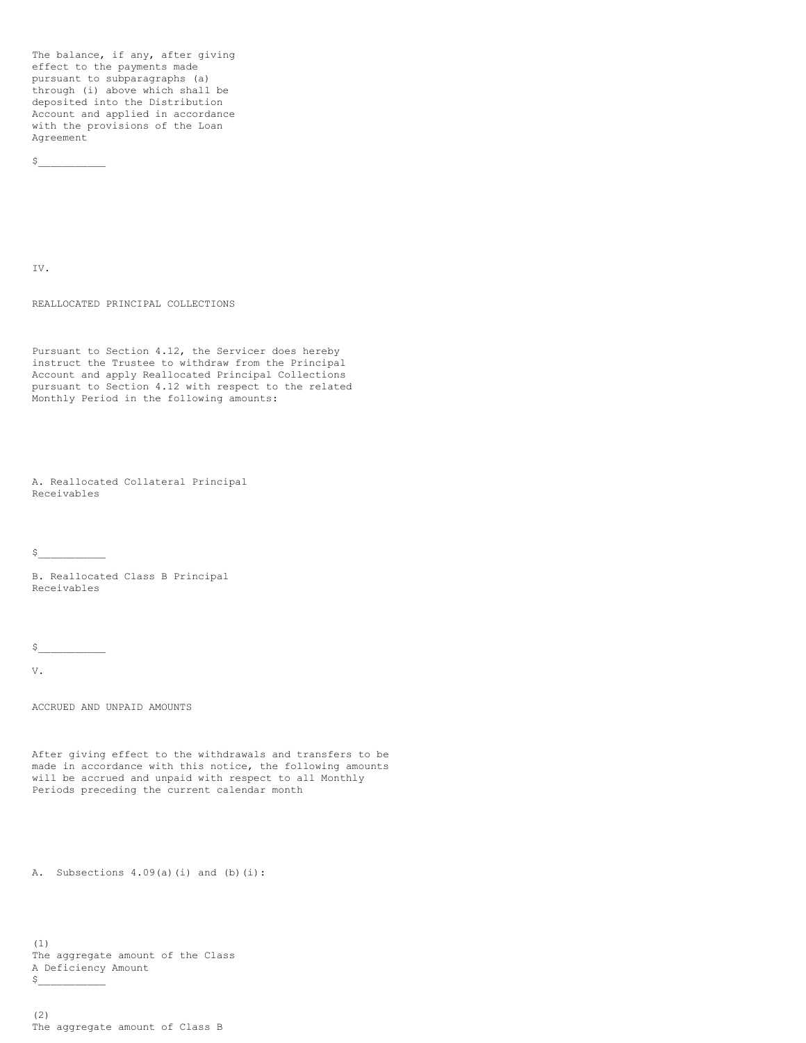The balance, if any, after giving effect to the payments made pursuant to subparagraphs (a) through (i) above which shall be deposited into the Distribution Account and applied in accordance with the provisions of the Loan Agreement

$___________

IV.

REALLOCATED PRINCIPAL COLLECTIONS

Pursuant to Section 4.12, the Servicer does hereby instruct the Trustee to withdraw from the Principal Account and apply Reallocated Principal Collections pursuant to Section 4.12 with respect to the related Monthly Period in the following amounts:

A. Reallocated Collateral Principal Receivables

$___________

B. Reallocated Class B Principal Receivables

$___________

V.

ACCRUED AND UNPAID AMOUNTS

After giving effect to the withdrawals and transfers to be made in accordance with this notice, the following amounts will be accrued and unpaid with respect to all Monthly Periods preceding the current calendar month

A. Subsections 4.09(a)(i) and (b)(i):

(1)
The aggregate amount of the Class A Deficiency Amount
$___________

(2)
The aggregate amount of Class B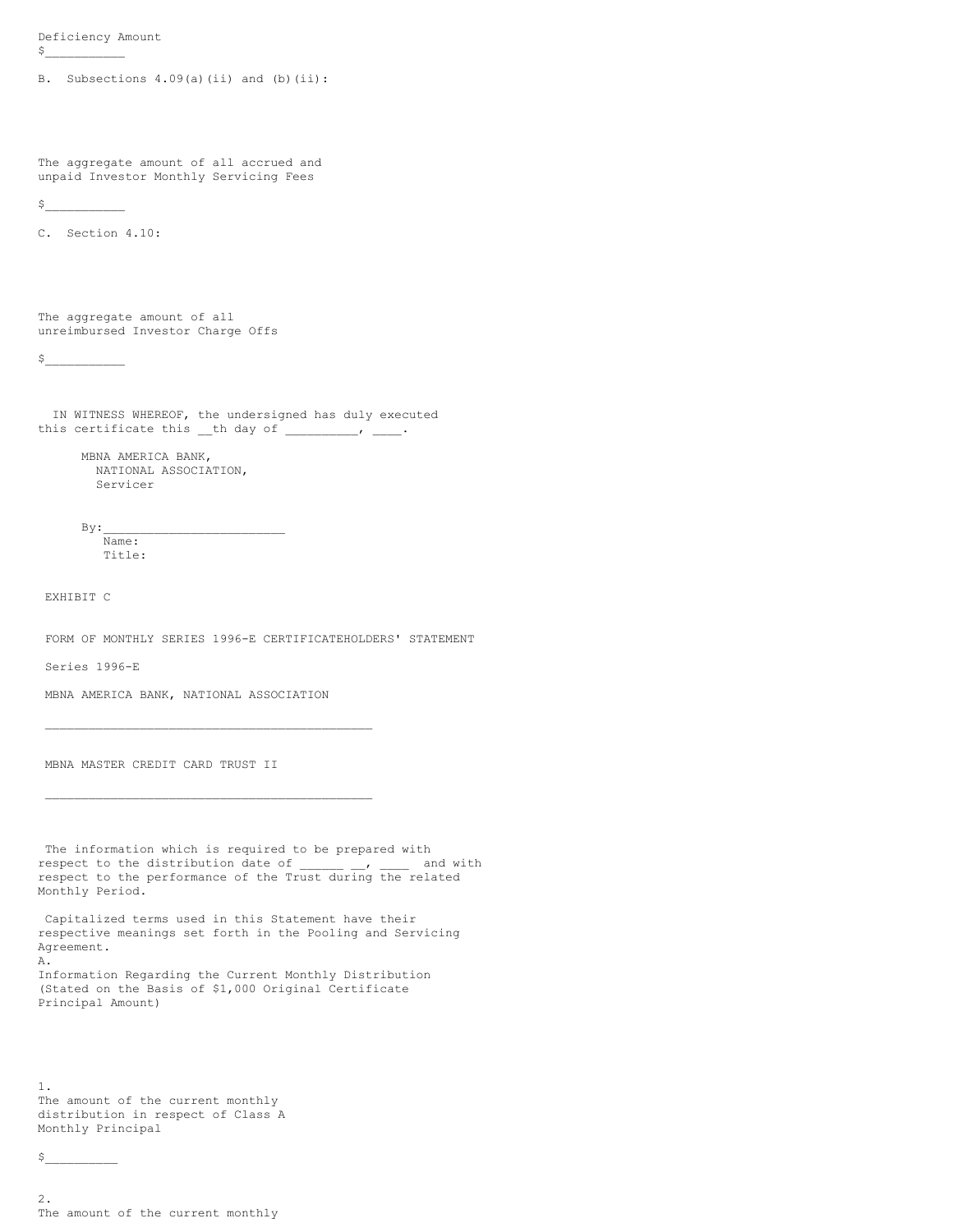Deficiency Amount
$___________

B. Subsections 4.09(a)(ii) and (b)(ii):

The aggregate amount of all accrued and unpaid Investor Monthly Servicing Fees

$___________

C. Section 4.10:

The aggregate amount of all unreimbursed Investor Charge Offs

$___________

IN WITNESS WHEREOF, the undersigned has duly executed this certificate this __th day of __________, ____.

MBNA AMERICA BANK,
NATIONAL ASSOCIATION,
Servicer

By:_________________________
Name:
Title:

EXHIBIT C

FORM OF MONTHLY SERIES 1996-E CERTIFICATEHOLDERS' STATEMENT

Series 1996-E

MBNA AMERICA BANK, NATIONAL ASSOCIATION

_____________________________________________

MBNA MASTER CREDIT CARD TRUST II

_____________________________________________

The information which is required to be prepared with respect to the distribution date of ______ __, ____ and with respect to the performance of the Trust during the related Monthly Period.

Capitalized terms used in this Statement have their respective meanings set forth in the Pooling and Servicing Agreement.

A.
Information Regarding the Current Monthly Distribution (Stated on the Basis of $1,000 Original Certificate Principal Amount)

1.
The amount of the current monthly distribution in respect of Class A Monthly Principal

$__________

2.
The amount of the current monthly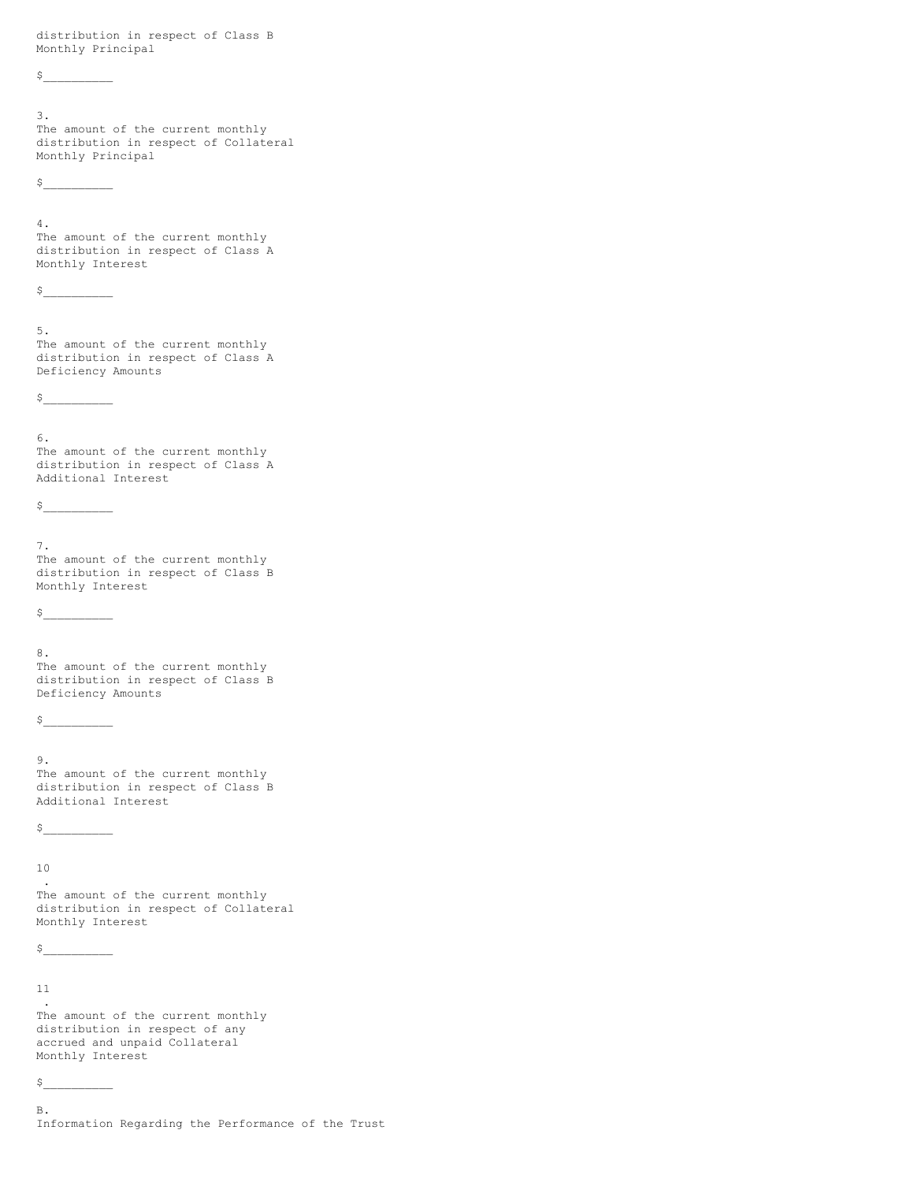distribution in respect of Class B Monthly Principal

$__________

3. The amount of the current monthly distribution in respect of Collateral Monthly Principal

$__________

4. The amount of the current monthly distribution in respect of Class A Monthly Interest

$__________

5. The amount of the current monthly distribution in respect of Class A Deficiency Amounts

$__________

6. The amount of the current monthly distribution in respect of Class A Additional Interest

$__________

7. The amount of the current monthly distribution in respect of Class B Monthly Interest

$__________

8. The amount of the current monthly distribution in respect of Class B Deficiency Amounts

$__________

9. The amount of the current monthly distribution in respect of Class B Additional Interest

$__________

10. The amount of the current monthly distribution in respect of Collateral Monthly Interest

$__________

11. The amount of the current monthly distribution in respect of any accrued and unpaid Collateral Monthly Interest

$__________

B. Information Regarding the Performance of the Trust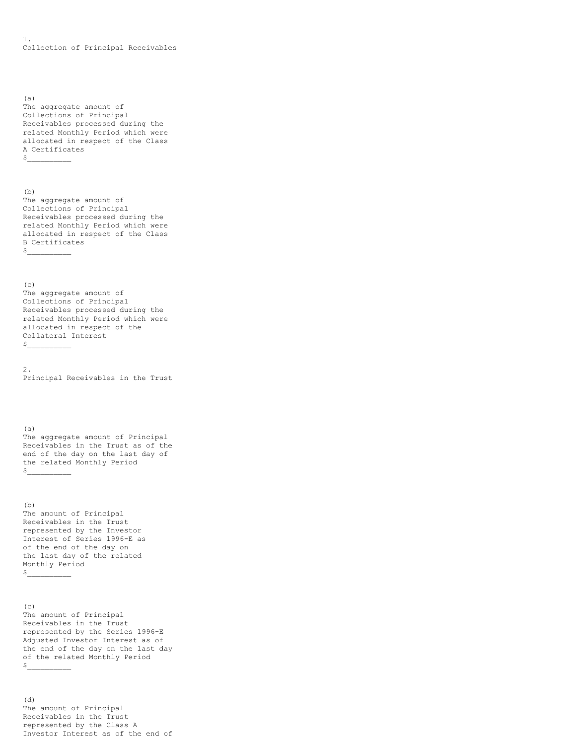1. Collection of Principal Receivables

(a) The aggregate amount of Collections of Principal Receivables processed during the related Monthly Period which were allocated in respect of the Class A Certificates $__________

(b) The aggregate amount of Collections of Principal Receivables processed during the related Monthly Period which were allocated in respect of the Class B Certificates $__________

(c) The aggregate amount of Collections of Principal Receivables processed during the related Monthly Period which were allocated in respect of the Collateral Interest $__________

2. Principal Receivables in the Trust

(a) The aggregate amount of Principal Receivables in the Trust as of the end of the day on the last day of the related Monthly Period $__________

(b) The amount of Principal Receivables in the Trust represented by the Investor Interest of Series 1996-E as of the end of the day on the last day of the related Monthly Period $__________

(c) The amount of Principal Receivables in the Trust represented by the Series 1996-E Adjusted Investor Interest as of the end of the day on the last day of the related Monthly Period $__________

(d) The amount of Principal Receivables in the Trust represented by the Class A Investor Interest as of the end of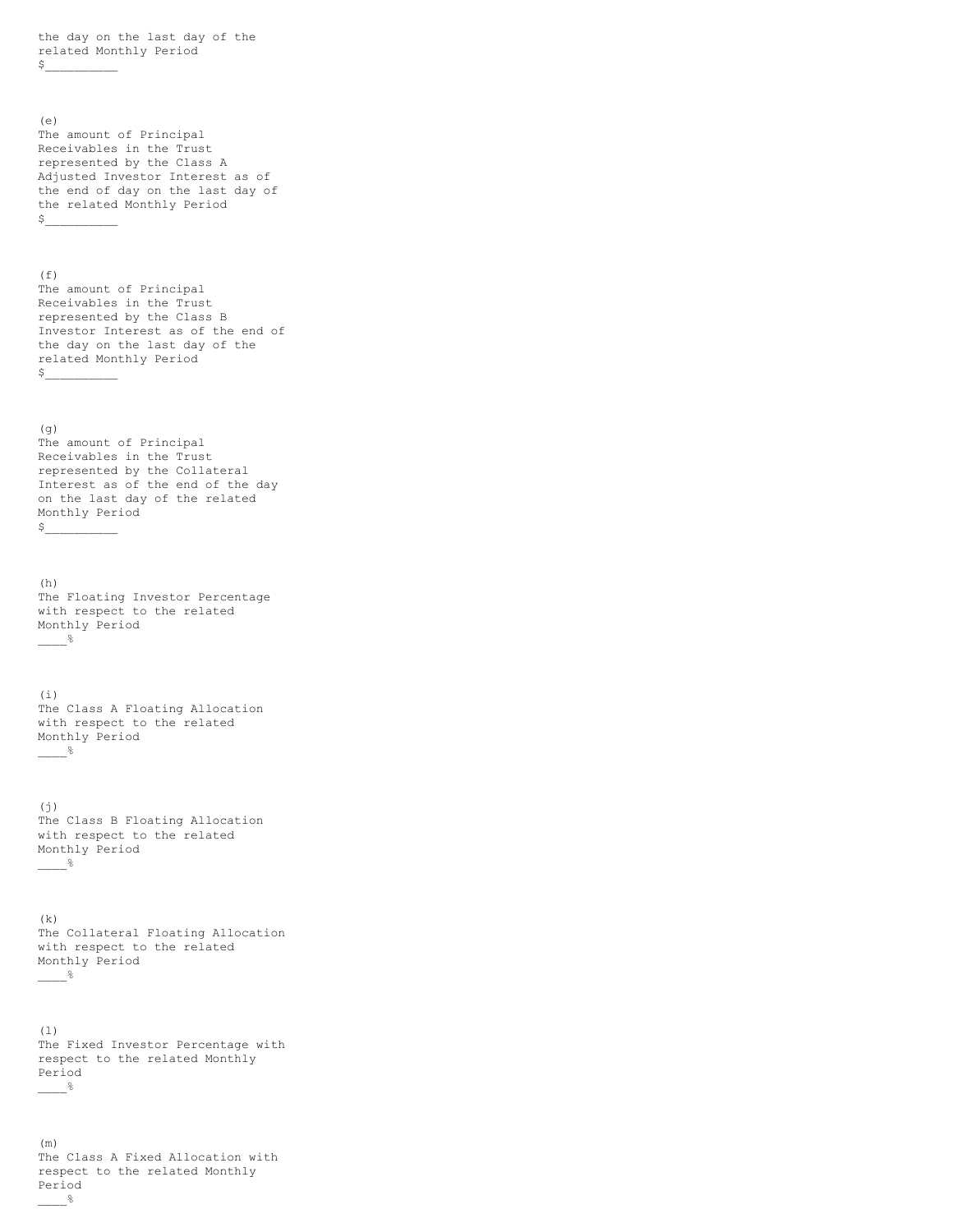the day on the last day of the related Monthly Period
$__________

(e)
The amount of Principal Receivables in the Trust represented by the Class A Adjusted Investor Interest as of the end of day on the last day of the related Monthly Period
$__________

(f)
The amount of Principal Receivables in the Trust represented by the Class B Investor Interest as of the end of the day on the last day of the related Monthly Period
$__________

(g)
The amount of Principal Receivables in the Trust represented by the Collateral Interest as of the end of the day on the last day of the related Monthly Period
$__________

(h)
The Floating Investor Percentage with respect to the related Monthly Period
____%

(i)
The Class A Floating Allocation with respect to the related Monthly Period
____%

(j)
The Class B Floating Allocation with respect to the related Monthly Period
____%

(k)
The Collateral Floating Allocation with respect to the related Monthly Period
____%

(l)
The Fixed Investor Percentage with respect to the related Monthly Period
____%

(m)
The Class A Fixed Allocation with respect to the related Monthly Period
____%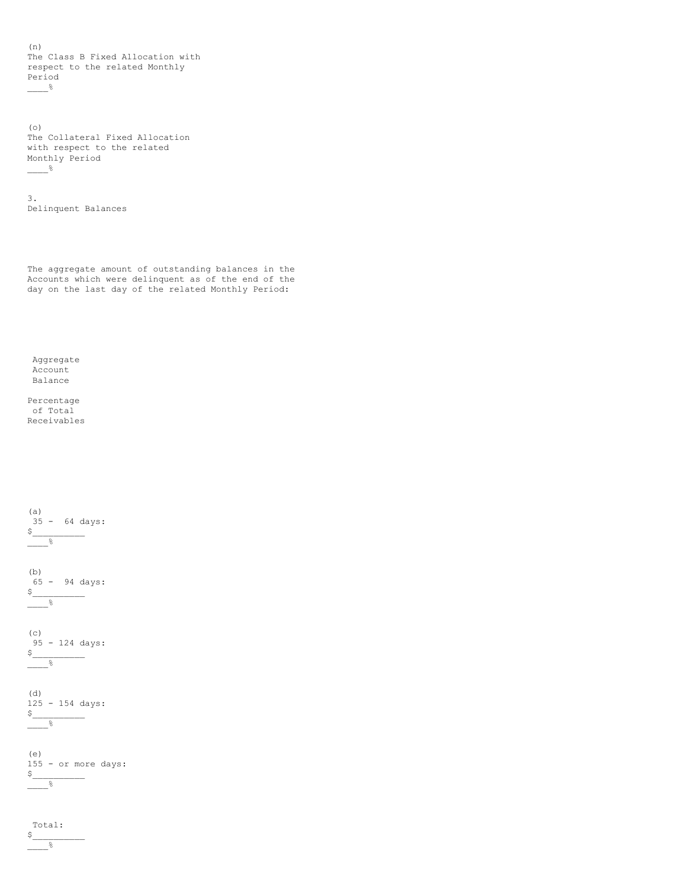(n) The Class B Fixed Allocation with respect to the related Monthly Period ____%

(o) The Collateral Fixed Allocation with respect to the related Monthly Period ____%

3. Delinquent Balances

The aggregate amount of outstanding balances in the Accounts which were delinquent as of the end of the day on the last day of the related Monthly Period:

| | Aggregate Account Balance | Percentage of Total Receivables |
|---|---|---|
| (a) 35 - 64 days: | $__________ | ____% |
| (b) 65 - 94 days: | $__________ | ____% |
| (c) 95 - 124 days: | $__________ | ____% |
| (d) 125 - 154 days: | $__________ | ____% |
| (e) 155 - or more days: | $__________ | ____% |
| Total: | $__________ | ____% |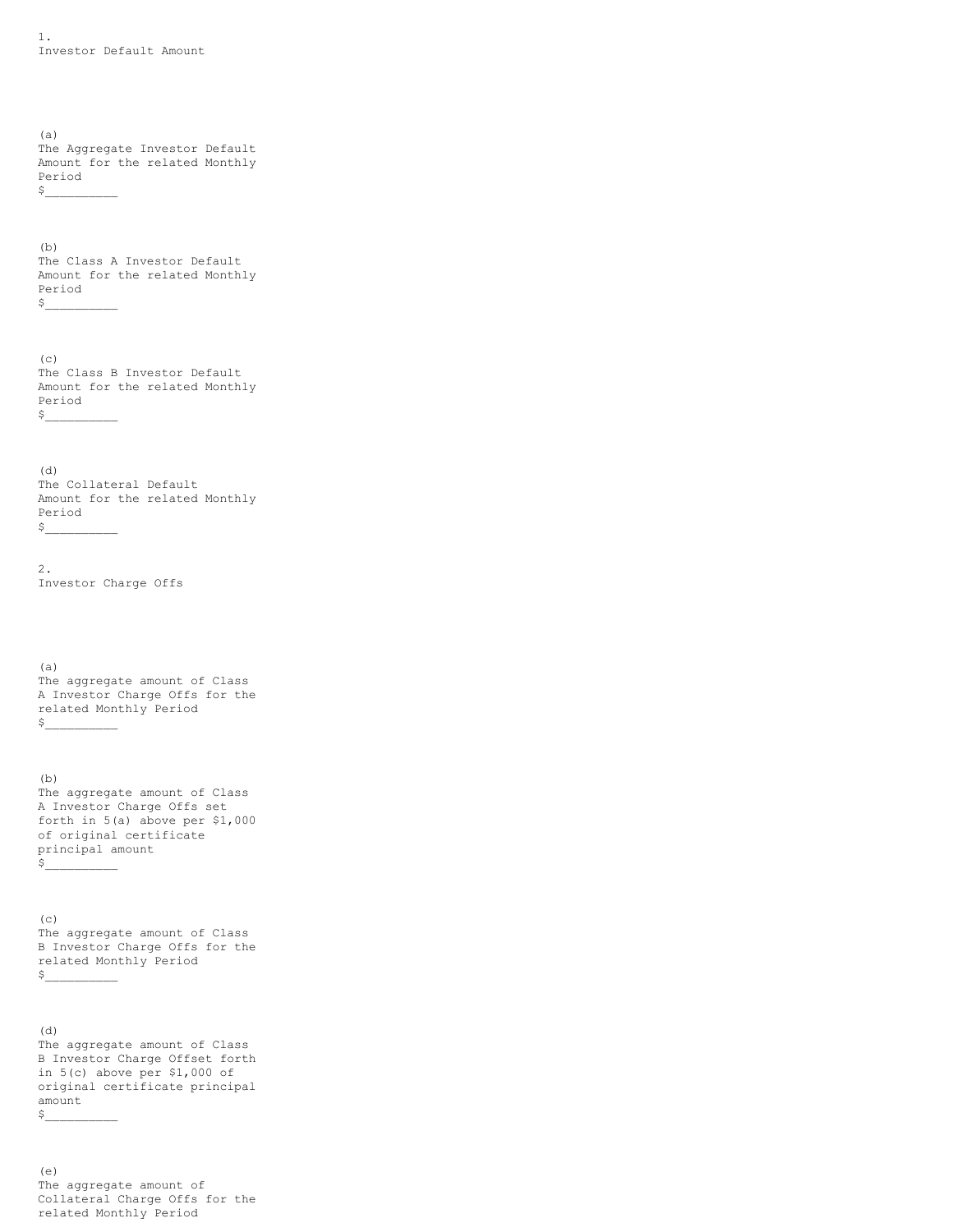1.
Investor Default Amount

(a)
The Aggregate Investor Default Amount for the related Monthly Period
$__________

(b)
The Class A Investor Default Amount for the related Monthly Period
$__________

(c)
The Class B Investor Default Amount for the related Monthly Period
$__________

(d)
The Collateral Default Amount for the related Monthly Period
$__________

2.
Investor Charge Offs

(a)
The aggregate amount of Class A Investor Charge Offs for the related Monthly Period
$__________

(b)
The aggregate amount of Class A Investor Charge Offs set forth in 5(a) above per $1,000 of original certificate principal amount
$__________

(c)
The aggregate amount of Class B Investor Charge Offs for the related Monthly Period
$__________

(d)
The aggregate amount of Class B Investor Charge Offset forth in 5(c) above per $1,000 of original certificate principal amount
$__________

(e)
The aggregate amount of Collateral Charge Offs for the related Monthly Period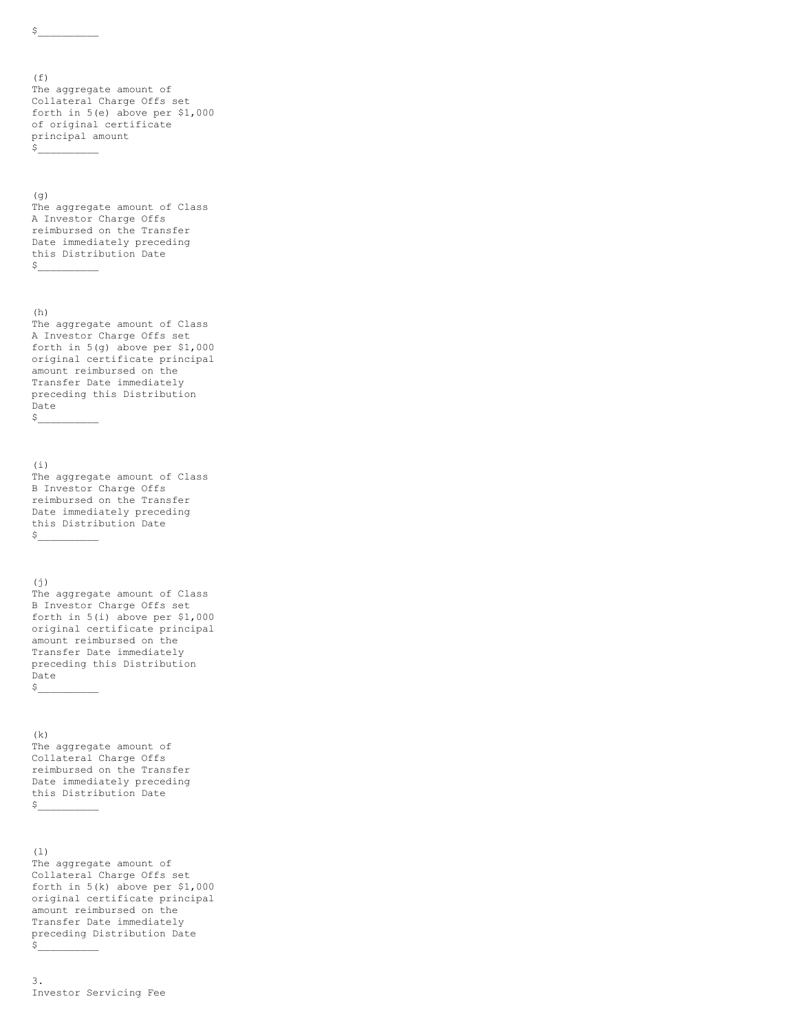$__________

(f)
The aggregate amount of Collateral Charge Offs set forth in 5(e) above per $1,000 of original certificate principal amount
$__________

(g)
The aggregate amount of Class A Investor Charge Offs reimbursed on the Transfer Date immediately preceding this Distribution Date
$__________

(h)
The aggregate amount of Class A Investor Charge Offs set forth in 5(g) above per $1,000 original certificate principal amount reimbursed on the Transfer Date immediately preceding this Distribution Date
$__________

(i)
The aggregate amount of Class B Investor Charge Offs reimbursed on the Transfer Date immediately preceding this Distribution Date
$__________

(j)
The aggregate amount of Class B Investor Charge Offs set forth in 5(i) above per $1,000 original certificate principal amount reimbursed on the Transfer Date immediately preceding this Distribution Date
$__________

(k)
The aggregate amount of Collateral Charge Offs reimbursed on the Transfer Date immediately preceding this Distribution Date
$__________

(l)
The aggregate amount of Collateral Charge Offs set forth in 5(k) above per $1,000 original certificate principal amount reimbursed on the Transfer Date immediately preceding Distribution Date
$__________

3.
Investor Servicing Fee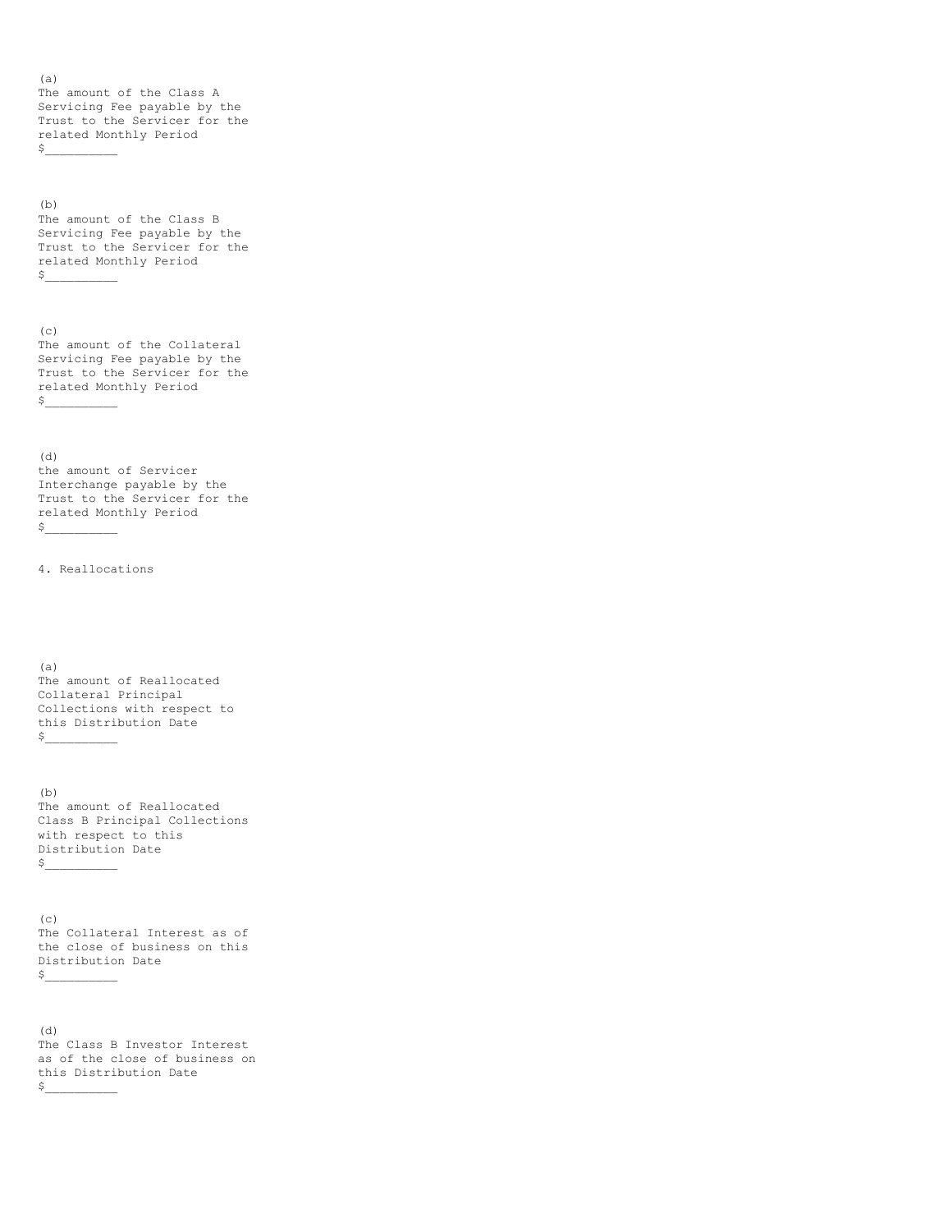(a)
The amount of the Class A Servicing Fee payable by the Trust to the Servicer for the related Monthly Period
$__________

(b)
The amount of the Class B Servicing Fee payable by the Trust to the Servicer for the related Monthly Period
$__________

(c)
The amount of the Collateral Servicing Fee payable by the Trust to the Servicer for the related Monthly Period
$__________

(d)
the amount of Servicer Interchange payable by the Trust to the Servicer for the related Monthly Period
$__________

4. Reallocations

(a)
The amount of Reallocated Collateral Principal Collections with respect to this Distribution Date
$__________

(b)
The amount of Reallocated Class B Principal Collections with respect to this Distribution Date
$__________

(c)
The Collateral Interest as of the close of business on this Distribution Date
$__________

(d)
The Class B Investor Interest as of the close of business on this Distribution Date
$__________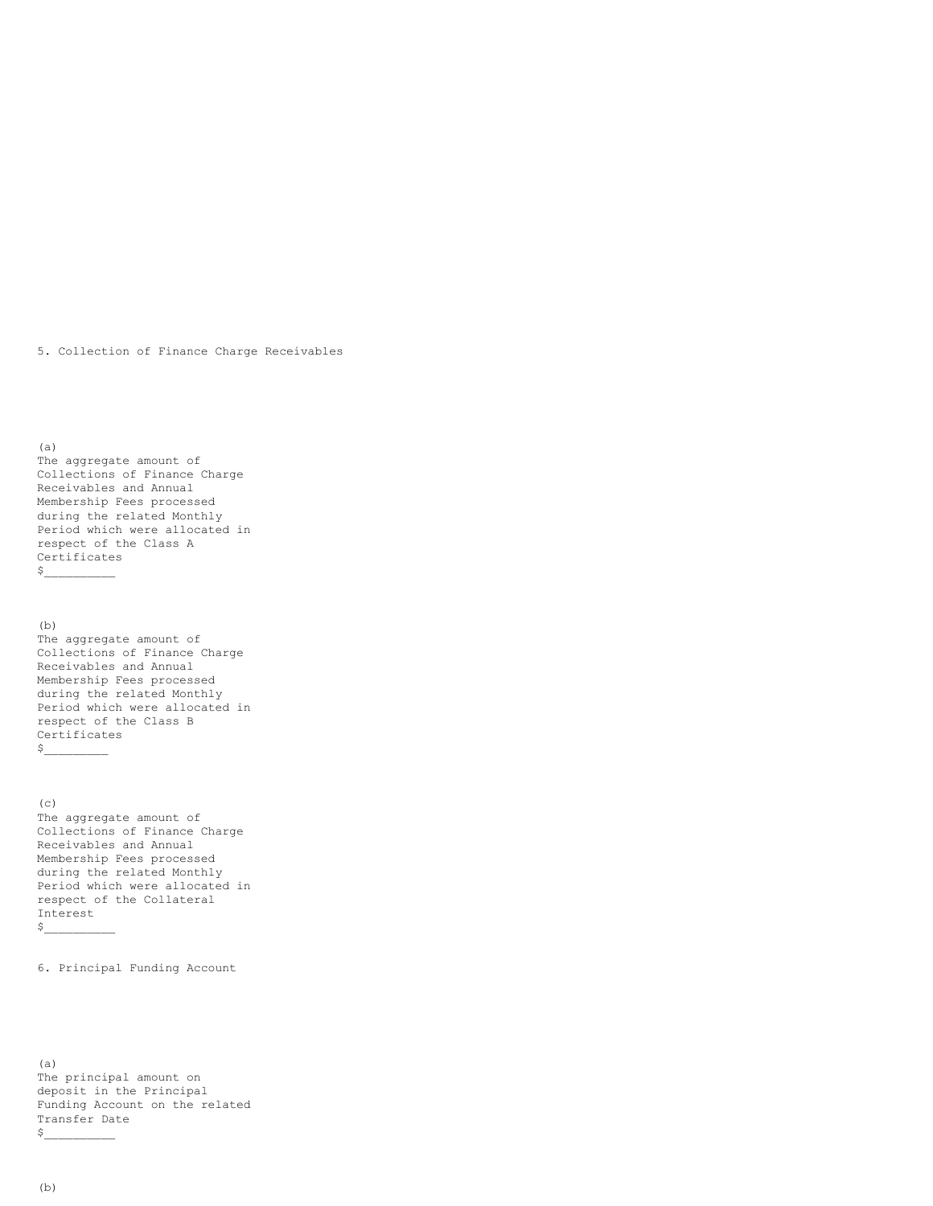5. Collection of Finance Charge Receivables

(a) The aggregate amount of Collections of Finance Charge Receivables and Annual Membership Fees processed during the related Monthly Period which were allocated in respect of the Class A Certificates $__________

(b) The aggregate amount of Collections of Finance Charge Receivables and Annual Membership Fees processed during the related Monthly Period which were allocated in respect of the Class B Certificates $_________

(c) The aggregate amount of Collections of Finance Charge Receivables and Annual Membership Fees processed during the related Monthly Period which were allocated in respect of the Collateral Interest $__________

6. Principal Funding Account

(a) The principal amount on deposit in the Principal Funding Account on the related Transfer Date $__________

(b)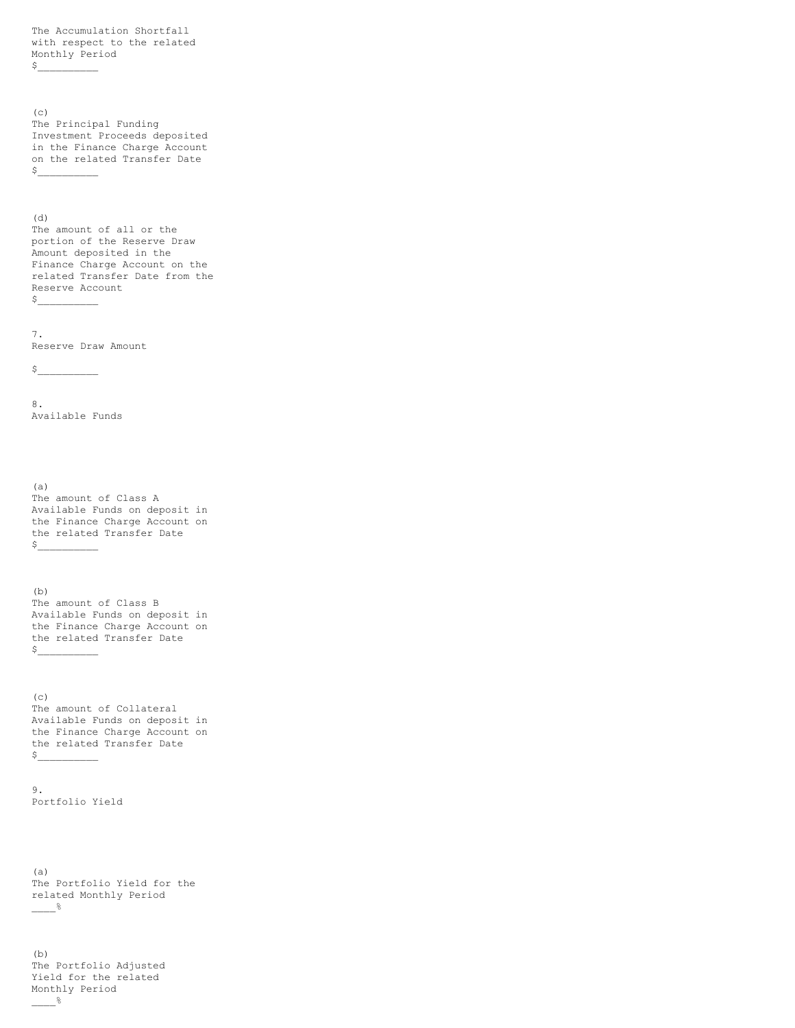The Accumulation Shortfall with respect to the related Monthly Period
$__________

(c) The Principal Funding Investment Proceeds deposited in the Finance Charge Account on the related Transfer Date
$__________

(d) The amount of all or the portion of the Reserve Draw Amount deposited in the Finance Charge Account on the related Transfer Date from the Reserve Account
$__________

7. Reserve Draw Amount

$__________

8. Available Funds

(a) The amount of Class A Available Funds on deposit in the Finance Charge Account on the related Transfer Date
$__________

(b) The amount of Class B Available Funds on deposit in the Finance Charge Account on the related Transfer Date
$__________

(c) The amount of Collateral Available Funds on deposit in the Finance Charge Account on the related Transfer Date
$__________

9. Portfolio Yield

(a) The Portfolio Yield for the related Monthly Period
____%

(b) The Portfolio Adjusted Yield for the related Monthly Period
____%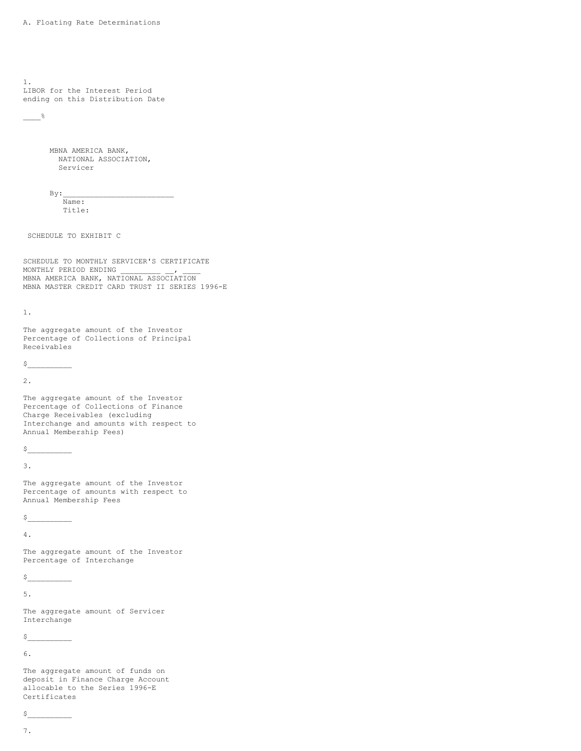A. Floating Rate Determinations

| | | |
|---|---|---|
| 1. | LIBOR for the Interest Period ending on this Distribution Date | ____% |

MBNA AMERICA BANK,
NATIONAL ASSOCIATION,
Servicer

By:_________________________
Name:
Title:

SCHEDULE TO EXHIBIT C

SCHEDULE TO MONTHLY SERVICER'S CERTIFICATE
MONTHLY PERIOD ENDING _________ __, ____
MBNA AMERICA BANK, NATIONAL ASSOCIATION
MBNA MASTER CREDIT CARD TRUST II SERIES 1996-E

| | | |
|---|---|---|
| 1. | The aggregate amount of the Investor Percentage of Collections of Principal Receivables | $__________ |
| 2. | The aggregate amount of the Investor Percentage of Collections of Finance Charge Receivables (excluding Interchange and amounts with respect to Annual Membership Fees) | $__________ |
| 3. | The aggregate amount of the Investor Percentage of amounts with respect to Annual Membership Fees | $__________ |
| 4. | The aggregate amount of the Investor Percentage of Interchange | $__________ |
| 5. | The aggregate amount of Servicer Interchange | $__________ |
| 6. | The aggregate amount of funds on deposit in Finance Charge Account allocable to the Series 1996-E Certificates | $__________ |
| 7. | | |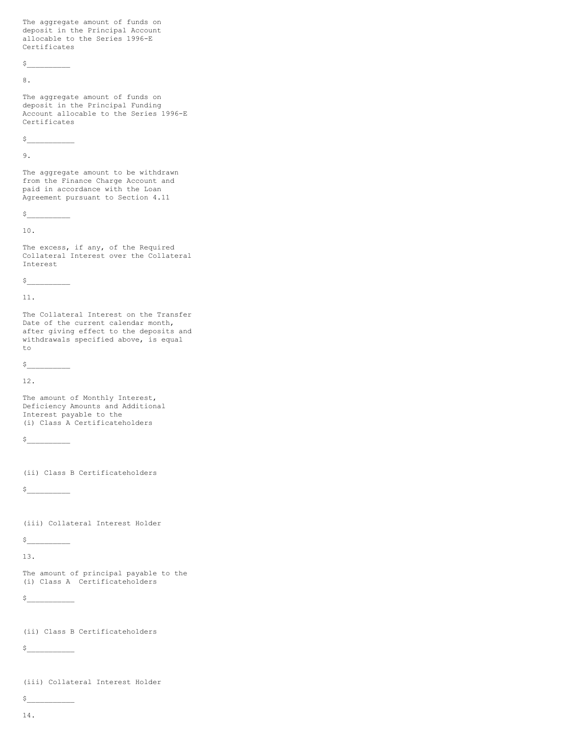The aggregate amount of funds on deposit in the Principal Account allocable to the Series 1996-E Certificates

$__________

8.

The aggregate amount of funds on deposit in the Principal Funding Account allocable to the Series 1996-E Certificates

$___________

9.

The aggregate amount to be withdrawn from the Finance Charge Account and paid in accordance with the Loan Agreement pursuant to Section 4.11

$__________

10.

The excess, if any, of the Required Collateral Interest over the Collateral Interest

$__________

11.

The Collateral Interest on the Transfer Date of the current calendar month, after giving effect to the deposits and withdrawals specified above, is equal to

$__________

12.

The amount of Monthly Interest, Deficiency Amounts and Additional Interest payable to the
(i) Class A Certificateholders

$__________

(ii) Class B Certificateholders

$__________

(iii) Collateral Interest Holder

$__________

13.

The amount of principal payable to the
(i) Class A Certificateholders

$___________

(ii) Class B Certificateholders

$___________

(iii) Collateral Interest Holder

$___________

14.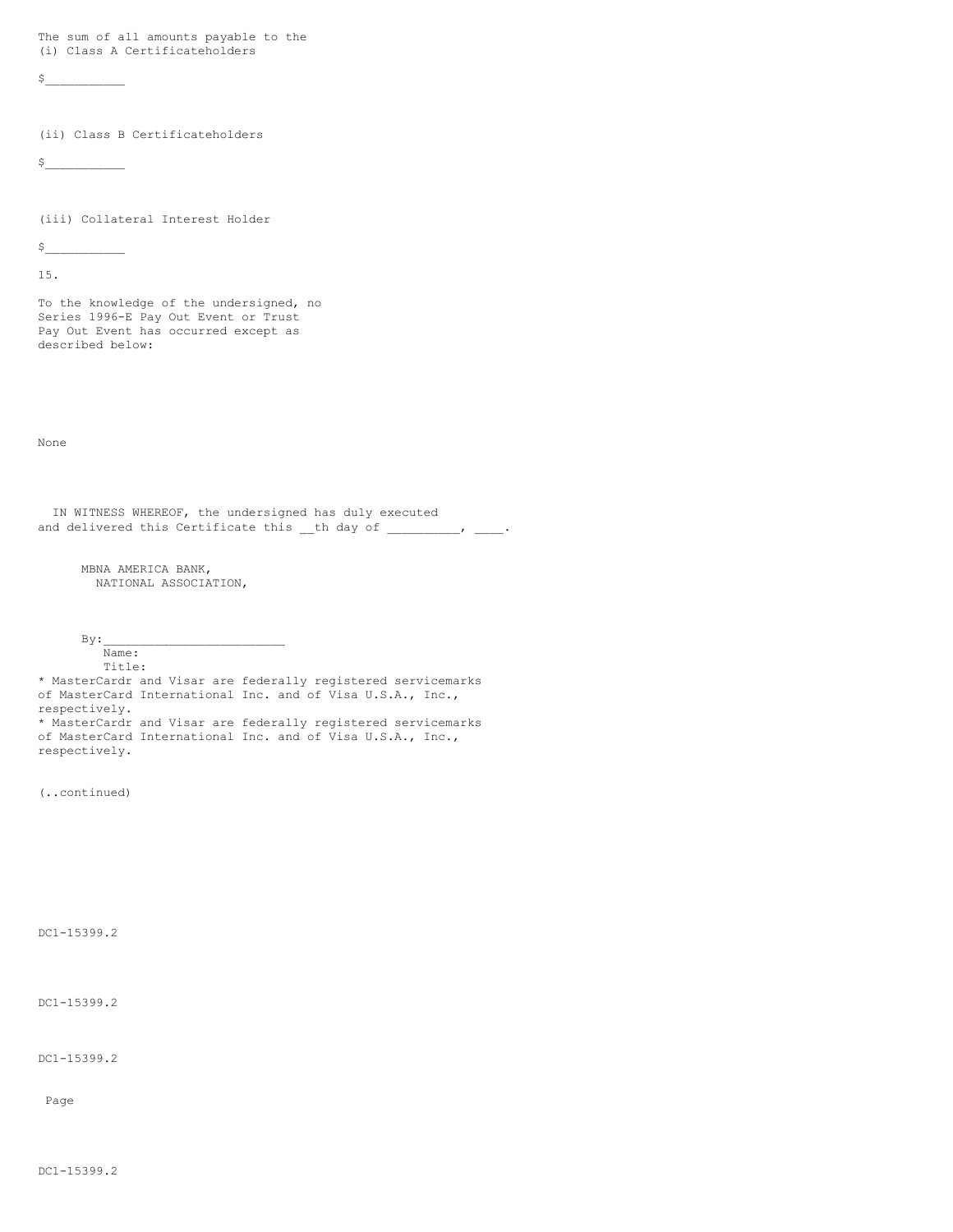The sum of all amounts payable to the
(i) Class A Certificateholders

$___________

(ii) Class B Certificateholders

$___________

(iii) Collateral Interest Holder

$___________

15.

To the knowledge of the undersigned, no Series 1996-E Pay Out Event or Trust Pay Out Event has occurred except as described below:

None

IN WITNESS WHEREOF, the undersigned has duly executed and delivered this Certificate this __th day of _________, ____.

MBNA AMERICA BANK,
NATIONAL ASSOCIATION,

By:_________________________
Name:
Title:

* MasterCardr and Visar are federally registered servicemarks of MasterCard International Inc. and of Visa U.S.A., Inc., respectively.

* MasterCardr and Visar are federally registered servicemarks of MasterCard International Inc. and of Visa U.S.A., Inc., respectively.

(..continued)

DC1-15399.2

DC1-15399.2

DC1-15399.2

Page

DC1-15399.2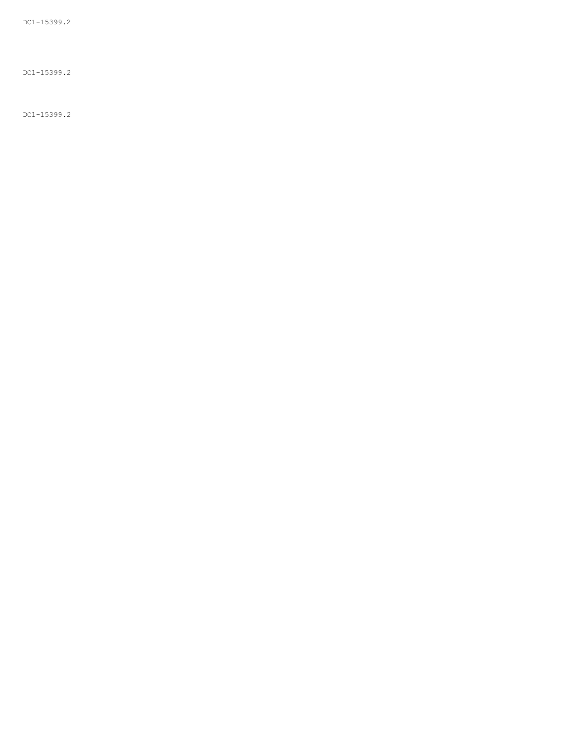DC1-15399.2

DC1-15399.2

DC1-15399.2